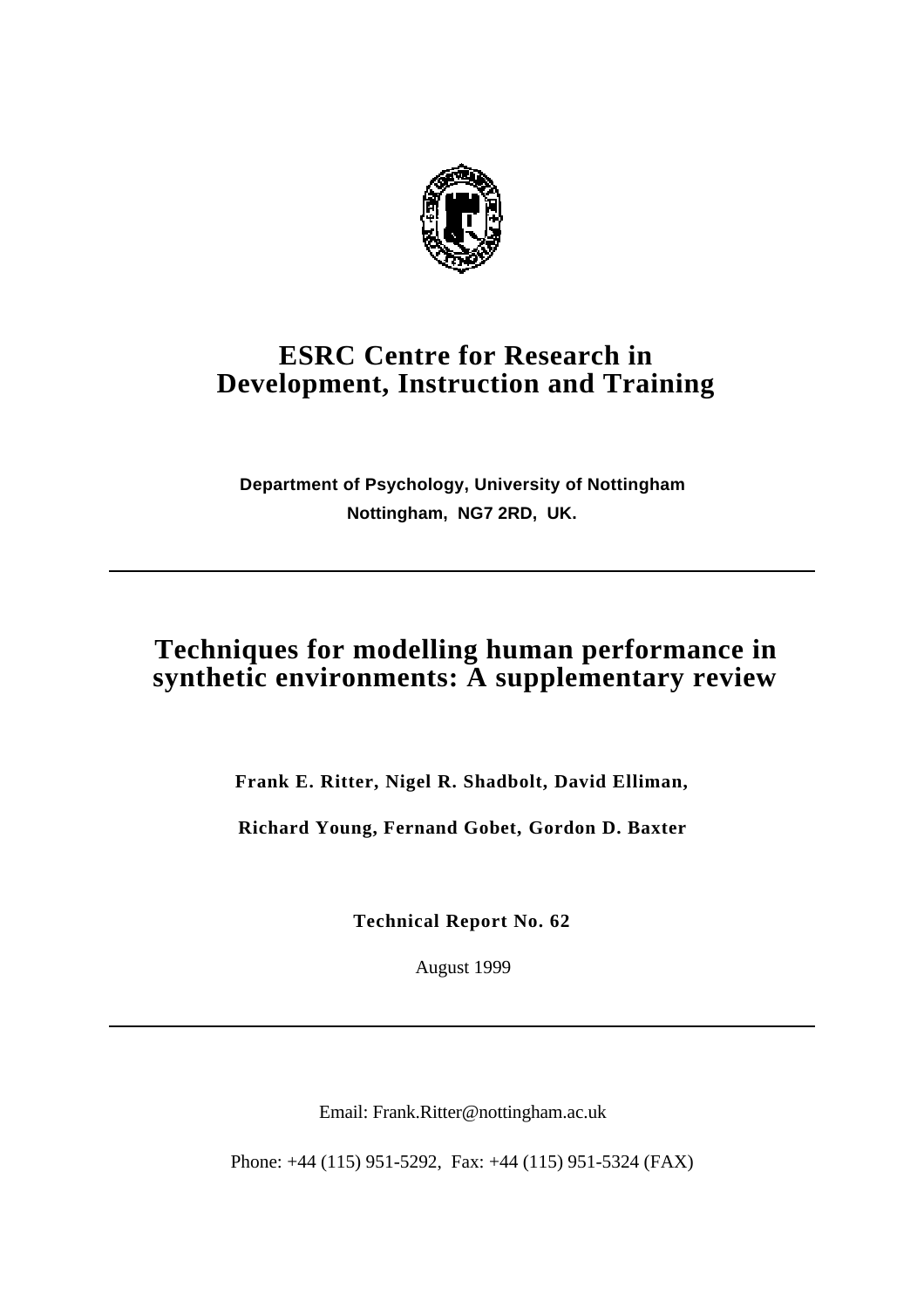# ESRC Centre for Research in Development, Instruction and Training

**Department of Psychology, University of Nottingham**

**Nottingham, NG7 2RD, UK.**

---

# Techniques for modelling human performance in synthetic environments: A supplementary review

**Frank E. Ritter, Nigel R. Shadbolt, David Elliman,**

**Richard Young, Fernand Gobet, Gordon D. Baxter**

**Technical Report No. 62**

August 1999

---

Email: Frank.Ritter@nottingham.ac.uk

Phone: +44 (115) 951-5292, Fax: +44 (115) 951-5324 (FAX)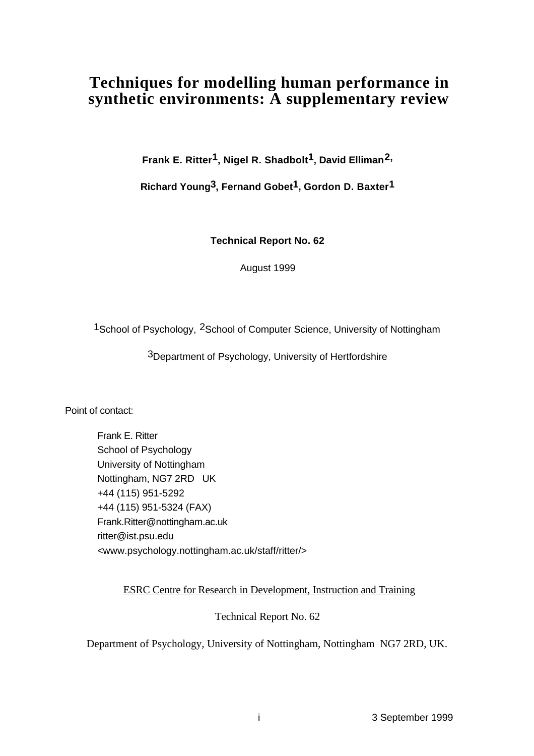# Techniques for modelling human performance in synthetic environments: A supplementary review

**Frank E. Ritter[1], Nigel R. Shadbolt[1], David Elliman[2], Richard Young[3], Fernand Gobet[1], Gordon D. Baxter[1]**

**Technical Report No. 62**

August 1999

[1]School of Psychology, [2]School of Computer Science, University of Nottingham

[3]Department of Psychology, University of Hertfordshire

Point of contact:

Frank E. Ritter
School of Psychology
University of Nottingham
Nottingham, NG7 2RD UK
+44 (115) 951-5292
+44 (115) 951-5324 (FAX)
Frank.Ritter@nottingham.ac.uk
ritter@ist.psu.edu
<www.psychology.nottingham.ac.uk/staff/ritter/>

ESRC Centre for Research in Development, Instruction and Training

Technical Report No. 62

Department of Psychology, University of Nottingham, Nottingham NG7 2RD, UK.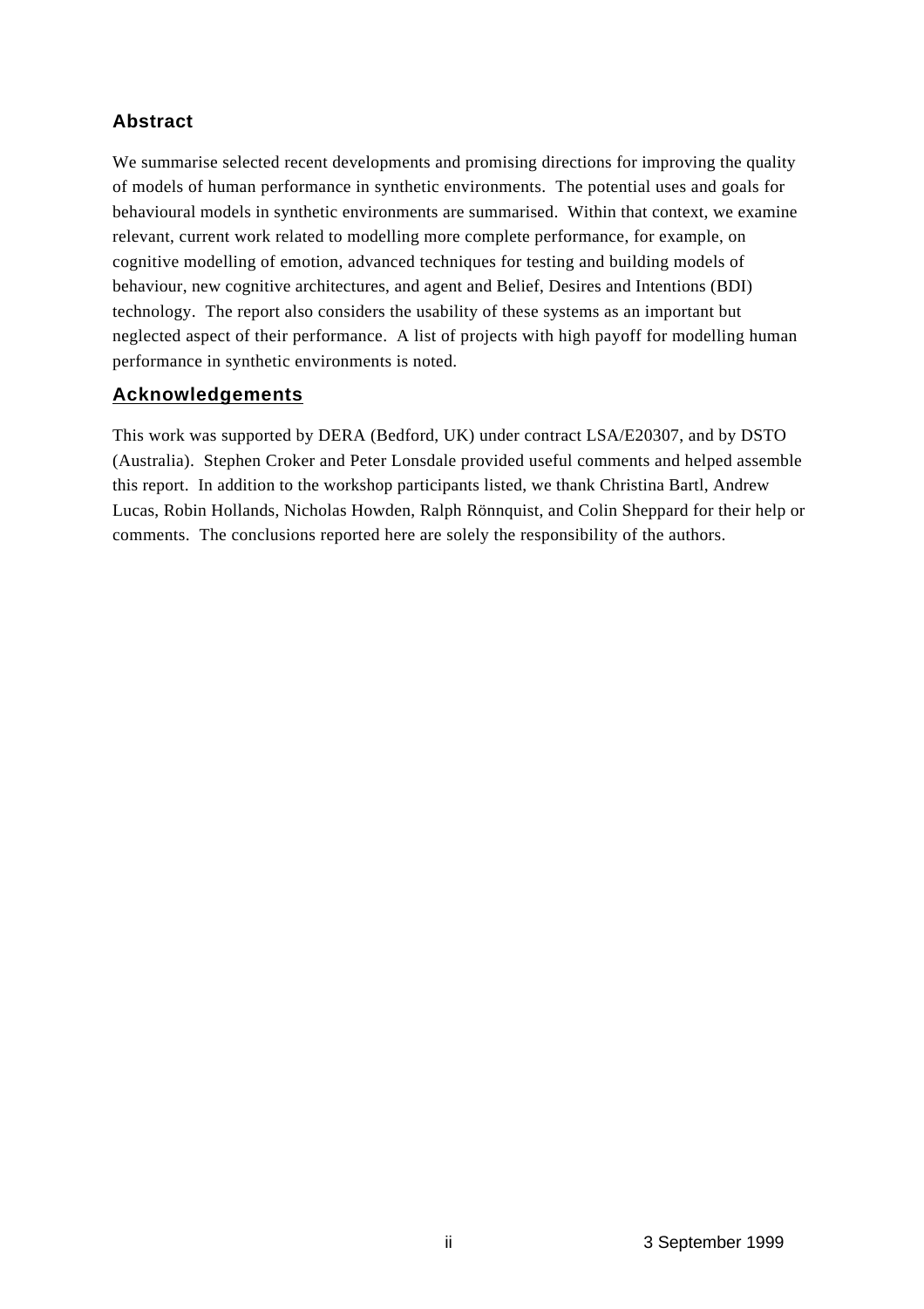## Abstract

We summarise selected recent developments and promising directions for improving the quality of models of human performance in synthetic environments. The potential uses and goals for behavioural models in synthetic environments are summarised. Within that context, we examine relevant, current work related to modelling more complete performance, for example, on cognitive modelling of emotion, advanced techniques for testing and building models of behaviour, new cognitive architectures, and agent and Belief, Desires and Intentions (BDI) technology. The report also considers the usability of these systems as an important but neglected aspect of their performance. A list of projects with high payoff for modelling human performance in synthetic environments is noted.

## Acknowledgements

This work was supported by DERA (Bedford, UK) under contract LSA/E20307, and by DSTO (Australia). Stephen Croker and Peter Lonsdale provided useful comments and helped assemble this report. In addition to the workshop participants listed, we thank Christina Bartl, Andrew Lucas, Robin Hollands, Nicholas Howden, Ralph Rönnquist, and Colin Sheppard for their help or comments. The conclusions reported here are solely the responsibility of the authors.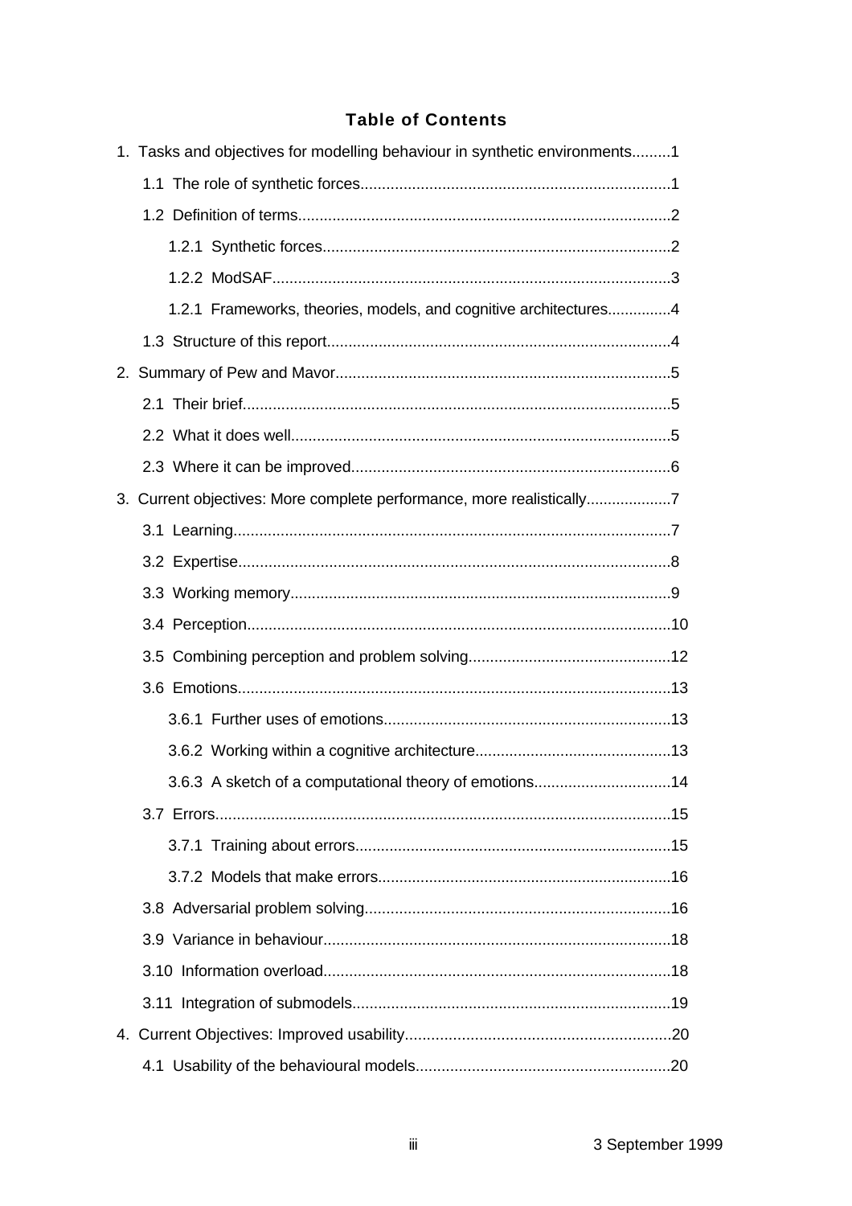# Table of Contents

1. Tasks and objectives for modelling behaviour in synthetic environments.........1
    - 1.1 The role of synthetic forces........................................................................1
    - 1.2 Definition of terms......................................................................................2
        - 1.2.1 Synthetic forces.................................................................................2
        - 1.2.2 ModSAF............................................................................................3
        - 1.2.1 Frameworks, theories, models, and cognitive architectures...............4
    - 1.3 Structure of this report................................................................................4
2. Summary of Pew and Mavor.............................................................................5
    - 2.1 Their brief...................................................................................................5
    - 2.2 What it does well........................................................................................5
    - 2.3 Where it can be improved..........................................................................6
3. Current objectives: More complete performance, more realistically...................7
    - 3.1 Learning.....................................................................................................7
    - 3.2 Expertise....................................................................................................8
    - 3.3 Working memory........................................................................................9
    - 3.4 Perception..................................................................................................10
    - 3.5 Combining perception and problem solving...............................................12
    - 3.6 Emotions....................................................................................................13
        - 3.6.1 Further uses of emotions..................................................................13
        - 3.6.2 Working within a cognitive architecture.............................................13
        - 3.6.3 A sketch of a computational theory of emotions................................14
    - 3.7 Errors.........................................................................................................15
        - 3.7.1 Training about errors.........................................................................15
        - 3.7.2 Models that make errors...................................................................16
    - 3.8 Adversarial problem solving.......................................................................16
    - 3.9 Variance in behaviour.................................................................................18
    - 3.10 Information overload.................................................................................18
    - 3.11 Integration of submodels..........................................................................19
4. Current Objectives: Improved usability.............................................................20
    - 4.1 Usability of the behavioural models...........................................................20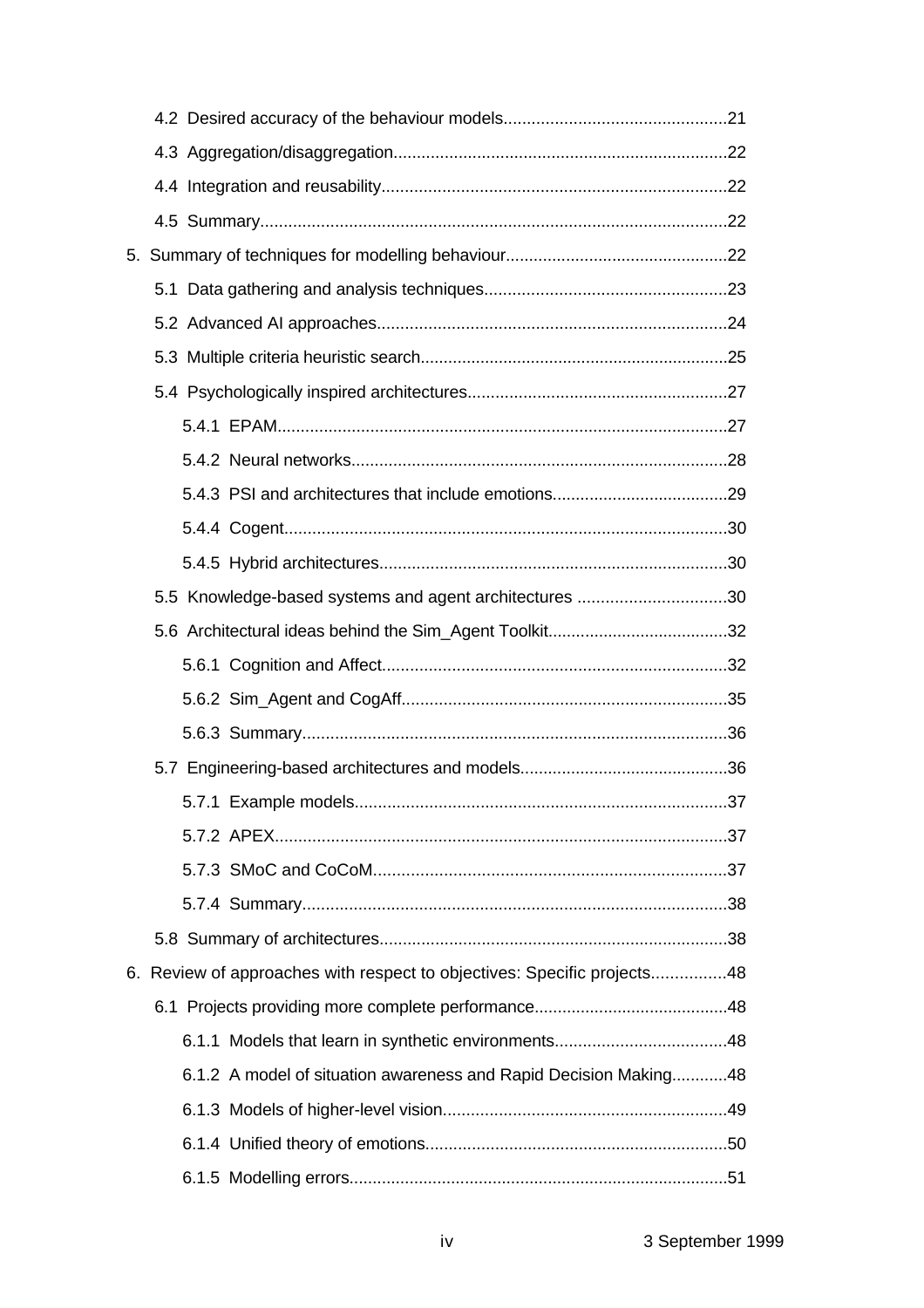4.2 Desired accuracy of the behaviour models................................................21

4.3 Aggregation/disaggregation.......................................................................22

4.4 Integration and reusability..........................................................................22

4.5 Summary...................................................................................................22

5. Summary of techniques for modelling behaviour...............................................22

5.1 Data gathering and analysis techniques....................................................23

5.2 Advanced AI approaches...........................................................................24

5.3 Multiple criteria heuristic search..................................................................25

5.4 Psychologically inspired architectures.......................................................27

5.4.1 EPAM................................................................................................27

5.4.2 Neural networks................................................................................28

5.4.3 PSI and architectures that include emotions......................................29

5.4.4 Cogent..............................................................................................30

5.4.5 Hybrid architectures..........................................................................30

5.5 Knowledge-based systems and agent architectures ................................30

5.6 Architectural ideas behind the Sim_Agent Toolkit......................................32

5.6.1 Cognition and Affect..........................................................................32

5.6.2 Sim_Agent and CogAff......................................................................35

5.6.3 Summary...........................................................................................36

5.7 Engineering-based architectures and models............................................36

5.7.1 Example models...............................................................................37

5.7.2 APEX................................................................................................37

5.7.3 SMoC and CoCoM...........................................................................37

5.7.4 Summary...........................................................................................38

5.8 Summary of architectures..........................................................................38

6. Review of approaches with respect to objectives: Specific projects................48

6.1 Projects providing more complete performance.........................................48

6.1.1 Models that learn in synthetic environments.....................................48

6.1.2 A model of situation awareness and Rapid Decision Making............48

6.1.3 Models of higher-level vision.............................................................49

6.1.4 Unified theory of emotions................................................................50

6.1.5 Modelling errors................................................................................51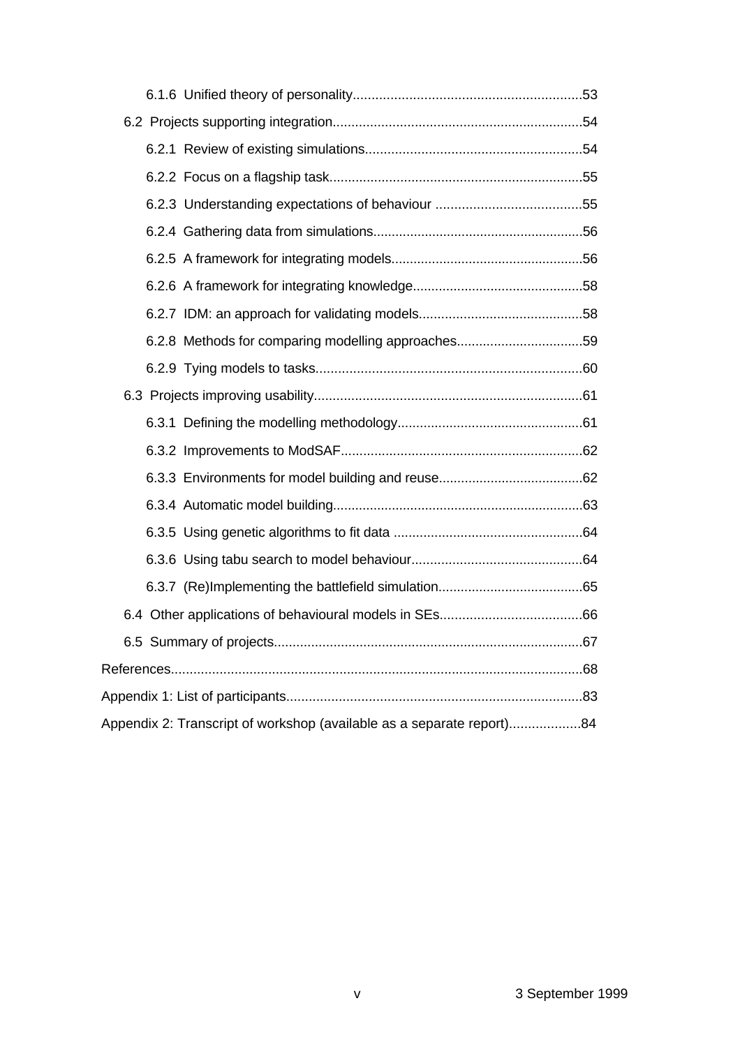6.1.6 Unified theory of personality............................................................53

6.2 Projects supporting integration..................................................................54

6.2.1 Review of existing simulations..........................................................54

6.2.2 Focus on a flagship task...................................................................55

6.2.3 Understanding expectations of behaviour .......................................55

6.2.4 Gathering data from simulations........................................................56

6.2.5 A framework for integrating models...................................................56

6.2.6 A framework for integrating knowledge.............................................58

6.2.7 IDM: an approach for validating models............................................58

6.2.8 Methods for comparing modelling approaches..................................59

6.2.9 Tying models to tasks.......................................................................60

6.3 Projects improving usability.......................................................................61

6.3.1 Defining the modelling methodology..................................................61

6.3.2 Improvements to ModSAF................................................................62

6.3.3 Environments for model building and reuse......................................62

6.3.4 Automatic model building..................................................................63

6.3.5 Using genetic algorithms to fit data ...................................................64

6.3.6 Using tabu search to model behaviour..............................................64

6.3.7 (Re)Implementing the battlefield simulation......................................65

6.4 Other applications of behavioural models in SEs......................................66

6.5 Summary of projects..................................................................................67

References.............................................................................................................68

Appendix 1: List of participants...............................................................................83

Appendix 2: Transcript of workshop (available as a separate report)...................84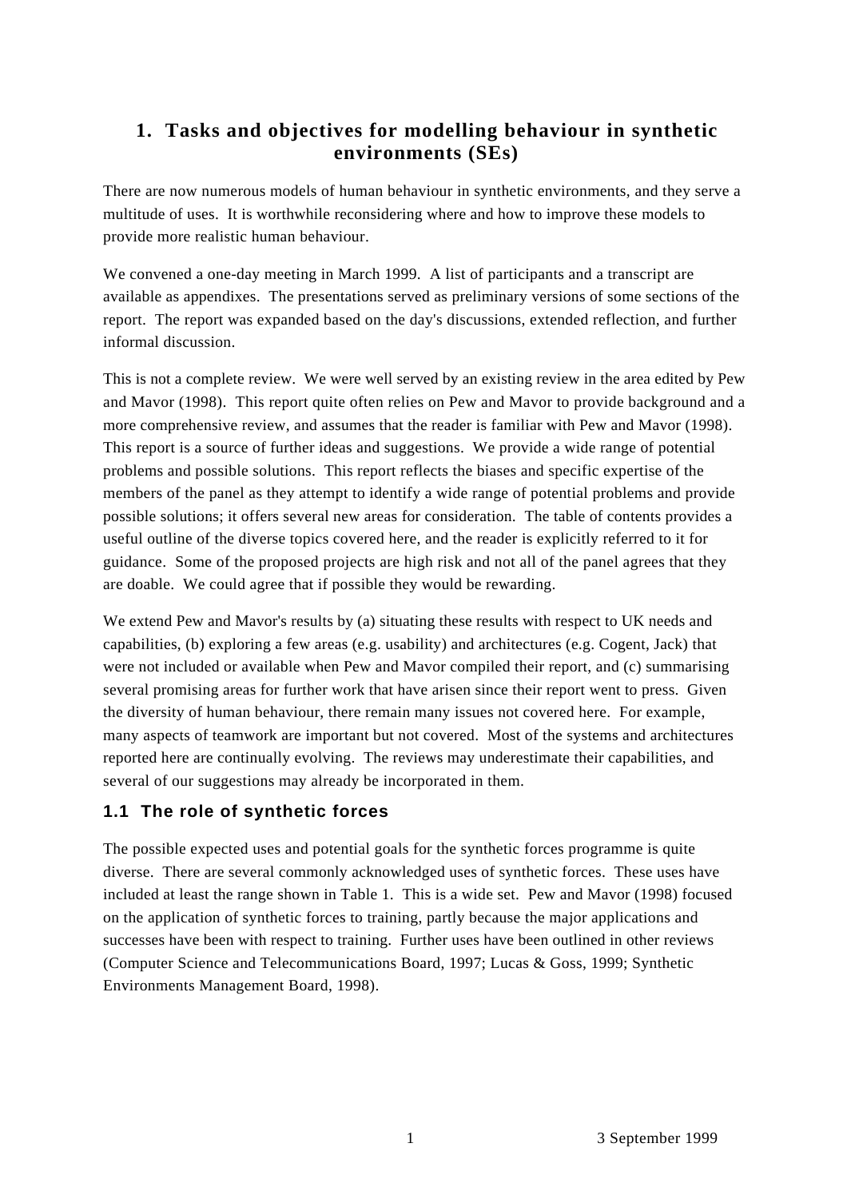# 1. Tasks and objectives for modelling behaviour in synthetic environments (SEs)

There are now numerous models of human behaviour in synthetic environments, and they serve a multitude of uses. It is worthwhile reconsidering where and how to improve these models to provide more realistic human behaviour.

We convened a one-day meeting in March 1999. A list of participants and a transcript are available as appendixes. The presentations served as preliminary versions of some sections of the report. The report was expanded based on the day's discussions, extended reflection, and further informal discussion.

This is not a complete review. We were well served by an existing review in the area edited by Pew and Mavor (1998). This report quite often relies on Pew and Mavor to provide background and a more comprehensive review, and assumes that the reader is familiar with Pew and Mavor (1998). This report is a source of further ideas and suggestions. We provide a wide range of potential problems and possible solutions. This report reflects the biases and specific expertise of the members of the panel as they attempt to identify a wide range of potential problems and provide possible solutions; it offers several new areas for consideration. The table of contents provides a useful outline of the diverse topics covered here, and the reader is explicitly referred to it for guidance. Some of the proposed projects are high risk and not all of the panel agrees that they are doable. We could agree that if possible they would be rewarding.

We extend Pew and Mavor's results by (a) situating these results with respect to UK needs and capabilities, (b) exploring a few areas (e.g. usability) and architectures (e.g. Cogent, Jack) that were not included or available when Pew and Mavor compiled their report, and (c) summarising several promising areas for further work that have arisen since their report went to press. Given the diversity of human behaviour, there remain many issues not covered here. For example, many aspects of teamwork are important but not covered. Most of the systems and architectures reported here are continually evolving. The reviews may underestimate their capabilities, and several of our suggestions may already be incorporated in them.

## 1.1 The role of synthetic forces

The possible expected uses and potential goals for the synthetic forces programme is quite diverse. There are several commonly acknowledged uses of synthetic forces. These uses have included at least the range shown in Table 1. This is a wide set. Pew and Mavor (1998) focused on the application of synthetic forces to training, partly because the major applications and successes have been with respect to training. Further uses have been outlined in other reviews (Computer Science and Telecommunications Board, 1997; Lucas & Goss, 1999; Synthetic Environments Management Board, 1998).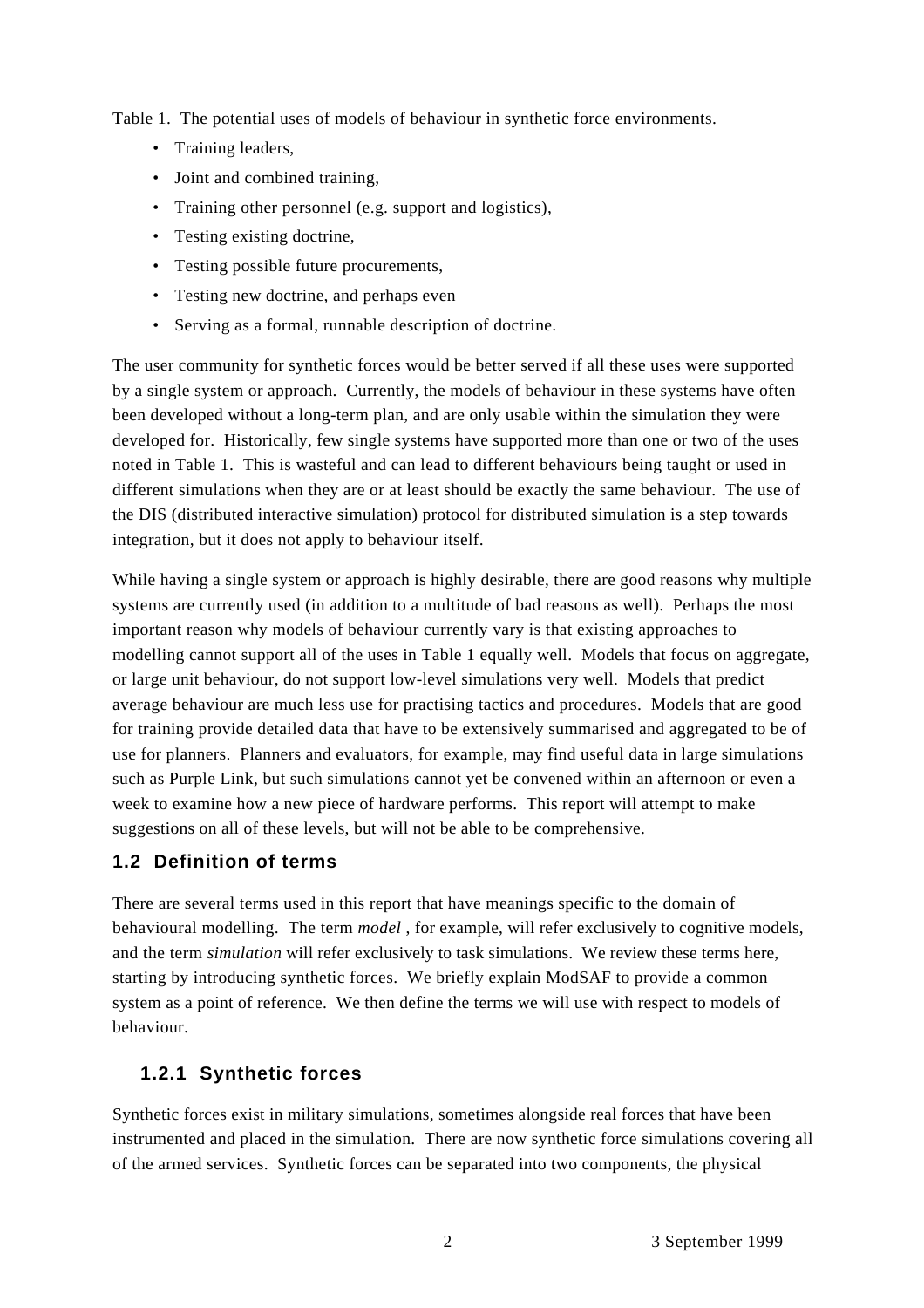Table 1. The potential uses of models of behaviour in synthetic force environments.

- Training leaders,
- Joint and combined training,
- Training other personnel (e.g. support and logistics),
- Testing existing doctrine,
- Testing possible future procurements,
- Testing new doctrine, and perhaps even
- Serving as a formal, runnable description of doctrine.

The user community for synthetic forces would be better served if all these uses were supported by a single system or approach. Currently, the models of behaviour in these systems have often been developed without a long-term plan, and are only usable within the simulation they were developed for. Historically, few single systems have supported more than one or two of the uses noted in Table 1. This is wasteful and can lead to different behaviours being taught or used in different simulations when they are or at least should be exactly the same behaviour. The use of the DIS (distributed interactive simulation) protocol for distributed simulation is a step towards integration, but it does not apply to behaviour itself.

While having a single system or approach is highly desirable, there are good reasons why multiple systems are currently used (in addition to a multitude of bad reasons as well). Perhaps the most important reason why models of behaviour currently vary is that existing approaches to modelling cannot support all of the uses in Table 1 equally well. Models that focus on aggregate, or large unit behaviour, do not support low-level simulations very well. Models that predict average behaviour are much less use for practising tactics and procedures. Models that are good for training provide detailed data that have to be extensively summarised and aggregated to be of use for planners. Planners and evaluators, for example, may find useful data in large simulations such as Purple Link, but such simulations cannot yet be convened within an afternoon or even a week to examine how a new piece of hardware performs. This report will attempt to make suggestions on all of these levels, but will not be able to be comprehensive.

## 1.2 Definition of terms

There are several terms used in this report that have meanings specific to the domain of behavioural modelling. The term *model* , for example, will refer exclusively to cognitive models, and the term *simulation* will refer exclusively to task simulations. We review these terms here, starting by introducing synthetic forces. We briefly explain ModSAF to provide a common system as a point of reference. We then define the terms we will use with respect to models of behaviour.

### 1.2.1 Synthetic forces

Synthetic forces exist in military simulations, sometimes alongside real forces that have been instrumented and placed in the simulation. There are now synthetic force simulations covering all of the armed services. Synthetic forces can be separated into two components, the physical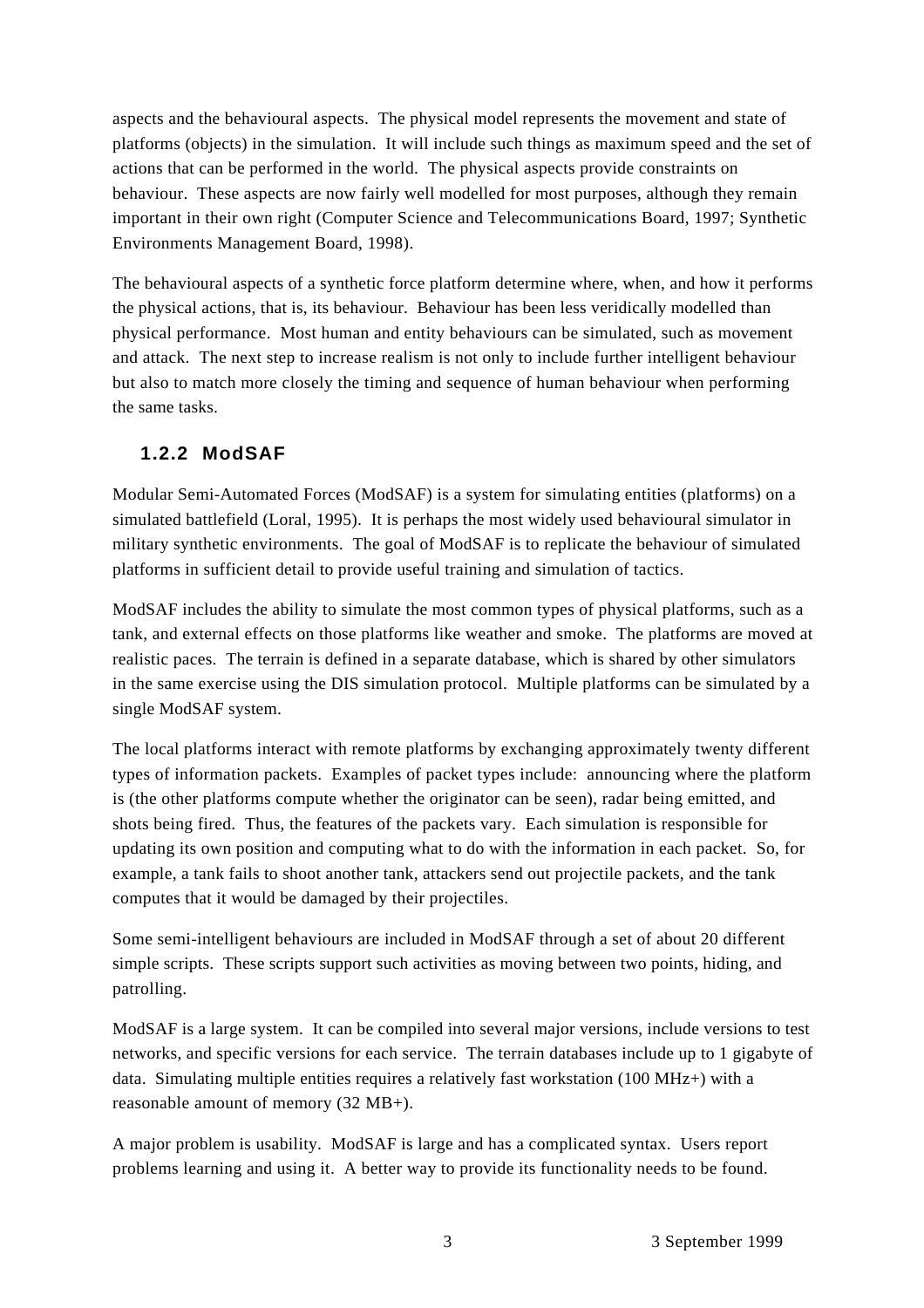aspects and the behavioural aspects. The physical model represents the movement and state of platforms (objects) in the simulation. It will include such things as maximum speed and the set of actions that can be performed in the world. The physical aspects provide constraints on behaviour. These aspects are now fairly well modelled for most purposes, although they remain important in their own right (Computer Science and Telecommunications Board, 1997; Synthetic Environments Management Board, 1998).

The behavioural aspects of a synthetic force platform determine where, when, and how it performs the physical actions, that is, its behaviour. Behaviour has been less veridically modelled than physical performance. Most human and entity behaviours can be simulated, such as movement and attack. The next step to increase realism is not only to include further intelligent behaviour but also to match more closely the timing and sequence of human behaviour when performing the same tasks.

### 1.2.2 ModSAF

Modular Semi-Automated Forces (ModSAF) is a system for simulating entities (platforms) on a simulated battlefield (Loral, 1995). It is perhaps the most widely used behavioural simulator in military synthetic environments. The goal of ModSAF is to replicate the behaviour of simulated platforms in sufficient detail to provide useful training and simulation of tactics.

ModSAF includes the ability to simulate the most common types of physical platforms, such as a tank, and external effects on those platforms like weather and smoke. The platforms are moved at realistic paces. The terrain is defined in a separate database, which is shared by other simulators in the same exercise using the DIS simulation protocol. Multiple platforms can be simulated by a single ModSAF system.

The local platforms interact with remote platforms by exchanging approximately twenty different types of information packets. Examples of packet types include: announcing where the platform is (the other platforms compute whether the originator can be seen), radar being emitted, and shots being fired. Thus, the features of the packets vary. Each simulation is responsible for updating its own position and computing what to do with the information in each packet. So, for example, a tank fails to shoot another tank, attackers send out projectile packets, and the tank computes that it would be damaged by their projectiles.

Some semi-intelligent behaviours are included in ModSAF through a set of about 20 different simple scripts. These scripts support such activities as moving between two points, hiding, and patrolling.

ModSAF is a large system. It can be compiled into several major versions, include versions to test networks, and specific versions for each service. The terrain databases include up to 1 gigabyte of data. Simulating multiple entities requires a relatively fast workstation (100 MHz+) with a reasonable amount of memory (32 MB+).

A major problem is usability. ModSAF is large and has a complicated syntax. Users report problems learning and using it. A better way to provide its functionality needs to be found.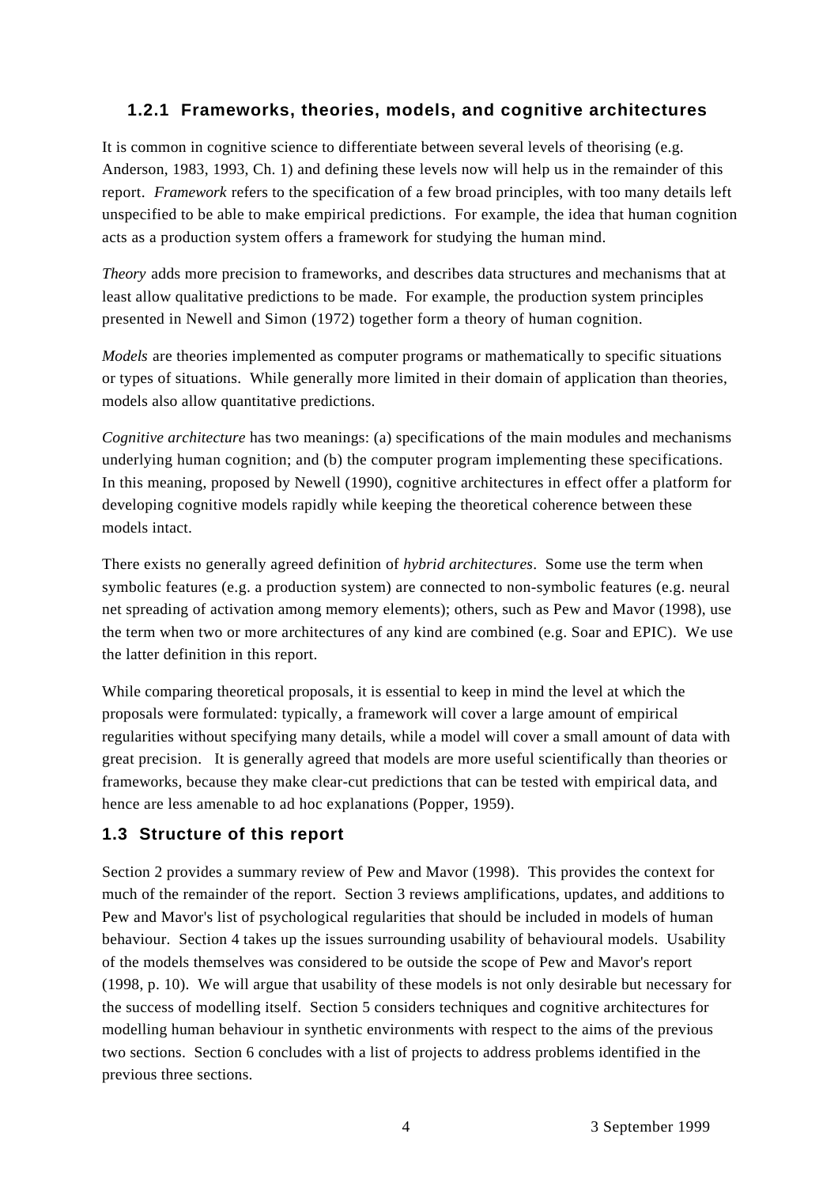### 1.2.1 Frameworks, theories, models, and cognitive architectures

It is common in cognitive science to differentiate between several levels of theorising (e.g. Anderson, 1983, 1993, Ch. 1) and defining these levels now will help us in the remainder of this report. *Framework* refers to the specification of a few broad principles, with too many details left unspecified to be able to make empirical predictions. For example, the idea that human cognition acts as a production system offers a framework for studying the human mind.

*Theory* adds more precision to frameworks, and describes data structures and mechanisms that at least allow qualitative predictions to be made. For example, the production system principles presented in Newell and Simon (1972) together form a theory of human cognition.

*Models* are theories implemented as computer programs or mathematically to specific situations or types of situations. While generally more limited in their domain of application than theories, models also allow quantitative predictions.

*Cognitive architecture* has two meanings: (a) specifications of the main modules and mechanisms underlying human cognition; and (b) the computer program implementing these specifications. In this meaning, proposed by Newell (1990), cognitive architectures in effect offer a platform for developing cognitive models rapidly while keeping the theoretical coherence between these models intact.

There exists no generally agreed definition of *hybrid architectures*. Some use the term when symbolic features (e.g. a production system) are connected to non-symbolic features (e.g. neural net spreading of activation among memory elements); others, such as Pew and Mavor (1998), use the term when two or more architectures of any kind are combined (e.g. Soar and EPIC). We use the latter definition in this report.

While comparing theoretical proposals, it is essential to keep in mind the level at which the proposals were formulated: typically, a framework will cover a large amount of empirical regularities without specifying many details, while a model will cover a small amount of data with great precision. It is generally agreed that models are more useful scientifically than theories or frameworks, because they make clear-cut predictions that can be tested with empirical data, and hence are less amenable to ad hoc explanations (Popper, 1959).

## 1.3 Structure of this report

Section 2 provides a summary review of Pew and Mavor (1998). This provides the context for much of the remainder of the report. Section 3 reviews amplifications, updates, and additions to Pew and Mavor's list of psychological regularities that should be included in models of human behaviour. Section 4 takes up the issues surrounding usability of behavioural models. Usability of the models themselves was considered to be outside the scope of Pew and Mavor's report (1998, p. 10). We will argue that usability of these models is not only desirable but necessary for the success of modelling itself. Section 5 considers techniques and cognitive architectures for modelling human behaviour in synthetic environments with respect to the aims of the previous two sections. Section 6 concludes with a list of projects to address problems identified in the previous three sections.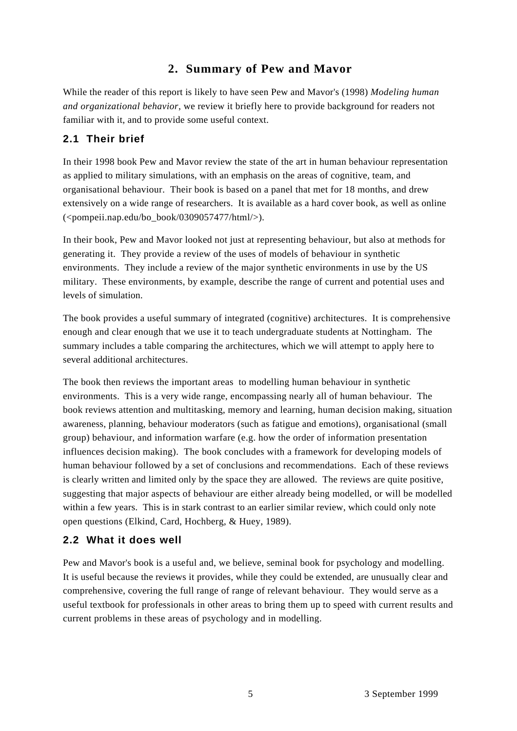## 2. Summary of Pew and Mavor

While the reader of this report is likely to have seen Pew and Mavor's (1998) *Modeling human and organizational behavior*, we review it briefly here to provide background for readers not familiar with it, and to provide some useful context.

### 2.1 Their brief

In their 1998 book Pew and Mavor review the state of the art in human behaviour representation as applied to military simulations, with an emphasis on the areas of cognitive, team, and organisational behaviour. Their book is based on a panel that met for 18 months, and drew extensively on a wide range of researchers. It is available as a hard cover book, as well as online (<pompeii.nap.edu/bo_book/0309057477/html/>).

In their book, Pew and Mavor looked not just at representing behaviour, but also at methods for generating it. They provide a review of the uses of models of behaviour in synthetic environments. They include a review of the major synthetic environments in use by the US military. These environments, by example, describe the range of current and potential uses and levels of simulation.

The book provides a useful summary of integrated (cognitive) architectures. It is comprehensive enough and clear enough that we use it to teach undergraduate students at Nottingham. The summary includes a table comparing the architectures, which we will attempt to apply here to several additional architectures.

The book then reviews the important areas to modelling human behaviour in synthetic environments. This is a very wide range, encompassing nearly all of human behaviour. The book reviews attention and multitasking, memory and learning, human decision making, situation awareness, planning, behaviour moderators (such as fatigue and emotions), organisational (small group) behaviour, and information warfare (e.g. how the order of information presentation influences decision making). The book concludes with a framework for developing models of human behaviour followed by a set of conclusions and recommendations. Each of these reviews is clearly written and limited only by the space they are allowed. The reviews are quite positive, suggesting that major aspects of behaviour are either already being modelled, or will be modelled within a few years. This is in stark contrast to an earlier similar review, which could only note open questions (Elkind, Card, Hochberg, & Huey, 1989).

### 2.2 What it does well

Pew and Mavor's book is a useful and, we believe, seminal book for psychology and modelling. It is useful because the reviews it provides, while they could be extended, are unusually clear and comprehensive, covering the full range of range of relevant behaviour. They would serve as a useful textbook for professionals in other areas to bring them up to speed with current results and current problems in these areas of psychology and in modelling.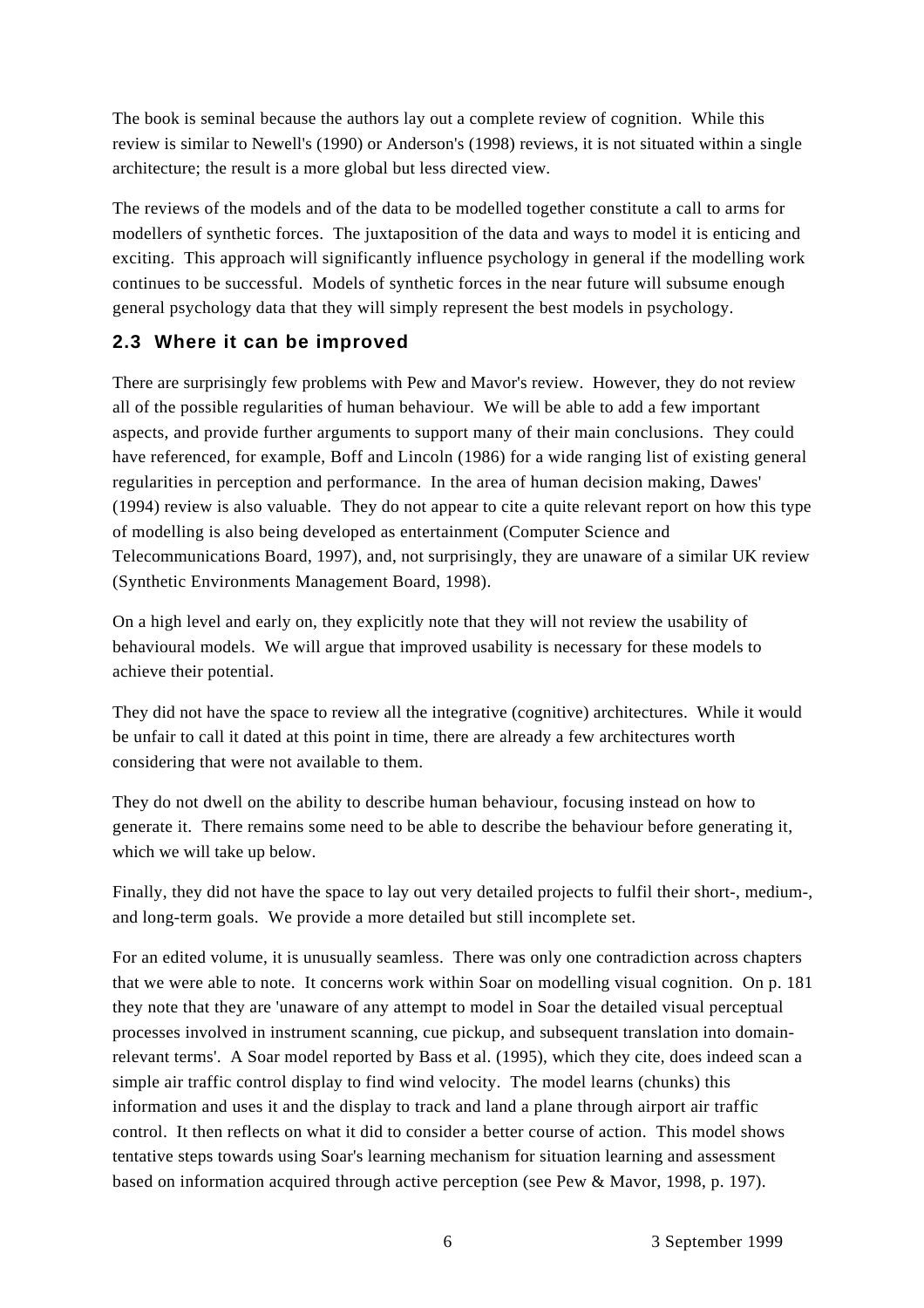The book is seminal because the authors lay out a complete review of cognition. While this review is similar to Newell's (1990) or Anderson's (1998) reviews, it is not situated within a single architecture; the result is a more global but less directed view.

The reviews of the models and of the data to be modelled together constitute a call to arms for modellers of synthetic forces. The juxtaposition of the data and ways to model it is enticing and exciting. This approach will significantly influence psychology in general if the modelling work continues to be successful. Models of synthetic forces in the near future will subsume enough general psychology data that they will simply represent the best models in psychology.

## 2.3 Where it can be improved

There are surprisingly few problems with Pew and Mavor's review. However, they do not review all of the possible regularities of human behaviour. We will be able to add a few important aspects, and provide further arguments to support many of their main conclusions. They could have referenced, for example, Boff and Lincoln (1986) for a wide ranging list of existing general regularities in perception and performance. In the area of human decision making, Dawes' (1994) review is also valuable. They do not appear to cite a quite relevant report on how this type of modelling is also being developed as entertainment (Computer Science and Telecommunications Board, 1997), and, not surprisingly, they are unaware of a similar UK review (Synthetic Environments Management Board, 1998).

On a high level and early on, they explicitly note that they will not review the usability of behavioural models. We will argue that improved usability is necessary for these models to achieve their potential.

They did not have the space to review all the integrative (cognitive) architectures. While it would be unfair to call it dated at this point in time, there are already a few architectures worth considering that were not available to them.

They do not dwell on the ability to describe human behaviour, focusing instead on how to generate it. There remains some need to be able to describe the behaviour before generating it, which we will take up below.

Finally, they did not have the space to lay out very detailed projects to fulfil their short-, medium-, and long-term goals. We provide a more detailed but still incomplete set.

For an edited volume, it is unusually seamless. There was only one contradiction across chapters that we were able to note. It concerns work within Soar on modelling visual cognition. On p. 181 they note that they are 'unaware of any attempt to model in Soar the detailed visual perceptual processes involved in instrument scanning, cue pickup, and subsequent translation into domain-relevant terms'. A Soar model reported by Bass et al. (1995), which they cite, does indeed scan a simple air traffic control display to find wind velocity. The model learns (chunks) this information and uses it and the display to track and land a plane through airport air traffic control. It then reflects on what it did to consider a better course of action. This model shows tentative steps towards using Soar's learning mechanism for situation learning and assessment based on information acquired through active perception (see Pew & Mavor, 1998, p. 197).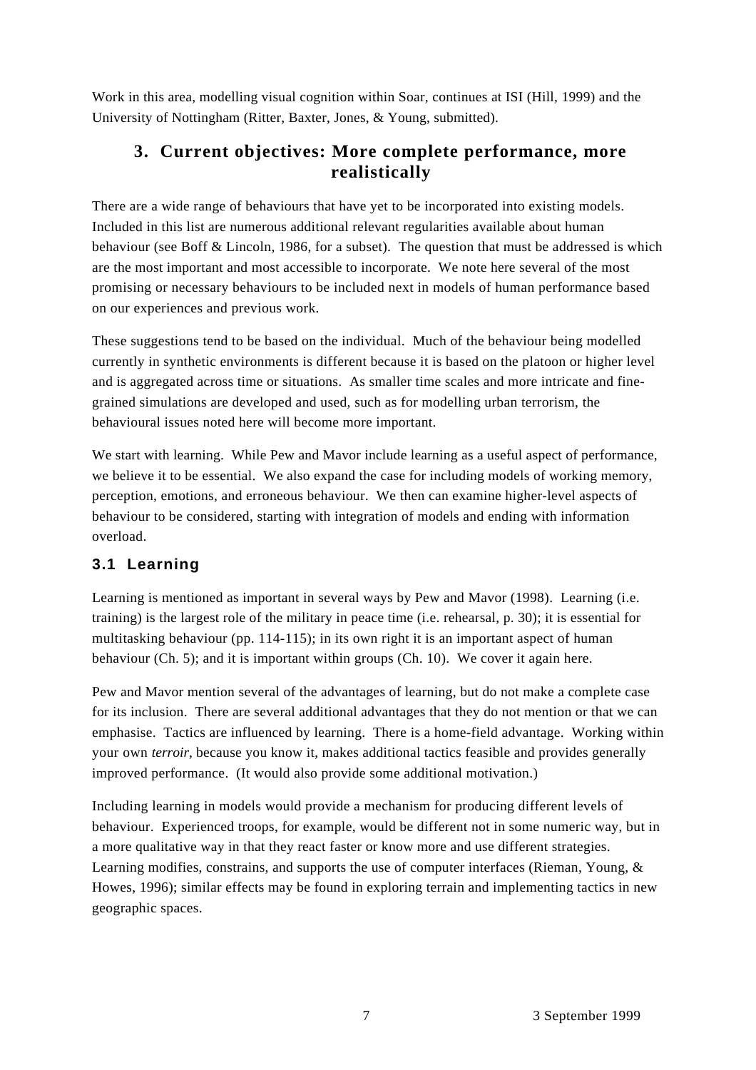Work in this area, modelling visual cognition within Soar, continues at ISI (Hill, 1999) and the University of Nottingham (Ritter, Baxter, Jones, & Young, submitted).

## 3. Current objectives: More complete performance, more realistically

There are a wide range of behaviours that have yet to be incorporated into existing models. Included in this list are numerous additional relevant regularities available about human behaviour (see Boff & Lincoln, 1986, for a subset). The question that must be addressed is which are the most important and most accessible to incorporate. We note here several of the most promising or necessary behaviours to be included next in models of human performance based on our experiences and previous work.

These suggestions tend to be based on the individual. Much of the behaviour being modelled currently in synthetic environments is different because it is based on the platoon or higher level and is aggregated across time or situations. As smaller time scales and more intricate and fine-grained simulations are developed and used, such as for modelling urban terrorism, the behavioural issues noted here will become more important.

We start with learning. While Pew and Mavor include learning as a useful aspect of performance, we believe it to be essential. We also expand the case for including models of working memory, perception, emotions, and erroneous behaviour. We then can examine higher-level aspects of behaviour to be considered, starting with integration of models and ending with information overload.

### 3.1 Learning

Learning is mentioned as important in several ways by Pew and Mavor (1998). Learning (i.e. training) is the largest role of the military in peace time (i.e. rehearsal, p. 30); it is essential for multitasking behaviour (pp. 114-115); in its own right it is an important aspect of human behaviour (Ch. 5); and it is important within groups (Ch. 10). We cover it again here.

Pew and Mavor mention several of the advantages of learning, but do not make a complete case for its inclusion. There are several additional advantages that they do not mention or that we can emphasise. Tactics are influenced by learning. There is a home-field advantage. Working within your own *terroir*, because you know it, makes additional tactics feasible and provides generally improved performance. (It would also provide some additional motivation.)

Including learning in models would provide a mechanism for producing different levels of behaviour. Experienced troops, for example, would be different not in some numeric way, but in a more qualitative way in that they react faster or know more and use different strategies. Learning modifies, constrains, and supports the use of computer interfaces (Rieman, Young, & Howes, 1996); similar effects may be found in exploring terrain and implementing tactics in new geographic spaces.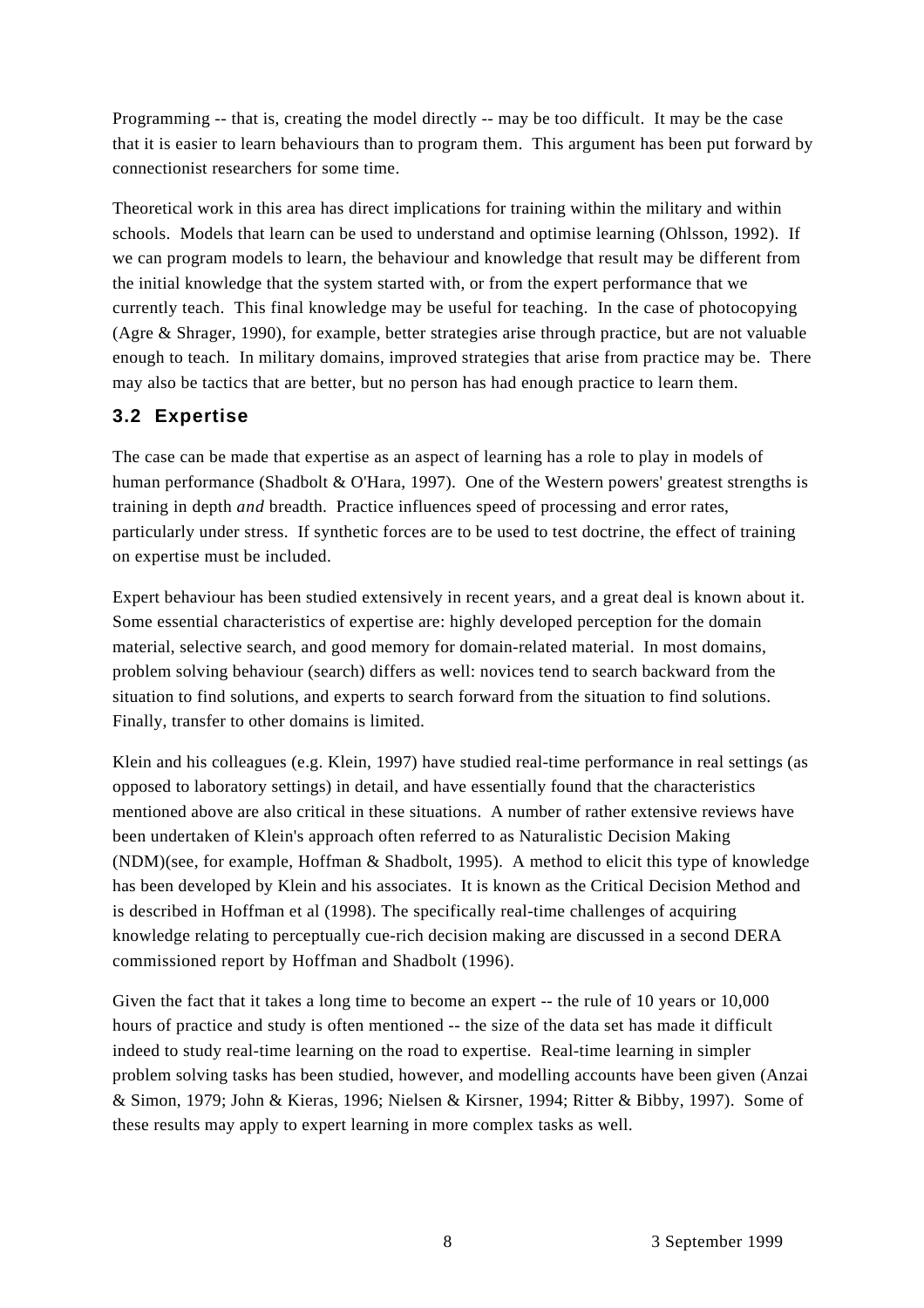Programming -- that is, creating the model directly -- may be too difficult. It may be the case that it is easier to learn behaviours than to program them. This argument has been put forward by connectionist researchers for some time.

Theoretical work in this area has direct implications for training within the military and within schools. Models that learn can be used to understand and optimise learning (Ohlsson, 1992). If we can program models to learn, the behaviour and knowledge that result may be different from the initial knowledge that the system started with, or from the expert performance that we currently teach. This final knowledge may be useful for teaching. In the case of photocopying (Agre & Shrager, 1990), for example, better strategies arise through practice, but are not valuable enough to teach. In military domains, improved strategies that arise from practice may be. There may also be tactics that are better, but no person has had enough practice to learn them.

### 3.2 Expertise

The case can be made that expertise as an aspect of learning has a role to play in models of human performance (Shadbolt & O'Hara, 1997). One of the Western powers' greatest strengths is training in depth *and* breadth. Practice influences speed of processing and error rates, particularly under stress. If synthetic forces are to be used to test doctrine, the effect of training on expertise must be included.

Expert behaviour has been studied extensively in recent years, and a great deal is known about it. Some essential characteristics of expertise are: highly developed perception for the domain material, selective search, and good memory for domain-related material. In most domains, problem solving behaviour (search) differs as well: novices tend to search backward from the situation to find solutions, and experts to search forward from the situation to find solutions. Finally, transfer to other domains is limited.

Klein and his colleagues (e.g. Klein, 1997) have studied real-time performance in real settings (as opposed to laboratory settings) in detail, and have essentially found that the characteristics mentioned above are also critical in these situations. A number of rather extensive reviews have been undertaken of Klein's approach often referred to as Naturalistic Decision Making (NDM)(see, for example, Hoffman & Shadbolt, 1995). A method to elicit this type of knowledge has been developed by Klein and his associates. It is known as the Critical Decision Method and is described in Hoffman et al (1998). The specifically real-time challenges of acquiring knowledge relating to perceptually cue-rich decision making are discussed in a second DERA commissioned report by Hoffman and Shadbolt (1996).

Given the fact that it takes a long time to become an expert -- the rule of 10 years or 10,000 hours of practice and study is often mentioned -- the size of the data set has made it difficult indeed to study real-time learning on the road to expertise. Real-time learning in simpler problem solving tasks has been studied, however, and modelling accounts have been given (Anzai & Simon, 1979; John & Kieras, 1996; Nielsen & Kirsner, 1994; Ritter & Bibby, 1997). Some of these results may apply to expert learning in more complex tasks as well.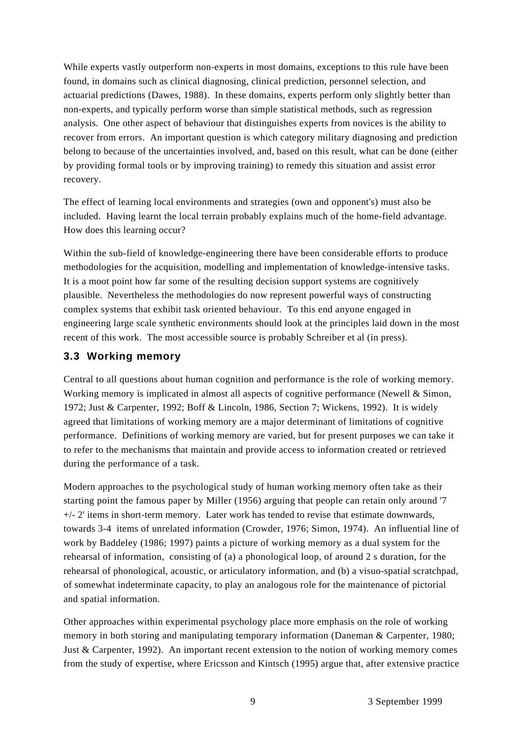While experts vastly outperform non-experts in most domains, exceptions to this rule have been found, in domains such as clinical diagnosing, clinical prediction, personnel selection, and actuarial predictions (Dawes, 1988). In these domains, experts perform only slightly better than non-experts, and typically perform worse than simple statistical methods, such as regression analysis. One other aspect of behaviour that distinguishes experts from novices is the ability to recover from errors. An important question is which category military diagnosing and prediction belong to because of the uncertainties involved, and, based on this result, what can be done (either by providing formal tools or by improving training) to remedy this situation and assist error recovery.

The effect of learning local environments and strategies (own and opponent's) must also be included. Having learnt the local terrain probably explains much of the home-field advantage. How does this learning occur?

Within the sub-field of knowledge-engineering there have been considerable efforts to produce methodologies for the acquisition, modelling and implementation of knowledge-intensive tasks. It is a moot point how far some of the resulting decision support systems are cognitively plausible. Nevertheless the methodologies do now represent powerful ways of constructing complex systems that exhibit task oriented behaviour. To this end anyone engaged in engineering large scale synthetic environments should look at the principles laid down in the most recent of this work. The most accessible source is probably Schreiber et al (in press).

### 3.3 Working memory

Central to all questions about human cognition and performance is the role of working memory. Working memory is implicated in almost all aspects of cognitive performance (Newell & Simon, 1972; Just & Carpenter, 1992; Boff & Lincoln, 1986, Section 7; Wickens, 1992). It is widely agreed that limitations of working memory are a major determinant of limitations of cognitive performance. Definitions of working memory are varied, but for present purposes we can take it to refer to the mechanisms that maintain and provide access to information created or retrieved during the performance of a task.

Modern approaches to the psychological study of human working memory often take as their starting point the famous paper by Miller (1956) arguing that people can retain only around '7 +/- 2' items in short-term memory. Later work has tended to revise that estimate downwards, towards 3-4 items of unrelated information (Crowder, 1976; Simon, 1974). An influential line of work by Baddeley (1986; 1997) paints a picture of working memory as a dual system for the rehearsal of information, consisting of (a) a phonological loop, of around 2 s duration, for the rehearsal of phonological, acoustic, or articulatory information, and (b) a visuo-spatial scratchpad, of somewhat indeterminate capacity, to play an analogous role for the maintenance of pictorial and spatial information.

Other approaches within experimental psychology place more emphasis on the role of working memory in both storing and manipulating temporary information (Daneman & Carpenter, 1980; Just & Carpenter, 1992). An important recent extension to the notion of working memory comes from the study of expertise, where Ericsson and Kintsch (1995) argue that, after extensive practice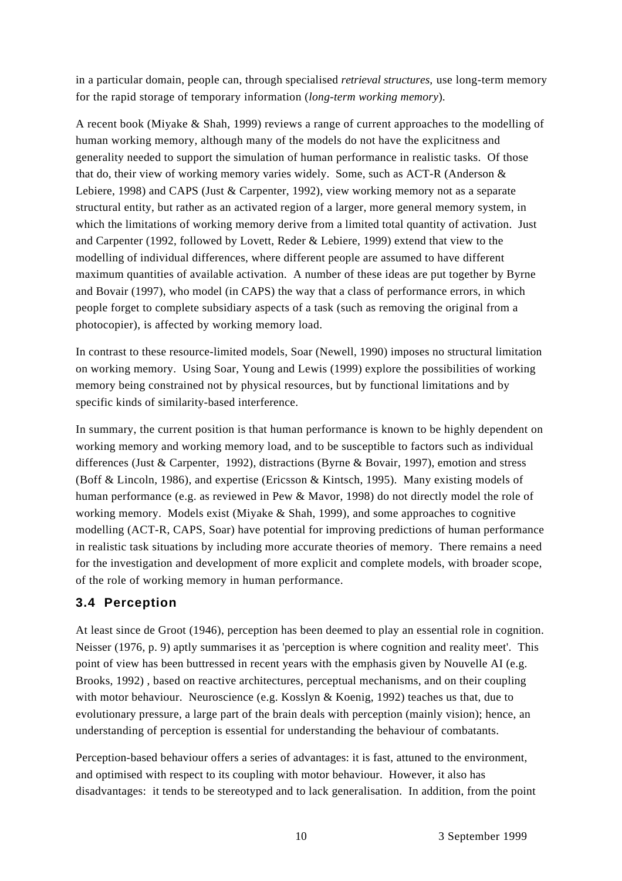in a particular domain, people can, through specialised *retrieval structures,* use long-term memory for the rapid storage of temporary information (*long-term working memory*).

A recent book (Miyake & Shah, 1999) reviews a range of current approaches to the modelling of human working memory, although many of the models do not have the explicitness and generality needed to support the simulation of human performance in realistic tasks. Of those that do, their view of working memory varies widely. Some, such as ACT-R (Anderson & Lebiere, 1998) and CAPS (Just & Carpenter, 1992), view working memory not as a separate structural entity, but rather as an activated region of a larger, more general memory system, in which the limitations of working memory derive from a limited total quantity of activation. Just and Carpenter (1992, followed by Lovett, Reder & Lebiere, 1999) extend that view to the modelling of individual differences, where different people are assumed to have different maximum quantities of available activation. A number of these ideas are put together by Byrne and Bovair (1997), who model (in CAPS) the way that a class of performance errors, in which people forget to complete subsidiary aspects of a task (such as removing the original from a photocopier), is affected by working memory load.

In contrast to these resource-limited models, Soar (Newell, 1990) imposes no structural limitation on working memory. Using Soar, Young and Lewis (1999) explore the possibilities of working memory being constrained not by physical resources, but by functional limitations and by specific kinds of similarity-based interference.

In summary, the current position is that human performance is known to be highly dependent on working memory and working memory load, and to be susceptible to factors such as individual differences (Just & Carpenter, 1992), distractions (Byrne & Bovair, 1997), emotion and stress (Boff & Lincoln, 1986), and expertise (Ericsson & Kintsch, 1995). Many existing models of human performance (e.g. as reviewed in Pew & Mavor, 1998) do not directly model the role of working memory. Models exist (Miyake & Shah, 1999), and some approaches to cognitive modelling (ACT-R, CAPS, Soar) have potential for improving predictions of human performance in realistic task situations by including more accurate theories of memory. There remains a need for the investigation and development of more explicit and complete models, with broader scope, of the role of working memory in human performance.

### 3.4 Perception

At least since de Groot (1946), perception has been deemed to play an essential role in cognition. Neisser (1976, p. 9) aptly summarises it as 'perception is where cognition and reality meet'. This point of view has been buttressed in recent years with the emphasis given by Nouvelle AI (e.g. Brooks, 1992) , based on reactive architectures, perceptual mechanisms, and on their coupling with motor behaviour. Neuroscience (e.g. Kosslyn & Koenig, 1992) teaches us that, due to evolutionary pressure, a large part of the brain deals with perception (mainly vision); hence, an understanding of perception is essential for understanding the behaviour of combatants.

Perception-based behaviour offers a series of advantages: it is fast, attuned to the environment, and optimised with respect to its coupling with motor behaviour. However, it also has disadvantages: it tends to be stereotyped and to lack generalisation. In addition, from the point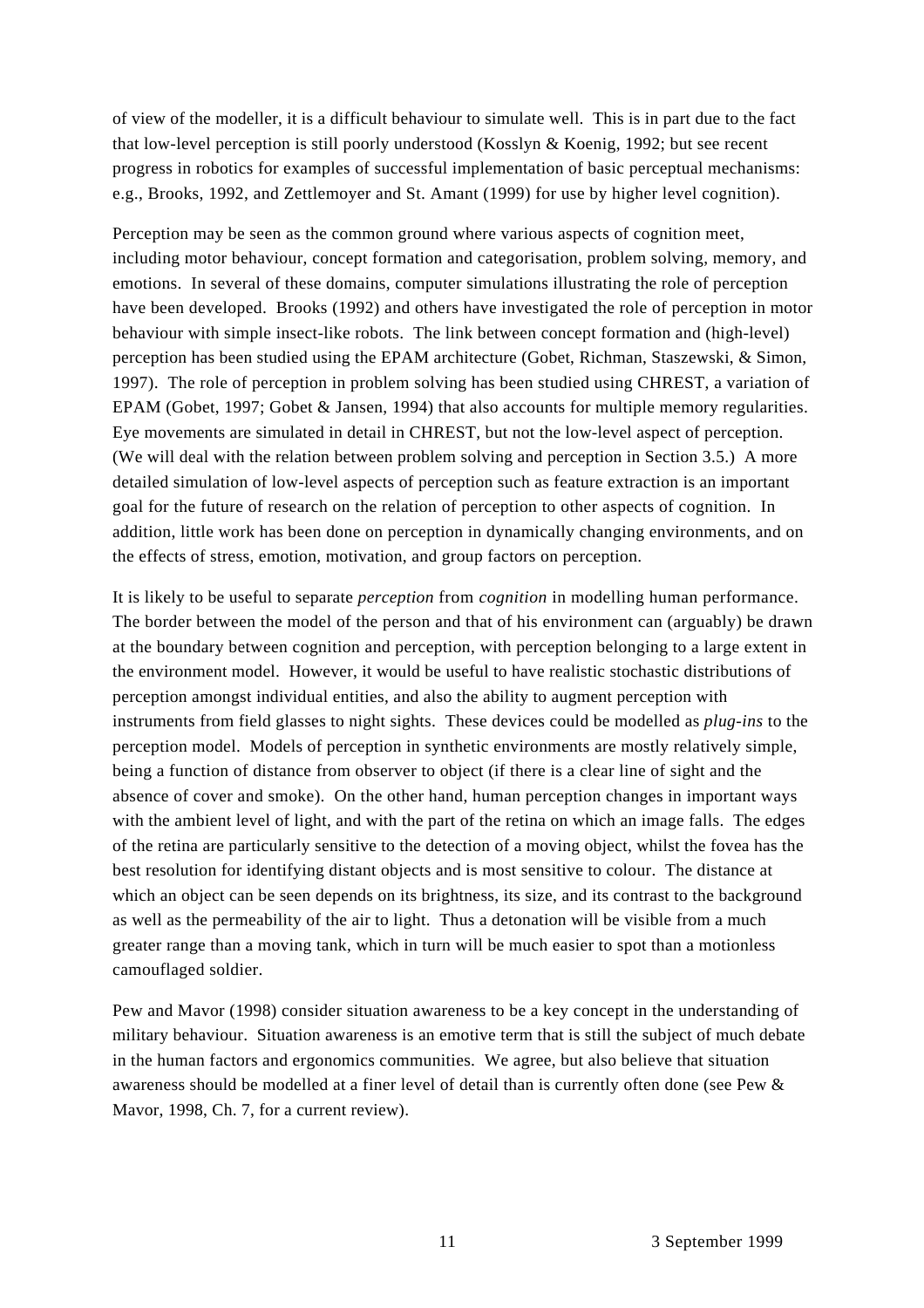of view of the modeller, it is a difficult behaviour to simulate well. This is in part due to the fact that low-level perception is still poorly understood (Kosslyn & Koenig, 1992; but see recent progress in robotics for examples of successful implementation of basic perceptual mechanisms: e.g., Brooks, 1992, and Zettlemoyer and St. Amant (1999) for use by higher level cognition).

Perception may be seen as the common ground where various aspects of cognition meet, including motor behaviour, concept formation and categorisation, problem solving, memory, and emotions. In several of these domains, computer simulations illustrating the role of perception have been developed. Brooks (1992) and others have investigated the role of perception in motor behaviour with simple insect-like robots. The link between concept formation and (high-level) perception has been studied using the EPAM architecture (Gobet, Richman, Staszewski, & Simon, 1997). The role of perception in problem solving has been studied using CHREST, a variation of EPAM (Gobet, 1997; Gobet & Jansen, 1994) that also accounts for multiple memory regularities. Eye movements are simulated in detail in CHREST, but not the low-level aspect of perception. (We will deal with the relation between problem solving and perception in Section 3.5.) A more detailed simulation of low-level aspects of perception such as feature extraction is an important goal for the future of research on the relation of perception to other aspects of cognition. In addition, little work has been done on perception in dynamically changing environments, and on the effects of stress, emotion, motivation, and group factors on perception.

It is likely to be useful to separate *perception* from *cognition* in modelling human performance. The border between the model of the person and that of his environment can (arguably) be drawn at the boundary between cognition and perception, with perception belonging to a large extent in the environment model. However, it would be useful to have realistic stochastic distributions of perception amongst individual entities, and also the ability to augment perception with instruments from field glasses to night sights. These devices could be modelled as *plug-ins* to the perception model. Models of perception in synthetic environments are mostly relatively simple, being a function of distance from observer to object (if there is a clear line of sight and the absence of cover and smoke). On the other hand, human perception changes in important ways with the ambient level of light, and with the part of the retina on which an image falls. The edges of the retina are particularly sensitive to the detection of a moving object, whilst the fovea has the best resolution for identifying distant objects and is most sensitive to colour. The distance at which an object can be seen depends on its brightness, its size, and its contrast to the background as well as the permeability of the air to light. Thus a detonation will be visible from a much greater range than a moving tank, which in turn will be much easier to spot than a motionless camouflaged soldier.

Pew and Mavor (1998) consider situation awareness to be a key concept in the understanding of military behaviour. Situation awareness is an emotive term that is still the subject of much debate in the human factors and ergonomics communities. We agree, but also believe that situation awareness should be modelled at a finer level of detail than is currently often done (see Pew & Mavor, 1998, Ch. 7, for a current review).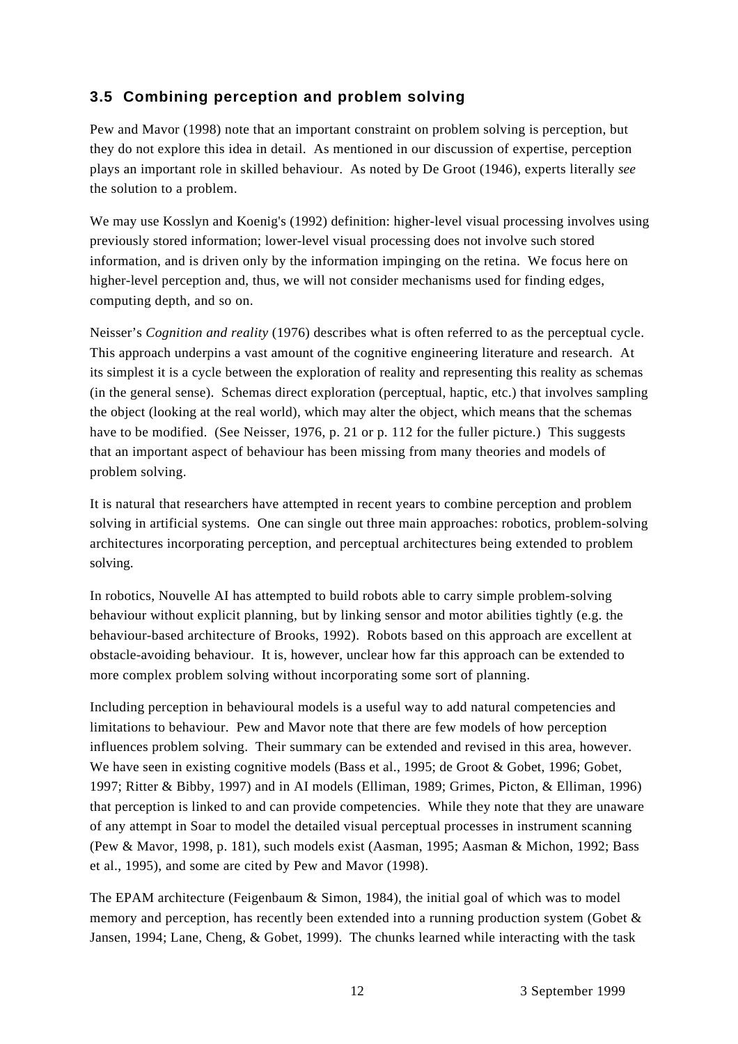### 3.5 Combining perception and problem solving

Pew and Mavor (1998) note that an important constraint on problem solving is perception, but they do not explore this idea in detail. As mentioned in our discussion of expertise, perception plays an important role in skilled behaviour. As noted by De Groot (1946), experts literally *see* the solution to a problem.

We may use Kosslyn and Koenig's (1992) definition: higher-level visual processing involves using previously stored information; lower-level visual processing does not involve such stored information, and is driven only by the information impinging on the retina. We focus here on higher-level perception and, thus, we will not consider mechanisms used for finding edges, computing depth, and so on.

Neisser's *Cognition and reality* (1976) describes what is often referred to as the perceptual cycle. This approach underpins a vast amount of the cognitive engineering literature and research. At its simplest it is a cycle between the exploration of reality and representing this reality as schemas (in the general sense). Schemas direct exploration (perceptual, haptic, etc.) that involves sampling the object (looking at the real world), which may alter the object, which means that the schemas have to be modified. (See Neisser, 1976, p. 21 or p. 112 for the fuller picture.) This suggests that an important aspect of behaviour has been missing from many theories and models of problem solving.

It is natural that researchers have attempted in recent years to combine perception and problem solving in artificial systems. One can single out three main approaches: robotics, problem-solving architectures incorporating perception, and perceptual architectures being extended to problem solving.

In robotics, Nouvelle AI has attempted to build robots able to carry simple problem-solving behaviour without explicit planning, but by linking sensor and motor abilities tightly (e.g. the behaviour-based architecture of Brooks, 1992). Robots based on this approach are excellent at obstacle-avoiding behaviour. It is, however, unclear how far this approach can be extended to more complex problem solving without incorporating some sort of planning.

Including perception in behavioural models is a useful way to add natural competencies and limitations to behaviour. Pew and Mavor note that there are few models of how perception influences problem solving. Their summary can be extended and revised in this area, however. We have seen in existing cognitive models (Bass et al., 1995; de Groot & Gobet, 1996; Gobet, 1997; Ritter & Bibby, 1997) and in AI models (Elliman, 1989; Grimes, Picton, & Elliman, 1996) that perception is linked to and can provide competencies. While they note that they are unaware of any attempt in Soar to model the detailed visual perceptual processes in instrument scanning (Pew & Mavor, 1998, p. 181), such models exist (Aasman, 1995; Aasman & Michon, 1992; Bass et al., 1995), and some are cited by Pew and Mavor (1998).

The EPAM architecture (Feigenbaum & Simon, 1984), the initial goal of which was to model memory and perception, has recently been extended into a running production system (Gobet & Jansen, 1994; Lane, Cheng, & Gobet, 1999). The chunks learned while interacting with the task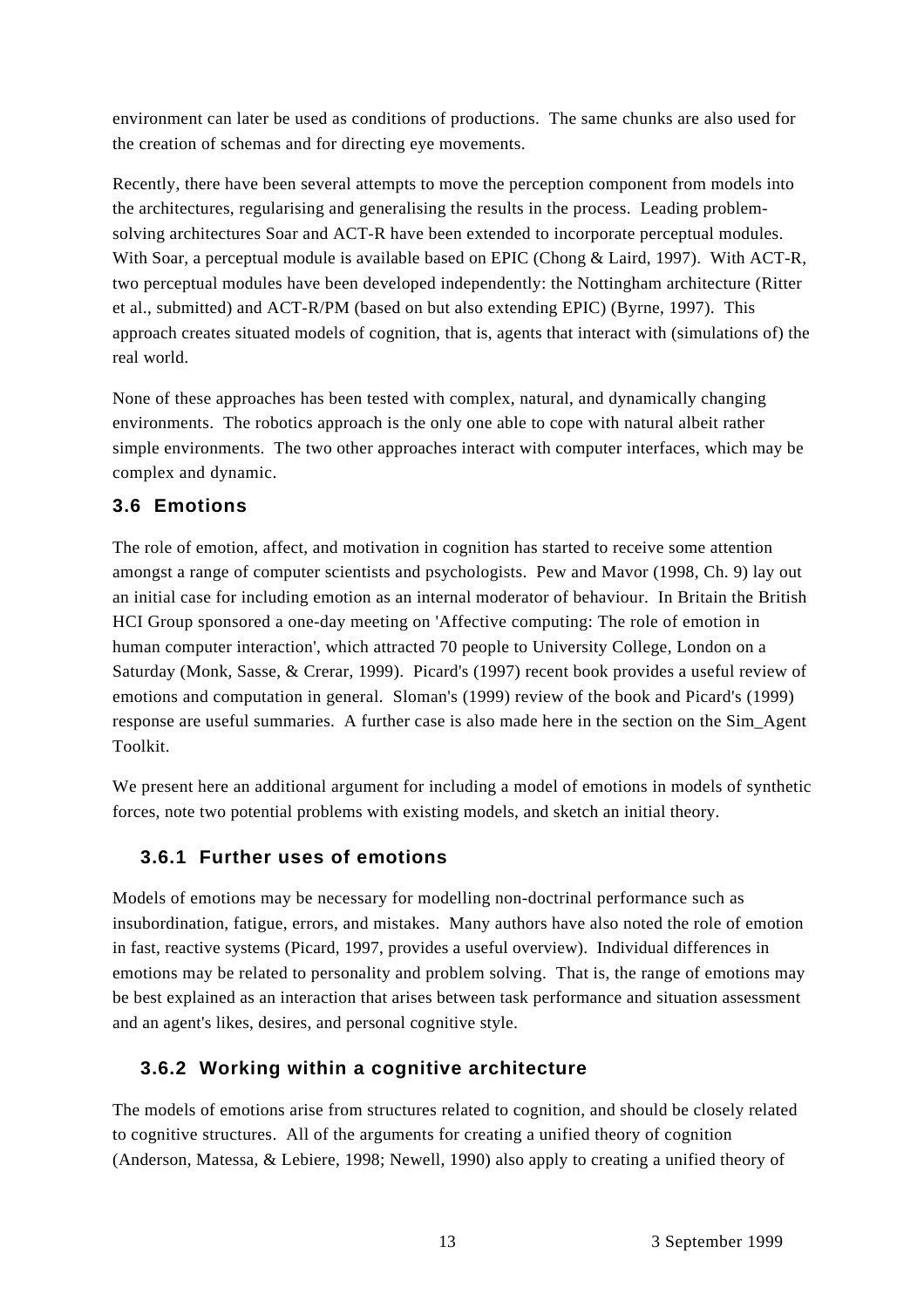environment can later be used as conditions of productions. The same chunks are also used for the creation of schemas and for directing eye movements.

Recently, there have been several attempts to move the perception component from models into the architectures, regularising and generalising the results in the process. Leading problem-solving architectures Soar and ACT-R have been extended to incorporate perceptual modules. With Soar, a perceptual module is available based on EPIC (Chong & Laird, 1997). With ACT-R, two perceptual modules have been developed independently: the Nottingham architecture (Ritter et al., submitted) and ACT-R/PM (based on but also extending EPIC) (Byrne, 1997). This approach creates situated models of cognition, that is, agents that interact with (simulations of) the real world.

None of these approaches has been tested with complex, natural, and dynamically changing environments. The robotics approach is the only one able to cope with natural albeit rather simple environments. The two other approaches interact with computer interfaces, which may be complex and dynamic.

## 3.6 Emotions

The role of emotion, affect, and motivation in cognition has started to receive some attention amongst a range of computer scientists and psychologists. Pew and Mavor (1998, Ch. 9) lay out an initial case for including emotion as an internal moderator of behaviour. In Britain the British HCI Group sponsored a one-day meeting on 'Affective computing: The role of emotion in human computer interaction', which attracted 70 people to University College, London on a Saturday (Monk, Sasse, & Crerar, 1999). Picard's (1997) recent book provides a useful review of emotions and computation in general. Sloman's (1999) review of the book and Picard's (1999) response are useful summaries. A further case is also made here in the section on the Sim_Agent Toolkit.

We present here an additional argument for including a model of emotions in models of synthetic forces, note two potential problems with existing models, and sketch an initial theory.

### 3.6.1 Further uses of emotions

Models of emotions may be necessary for modelling non-doctrinal performance such as insubordination, fatigue, errors, and mistakes. Many authors have also noted the role of emotion in fast, reactive systems (Picard, 1997, provides a useful overview). Individual differences in emotions may be related to personality and problem solving. That is, the range of emotions may be best explained as an interaction that arises between task performance and situation assessment and an agent's likes, desires, and personal cognitive style.

### 3.6.2 Working within a cognitive architecture

The models of emotions arise from structures related to cognition, and should be closely related to cognitive structures. All of the arguments for creating a unified theory of cognition (Anderson, Matessa, & Lebiere, 1998; Newell, 1990) also apply to creating a unified theory of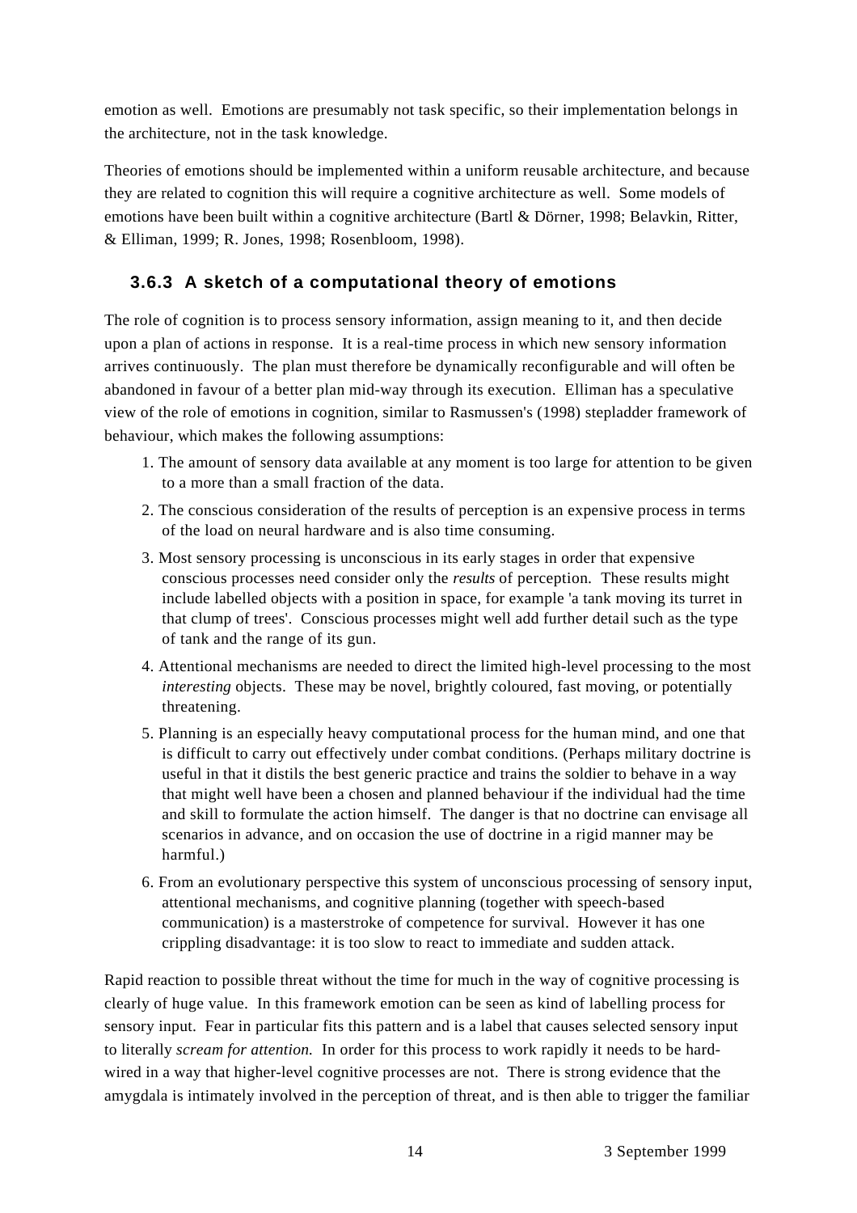emotion as well. Emotions are presumably not task specific, so their implementation belongs in the architecture, not in the task knowledge.

Theories of emotions should be implemented within a uniform reusable architecture, and because they are related to cognition this will require a cognitive architecture as well. Some models of emotions have been built within a cognitive architecture (Bartl & Dörner, 1998; Belavkin, Ritter, & Elliman, 1999; R. Jones, 1998; Rosenbloom, 1998).

### 3.6.3 A sketch of a computational theory of emotions

The role of cognition is to process sensory information, assign meaning to it, and then decide upon a plan of actions in response. It is a real-time process in which new sensory information arrives continuously. The plan must therefore be dynamically reconfigurable and will often be abandoned in favour of a better plan mid-way through its execution. Elliman has a speculative view of the role of emotions in cognition, similar to Rasmussen's (1998) stepladder framework of behaviour, which makes the following assumptions:

1. The amount of sensory data available at any moment is too large for attention to be given to a more than a small fraction of the data.
2. The conscious consideration of the results of perception is an expensive process in terms of the load on neural hardware and is also time consuming.
3. Most sensory processing is unconscious in its early stages in order that expensive conscious processes need consider only the *results* of perception. These results might include labelled objects with a position in space, for example 'a tank moving its turret in that clump of trees'. Conscious processes might well add further detail such as the type of tank and the range of its gun.
4. Attentional mechanisms are needed to direct the limited high-level processing to the most *interesting* objects. These may be novel, brightly coloured, fast moving, or potentially threatening.
5. Planning is an especially heavy computational process for the human mind, and one that is difficult to carry out effectively under combat conditions. (Perhaps military doctrine is useful in that it distils the best generic practice and trains the soldier to behave in a way that might well have been a chosen and planned behaviour if the individual had the time and skill to formulate the action himself. The danger is that no doctrine can envisage all scenarios in advance, and on occasion the use of doctrine in a rigid manner may be harmful.)
6. From an evolutionary perspective this system of unconscious processing of sensory input, attentional mechanisms, and cognitive planning (together with speech-based communication) is a masterstroke of competence for survival. However it has one crippling disadvantage: it is too slow to react to immediate and sudden attack.

Rapid reaction to possible threat without the time for much in the way of cognitive processing is clearly of huge value. In this framework emotion can be seen as kind of labelling process for sensory input. Fear in particular fits this pattern and is a label that causes selected sensory input to literally *scream for attention.* In order for this process to work rapidly it needs to be hard-wired in a way that higher-level cognitive processes are not. There is strong evidence that the amygdala is intimately involved in the perception of threat, and is then able to trigger the familiar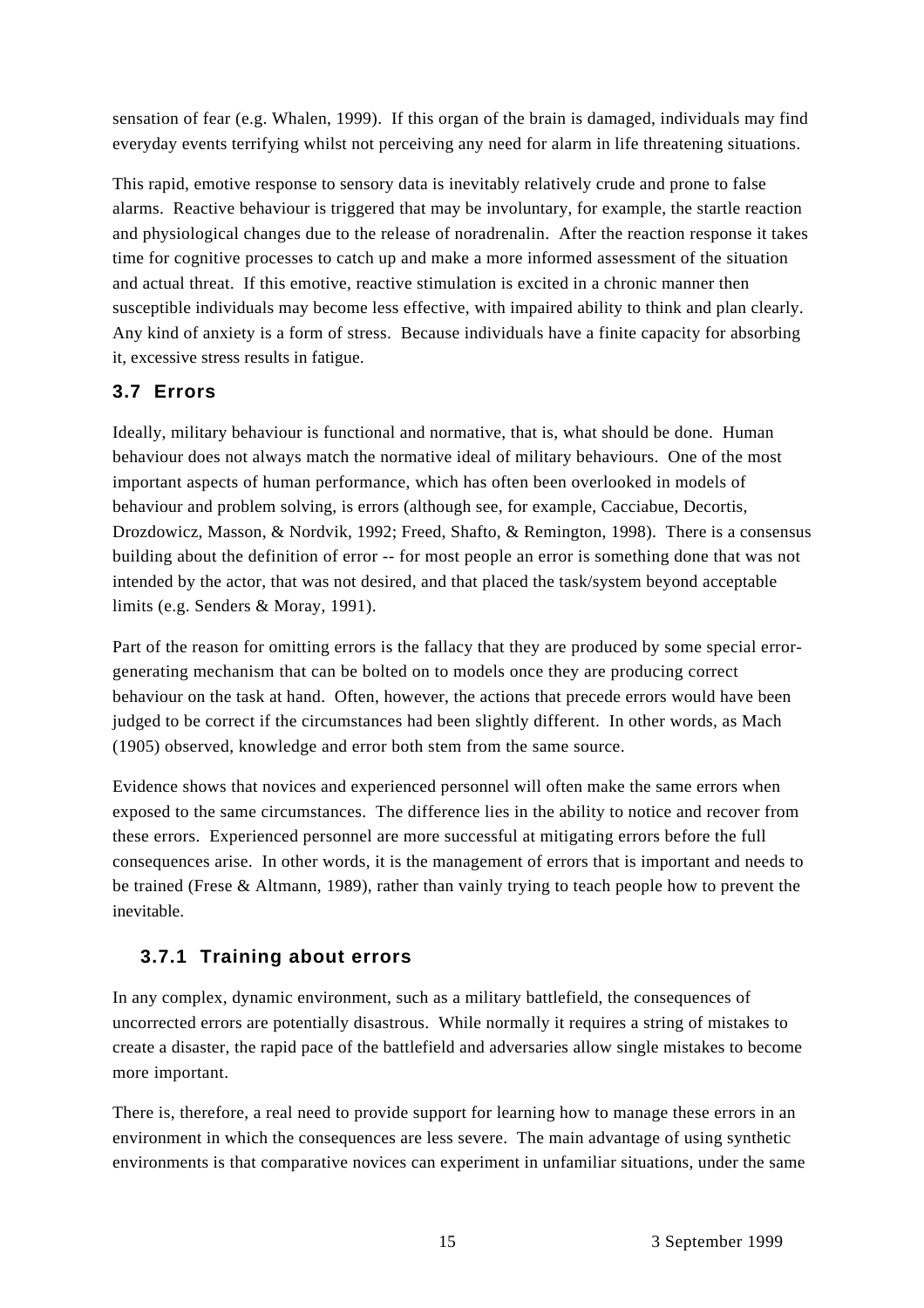sensation of fear (e.g. Whalen, 1999). If this organ of the brain is damaged, individuals may find everyday events terrifying whilst not perceiving any need for alarm in life threatening situations.

This rapid, emotive response to sensory data is inevitably relatively crude and prone to false alarms. Reactive behaviour is triggered that may be involuntary, for example, the startle reaction and physiological changes due to the release of noradrenalin. After the reaction response it takes time for cognitive processes to catch up and make a more informed assessment of the situation and actual threat. If this emotive, reactive stimulation is excited in a chronic manner then susceptible individuals may become less effective, with impaired ability to think and plan clearly. Any kind of anxiety is a form of stress. Because individuals have a finite capacity for absorbing it, excessive stress results in fatigue.

## 3.7 Errors

Ideally, military behaviour is functional and normative, that is, what should be done. Human behaviour does not always match the normative ideal of military behaviours. One of the most important aspects of human performance, which has often been overlooked in models of behaviour and problem solving, is errors (although see, for example, Cacciabue, Decortis, Drozdowicz, Masson, & Nordvik, 1992; Freed, Shafto, & Remington, 1998). There is a consensus building about the definition of error -- for most people an error is something done that was not intended by the actor, that was not desired, and that placed the task/system beyond acceptable limits (e.g. Senders & Moray, 1991).

Part of the reason for omitting errors is the fallacy that they are produced by some special error-generating mechanism that can be bolted on to models once they are producing correct behaviour on the task at hand. Often, however, the actions that precede errors would have been judged to be correct if the circumstances had been slightly different. In other words, as Mach (1905) observed, knowledge and error both stem from the same source.

Evidence shows that novices and experienced personnel will often make the same errors when exposed to the same circumstances. The difference lies in the ability to notice and recover from these errors. Experienced personnel are more successful at mitigating errors before the full consequences arise. In other words, it is the management of errors that is important and needs to be trained (Frese & Altmann, 1989), rather than vainly trying to teach people how to prevent the inevitable.

### 3.7.1 Training about errors

In any complex, dynamic environment, such as a military battlefield, the consequences of uncorrected errors are potentially disastrous. While normally it requires a string of mistakes to create a disaster, the rapid pace of the battlefield and adversaries allow single mistakes to become more important.

There is, therefore, a real need to provide support for learning how to manage these errors in an environment in which the consequences are less severe. The main advantage of using synthetic environments is that comparative novices can experiment in unfamiliar situations, under the same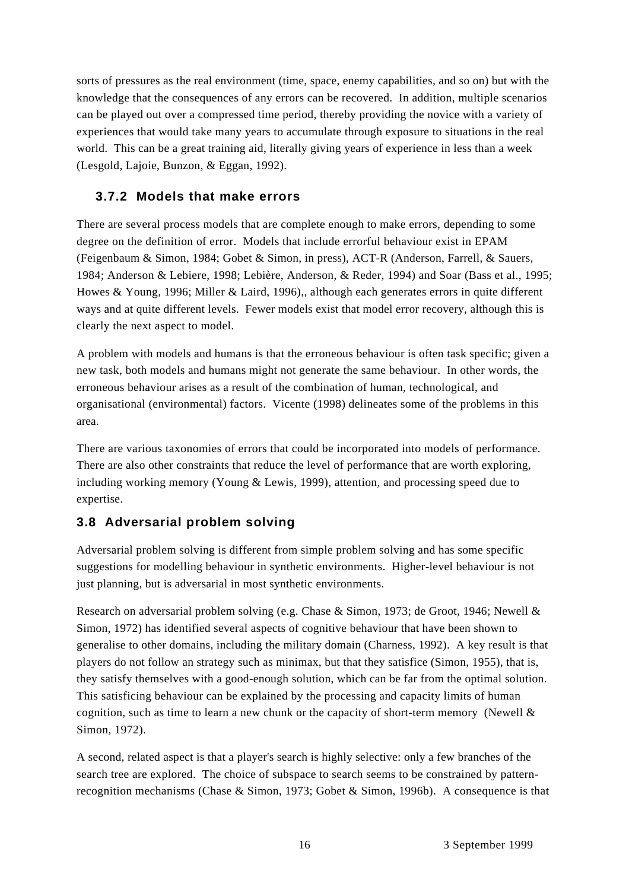sorts of pressures as the real environment (time, space, enemy capabilities, and so on) but with the knowledge that the consequences of any errors can be recovered. In addition, multiple scenarios can be played out over a compressed time period, thereby providing the novice with a variety of experiences that would take many years to accumulate through exposure to situations in the real world. This can be a great training aid, literally giving years of experience in less than a week (Lesgold, Lajoie, Bunzon, & Eggan, 1992).

### 3.7.2 Models that make errors

There are several process models that are complete enough to make errors, depending to some degree on the definition of error. Models that include errorful behaviour exist in EPAM (Feigenbaum & Simon, 1984; Gobet & Simon, in press), ACT-R (Anderson, Farrell, & Sauers, 1984; Anderson & Lebiere, 1998; Lebière, Anderson, & Reder, 1994) and Soar (Bass et al., 1995; Howes & Young, 1996; Miller & Laird, 1996),, although each generates errors in quite different ways and at quite different levels. Fewer models exist that model error recovery, although this is clearly the next aspect to model.

A problem with models and humans is that the erroneous behaviour is often task specific; given a new task, both models and humans might not generate the same behaviour. In other words, the erroneous behaviour arises as a result of the combination of human, technological, and organisational (environmental) factors. Vicente (1998) delineates some of the problems in this area.

There are various taxonomies of errors that could be incorporated into models of performance. There are also other constraints that reduce the level of performance that are worth exploring, including working memory (Young & Lewis, 1999), attention, and processing speed due to expertise.

## 3.8 Adversarial problem solving

Adversarial problem solving is different from simple problem solving and has some specific suggestions for modelling behaviour in synthetic environments. Higher-level behaviour is not just planning, but is adversarial in most synthetic environments.

Research on adversarial problem solving (e.g. Chase & Simon, 1973; de Groot, 1946; Newell & Simon, 1972) has identified several aspects of cognitive behaviour that have been shown to generalise to other domains, including the military domain (Charness, 1992). A key result is that players do not follow an strategy such as minimax, but that they satisfice (Simon, 1955), that is, they satisfy themselves with a good-enough solution, which can be far from the optimal solution. This satisficing behaviour can be explained by the processing and capacity limits of human cognition, such as time to learn a new chunk or the capacity of short-term memory (Newell & Simon, 1972).

A second, related aspect is that a player's search is highly selective: only a few branches of the search tree are explored. The choice of subspace to search seems to be constrained by pattern-recognition mechanisms (Chase & Simon, 1973; Gobet & Simon, 1996b). A consequence is that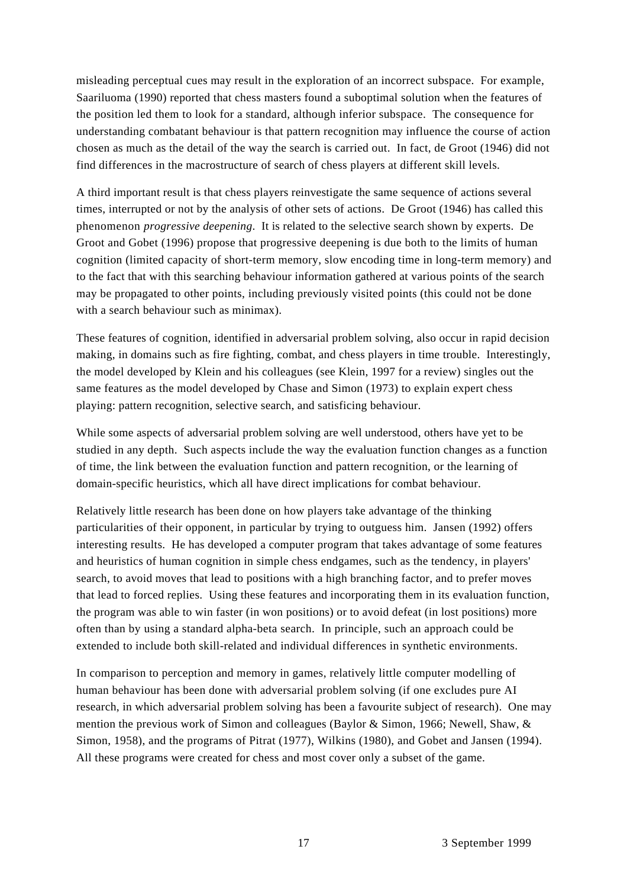misleading perceptual cues may result in the exploration of an incorrect subspace. For example, Saariluoma (1990) reported that chess masters found a suboptimal solution when the features of the position led them to look for a standard, although inferior subspace. The consequence for understanding combatant behaviour is that pattern recognition may influence the course of action chosen as much as the detail of the way the search is carried out. In fact, de Groot (1946) did not find differences in the macrostructure of search of chess players at different skill levels.

A third important result is that chess players reinvestigate the same sequence of actions several times, interrupted or not by the analysis of other sets of actions. De Groot (1946) has called this phenomenon *progressive deepening*. It is related to the selective search shown by experts. De Groot and Gobet (1996) propose that progressive deepening is due both to the limits of human cognition (limited capacity of short-term memory, slow encoding time in long-term memory) and to the fact that with this searching behaviour information gathered at various points of the search may be propagated to other points, including previously visited points (this could not be done with a search behaviour such as minimax).

These features of cognition, identified in adversarial problem solving, also occur in rapid decision making, in domains such as fire fighting, combat, and chess players in time trouble. Interestingly, the model developed by Klein and his colleagues (see Klein, 1997 for a review) singles out the same features as the model developed by Chase and Simon (1973) to explain expert chess playing: pattern recognition, selective search, and satisficing behaviour.

While some aspects of adversarial problem solving are well understood, others have yet to be studied in any depth. Such aspects include the way the evaluation function changes as a function of time, the link between the evaluation function and pattern recognition, or the learning of domain-specific heuristics, which all have direct implications for combat behaviour.

Relatively little research has been done on how players take advantage of the thinking particularities of their opponent, in particular by trying to outguess him. Jansen (1992) offers interesting results. He has developed a computer program that takes advantage of some features and heuristics of human cognition in simple chess endgames, such as the tendency, in players' search, to avoid moves that lead to positions with a high branching factor, and to prefer moves that lead to forced replies. Using these features and incorporating them in its evaluation function, the program was able to win faster (in won positions) or to avoid defeat (in lost positions) more often than by using a standard alpha-beta search. In principle, such an approach could be extended to include both skill-related and individual differences in synthetic environments.

In comparison to perception and memory in games, relatively little computer modelling of human behaviour has been done with adversarial problem solving (if one excludes pure AI research, in which adversarial problem solving has been a favourite subject of research). One may mention the previous work of Simon and colleagues (Baylor & Simon, 1966; Newell, Shaw, & Simon, 1958), and the programs of Pitrat (1977), Wilkins (1980), and Gobet and Jansen (1994). All these programs were created for chess and most cover only a subset of the game.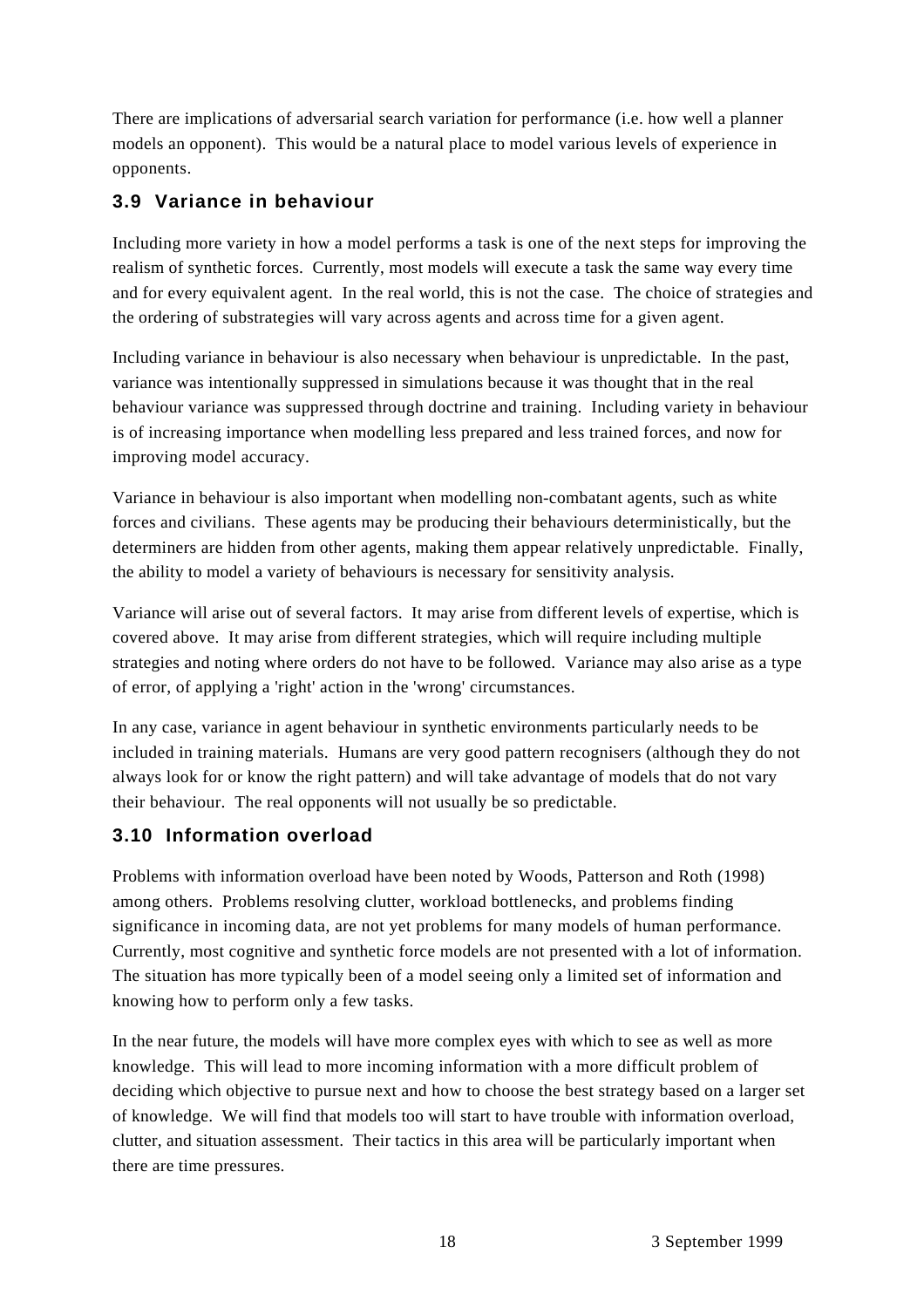There are implications of adversarial search variation for performance (i.e. how well a planner models an opponent). This would be a natural place to model various levels of experience in opponents.

### 3.9 Variance in behaviour

Including more variety in how a model performs a task is one of the next steps for improving the realism of synthetic forces. Currently, most models will execute a task the same way every time and for every equivalent agent. In the real world, this is not the case. The choice of strategies and the ordering of substrategies will vary across agents and across time for a given agent.

Including variance in behaviour is also necessary when behaviour is unpredictable. In the past, variance was intentionally suppressed in simulations because it was thought that in the real behaviour variance was suppressed through doctrine and training. Including variety in behaviour is of increasing importance when modelling less prepared and less trained forces, and now for improving model accuracy.

Variance in behaviour is also important when modelling non-combatant agents, such as white forces and civilians. These agents may be producing their behaviours deterministically, but the determiners are hidden from other agents, making them appear relatively unpredictable. Finally, the ability to model a variety of behaviours is necessary for sensitivity analysis.

Variance will arise out of several factors. It may arise from different levels of expertise, which is covered above. It may arise from different strategies, which will require including multiple strategies and noting where orders do not have to be followed. Variance may also arise as a type of error, of applying a 'right' action in the 'wrong' circumstances.

In any case, variance in agent behaviour in synthetic environments particularly needs to be included in training materials. Humans are very good pattern recognisers (although they do not always look for or know the right pattern) and will take advantage of models that do not vary their behaviour. The real opponents will not usually be so predictable.

### 3.10 Information overload

Problems with information overload have been noted by Woods, Patterson and Roth (1998) among others. Problems resolving clutter, workload bottlenecks, and problems finding significance in incoming data, are not yet problems for many models of human performance. Currently, most cognitive and synthetic force models are not presented with a lot of information. The situation has more typically been of a model seeing only a limited set of information and knowing how to perform only a few tasks.

In the near future, the models will have more complex eyes with which to see as well as more knowledge. This will lead to more incoming information with a more difficult problem of deciding which objective to pursue next and how to choose the best strategy based on a larger set of knowledge. We will find that models too will start to have trouble with information overload, clutter, and situation assessment. Their tactics in this area will be particularly important when there are time pressures.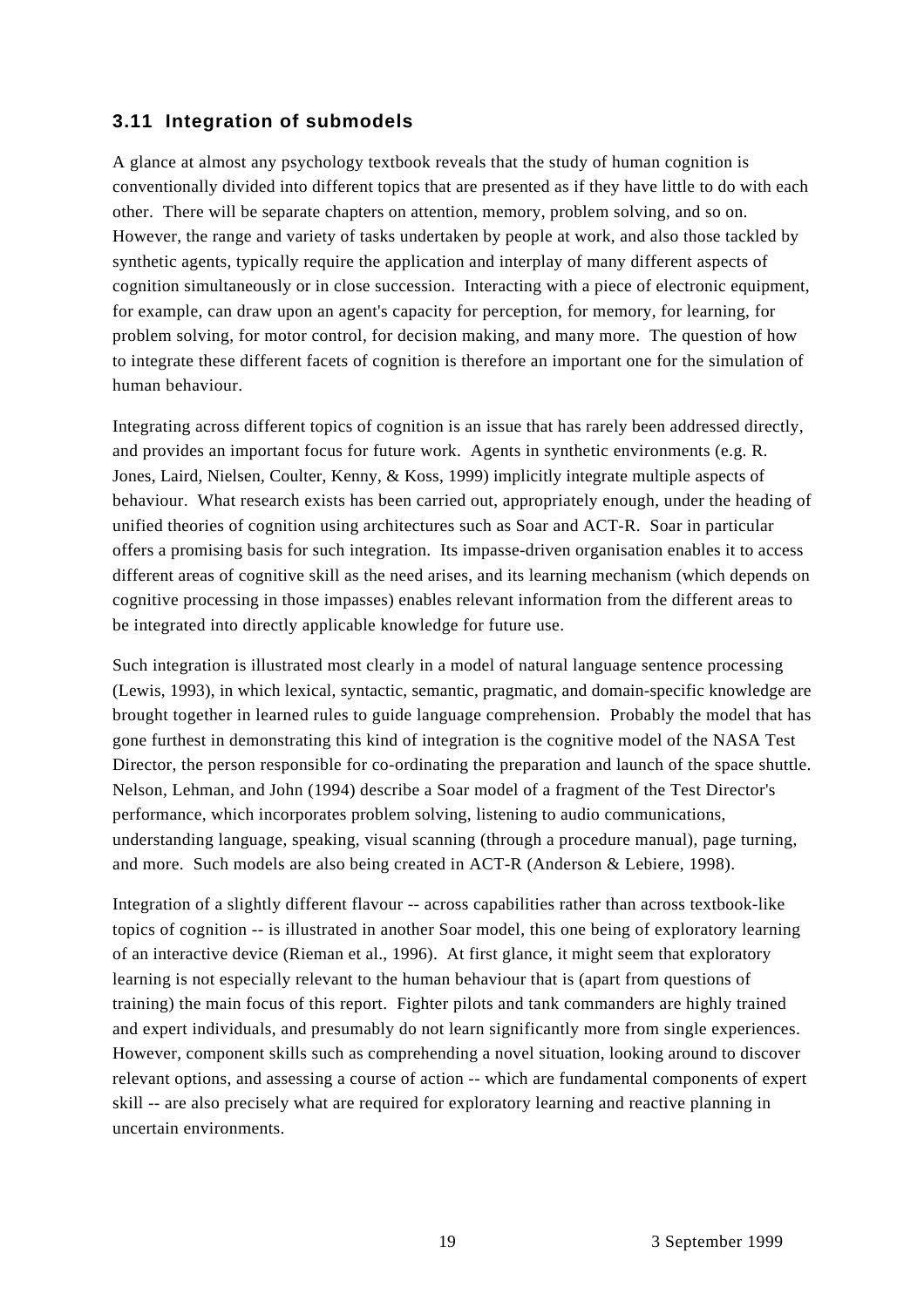### 3.11 Integration of submodels

A glance at almost any psychology textbook reveals that the study of human cognition is conventionally divided into different topics that are presented as if they have little to do with each other. There will be separate chapters on attention, memory, problem solving, and so on. However, the range and variety of tasks undertaken by people at work, and also those tackled by synthetic agents, typically require the application and interplay of many different aspects of cognition simultaneously or in close succession. Interacting with a piece of electronic equipment, for example, can draw upon an agent's capacity for perception, for memory, for learning, for problem solving, for motor control, for decision making, and many more. The question of how to integrate these different facets of cognition is therefore an important one for the simulation of human behaviour.

Integrating across different topics of cognition is an issue that has rarely been addressed directly, and provides an important focus for future work. Agents in synthetic environments (e.g. R. Jones, Laird, Nielsen, Coulter, Kenny, & Koss, 1999) implicitly integrate multiple aspects of behaviour. What research exists has been carried out, appropriately enough, under the heading of unified theories of cognition using architectures such as Soar and ACT-R. Soar in particular offers a promising basis for such integration. Its impasse-driven organisation enables it to access different areas of cognitive skill as the need arises, and its learning mechanism (which depends on cognitive processing in those impasses) enables relevant information from the different areas to be integrated into directly applicable knowledge for future use.

Such integration is illustrated most clearly in a model of natural language sentence processing (Lewis, 1993), in which lexical, syntactic, semantic, pragmatic, and domain-specific knowledge are brought together in learned rules to guide language comprehension. Probably the model that has gone furthest in demonstrating this kind of integration is the cognitive model of the NASA Test Director, the person responsible for co-ordinating the preparation and launch of the space shuttle. Nelson, Lehman, and John (1994) describe a Soar model of a fragment of the Test Director's performance, which incorporates problem solving, listening to audio communications, understanding language, speaking, visual scanning (through a procedure manual), page turning, and more. Such models are also being created in ACT-R (Anderson & Lebiere, 1998).

Integration of a slightly different flavour -- across capabilities rather than across textbook-like topics of cognition -- is illustrated in another Soar model, this one being of exploratory learning of an interactive device (Rieman et al., 1996). At first glance, it might seem that exploratory learning is not especially relevant to the human behaviour that is (apart from questions of training) the main focus of this report. Fighter pilots and tank commanders are highly trained and expert individuals, and presumably do not learn significantly more from single experiences. However, component skills such as comprehending a novel situation, looking around to discover relevant options, and assessing a course of action -- which are fundamental components of expert skill -- are also precisely what are required for exploratory learning and reactive planning in uncertain environments.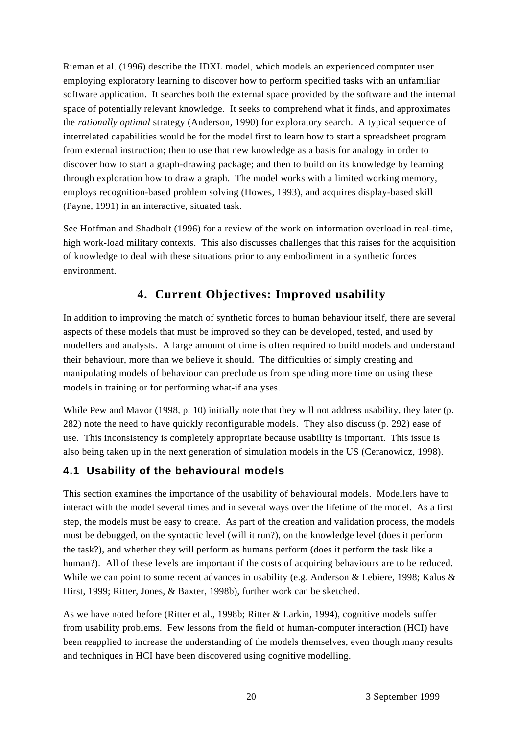Rieman et al. (1996) describe the IDXL model, which models an experienced computer user employing exploratory learning to discover how to perform specified tasks with an unfamiliar software application. It searches both the external space provided by the software and the internal space of potentially relevant knowledge. It seeks to comprehend what it finds, and approximates the *rationally optimal* strategy (Anderson, 1990) for exploratory search. A typical sequence of interrelated capabilities would be for the model first to learn how to start a spreadsheet program from external instruction; then to use that new knowledge as a basis for analogy in order to discover how to start a graph-drawing package; and then to build on its knowledge by learning through exploration how to draw a graph. The model works with a limited working memory, employs recognition-based problem solving (Howes, 1993), and acquires display-based skill (Payne, 1991) in an interactive, situated task.

See Hoffman and Shadbolt (1996) for a review of the work on information overload in real-time, high work-load military contexts. This also discusses challenges that this raises for the acquisition of knowledge to deal with these situations prior to any embodiment in a synthetic forces environment.

# 4. Current Objectives: Improved usability

In addition to improving the match of synthetic forces to human behaviour itself, there are several aspects of these models that must be improved so they can be developed, tested, and used by modellers and analysts. A large amount of time is often required to build models and understand their behaviour, more than we believe it should. The difficulties of simply creating and manipulating models of behaviour can preclude us from spending more time on using these models in training or for performing what-if analyses.

While Pew and Mavor (1998, p. 10) initially note that they will not address usability, they later (p. 282) note the need to have quickly reconfigurable models. They also discuss (p. 292) ease of use. This inconsistency is completely appropriate because usability is important. This issue is also being taken up in the next generation of simulation models in the US (Ceranowicz, 1998).

## 4.1 Usability of the behavioural models

This section examines the importance of the usability of behavioural models. Modellers have to interact with the model several times and in several ways over the lifetime of the model. As a first step, the models must be easy to create. As part of the creation and validation process, the models must be debugged, on the syntactic level (will it run?), on the knowledge level (does it perform the task?), and whether they will perform as humans perform (does it perform the task like a human?). All of these levels are important if the costs of acquiring behaviours are to be reduced. While we can point to some recent advances in usability (e.g. Anderson & Lebiere, 1998; Kalus & Hirst, 1999; Ritter, Jones, & Baxter, 1998b), further work can be sketched.

As we have noted before (Ritter et al., 1998b; Ritter & Larkin, 1994), cognitive models suffer from usability problems. Few lessons from the field of human-computer interaction (HCI) have been reapplied to increase the understanding of the models themselves, even though many results and techniques in HCI have been discovered using cognitive modelling.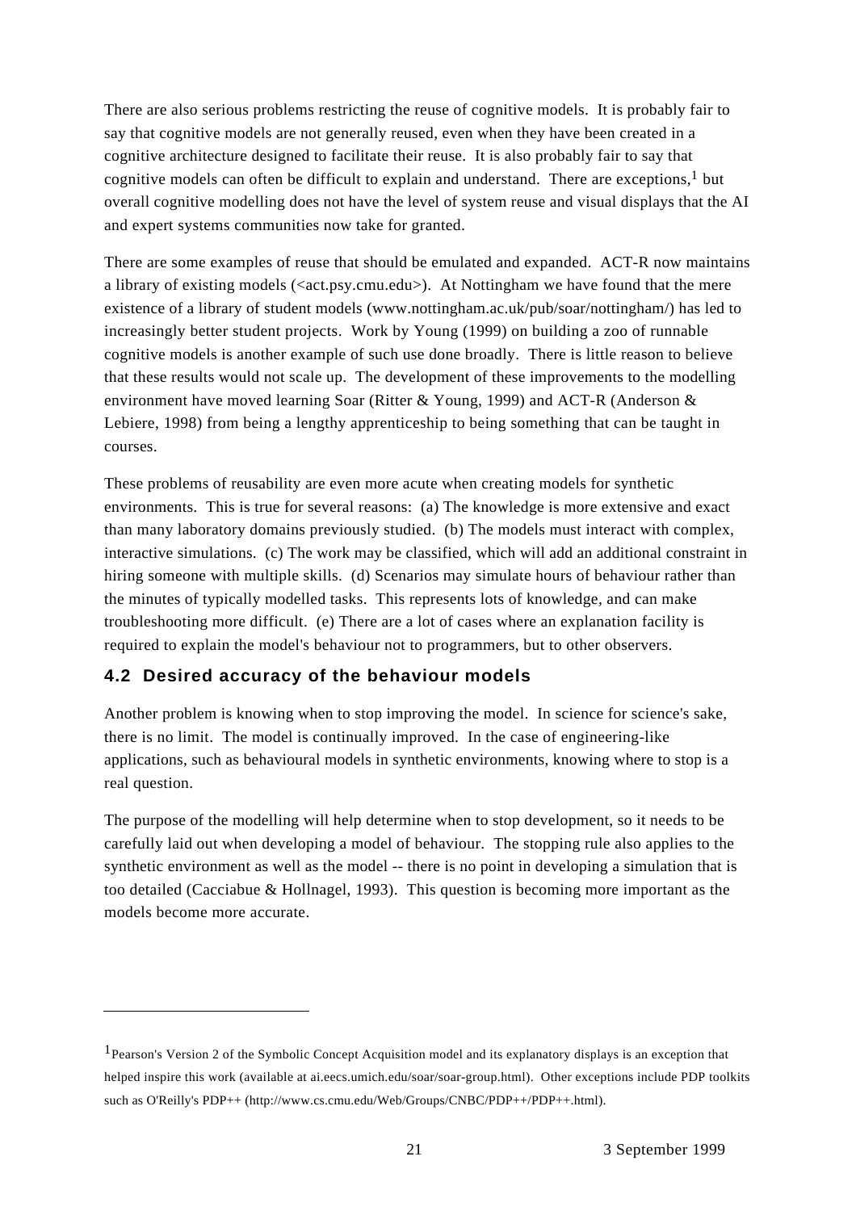There are also serious problems restricting the reuse of cognitive models. It is probably fair to say that cognitive models are not generally reused, even when they have been created in a cognitive architecture designed to facilitate their reuse. It is also probably fair to say that cognitive models can often be difficult to explain and understand. There are exceptions,[1] but overall cognitive modelling does not have the level of system reuse and visual displays that the AI and expert systems communities now take for granted.

There are some examples of reuse that should be emulated and expanded. ACT-R now maintains a library of existing models (<act.psy.cmu.edu>). At Nottingham we have found that the mere existence of a library of student models (www.nottingham.ac.uk/pub/soar/nottingham/) has led to increasingly better student projects. Work by Young (1999) on building a zoo of runnable cognitive models is another example of such use done broadly. There is little reason to believe that these results would not scale up. The development of these improvements to the modelling environment have moved learning Soar (Ritter & Young, 1999) and ACT-R (Anderson & Lebiere, 1998) from being a lengthy apprenticeship to being something that can be taught in courses.

These problems of reusability are even more acute when creating models for synthetic environments. This is true for several reasons: (a) The knowledge is more extensive and exact than many laboratory domains previously studied. (b) The models must interact with complex, interactive simulations. (c) The work may be classified, which will add an additional constraint in hiring someone with multiple skills. (d) Scenarios may simulate hours of behaviour rather than the minutes of typically modelled tasks. This represents lots of knowledge, and can make troubleshooting more difficult. (e) There are a lot of cases where an explanation facility is required to explain the model's behaviour not to programmers, but to other observers.

### 4.2 Desired accuracy of the behaviour models

Another problem is knowing when to stop improving the model. In science for science's sake, there is no limit. The model is continually improved. In the case of engineering-like applications, such as behavioural models in synthetic environments, knowing where to stop is a real question.

The purpose of the modelling will help determine when to stop development, so it needs to be carefully laid out when developing a model of behaviour. The stopping rule also applies to the synthetic environment as well as the model -- there is no point in developing a simulation that is too detailed (Cacciabue & Hollnagel, 1993). This question is becoming more important as the models become more accurate.

---

[1] Pearson's Version 2 of the Symbolic Concept Acquisition model and its explanatory displays is an exception that helped inspire this work (available at ai.eecs.umich.edu/soar/soar-group.html). Other exceptions include PDP toolkits such as O'Reilly's PDP++ (http://www.cs.cmu.edu/Web/Groups/CNBC/PDP++/PDP++.html).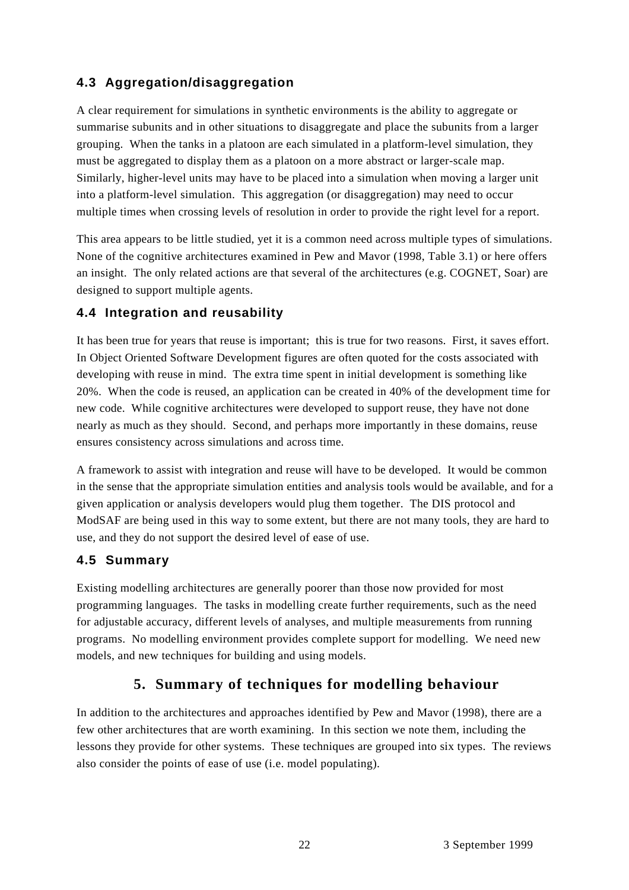### 4.3 Aggregation/disaggregation

A clear requirement for simulations in synthetic environments is the ability to aggregate or summarise subunits and in other situations to disaggregate and place the subunits from a larger grouping. When the tanks in a platoon are each simulated in a platform-level simulation, they must be aggregated to display them as a platoon on a more abstract or larger-scale map. Similarly, higher-level units may have to be placed into a simulation when moving a larger unit into a platform-level simulation. This aggregation (or disaggregation) may need to occur multiple times when crossing levels of resolution in order to provide the right level for a report.

This area appears to be little studied, yet it is a common need across multiple types of simulations. None of the cognitive architectures examined in Pew and Mavor (1998, Table 3.1) or here offers an insight. The only related actions are that several of the architectures (e.g. COGNET, Soar) are designed to support multiple agents.

### 4.4 Integration and reusability

It has been true for years that reuse is important; this is true for two reasons. First, it saves effort. In Object Oriented Software Development figures are often quoted for the costs associated with developing with reuse in mind. The extra time spent in initial development is something like 20%. When the code is reused, an application can be created in 40% of the development time for new code. While cognitive architectures were developed to support reuse, they have not done nearly as much as they should. Second, and perhaps more importantly in these domains, reuse ensures consistency across simulations and across time.

A framework to assist with integration and reuse will have to be developed. It would be common in the sense that the appropriate simulation entities and analysis tools would be available, and for a given application or analysis developers would plug them together. The DIS protocol and ModSAF are being used in this way to some extent, but there are not many tools, they are hard to use, and they do not support the desired level of ease of use.

### 4.5 Summary

Existing modelling architectures are generally poorer than those now provided for most programming languages. The tasks in modelling create further requirements, such as the need for adjustable accuracy, different levels of analyses, and multiple measurements from running programs. No modelling environment provides complete support for modelling. We need new models, and new techniques for building and using models.

## 5. Summary of techniques for modelling behaviour

In addition to the architectures and approaches identified by Pew and Mavor (1998), there are a few other architectures that are worth examining. In this section we note them, including the lessons they provide for other systems. These techniques are grouped into six types. The reviews also consider the points of ease of use (i.e. model populating).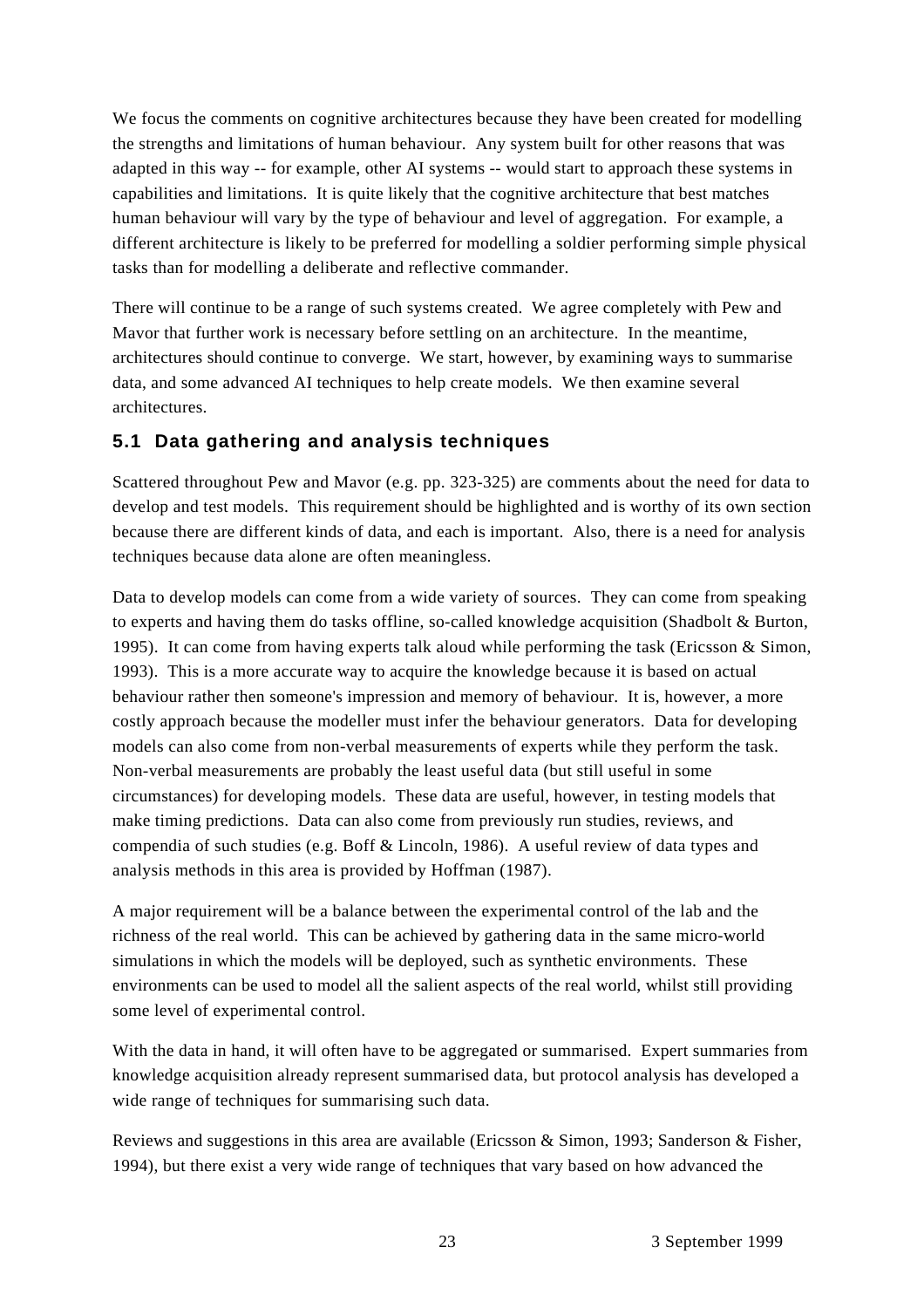We focus the comments on cognitive architectures because they have been created for modelling the strengths and limitations of human behaviour. Any system built for other reasons that was adapted in this way -- for example, other AI systems -- would start to approach these systems in capabilities and limitations. It is quite likely that the cognitive architecture that best matches human behaviour will vary by the type of behaviour and level of aggregation. For example, a different architecture is likely to be preferred for modelling a soldier performing simple physical tasks than for modelling a deliberate and reflective commander.

There will continue to be a range of such systems created. We agree completely with Pew and Mavor that further work is necessary before settling on an architecture. In the meantime, architectures should continue to converge. We start, however, by examining ways to summarise data, and some advanced AI techniques to help create models. We then examine several architectures.

## 5.1 Data gathering and analysis techniques

Scattered throughout Pew and Mavor (e.g. pp. 323-325) are comments about the need for data to develop and test models. This requirement should be highlighted and is worthy of its own section because there are different kinds of data, and each is important. Also, there is a need for analysis techniques because data alone are often meaningless.

Data to develop models can come from a wide variety of sources. They can come from speaking to experts and having them do tasks offline, so-called knowledge acquisition (Shadbolt & Burton, 1995). It can come from having experts talk aloud while performing the task (Ericsson & Simon, 1993). This is a more accurate way to acquire the knowledge because it is based on actual behaviour rather then someone's impression and memory of behaviour. It is, however, a more costly approach because the modeller must infer the behaviour generators. Data for developing models can also come from non-verbal measurements of experts while they perform the task. Non-verbal measurements are probably the least useful data (but still useful in some circumstances) for developing models. These data are useful, however, in testing models that make timing predictions. Data can also come from previously run studies, reviews, and compendia of such studies (e.g. Boff & Lincoln, 1986). A useful review of data types and analysis methods in this area is provided by Hoffman (1987).

A major requirement will be a balance between the experimental control of the lab and the richness of the real world. This can be achieved by gathering data in the same micro-world simulations in which the models will be deployed, such as synthetic environments. These environments can be used to model all the salient aspects of the real world, whilst still providing some level of experimental control.

With the data in hand, it will often have to be aggregated or summarised. Expert summaries from knowledge acquisition already represent summarised data, but protocol analysis has developed a wide range of techniques for summarising such data.

Reviews and suggestions in this area are available (Ericsson & Simon, 1993; Sanderson & Fisher, 1994), but there exist a very wide range of techniques that vary based on how advanced the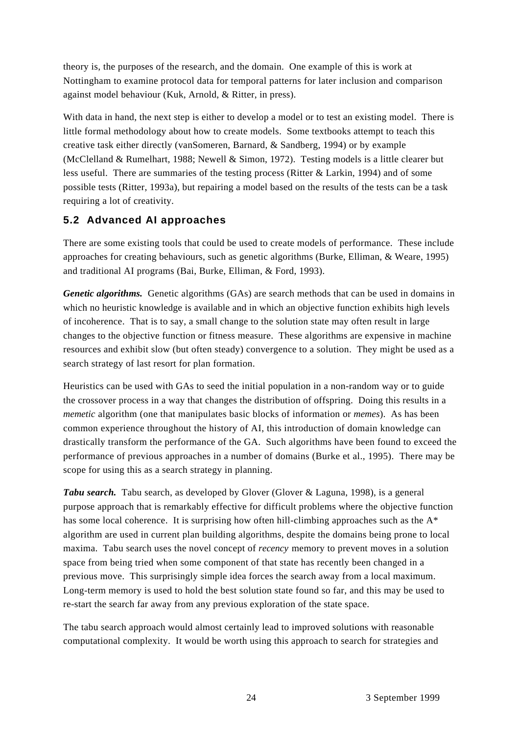theory is, the purposes of the research, and the domain. One example of this is work at Nottingham to examine protocol data for temporal patterns for later inclusion and comparison against model behaviour (Kuk, Arnold, & Ritter, in press).

With data in hand, the next step is either to develop a model or to test an existing model. There is little formal methodology about how to create models. Some textbooks attempt to teach this creative task either directly (vanSomeren, Barnard, & Sandberg, 1994) or by example (McClelland & Rumelhart, 1988; Newell & Simon, 1972). Testing models is a little clearer but less useful. There are summaries of the testing process (Ritter & Larkin, 1994) and of some possible tests (Ritter, 1993a), but repairing a model based on the results of the tests can be a task requiring a lot of creativity.

## 5.2 Advanced AI approaches

There are some existing tools that could be used to create models of performance. These include approaches for creating behaviours, such as genetic algorithms (Burke, Elliman, & Weare, 1995) and traditional AI programs (Bai, Burke, Elliman, & Ford, 1993).

***Genetic algorithms.*** Genetic algorithms (GAs) are search methods that can be used in domains in which no heuristic knowledge is available and in which an objective function exhibits high levels of incoherence. That is to say, a small change to the solution state may often result in large changes to the objective function or fitness measure. These algorithms are expensive in machine resources and exhibit slow (but often steady) convergence to a solution. They might be used as a search strategy of last resort for plan formation.

Heuristics can be used with GAs to seed the initial population in a non-random way or to guide the crossover process in a way that changes the distribution of offspring. Doing this results in a *memetic* algorithm (one that manipulates basic blocks of information or *memes*). As has been common experience throughout the history of AI, this introduction of domain knowledge can drastically transform the performance of the GA. Such algorithms have been found to exceed the performance of previous approaches in a number of domains (Burke et al., 1995). There may be scope for using this as a search strategy in planning.

***Tabu search.*** Tabu search, as developed by Glover (Glover & Laguna, 1998), is a general purpose approach that is remarkably effective for difficult problems where the objective function has some local coherence. It is surprising how often hill-climbing approaches such as the A* algorithm are used in current plan building algorithms, despite the domains being prone to local maxima. Tabu search uses the novel concept of *recency* memory to prevent moves in a solution space from being tried when some component of that state has recently been changed in a previous move. This surprisingly simple idea forces the search away from a local maximum. Long-term memory is used to hold the best solution state found so far, and this may be used to re-start the search far away from any previous exploration of the state space.

The tabu search approach would almost certainly lead to improved solutions with reasonable computational complexity. It would be worth using this approach to search for strategies and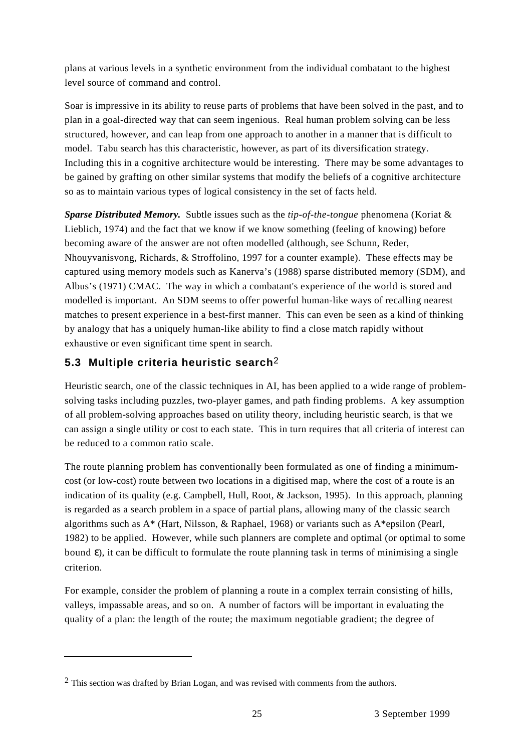plans at various levels in a synthetic environment from the individual combatant to the highest level source of command and control.

Soar is impressive in its ability to reuse parts of problems that have been solved in the past, and to plan in a goal-directed way that can seem ingenious. Real human problem solving can be less structured, however, and can leap from one approach to another in a manner that is difficult to model. Tabu search has this characteristic, however, as part of its diversification strategy. Including this in a cognitive architecture would be interesting. There may be some advantages to be gained by grafting on other similar systems that modify the beliefs of a cognitive architecture so as to maintain various types of logical consistency in the set of facts held.

***Sparse Distributed Memory.*** Subtle issues such as the *tip-of-the-tongue* phenomena (Koriat & Lieblich, 1974) and the fact that we know if we know something (feeling of knowing) before becoming aware of the answer are not often modelled (although, see Schunn, Reder, Nhouyvanisvong, Richards, & Stroffolino, 1997 for a counter example). These effects may be captured using memory models such as Kanerva's (1988) sparse distributed memory (SDM), and Albus's (1971) CMAC. The way in which a combatant's experience of the world is stored and modelled is important. An SDM seems to offer powerful human-like ways of recalling nearest matches to present experience in a best-first manner. This can even be seen as a kind of thinking by analogy that has a uniquely human-like ability to find a close match rapidly without exhaustive or even significant time spent in search.

### 5.3 Multiple criteria heuristic search[2]

Heuristic search, one of the classic techniques in AI, has been applied to a wide range of problem-solving tasks including puzzles, two-player games, and path finding problems. A key assumption of all problem-solving approaches based on utility theory, including heuristic search, is that we can assign a single utility or cost to each state. This in turn requires that all criteria of interest can be reduced to a common ratio scale.

The route planning problem has conventionally been formulated as one of finding a minimum-cost (or low-cost) route between two locations in a digitised map, where the cost of a route is an indication of its quality (e.g. Campbell, Hull, Root, & Jackson, 1995). In this approach, planning is regarded as a search problem in a space of partial plans, allowing many of the classic search algorithms such as A* (Hart, Nilsson, & Raphael, 1968) or variants such as A*epsilon (Pearl, 1982) to be applied. However, while such planners are complete and optimal (or optimal to some bound $\varepsilon$), it can be difficult to formulate the route planning task in terms of minimising a single criterion.

For example, consider the problem of planning a route in a complex terrain consisting of hills, valleys, impassable areas, and so on. A number of factors will be important in evaluating the quality of a plan: the length of the route; the maximum negotiable gradient; the degree of

---

[2] This section was drafted by Brian Logan, and was revised with comments from the authors.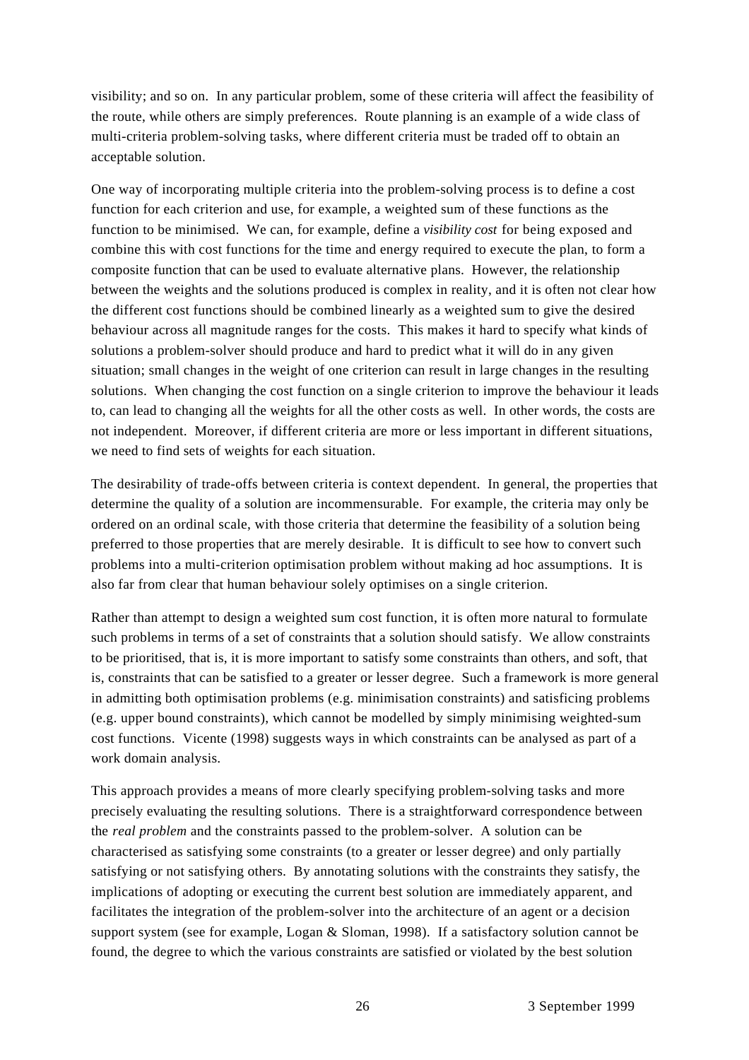visibility; and so on. In any particular problem, some of these criteria will affect the feasibility of the route, while others are simply preferences. Route planning is an example of a wide class of multi-criteria problem-solving tasks, where different criteria must be traded off to obtain an acceptable solution.

One way of incorporating multiple criteria into the problem-solving process is to define a cost function for each criterion and use, for example, a weighted sum of these functions as the function to be minimised. We can, for example, define a *visibility cost* for being exposed and combine this with cost functions for the time and energy required to execute the plan, to form a composite function that can be used to evaluate alternative plans. However, the relationship between the weights and the solutions produced is complex in reality, and it is often not clear how the different cost functions should be combined linearly as a weighted sum to give the desired behaviour across all magnitude ranges for the costs. This makes it hard to specify what kinds of solutions a problem-solver should produce and hard to predict what it will do in any given situation; small changes in the weight of one criterion can result in large changes in the resulting solutions. When changing the cost function on a single criterion to improve the behaviour it leads to, can lead to changing all the weights for all the other costs as well. In other words, the costs are not independent. Moreover, if different criteria are more or less important in different situations, we need to find sets of weights for each situation.

The desirability of trade-offs between criteria is context dependent. In general, the properties that determine the quality of a solution are incommensurable. For example, the criteria may only be ordered on an ordinal scale, with those criteria that determine the feasibility of a solution being preferred to those properties that are merely desirable. It is difficult to see how to convert such problems into a multi-criterion optimisation problem without making ad hoc assumptions. It is also far from clear that human behaviour solely optimises on a single criterion.

Rather than attempt to design a weighted sum cost function, it is often more natural to formulate such problems in terms of a set of constraints that a solution should satisfy. We allow constraints to be prioritised, that is, it is more important to satisfy some constraints than others, and soft, that is, constraints that can be satisfied to a greater or lesser degree. Such a framework is more general in admitting both optimisation problems (e.g. minimisation constraints) and satisficing problems (e.g. upper bound constraints), which cannot be modelled by simply minimising weighted-sum cost functions. Vicente (1998) suggests ways in which constraints can be analysed as part of a work domain analysis.

This approach provides a means of more clearly specifying problem-solving tasks and more precisely evaluating the resulting solutions. There is a straightforward correspondence between the *real problem* and the constraints passed to the problem-solver. A solution can be characterised as satisfying some constraints (to a greater or lesser degree) and only partially satisfying or not satisfying others. By annotating solutions with the constraints they satisfy, the implications of adopting or executing the current best solution are immediately apparent, and facilitates the integration of the problem-solver into the architecture of an agent or a decision support system (see for example, Logan & Sloman, 1998). If a satisfactory solution cannot be found, the degree to which the various constraints are satisfied or violated by the best solution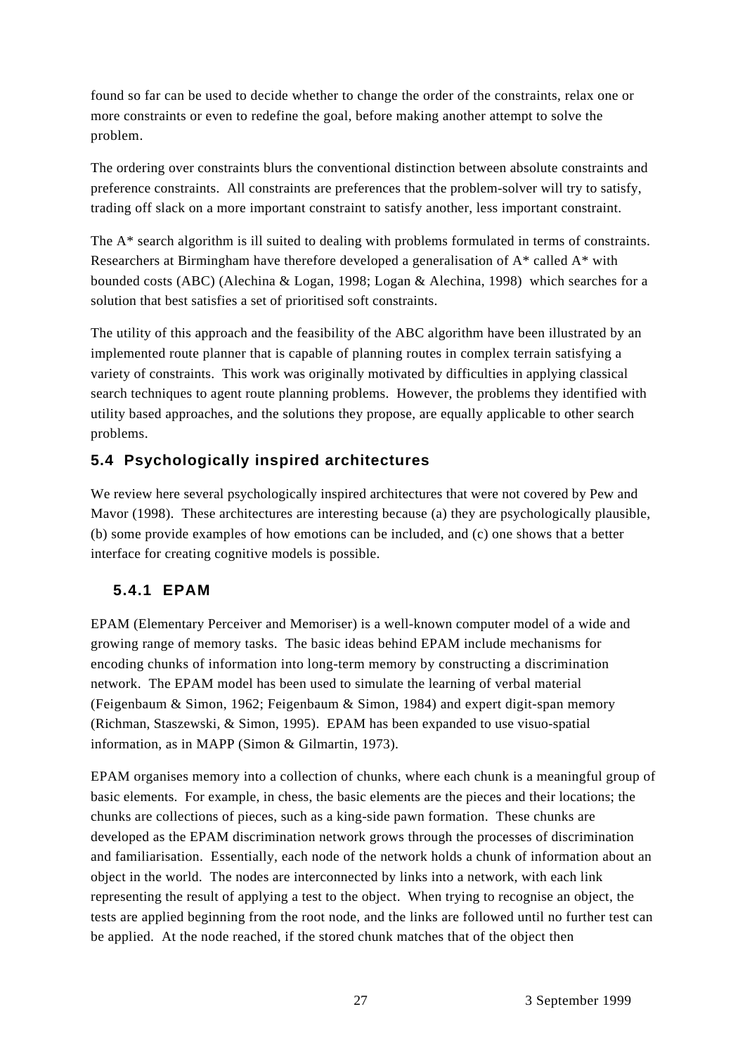found so far can be used to decide whether to change the order of the constraints, relax one or more constraints or even to redefine the goal, before making another attempt to solve the problem.

The ordering over constraints blurs the conventional distinction between absolute constraints and preference constraints. All constraints are preferences that the problem-solver will try to satisfy, trading off slack on a more important constraint to satisfy another, less important constraint.

The A* search algorithm is ill suited to dealing with problems formulated in terms of constraints. Researchers at Birmingham have therefore developed a generalisation of A* called A* with bounded costs (ABC) (Alechina & Logan, 1998; Logan & Alechina, 1998) which searches for a solution that best satisfies a set of prioritised soft constraints.

The utility of this approach and the feasibility of the ABC algorithm have been illustrated by an implemented route planner that is capable of planning routes in complex terrain satisfying a variety of constraints. This work was originally motivated by difficulties in applying classical search techniques to agent route planning problems. However, the problems they identified with utility based approaches, and the solutions they propose, are equally applicable to other search problems.

## 5.4 Psychologically inspired architectures

We review here several psychologically inspired architectures that were not covered by Pew and Mavor (1998). These architectures are interesting because (a) they are psychologically plausible, (b) some provide examples of how emotions can be included, and (c) one shows that a better interface for creating cognitive models is possible.

### 5.4.1 EPAM

EPAM (Elementary Perceiver and Memoriser) is a well-known computer model of a wide and growing range of memory tasks. The basic ideas behind EPAM include mechanisms for encoding chunks of information into long-term memory by constructing a discrimination network. The EPAM model has been used to simulate the learning of verbal material (Feigenbaum & Simon, 1962; Feigenbaum & Simon, 1984) and expert digit-span memory (Richman, Staszewski, & Simon, 1995). EPAM has been expanded to use visuo-spatial information, as in MAPP (Simon & Gilmartin, 1973).

EPAM organises memory into a collection of chunks, where each chunk is a meaningful group of basic elements. For example, in chess, the basic elements are the pieces and their locations; the chunks are collections of pieces, such as a king-side pawn formation. These chunks are developed as the EPAM discrimination network grows through the processes of discrimination and familiarisation. Essentially, each node of the network holds a chunk of information about an object in the world. The nodes are interconnected by links into a network, with each link representing the result of applying a test to the object. When trying to recognise an object, the tests are applied beginning from the root node, and the links are followed until no further test can be applied. At the node reached, if the stored chunk matches that of the object then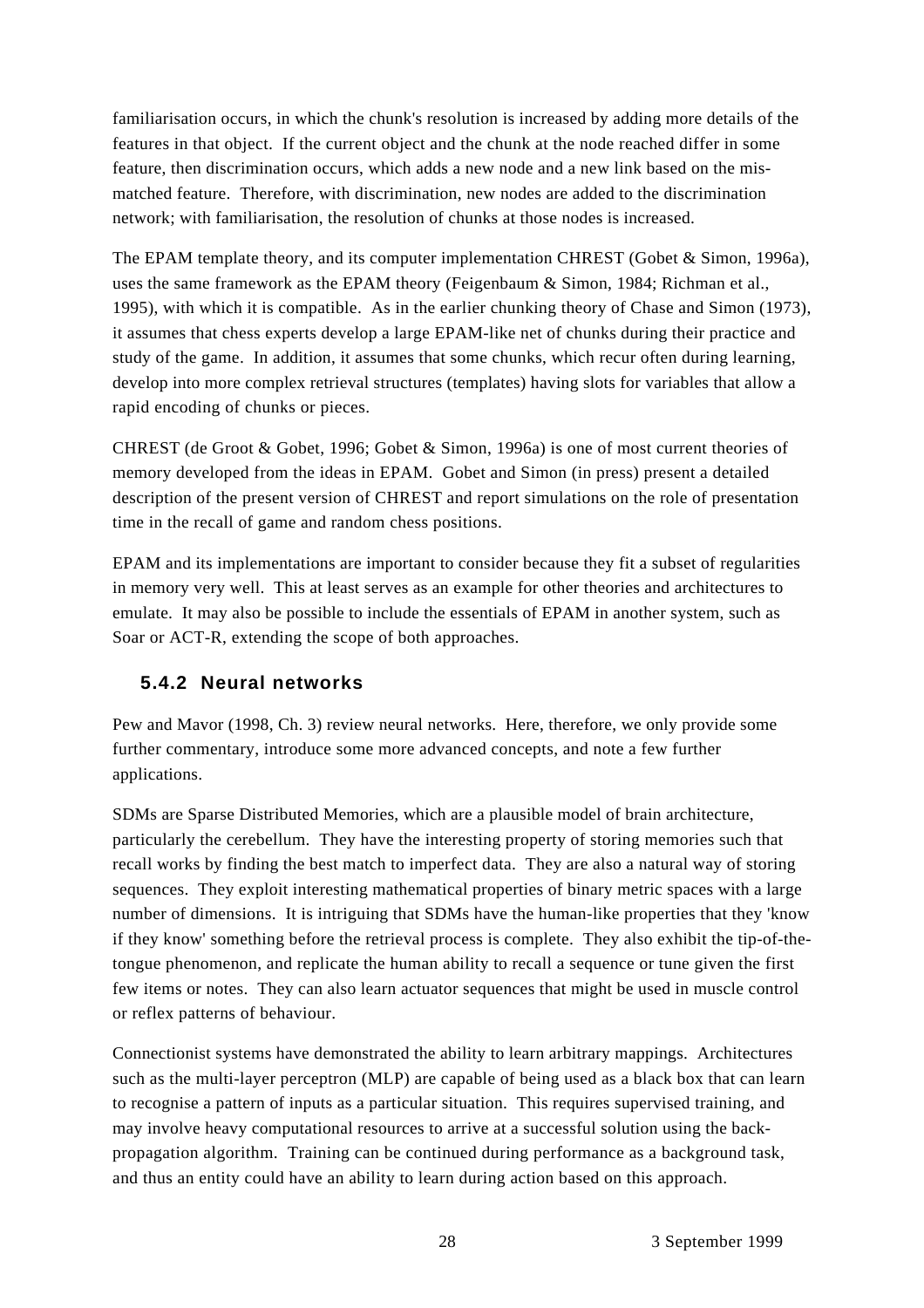familiarisation occurs, in which the chunk's resolution is increased by adding more details of the features in that object. If the current object and the chunk at the node reached differ in some feature, then discrimination occurs, which adds a new node and a new link based on the mis-matched feature. Therefore, with discrimination, new nodes are added to the discrimination network; with familiarisation, the resolution of chunks at those nodes is increased.

The EPAM template theory, and its computer implementation CHREST (Gobet & Simon, 1996a), uses the same framework as the EPAM theory (Feigenbaum & Simon, 1984; Richman et al., 1995), with which it is compatible. As in the earlier chunking theory of Chase and Simon (1973), it assumes that chess experts develop a large EPAM-like net of chunks during their practice and study of the game. In addition, it assumes that some chunks, which recur often during learning, develop into more complex retrieval structures (templates) having slots for variables that allow a rapid encoding of chunks or pieces.

CHREST (de Groot & Gobet, 1996; Gobet & Simon, 1996a) is one of most current theories of memory developed from the ideas in EPAM. Gobet and Simon (in press) present a detailed description of the present version of CHREST and report simulations on the role of presentation time in the recall of game and random chess positions.

EPAM and its implementations are important to consider because they fit a subset of regularities in memory very well. This at least serves as an example for other theories and architectures to emulate. It may also be possible to include the essentials of EPAM in another system, such as Soar or ACT-R, extending the scope of both approaches.

### 5.4.2 Neural networks

Pew and Mavor (1998, Ch. 3) review neural networks. Here, therefore, we only provide some further commentary, introduce some more advanced concepts, and note a few further applications.

SDMs are Sparse Distributed Memories, which are a plausible model of brain architecture, particularly the cerebellum. They have the interesting property of storing memories such that recall works by finding the best match to imperfect data. They are also a natural way of storing sequences. They exploit interesting mathematical properties of binary metric spaces with a large number of dimensions. It is intriguing that SDMs have the human-like properties that they 'know if they know' something before the retrieval process is complete. They also exhibit the tip-of-the-tongue phenomenon, and replicate the human ability to recall a sequence or tune given the first few items or notes. They can also learn actuator sequences that might be used in muscle control or reflex patterns of behaviour.

Connectionist systems have demonstrated the ability to learn arbitrary mappings. Architectures such as the multi-layer perceptron (MLP) are capable of being used as a black box that can learn to recognise a pattern of inputs as a particular situation. This requires supervised training, and may involve heavy computational resources to arrive at a successful solution using the back-propagation algorithm. Training can be continued during performance as a background task, and thus an entity could have an ability to learn during action based on this approach.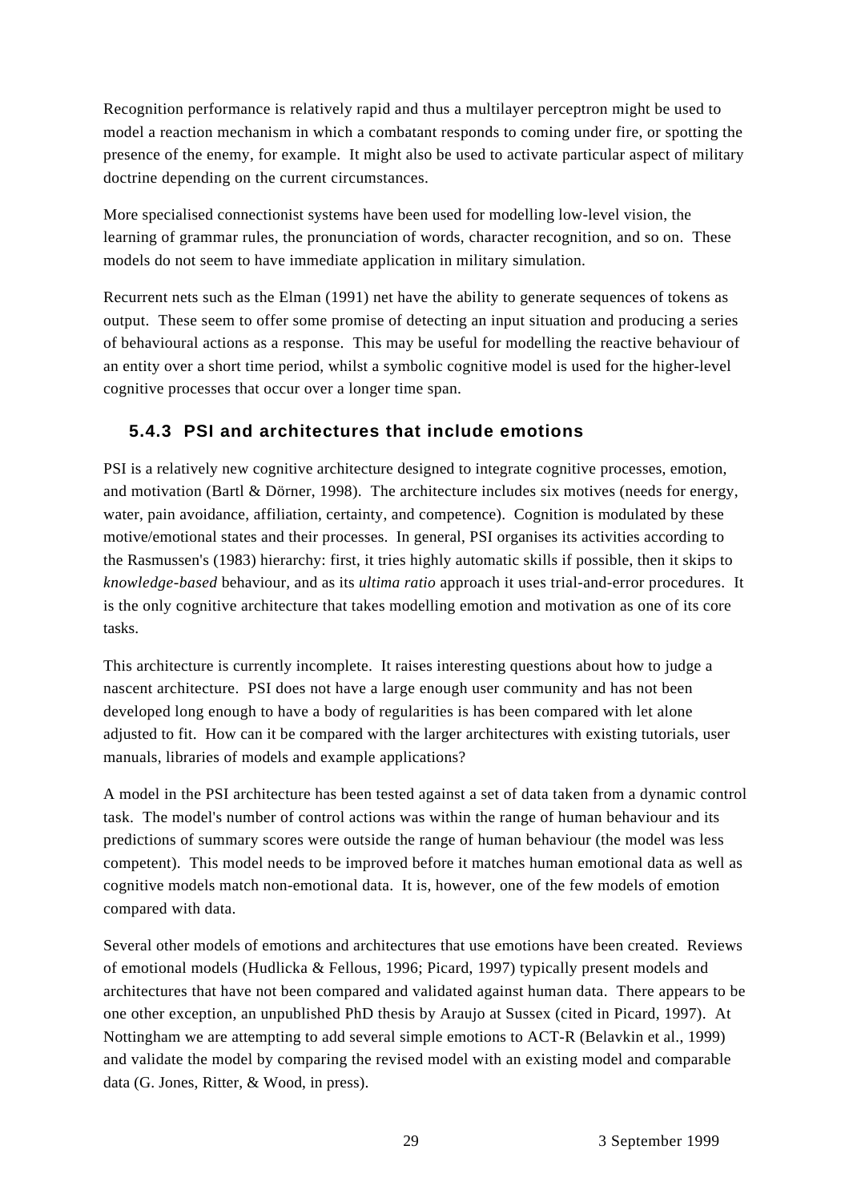Recognition performance is relatively rapid and thus a multilayer perceptron might be used to model a reaction mechanism in which a combatant responds to coming under fire, or spotting the presence of the enemy, for example. It might also be used to activate particular aspect of military doctrine depending on the current circumstances.

More specialised connectionist systems have been used for modelling low-level vision, the learning of grammar rules, the pronunciation of words, character recognition, and so on. These models do not seem to have immediate application in military simulation.

Recurrent nets such as the Elman (1991) net have the ability to generate sequences of tokens as output. These seem to offer some promise of detecting an input situation and producing a series of behavioural actions as a response. This may be useful for modelling the reactive behaviour of an entity over a short time period, whilst a symbolic cognitive model is used for the higher-level cognitive processes that occur over a longer time span.

### 5.4.3 PSI and architectures that include emotions

PSI is a relatively new cognitive architecture designed to integrate cognitive processes, emotion, and motivation (Bartl & Dörner, 1998). The architecture includes six motives (needs for energy, water, pain avoidance, affiliation, certainty, and competence). Cognition is modulated by these motive/emotional states and their processes. In general, PSI organises its activities according to the Rasmussen's (1983) hierarchy: first, it tries highly automatic skills if possible, then it skips to *knowledge-based* behaviour, and as its *ultima ratio* approach it uses trial-and-error procedures. It is the only cognitive architecture that takes modelling emotion and motivation as one of its core tasks.

This architecture is currently incomplete. It raises interesting questions about how to judge a nascent architecture. PSI does not have a large enough user community and has not been developed long enough to have a body of regularities is has been compared with let alone adjusted to fit. How can it be compared with the larger architectures with existing tutorials, user manuals, libraries of models and example applications?

A model in the PSI architecture has been tested against a set of data taken from a dynamic control task. The model's number of control actions was within the range of human behaviour and its predictions of summary scores were outside the range of human behaviour (the model was less competent). This model needs to be improved before it matches human emotional data as well as cognitive models match non-emotional data. It is, however, one of the few models of emotion compared with data.

Several other models of emotions and architectures that use emotions have been created. Reviews of emotional models (Hudlicka & Fellous, 1996; Picard, 1997) typically present models and architectures that have not been compared and validated against human data. There appears to be one other exception, an unpublished PhD thesis by Araujo at Sussex (cited in Picard, 1997). At Nottingham we are attempting to add several simple emotions to ACT-R (Belavkin et al., 1999) and validate the model by comparing the revised model with an existing model and comparable data (G. Jones, Ritter, & Wood, in press).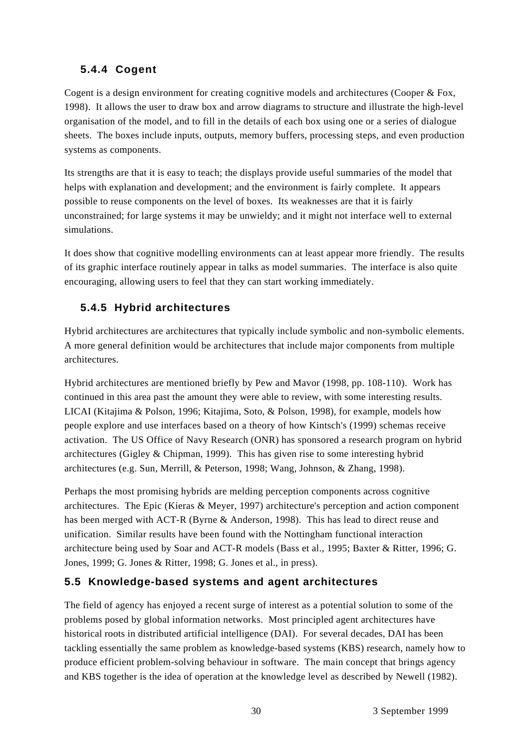### 5.4.4 Cogent

Cogent is a design environment for creating cognitive models and architectures (Cooper & Fox, 1998). It allows the user to draw box and arrow diagrams to structure and illustrate the high-level organisation of the model, and to fill in the details of each box using one or a series of dialogue sheets. The boxes include inputs, outputs, memory buffers, processing steps, and even production systems as components.

Its strengths are that it is easy to teach; the displays provide useful summaries of the model that helps with explanation and development; and the environment is fairly complete. It appears possible to reuse components on the level of boxes. Its weaknesses are that it is fairly unconstrained; for large systems it may be unwieldy; and it might not interface well to external simulations.

It does show that cognitive modelling environments can at least appear more friendly. The results of its graphic interface routinely appear in talks as model summaries. The interface is also quite encouraging, allowing users to feel that they can start working immediately.

### 5.4.5 Hybrid architectures

Hybrid architectures are architectures that typically include symbolic and non-symbolic elements. A more general definition would be architectures that include major components from multiple architectures.

Hybrid architectures are mentioned briefly by Pew and Mavor (1998, pp. 108-110). Work has continued in this area past the amount they were able to review, with some interesting results. LICAI (Kitajima & Polson, 1996; Kitajima, Soto, & Polson, 1998), for example, models how people explore and use interfaces based on a theory of how Kintsch's (1999) schemas receive activation. The US Office of Navy Research (ONR) has sponsored a research program on hybrid architectures (Gigley & Chipman, 1999). This has given rise to some interesting hybrid architectures (e.g. Sun, Merrill, & Peterson, 1998; Wang, Johnson, & Zhang, 1998).

Perhaps the most promising hybrids are melding perception components across cognitive architectures. The Epic (Kieras & Meyer, 1997) architecture's perception and action component has been merged with ACT-R (Byrne & Anderson, 1998). This has lead to direct reuse and unification. Similar results have been found with the Nottingham functional interaction architecture being used by Soar and ACT-R models (Bass et al., 1995; Baxter & Ritter, 1996; G. Jones, 1999; G. Jones & Ritter, 1998; G. Jones et al., in press).

## 5.5 Knowledge-based systems and agent architectures

The field of agency has enjoyed a recent surge of interest as a potential solution to some of the problems posed by global information networks. Most principled agent architectures have historical roots in distributed artificial intelligence (DAI). For several decades, DAI has been tackling essentially the same problem as knowledge-based systems (KBS) research, namely how to produce efficient problem-solving behaviour in software. The main concept that brings agency and KBS together is the idea of operation at the knowledge level as described by Newell (1982).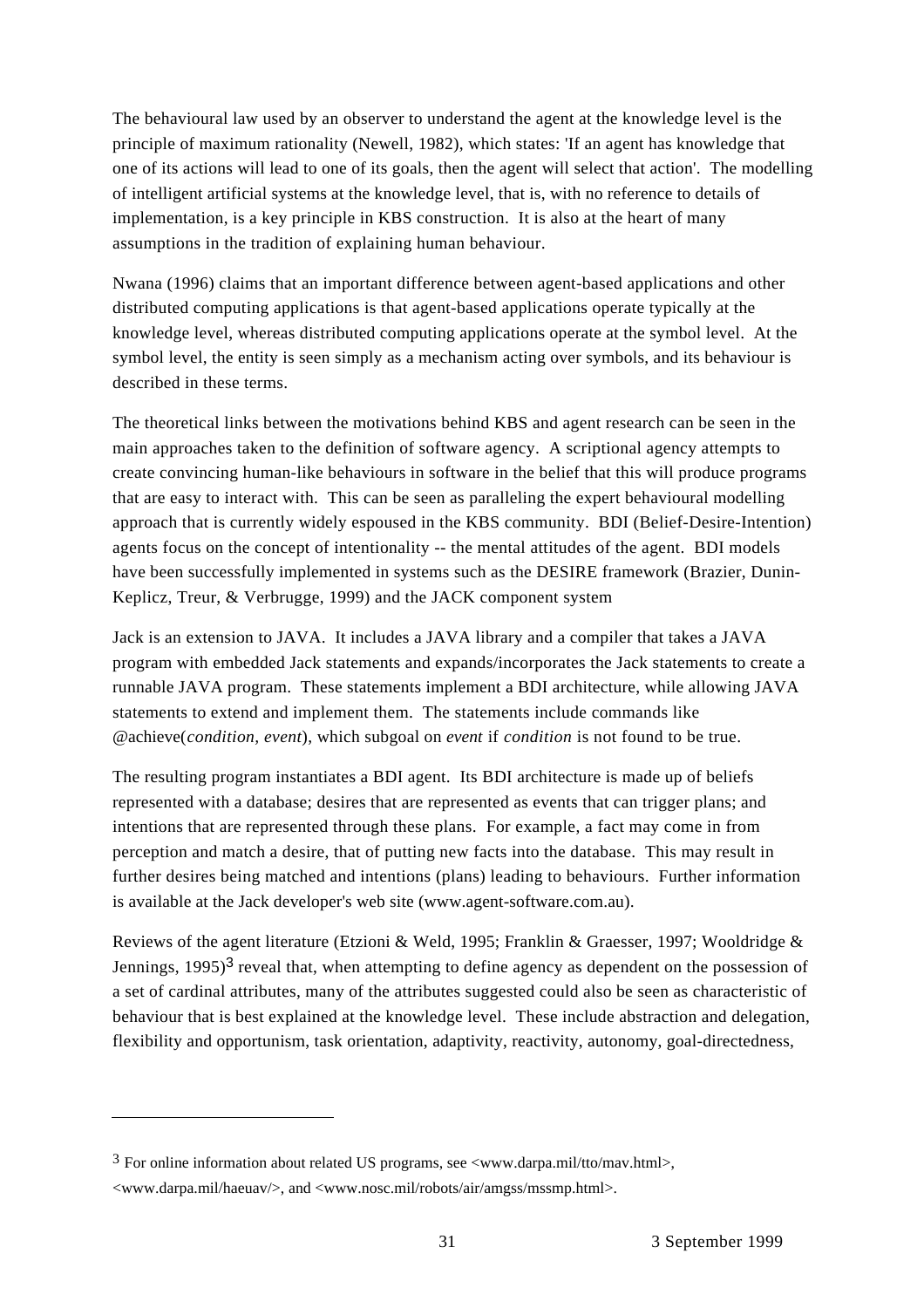The behavioural law used by an observer to understand the agent at the knowledge level is the principle of maximum rationality (Newell, 1982), which states: 'If an agent has knowledge that one of its actions will lead to one of its goals, then the agent will select that action'. The modelling of intelligent artificial systems at the knowledge level, that is, with no reference to details of implementation, is a key principle in KBS construction. It is also at the heart of many assumptions in the tradition of explaining human behaviour.

Nwana (1996) claims that an important difference between agent-based applications and other distributed computing applications is that agent-based applications operate typically at the knowledge level, whereas distributed computing applications operate at the symbol level. At the symbol level, the entity is seen simply as a mechanism acting over symbols, and its behaviour is described in these terms.

The theoretical links between the motivations behind KBS and agent research can be seen in the main approaches taken to the definition of software agency. A scriptional agency attempts to create convincing human-like behaviours in software in the belief that this will produce programs that are easy to interact with. This can be seen as paralleling the expert behavioural modelling approach that is currently widely espoused in the KBS community. BDI (Belief-Desire-Intention) agents focus on the concept of intentionality -- the mental attitudes of the agent. BDI models have been successfully implemented in systems such as the DESIRE framework (Brazier, Dunin-Keplicz, Treur, & Verbrugge, 1999) and the JACK component system

Jack is an extension to JAVA. It includes a JAVA library and a compiler that takes a JAVA program with embedded Jack statements and expands/incorporates the Jack statements to create a runnable JAVA program. These statements implement a BDI architecture, while allowing JAVA statements to extend and implement them. The statements include commands like @achieve(*condition*, *event*), which subgoal on *event* if *condition* is not found to be true.

The resulting program instantiates a BDI agent. Its BDI architecture is made up of beliefs represented with a database; desires that are represented as events that can trigger plans; and intentions that are represented through these plans. For example, a fact may come in from perception and match a desire, that of putting new facts into the database. This may result in further desires being matched and intentions (plans) leading to behaviours. Further information is available at the Jack developer's web site (www.agent-software.com.au).

Reviews of the agent literature (Etzioni & Weld, 1995; Franklin & Graesser, 1997; Wooldridge & Jennings, 1995)[3] reveal that, when attempting to define agency as dependent on the possession of a set of cardinal attributes, many of the attributes suggested could also be seen as characteristic of behaviour that is best explained at the knowledge level. These include abstraction and delegation, flexibility and opportunism, task orientation, adaptivity, reactivity, autonomy, goal-directedness,

---

[3] For online information about related US programs, see <www.darpa.mil/tto/mav.html>, <www.darpa.mil/haeuav/>, and <www.nosc.mil/robots/air/amgss/mssmp.html>.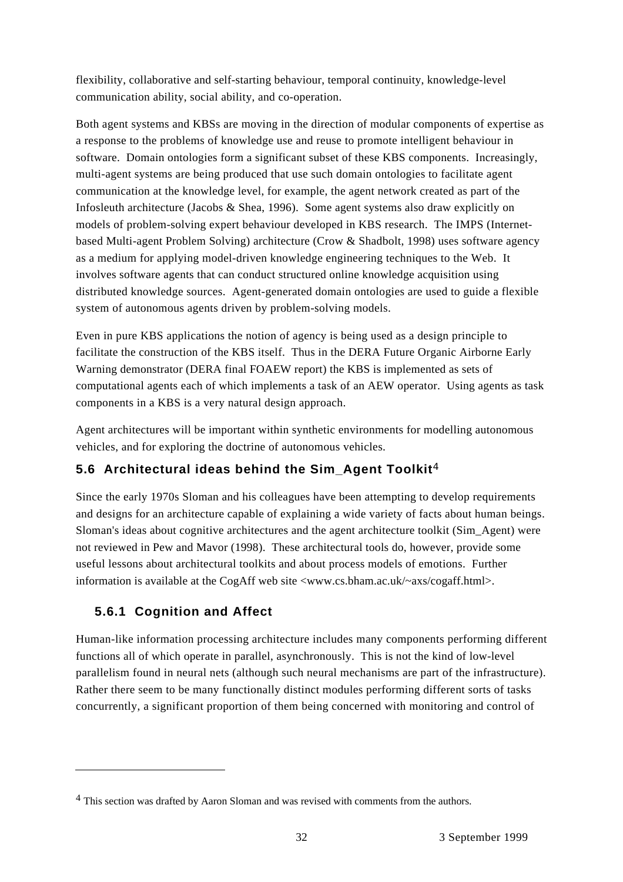flexibility, collaborative and self-starting behaviour, temporal continuity, knowledge-level communication ability, social ability, and co-operation.

Both agent systems and KBSs are moving in the direction of modular components of expertise as a response to the problems of knowledge use and reuse to promote intelligent behaviour in software. Domain ontologies form a significant subset of these KBS components. Increasingly, multi-agent systems are being produced that use such domain ontologies to facilitate agent communication at the knowledge level, for example, the agent network created as part of the Infosleuth architecture (Jacobs & Shea, 1996). Some agent systems also draw explicitly on models of problem-solving expert behaviour developed in KBS research. The IMPS (Internet-based Multi-agent Problem Solving) architecture (Crow & Shadbolt, 1998) uses software agency as a medium for applying model-driven knowledge engineering techniques to the Web. It involves software agents that can conduct structured online knowledge acquisition using distributed knowledge sources. Agent-generated domain ontologies are used to guide a flexible system of autonomous agents driven by problem-solving models.

Even in pure KBS applications the notion of agency is being used as a design principle to facilitate the construction of the KBS itself. Thus in the DERA Future Organic Airborne Early Warning demonstrator (DERA final FOAEW report) the KBS is implemented as sets of computational agents each of which implements a task of an AEW operator. Using agents as task components in a KBS is a very natural design approach.

Agent architectures will be important within synthetic environments for modelling autonomous vehicles, and for exploring the doctrine of autonomous vehicles.

## 5.6 Architectural ideas behind the Sim_Agent Toolkit[4]

Since the early 1970s Sloman and his colleagues have been attempting to develop requirements and designs for an architecture capable of explaining a wide variety of facts about human beings. Sloman's ideas about cognitive architectures and the agent architecture toolkit (Sim_Agent) were not reviewed in Pew and Mavor (1998). These architectural tools do, however, provide some useful lessons about architectural toolkits and about process models of emotions. Further information is available at the CogAff web site <www.cs.bham.ac.uk/~axs/cogaff.html>.

### 5.6.1 Cognition and Affect

Human-like information processing architecture includes many components performing different functions all of which operate in parallel, asynchronously. This is not the kind of low-level parallelism found in neural nets (although such neural mechanisms are part of the infrastructure). Rather there seem to be many functionally distinct modules performing different sorts of tasks concurrently, a significant proportion of them being concerned with monitoring and control of

---

[4] This section was drafted by Aaron Sloman and was revised with comments from the authors.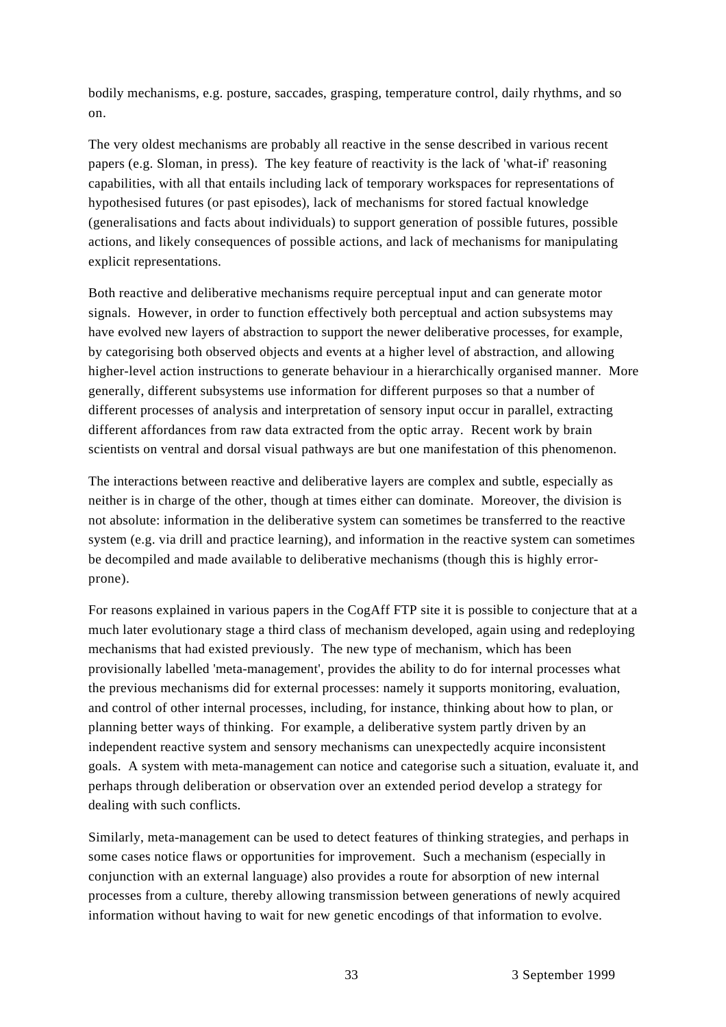bodily mechanisms, e.g. posture, saccades, grasping, temperature control, daily rhythms, and so on.

The very oldest mechanisms are probably all reactive in the sense described in various recent papers (e.g. Sloman, in press). The key feature of reactivity is the lack of 'what-if' reasoning capabilities, with all that entails including lack of temporary workspaces for representations of hypothesised futures (or past episodes), lack of mechanisms for stored factual knowledge (generalisations and facts about individuals) to support generation of possible futures, possible actions, and likely consequences of possible actions, and lack of mechanisms for manipulating explicit representations.

Both reactive and deliberative mechanisms require perceptual input and can generate motor signals. However, in order to function effectively both perceptual and action subsystems may have evolved new layers of abstraction to support the newer deliberative processes, for example, by categorising both observed objects and events at a higher level of abstraction, and allowing higher-level action instructions to generate behaviour in a hierarchically organised manner. More generally, different subsystems use information for different purposes so that a number of different processes of analysis and interpretation of sensory input occur in parallel, extracting different affordances from raw data extracted from the optic array. Recent work by brain scientists on ventral and dorsal visual pathways are but one manifestation of this phenomenon.

The interactions between reactive and deliberative layers are complex and subtle, especially as neither is in charge of the other, though at times either can dominate. Moreover, the division is not absolute: information in the deliberative system can sometimes be transferred to the reactive system (e.g. via drill and practice learning), and information in the reactive system can sometimes be decompiled and made available to deliberative mechanisms (though this is highly error-prone).

For reasons explained in various papers in the CogAff FTP site it is possible to conjecture that at a much later evolutionary stage a third class of mechanism developed, again using and redeploying mechanisms that had existed previously. The new type of mechanism, which has been provisionally labelled 'meta-management', provides the ability to do for internal processes what the previous mechanisms did for external processes: namely it supports monitoring, evaluation, and control of other internal processes, including, for instance, thinking about how to plan, or planning better ways of thinking. For example, a deliberative system partly driven by an independent reactive system and sensory mechanisms can unexpectedly acquire inconsistent goals. A system with meta-management can notice and categorise such a situation, evaluate it, and perhaps through deliberation or observation over an extended period develop a strategy for dealing with such conflicts.

Similarly, meta-management can be used to detect features of thinking strategies, and perhaps in some cases notice flaws or opportunities for improvement. Such a mechanism (especially in conjunction with an external language) also provides a route for absorption of new internal processes from a culture, thereby allowing transmission between generations of newly acquired information without having to wait for new genetic encodings of that information to evolve.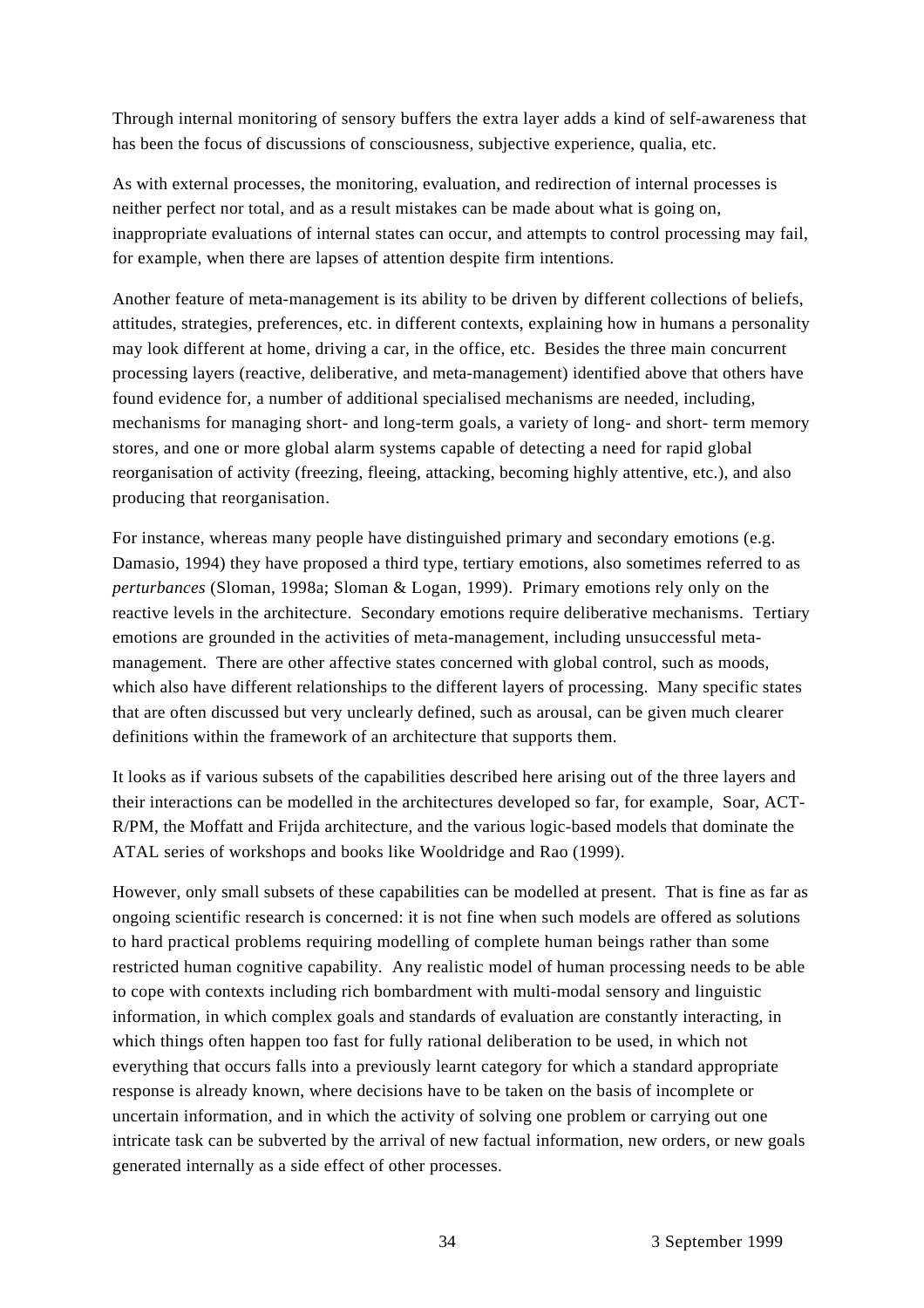Through internal monitoring of sensory buffers the extra layer adds a kind of self-awareness that has been the focus of discussions of consciousness, subjective experience, qualia, etc.

As with external processes, the monitoring, evaluation, and redirection of internal processes is neither perfect nor total, and as a result mistakes can be made about what is going on, inappropriate evaluations of internal states can occur, and attempts to control processing may fail, for example, when there are lapses of attention despite firm intentions.

Another feature of meta-management is its ability to be driven by different collections of beliefs, attitudes, strategies, preferences, etc. in different contexts, explaining how in humans a personality may look different at home, driving a car, in the office, etc. Besides the three main concurrent processing layers (reactive, deliberative, and meta-management) identified above that others have found evidence for, a number of additional specialised mechanisms are needed, including, mechanisms for managing short- and long-term goals, a variety of long- and short- term memory stores, and one or more global alarm systems capable of detecting a need for rapid global reorganisation of activity (freezing, fleeing, attacking, becoming highly attentive, etc.), and also producing that reorganisation.

For instance, whereas many people have distinguished primary and secondary emotions (e.g. Damasio, 1994) they have proposed a third type, tertiary emotions, also sometimes referred to as *perturbances* (Sloman, 1998a; Sloman & Logan, 1999). Primary emotions rely only on the reactive levels in the architecture. Secondary emotions require deliberative mechanisms. Tertiary emotions are grounded in the activities of meta-management, including unsuccessful meta-management. There are other affective states concerned with global control, such as moods, which also have different relationships to the different layers of processing. Many specific states that are often discussed but very unclearly defined, such as arousal, can be given much clearer definitions within the framework of an architecture that supports them.

It looks as if various subsets of the capabilities described here arising out of the three layers and their interactions can be modelled in the architectures developed so far, for example, Soar, ACT-R/PM, the Moffatt and Frijda architecture, and the various logic-based models that dominate the ATAL series of workshops and books like Wooldridge and Rao (1999).

However, only small subsets of these capabilities can be modelled at present. That is fine as far as ongoing scientific research is concerned: it is not fine when such models are offered as solutions to hard practical problems requiring modelling of complete human beings rather than some restricted human cognitive capability. Any realistic model of human processing needs to be able to cope with contexts including rich bombardment with multi-modal sensory and linguistic information, in which complex goals and standards of evaluation are constantly interacting, in which things often happen too fast for fully rational deliberation to be used, in which not everything that occurs falls into a previously learnt category for which a standard appropriate response is already known, where decisions have to be taken on the basis of incomplete or uncertain information, and in which the activity of solving one problem or carrying out one intricate task can be subverted by the arrival of new factual information, new orders, or new goals generated internally as a side effect of other processes.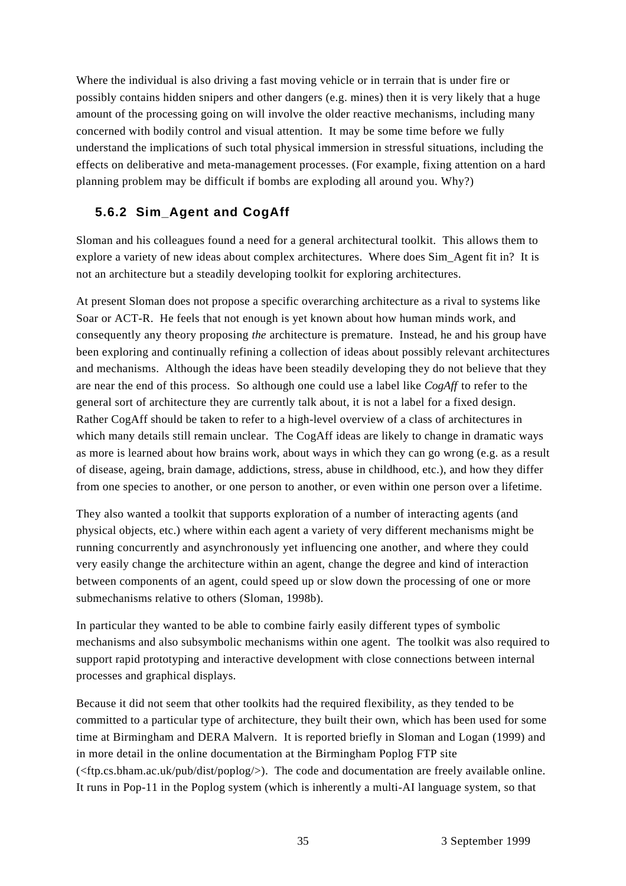Where the individual is also driving a fast moving vehicle or in terrain that is under fire or possibly contains hidden snipers and other dangers (e.g. mines) then it is very likely that a huge amount of the processing going on will involve the older reactive mechanisms, including many concerned with bodily control and visual attention. It may be some time before we fully understand the implications of such total physical immersion in stressful situations, including the effects on deliberative and meta-management processes. (For example, fixing attention on a hard planning problem may be difficult if bombs are exploding all around you. Why?)

### 5.6.2 Sim_Agent and CogAff

Sloman and his colleagues found a need for a general architectural toolkit. This allows them to explore a variety of new ideas about complex architectures. Where does Sim_Agent fit in? It is not an architecture but a steadily developing toolkit for exploring architectures.

At present Sloman does not propose a specific overarching architecture as a rival to systems like Soar or ACT-R. He feels that not enough is yet known about how human minds work, and consequently any theory proposing *the* architecture is premature. Instead, he and his group have been exploring and continually refining a collection of ideas about possibly relevant architectures and mechanisms. Although the ideas have been steadily developing they do not believe that they are near the end of this process. So although one could use a label like *CogAff* to refer to the general sort of architecture they are currently talk about, it is not a label for a fixed design. Rather CogAff should be taken to refer to a high-level overview of a class of architectures in which many details still remain unclear. The CogAff ideas are likely to change in dramatic ways as more is learned about how brains work, about ways in which they can go wrong (e.g. as a result of disease, ageing, brain damage, addictions, stress, abuse in childhood, etc.), and how they differ from one species to another, or one person to another, or even within one person over a lifetime.

They also wanted a toolkit that supports exploration of a number of interacting agents (and physical objects, etc.) where within each agent a variety of very different mechanisms might be running concurrently and asynchronously yet influencing one another, and where they could very easily change the architecture within an agent, change the degree and kind of interaction between components of an agent, could speed up or slow down the processing of one or more submechanisms relative to others (Sloman, 1998b).

In particular they wanted to be able to combine fairly easily different types of symbolic mechanisms and also subsymbolic mechanisms within one agent. The toolkit was also required to support rapid prototyping and interactive development with close connections between internal processes and graphical displays.

Because it did not seem that other toolkits had the required flexibility, as they tended to be committed to a particular type of architecture, they built their own, which has been used for some time at Birmingham and DERA Malvern. It is reported briefly in Sloman and Logan (1999) and in more detail in the online documentation at the Birmingham Poplog FTP site (<ftp.cs.bham.ac.uk/pub/dist/poplog/>). The code and documentation are freely available online. It runs in Pop-11 in the Poplog system (which is inherently a multi-AI language system, so that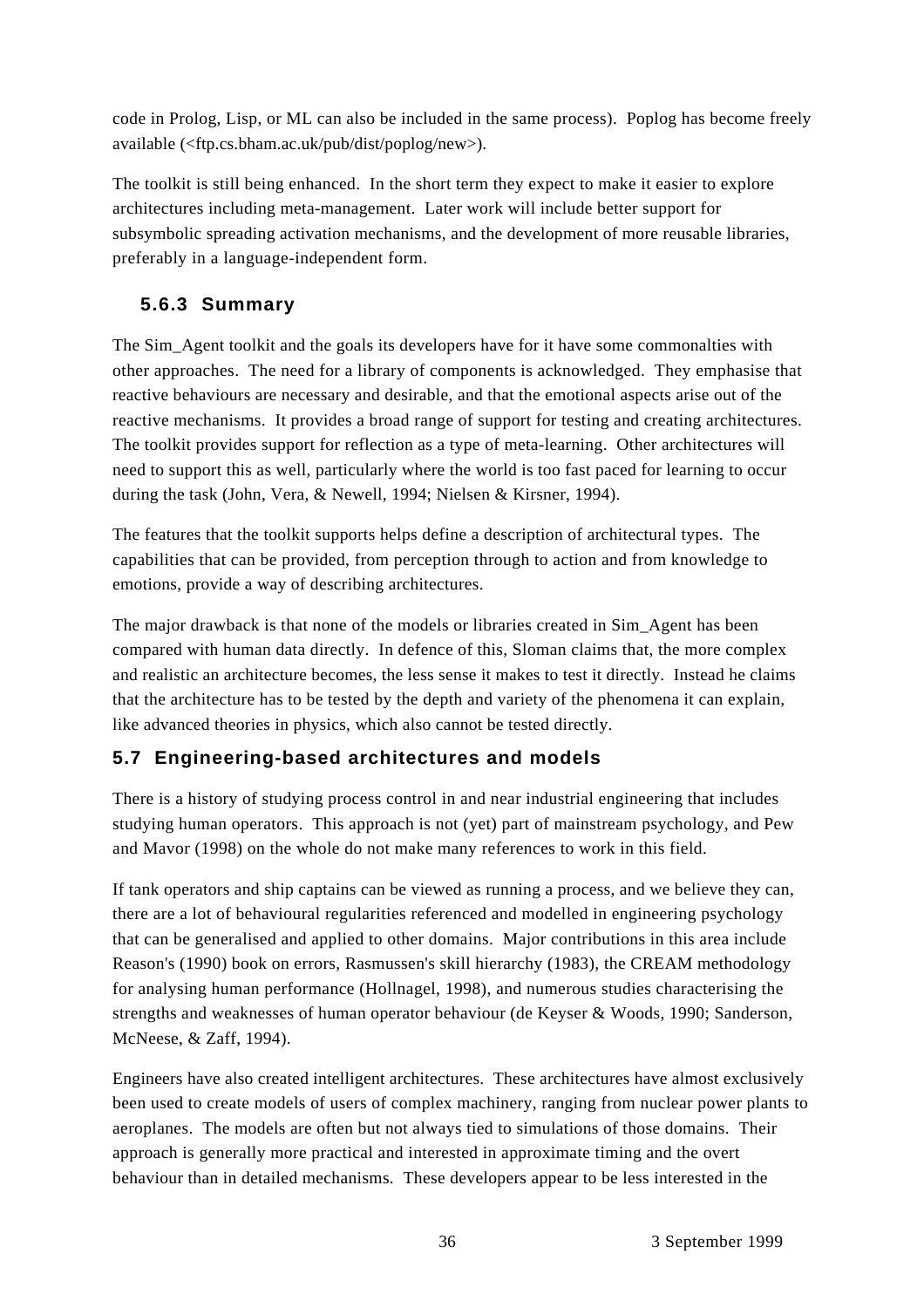code in Prolog, Lisp, or ML can also be included in the same process). Poplog has become freely available (<ftp.cs.bham.ac.uk/pub/dist/poplog/new>).

The toolkit is still being enhanced. In the short term they expect to make it easier to explore architectures including meta-management. Later work will include better support for subsymbolic spreading activation mechanisms, and the development of more reusable libraries, preferably in a language-independent form.

### 5.6.3 Summary

The Sim_Agent toolkit and the goals its developers have for it have some commonalties with other approaches. The need for a library of components is acknowledged. They emphasise that reactive behaviours are necessary and desirable, and that the emotional aspects arise out of the reactive mechanisms. It provides a broad range of support for testing and creating architectures. The toolkit provides support for reflection as a type of meta-learning. Other architectures will need to support this as well, particularly where the world is too fast paced for learning to occur during the task (John, Vera, & Newell, 1994; Nielsen & Kirsner, 1994).

The features that the toolkit supports helps define a description of architectural types. The capabilities that can be provided, from perception through to action and from knowledge to emotions, provide a way of describing architectures.

The major drawback is that none of the models or libraries created in Sim_Agent has been compared with human data directly. In defence of this, Sloman claims that, the more complex and realistic an architecture becomes, the less sense it makes to test it directly. Instead he claims that the architecture has to be tested by the depth and variety of the phenomena it can explain, like advanced theories in physics, which also cannot be tested directly.

## 5.7 Engineering-based architectures and models

There is a history of studying process control in and near industrial engineering that includes studying human operators. This approach is not (yet) part of mainstream psychology, and Pew and Mavor (1998) on the whole do not make many references to work in this field.

If tank operators and ship captains can be viewed as running a process, and we believe they can, there are a lot of behavioural regularities referenced and modelled in engineering psychology that can be generalised and applied to other domains. Major contributions in this area include Reason's (1990) book on errors, Rasmussen's skill hierarchy (1983), the CREAM methodology for analysing human performance (Hollnagel, 1998), and numerous studies characterising the strengths and weaknesses of human operator behaviour (de Keyser & Woods, 1990; Sanderson, McNeese, & Zaff, 1994).

Engineers have also created intelligent architectures. These architectures have almost exclusively been used to create models of users of complex machinery, ranging from nuclear power plants to aeroplanes. The models are often but not always tied to simulations of those domains. Their approach is generally more practical and interested in approximate timing and the overt behaviour than in detailed mechanisms. These developers appear to be less interested in the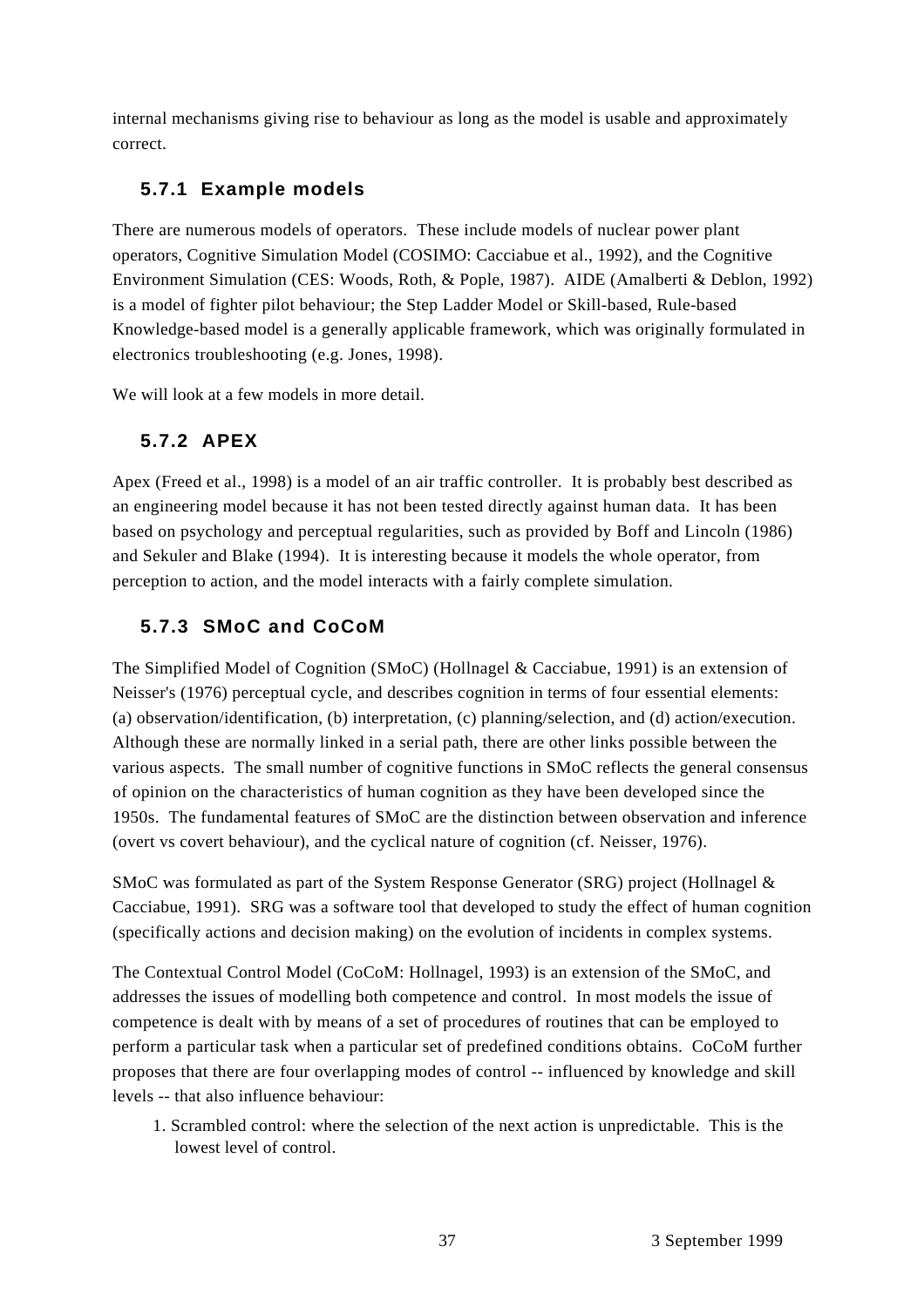internal mechanisms giving rise to behaviour as long as the model is usable and approximately correct.

### 5.7.1 Example models

There are numerous models of operators. These include models of nuclear power plant operators, Cognitive Simulation Model (COSIMO: Cacciabue et al., 1992), and the Cognitive Environment Simulation (CES: Woods, Roth, & Pople, 1987). AIDE (Amalberti & Deblon, 1992) is a model of fighter pilot behaviour; the Step Ladder Model or Skill-based, Rule-based Knowledge-based model is a generally applicable framework, which was originally formulated in electronics troubleshooting (e.g. Jones, 1998).

We will look at a few models in more detail.

### 5.7.2 APEX

Apex (Freed et al., 1998) is a model of an air traffic controller. It is probably best described as an engineering model because it has not been tested directly against human data. It has been based on psychology and perceptual regularities, such as provided by Boff and Lincoln (1986) and Sekuler and Blake (1994). It is interesting because it models the whole operator, from perception to action, and the model interacts with a fairly complete simulation.

### 5.7.3 SMoC and CoCoM

The Simplified Model of Cognition (SMoC) (Hollnagel & Cacciabue, 1991) is an extension of Neisser's (1976) perceptual cycle, and describes cognition in terms of four essential elements: (a) observation/identification, (b) interpretation, (c) planning/selection, and (d) action/execution. Although these are normally linked in a serial path, there are other links possible between the various aspects. The small number of cognitive functions in SMoC reflects the general consensus of opinion on the characteristics of human cognition as they have been developed since the 1950s. The fundamental features of SMoC are the distinction between observation and inference (overt vs covert behaviour), and the cyclical nature of cognition (cf. Neisser, 1976).

SMoC was formulated as part of the System Response Generator (SRG) project (Hollnagel & Cacciabue, 1991). SRG was a software tool that developed to study the effect of human cognition (specifically actions and decision making) on the evolution of incidents in complex systems.

The Contextual Control Model (CoCoM: Hollnagel, 1993) is an extension of the SMoC, and addresses the issues of modelling both competence and control. In most models the issue of competence is dealt with by means of a set of procedures of routines that can be employed to perform a particular task when a particular set of predefined conditions obtains. CoCoM further proposes that there are four overlapping modes of control -- influenced by knowledge and skill levels -- that also influence behaviour:

1. Scrambled control: where the selection of the next action is unpredictable. This is the lowest level of control.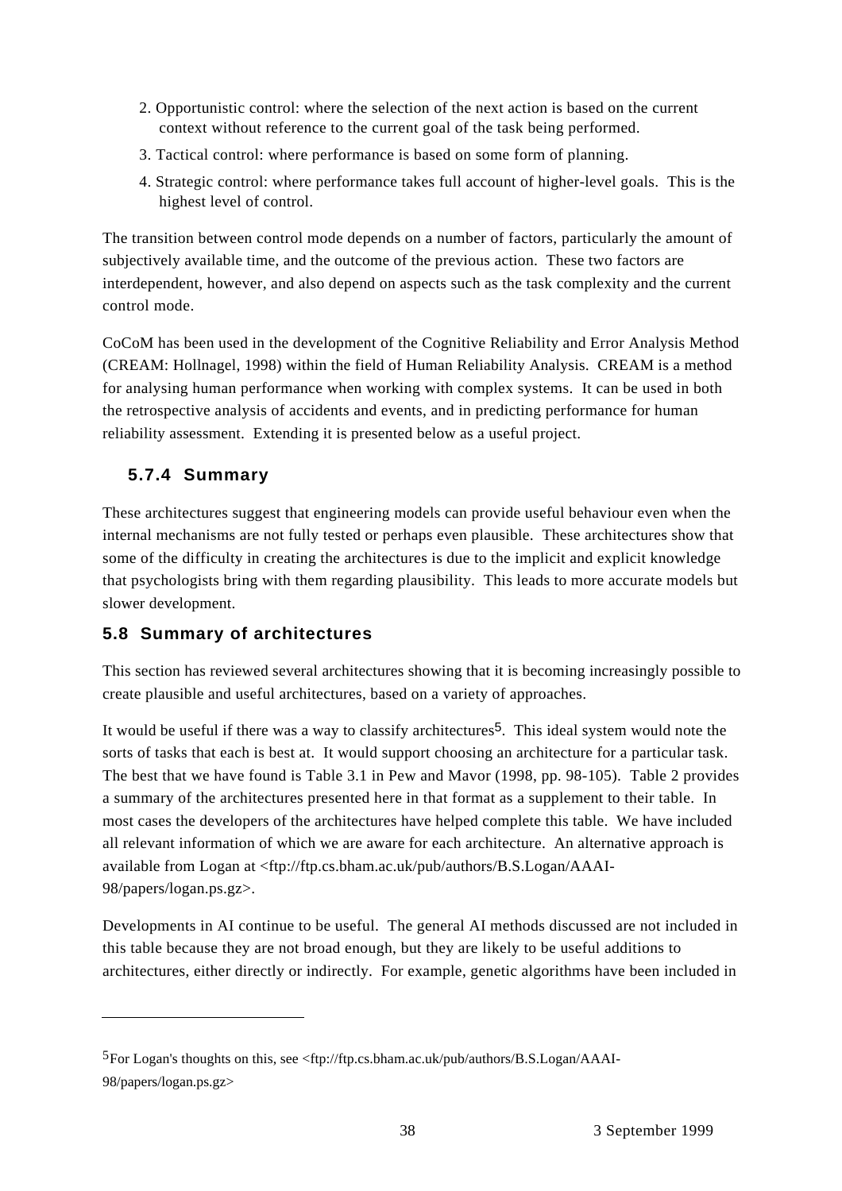2. Opportunistic control: where the selection of the next action is based on the current context without reference to the current goal of the task being performed.
3. Tactical control: where performance is based on some form of planning.
4. Strategic control: where performance takes full account of higher-level goals. This is the highest level of control.

The transition between control mode depends on a number of factors, particularly the amount of subjectively available time, and the outcome of the previous action. These two factors are interdependent, however, and also depend on aspects such as the task complexity and the current control mode.

CoCoM has been used in the development of the Cognitive Reliability and Error Analysis Method (CREAM: Hollnagel, 1998) within the field of Human Reliability Analysis. CREAM is a method for analysing human performance when working with complex systems. It can be used in both the retrospective analysis of accidents and events, and in predicting performance for human reliability assessment. Extending it is presented below as a useful project.

### 5.7.4 Summary

These architectures suggest that engineering models can provide useful behaviour even when the internal mechanisms are not fully tested or perhaps even plausible. These architectures show that some of the difficulty in creating the architectures is due to the implicit and explicit knowledge that psychologists bring with them regarding plausibility. This leads to more accurate models but slower development.

## 5.8 Summary of architectures

This section has reviewed several architectures showing that it is becoming increasingly possible to create plausible and useful architectures, based on a variety of approaches.

It would be useful if there was a way to classify architectures[5]. This ideal system would note the sorts of tasks that each is best at. It would support choosing an architecture for a particular task. The best that we have found is Table 3.1 in Pew and Mavor (1998, pp. 98-105). Table 2 provides a summary of the architectures presented here in that format as a supplement to their table. In most cases the developers of the architectures have helped complete this table. We have included all relevant information of which we are aware for each architecture. An alternative approach is available from Logan at <ftp://ftp.cs.bham.ac.uk/pub/authors/B.S.Logan/AAAI-98/papers/logan.ps.gz>.

Developments in AI continue to be useful. The general AI methods discussed are not included in this table because they are not broad enough, but they are likely to be useful additions to architectures, either directly or indirectly. For example, genetic algorithms have been included in

---

[5] For Logan's thoughts on this, see <ftp://ftp.cs.bham.ac.uk/pub/authors/B.S.Logan/AAAI-98/papers/logan.ps.gz>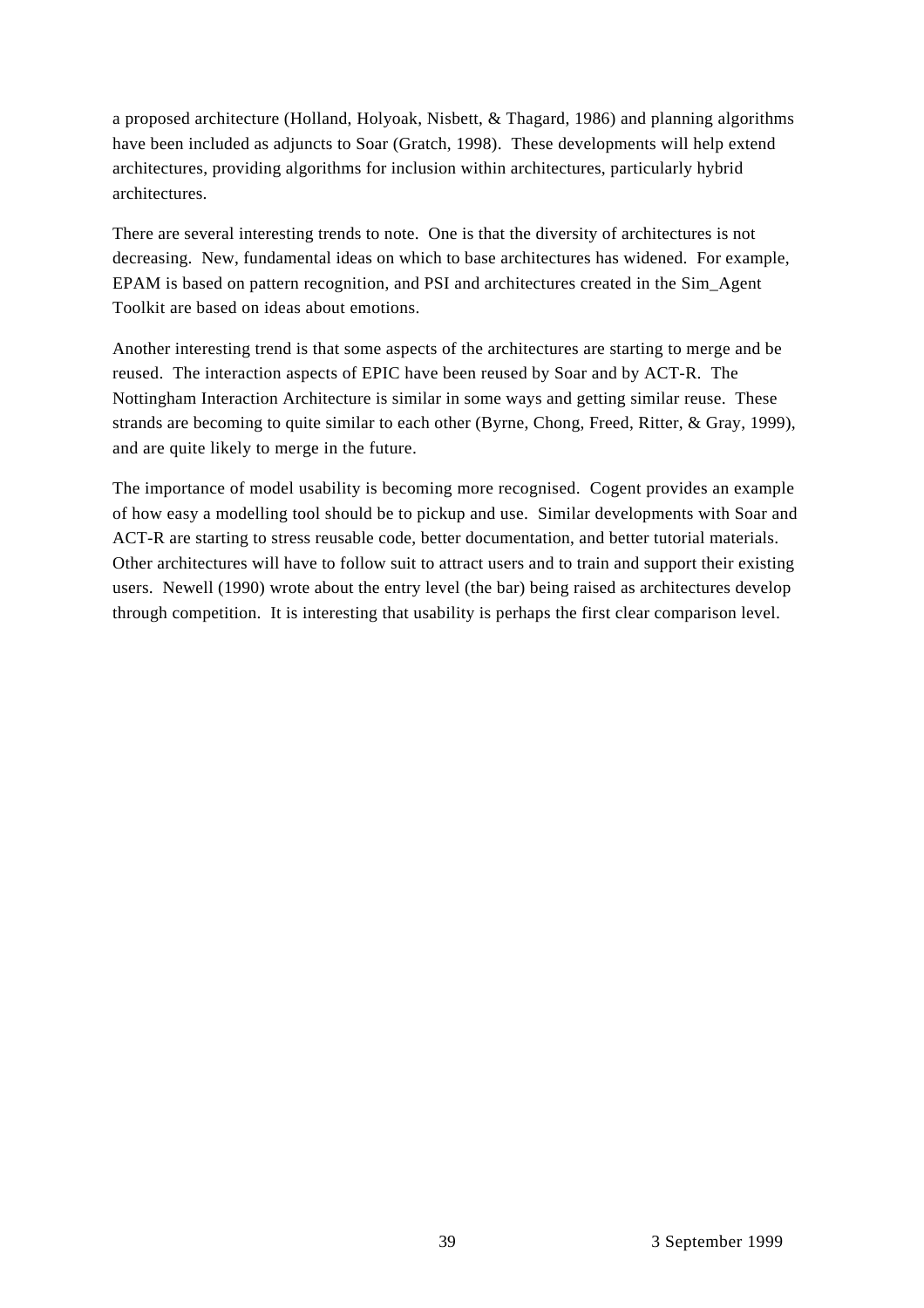a proposed architecture (Holland, Holyoak, Nisbett, & Thagard, 1986) and planning algorithms have been included as adjuncts to Soar (Gratch, 1998). These developments will help extend architectures, providing algorithms for inclusion within architectures, particularly hybrid architectures.

There are several interesting trends to note. One is that the diversity of architectures is not decreasing. New, fundamental ideas on which to base architectures has widened. For example, EPAM is based on pattern recognition, and PSI and architectures created in the Sim_Agent Toolkit are based on ideas about emotions.

Another interesting trend is that some aspects of the architectures are starting to merge and be reused. The interaction aspects of EPIC have been reused by Soar and by ACT-R. The Nottingham Interaction Architecture is similar in some ways and getting similar reuse. These strands are becoming to quite similar to each other (Byrne, Chong, Freed, Ritter, & Gray, 1999), and are quite likely to merge in the future.

The importance of model usability is becoming more recognised. Cogent provides an example of how easy a modelling tool should be to pickup and use. Similar developments with Soar and ACT-R are starting to stress reusable code, better documentation, and better tutorial materials. Other architectures will have to follow suit to attract users and to train and support their existing users. Newell (1990) wrote about the entry level (the bar) being raised as architectures develop through competition. It is interesting that usability is perhaps the first clear comparison level.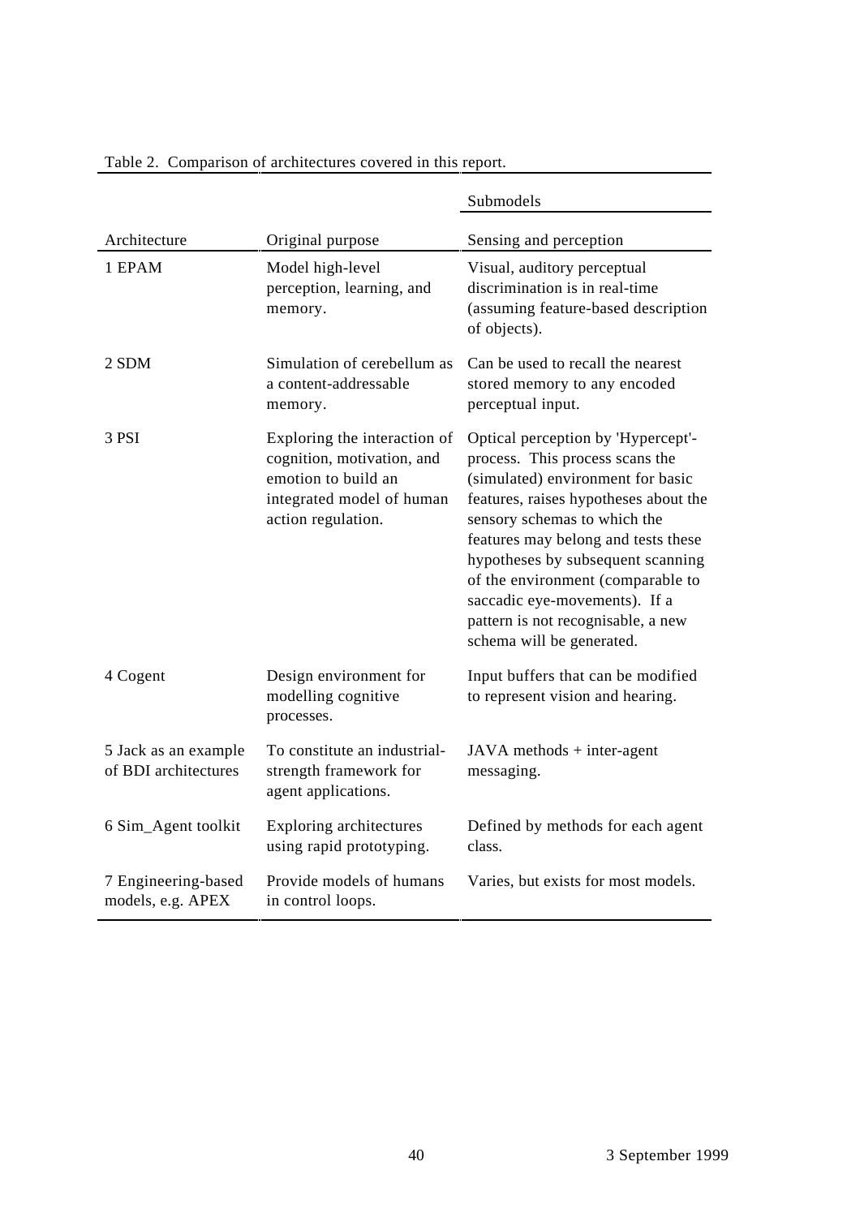Table 2. Comparison of architectures covered in this report.

| | | Submodels |
|---|---|---|
| Architecture | Original purpose | Sensing and perception |
| 1 EPAM | Model high-level perception, learning, and memory. | Visual, auditory perceptual discrimination is in real-time (assuming feature-based description of objects). |
| 2 SDM | Simulation of cerebellum as a content-addressable memory. | Can be used to recall the nearest stored memory to any encoded perceptual input. |
| 3 PSI | Exploring the interaction of cognition, motivation, and emotion to build an integrated model of human action regulation. | Optical perception by 'Hypercept'-process. This process scans the (simulated) environment for basic features, raises hypotheses about the sensory schemas to which the features may belong and tests these hypotheses by subsequent scanning of the environment (comparable to saccadic eye-movements). If a pattern is not recognisable, a new schema will be generated. |
| 4 Cogent | Design environment for modelling cognitive processes. | Input buffers that can be modified to represent vision and hearing. |
| 5 Jack as an example of BDI architectures | To constitute an industrial-strength framework for agent applications. | JAVA methods + inter-agent messaging. |
| 6 Sim_Agent toolkit | Exploring architectures using rapid prototyping. | Defined by methods for each agent class. |
| 7 Engineering-based models, e.g. APEX | Provide models of humans in control loops. | Varies, but exists for most models. |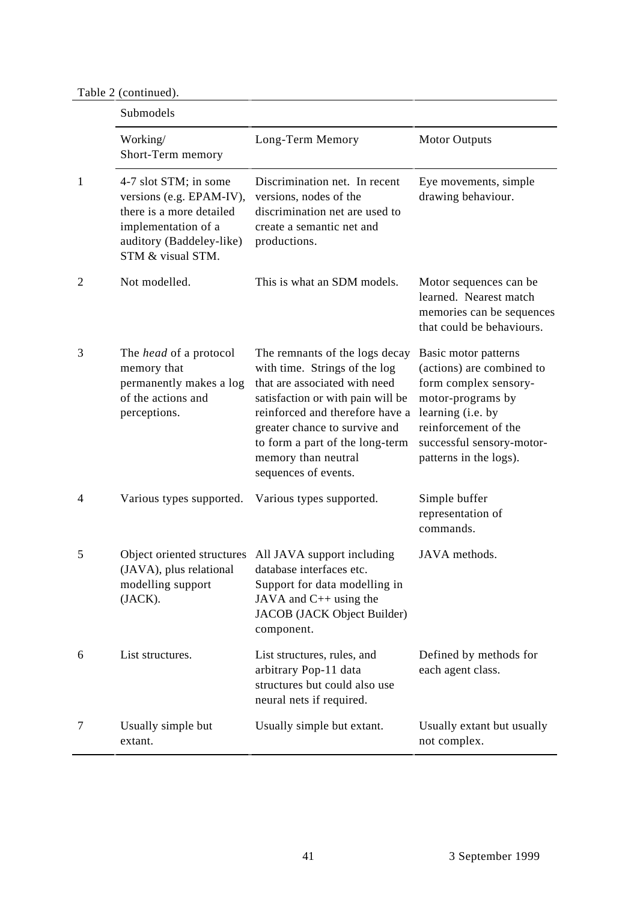Table 2 (continued).

| | Submodels | | |
|---|---|---|---|
| | Working/ Short-Term memory | Long-Term Memory | Motor Outputs |
| 1 | 4-7 slot STM; in some versions (e.g. EPAM-IV), there is a more detailed implementation of a auditory (Baddeley-like) STM & visual STM. | Discrimination net. In recent versions, nodes of the discrimination net are used to create a semantic net and productions. | Eye movements, simple drawing behaviour. |
| 2 | Not modelled. | This is what an SDM models. | Motor sequences can be learned. Nearest match memories can be sequences that could be behaviours. |
| 3 | The *head* of a protocol memory that permanently makes a log of the actions and perceptions. | The remnants of the logs decay with time. Strings of the log that are associated with need satisfaction or with pain will be reinforced and therefore have a greater chance to survive and to form a part of the long-term memory than neutral sequences of events. | Basic motor patterns (actions) are combined to form complex sensory-motor-programs by learning (i.e. by reinforcement of the successful sensory-motor-patterns in the logs). |
| 4 | Various types supported. | Various types supported. | Simple buffer representation of commands. |
| 5 | Object oriented structures (JAVA), plus relational modelling support (JACK). | All JAVA support including database interfaces etc. Support for data modelling in JAVA and C++ using the JACOB (JACK Object Builder) component. | JAVA methods. |
| 6 | List structures. | List structures, rules, and arbitrary Pop-11 data structures but could also use neural nets if required. | Defined by methods for each agent class. |
| 7 | Usually simple but extant. | Usually simple but extant. | Usually extant but usually not complex. |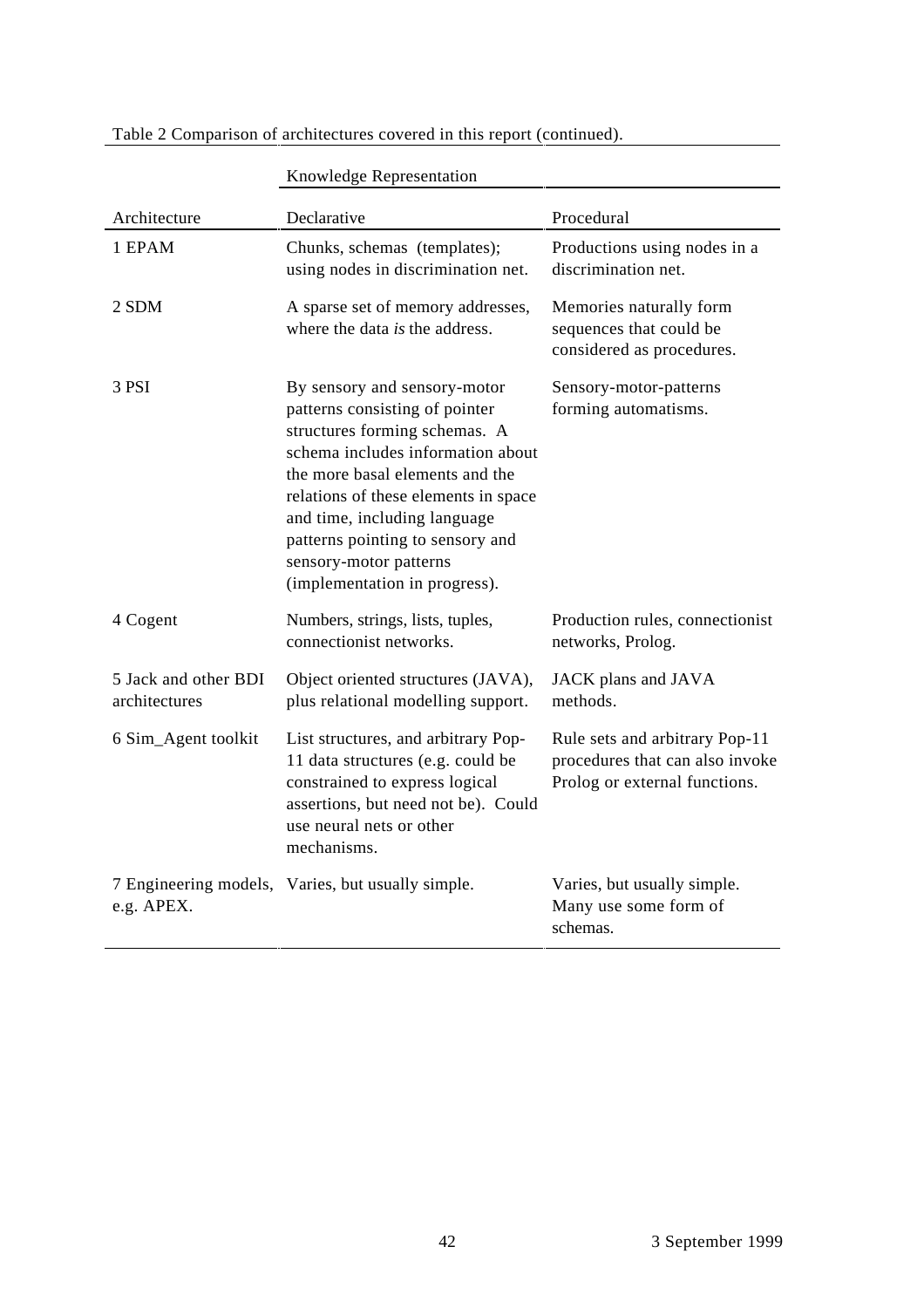Table 2 Comparison of architectures covered in this report (continued).

| | Knowledge Representation | |
|---|---|---|
| Architecture | Declarative | Procedural |
| 1 EPAM | Chunks, schemas (templates); using nodes in discrimination net. | Productions using nodes in a discrimination net. |
| 2 SDM | A sparse set of memory addresses, where the data *is* the address. | Memories naturally form sequences that could be considered as procedures. |
| 3 PSI | By sensory and sensory-motor patterns consisting of pointer structures forming schemas. A schema includes information about the more basal elements and the relations of these elements in space and time, including language patterns pointing to sensory and sensory-motor patterns (implementation in progress). | Sensory-motor-patterns forming automatisms. |
| 4 Cogent | Numbers, strings, lists, tuples, connectionist networks. | Production rules, connectionist networks, Prolog. |
| 5 Jack and other BDI architectures | Object oriented structures (JAVA), plus relational modelling support. | JACK plans and JAVA methods. |
| 6 Sim_Agent toolkit | List structures, and arbitrary Pop-11 data structures (e.g. could be constrained to express logical assertions, but need not be). Could use neural nets or other mechanisms. | Rule sets and arbitrary Pop-11 procedures that can also invoke Prolog or external functions. |
| 7 Engineering models, e.g. APEX. | Varies, but usually simple. | Varies, but usually simple. Many use some form of schemas. |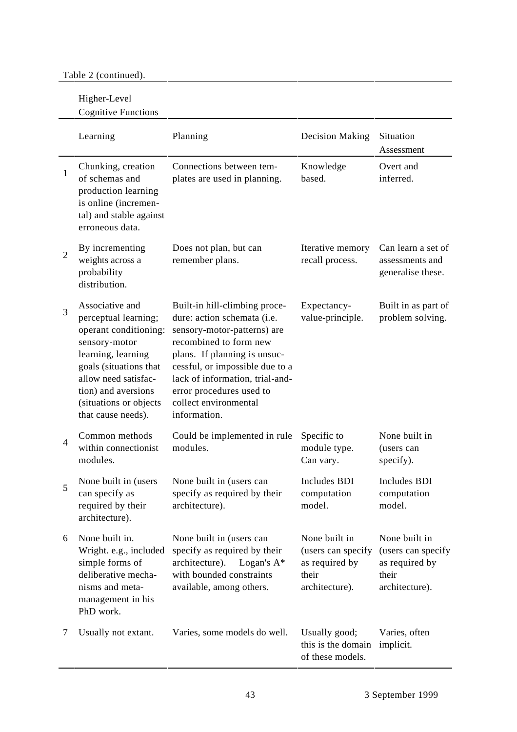Table 2 (continued).

| | Higher-Level Cognitive Functions | | | |
|---|---|---|---|---|
| | Learning | Planning | Decision Making | Situation Assessment |
| 1 | Chunking, creation of schemas and production learning is online (incremental) and stable against erroneous data. | Connections between templates are used in planning. | Knowledge based. | Overt and inferred. |
| 2 | By incrementing weights across a probability distribution. | Does not plan, but can remember plans. | Iterative memory recall process. | Can learn a set of assessments and generalise these. |
| 3 | Associative and perceptual learning; operant conditioning: sensory-motor learning, learning goals (situations that allow need satisfaction) and aversions (situations or objects that cause needs). | Built-in hill-climbing procedure: action schemata (i.e. sensory-motor-patterns) are recombined to form new plans. If planning is unsuccessful, or impossible due to a lack of information, trial-and-error procedures used to collect environmental information. | Expectancy-value-principle. | Built in as part of problem solving. |
| 4 | Common methods within connectionist modules. | Could be implemented in rule modules. | Specific to module type. Can vary. | None built in (users can specify). |
| 5 | None built in (users can specify as required by their architecture). | None built in (users can specify as required by their architecture). | Includes BDI computation model. | Includes BDI computation model. |
| 6 | None built in. Wright. e.g., included simple forms of deliberative mechanisms and meta-management in his PhD work. | None built in (users can specify as required by their architecture). Logan's A* with bounded constraints available, among others. | None built in (users can specify as required by their architecture). | None built in (users can specify as required by their architecture). |
| 7 | Usually not extant. | Varies, some models do well. | Usually good; this is the domain of these models. | Varies, often implicit. |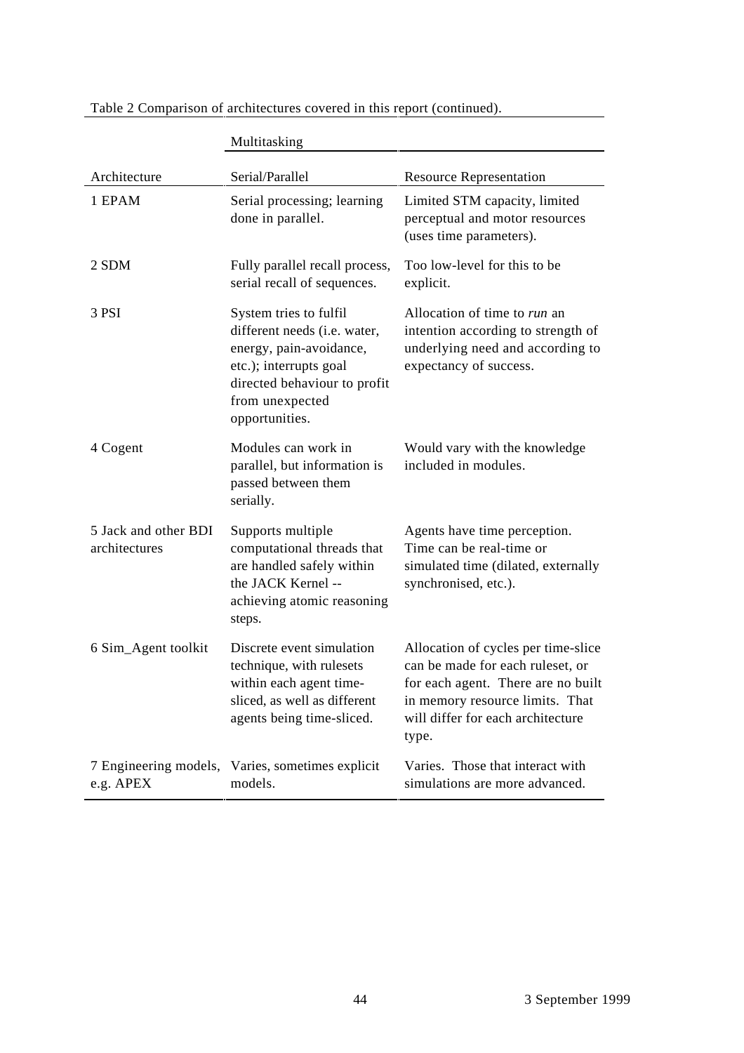Table 2 Comparison of architectures covered in this report (continued).

| | Multitasking | |
|---|---|---|
| Architecture | Serial/Parallel | Resource Representation |
| 1 EPAM | Serial processing; learning done in parallel. | Limited STM capacity, limited perceptual and motor resources (uses time parameters). |
| 2 SDM | Fully parallel recall process, serial recall of sequences. | Too low-level for this to be explicit. |
| 3 PSI | System tries to fulfil different needs (i.e. water, energy, pain-avoidance, etc.); interrupts goal directed behaviour to profit from unexpected opportunities. | Allocation of time to *run* an intention according to strength of underlying need and according to expectancy of success. |
| 4 Cogent | Modules can work in parallel, but information is passed between them serially. | Would vary with the knowledge included in modules. |
| 5 Jack and other BDI architectures | Supports multiple computational threads that are handled safely within the JACK Kernel -- achieving atomic reasoning steps. | Agents have time perception. Time can be real-time or simulated time (dilated, externally synchronised, etc.). |
| 6 Sim_Agent toolkit | Discrete event simulation technique, with rulesets within each agent time-sliced, as well as different agents being time-sliced. | Allocation of cycles per time-slice can be made for each ruleset, or for each agent. There are no built in memory resource limits. That will differ for each architecture type. |
| 7 Engineering models, e.g. APEX | Varies, sometimes explicit models. | Varies. Those that interact with simulations are more advanced. |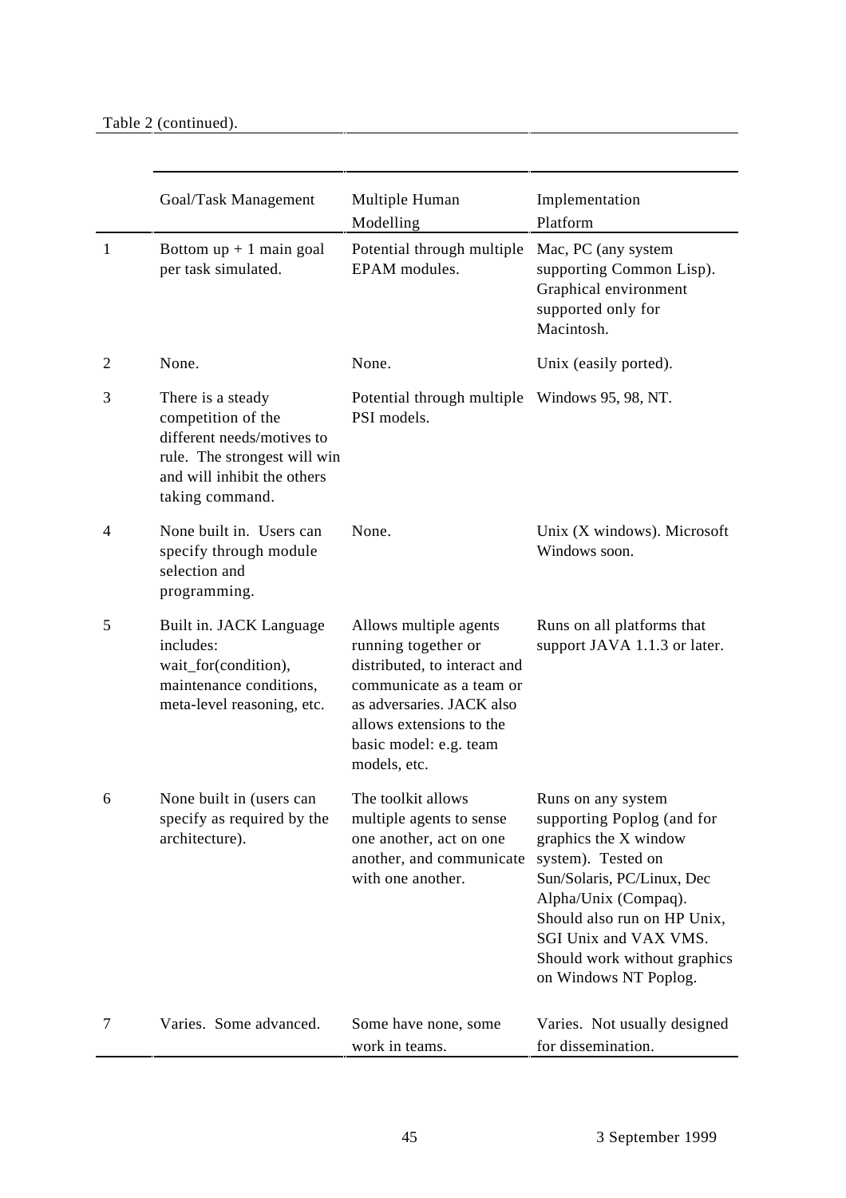Table 2 (continued).

| | Goal/Task Management | Multiple Human Modelling | Implementation Platform |
|---|---|---|---|
| 1 | Bottom up + 1 main goal per task simulated. | Potential through multiple EPAM modules. | Mac, PC (any system supporting Common Lisp). Graphical environment supported only for Macintosh. |
| 2 | None. | None. | Unix (easily ported). |
| 3 | There is a steady competition of the different needs/motives to rule. The strongest will win and will inhibit the others taking command. | Potential through multiple PSI models. | Windows 95, 98, NT. |
| 4 | None built in. Users can specify through module selection and programming. | None. | Unix (X windows). Microsoft Windows soon. |
| 5 | Built in. JACK Language includes: wait_for(condition), maintenance conditions, meta-level reasoning, etc. | Allows multiple agents running together or distributed, to interact and communicate as a team or as adversaries. JACK also allows extensions to the basic model: e.g. team models, etc. | Runs on all platforms that support JAVA 1.1.3 or later. |
| 6 | None built in (users can specify as required by the architecture). | The toolkit allows multiple agents to sense one another, act on one another, and communicate with one another. | Runs on any system supporting Poplog (and for graphics the X window system). Tested on Sun/Solaris, PC/Linux, Dec Alpha/Unix (Compaq). Should also run on HP Unix, SGI Unix and VAX VMS. Should work without graphics on Windows NT Poplog. |
| 7 | Varies. Some advanced. | Some have none, some work in teams. | Varies. Not usually designed for dissemination. |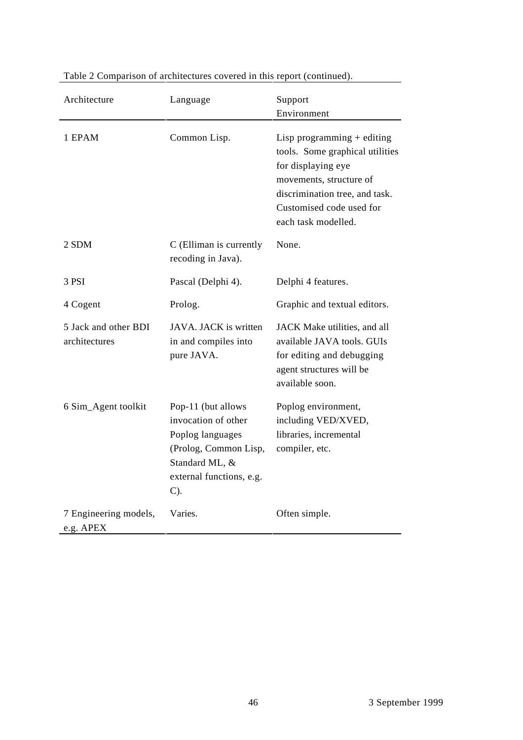Table 2 Comparison of architectures covered in this report (continued).

| Architecture | Language | Support Environment |
|---|---|---|
| 1 EPAM | Common Lisp. | Lisp programming + editing tools. Some graphical utilities for displaying eye movements, structure of discrimination tree, and task. Customised code used for each task modelled. |
| 2 SDM | C (Elliman is currently recoding in Java). | None. |
| 3 PSI | Pascal (Delphi 4). | Delphi 4 features. |
| 4 Cogent | Prolog. | Graphic and textual editors. |
| 5 Jack and other BDI architectures | JAVA. JACK is written in and compiles into pure JAVA. | JACK Make utilities, and all available JAVA tools. GUIs for editing and debugging agent structures will be available soon. |
| 6 Sim_Agent toolkit | Pop-11 (but allows invocation of other Poplog languages (Prolog, Common Lisp, Standard ML, & external functions, e.g. C). | Poplog environment, including VED/XVED, libraries, incremental compiler, etc. |
| 7 Engineering models, e.g. APEX | Varies. | Often simple. |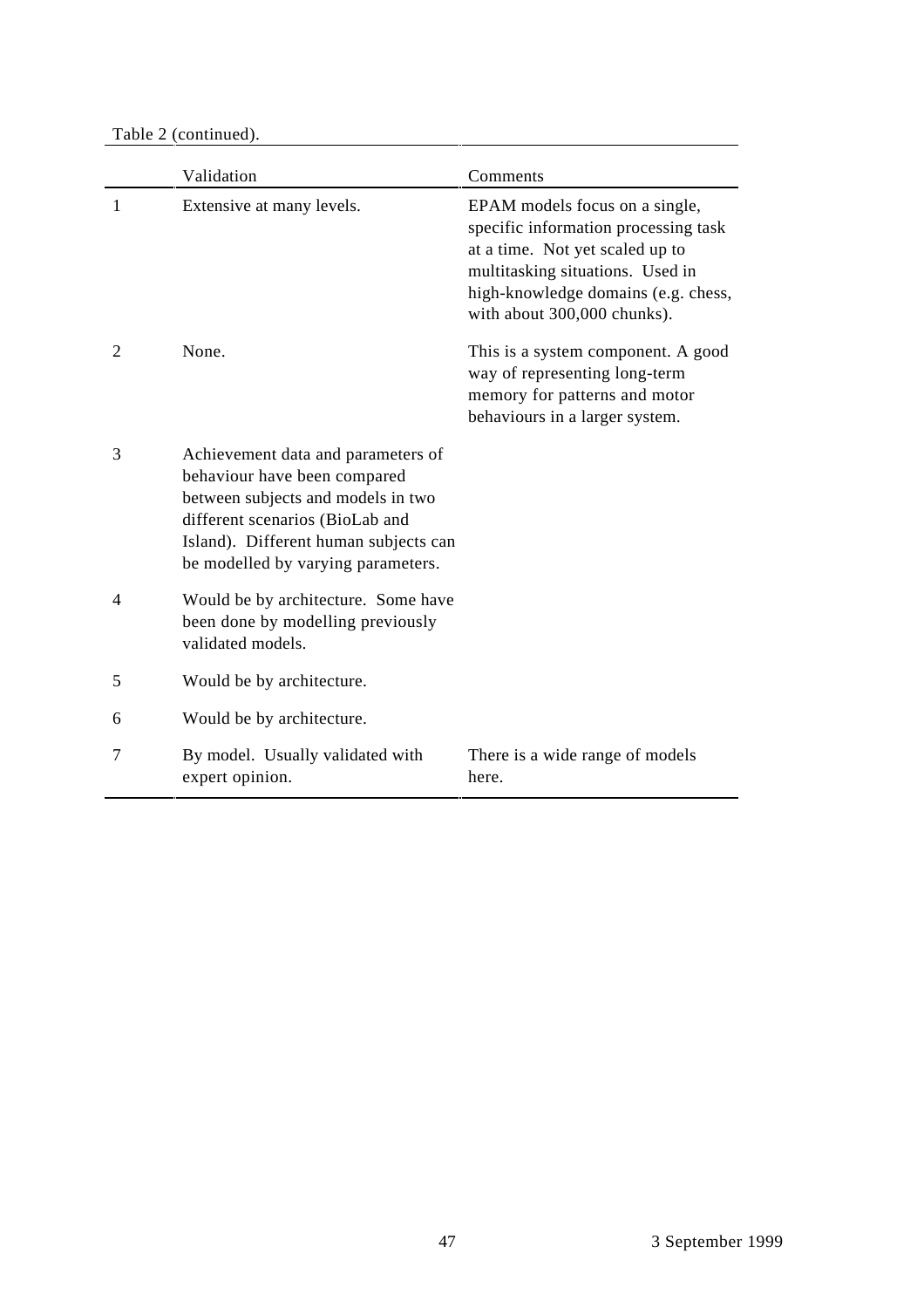Table 2 (continued).

| | Validation | Comments |
|---|---|---|
| 1 | Extensive at many levels. | EPAM models focus on a single, specific information processing task at a time. Not yet scaled up to multitasking situations. Used in high-knowledge domains (e.g. chess, with about 300,000 chunks). |
| 2 | None. | This is a system component. A good way of representing long-term memory for patterns and motor behaviours in a larger system. |
| 3 | Achievement data and parameters of behaviour have been compared between subjects and models in two different scenarios (BioLab and Island). Different human subjects can be modelled by varying parameters. | |
| 4 | Would be by architecture. Some have been done by modelling previously validated models. | |
| 5 | Would be by architecture. | |
| 6 | Would be by architecture. | |
| 7 | By model. Usually validated with expert opinion. | There is a wide range of models here. |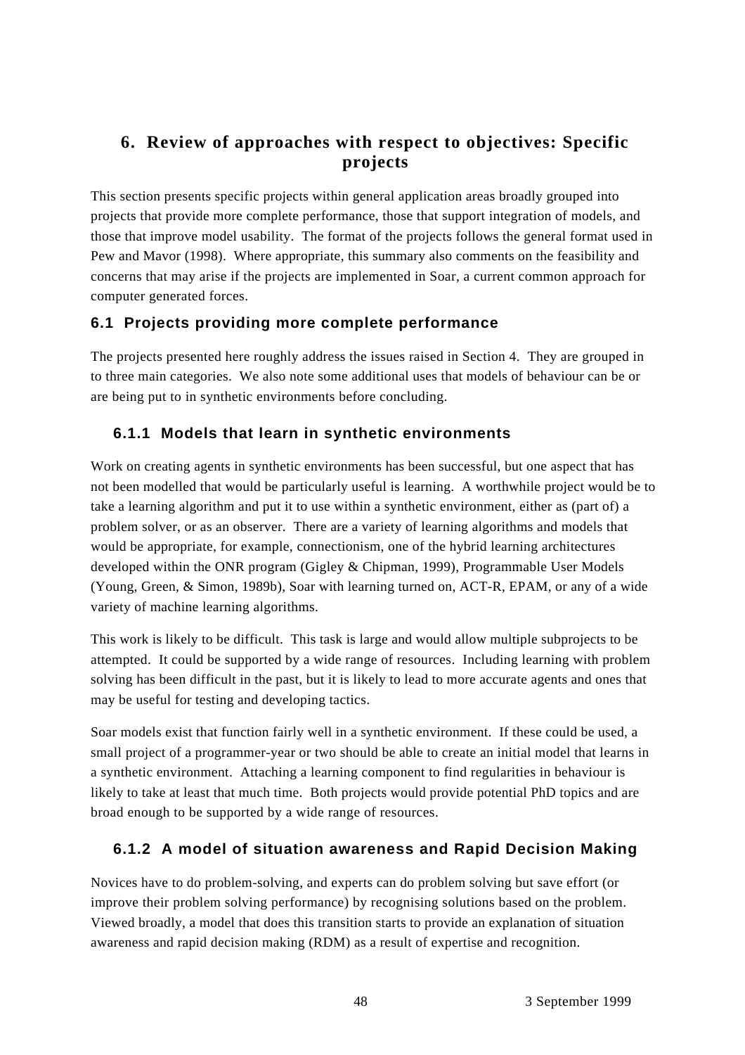# 6. Review of approaches with respect to objectives: Specific projects

This section presents specific projects within general application areas broadly grouped into projects that provide more complete performance, those that support integration of models, and those that improve model usability. The format of the projects follows the general format used in Pew and Mavor (1998). Where appropriate, this summary also comments on the feasibility and concerns that may arise if the projects are implemented in Soar, a current common approach for computer generated forces.

## 6.1 Projects providing more complete performance

The projects presented here roughly address the issues raised in Section 4. They are grouped in to three main categories. We also note some additional uses that models of behaviour can be or are being put to in synthetic environments before concluding.

### 6.1.1 Models that learn in synthetic environments

Work on creating agents in synthetic environments has been successful, but one aspect that has not been modelled that would be particularly useful is learning. A worthwhile project would be to take a learning algorithm and put it to use within a synthetic environment, either as (part of) a problem solver, or as an observer. There are a variety of learning algorithms and models that would be appropriate, for example, connectionism, one of the hybrid learning architectures developed within the ONR program (Gigley & Chipman, 1999), Programmable User Models (Young, Green, & Simon, 1989b), Soar with learning turned on, ACT-R, EPAM, or any of a wide variety of machine learning algorithms.

This work is likely to be difficult. This task is large and would allow multiple subprojects to be attempted. It could be supported by a wide range of resources. Including learning with problem solving has been difficult in the past, but it is likely to lead to more accurate agents and ones that may be useful for testing and developing tactics.

Soar models exist that function fairly well in a synthetic environment. If these could be used, a small project of a programmer-year or two should be able to create an initial model that learns in a synthetic environment. Attaching a learning component to find regularities in behaviour is likely to take at least that much time. Both projects would provide potential PhD topics and are broad enough to be supported by a wide range of resources.

### 6.1.2 A model of situation awareness and Rapid Decision Making

Novices have to do problem-solving, and experts can do problem solving but save effort (or improve their problem solving performance) by recognising solutions based on the problem. Viewed broadly, a model that does this transition starts to provide an explanation of situation awareness and rapid decision making (RDM) as a result of expertise and recognition.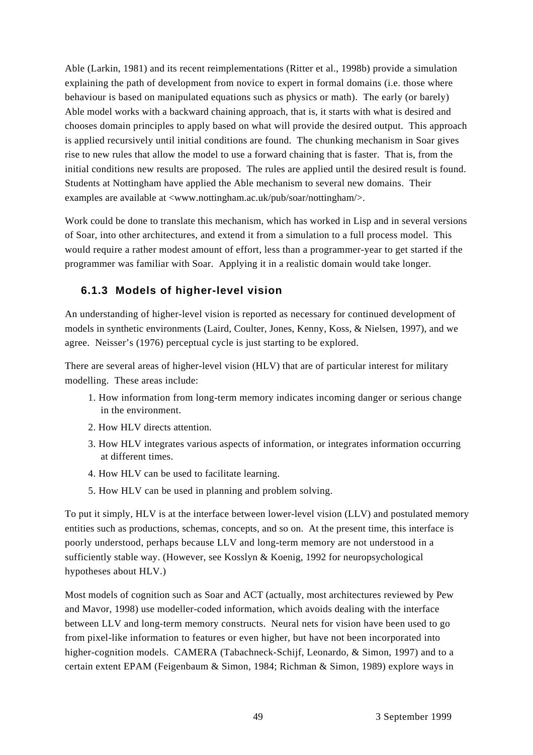Able (Larkin, 1981) and its recent reimplementations (Ritter et al., 1998b) provide a simulation explaining the path of development from novice to expert in formal domains (i.e. those where behaviour is based on manipulated equations such as physics or math). The early (or barely) Able model works with a backward chaining approach, that is, it starts with what is desired and chooses domain principles to apply based on what will provide the desired output. This approach is applied recursively until initial conditions are found. The chunking mechanism in Soar gives rise to new rules that allow the model to use a forward chaining that is faster. That is, from the initial conditions new results are proposed. The rules are applied until the desired result is found. Students at Nottingham have applied the Able mechanism to several new domains. Their examples are available at <www.nottingham.ac.uk/pub/soar/nottingham/>.

Work could be done to translate this mechanism, which has worked in Lisp and in several versions of Soar, into other architectures, and extend it from a simulation to a full process model. This would require a rather modest amount of effort, less than a programmer-year to get started if the programmer was familiar with Soar. Applying it in a realistic domain would take longer.

### 6.1.3 Models of higher-level vision

An understanding of higher-level vision is reported as necessary for continued development of models in synthetic environments (Laird, Coulter, Jones, Kenny, Koss, & Nielsen, 1997), and we agree. Neisser's (1976) perceptual cycle is just starting to be explored.

There are several areas of higher-level vision (HLV) that are of particular interest for military modelling. These areas include:

1. How information from long-term memory indicates incoming danger or serious change in the environment.
2. How HLV directs attention.
3. How HLV integrates various aspects of information, or integrates information occurring at different times.
4. How HLV can be used to facilitate learning.
5. How HLV can be used in planning and problem solving.

To put it simply, HLV is at the interface between lower-level vision (LLV) and postulated memory entities such as productions, schemas, concepts, and so on. At the present time, this interface is poorly understood, perhaps because LLV and long-term memory are not understood in a sufficiently stable way. (However, see Kosslyn & Koenig, 1992 for neuropsychological hypotheses about HLV.)

Most models of cognition such as Soar and ACT (actually, most architectures reviewed by Pew and Mavor, 1998) use modeller-coded information, which avoids dealing with the interface between LLV and long-term memory constructs. Neural nets for vision have been used to go from pixel-like information to features or even higher, but have not been incorporated into higher-cognition models. CAMERA (Tabachneck-Schijf, Leonardo, & Simon, 1997) and to a certain extent EPAM (Feigenbaum & Simon, 1984; Richman & Simon, 1989) explore ways in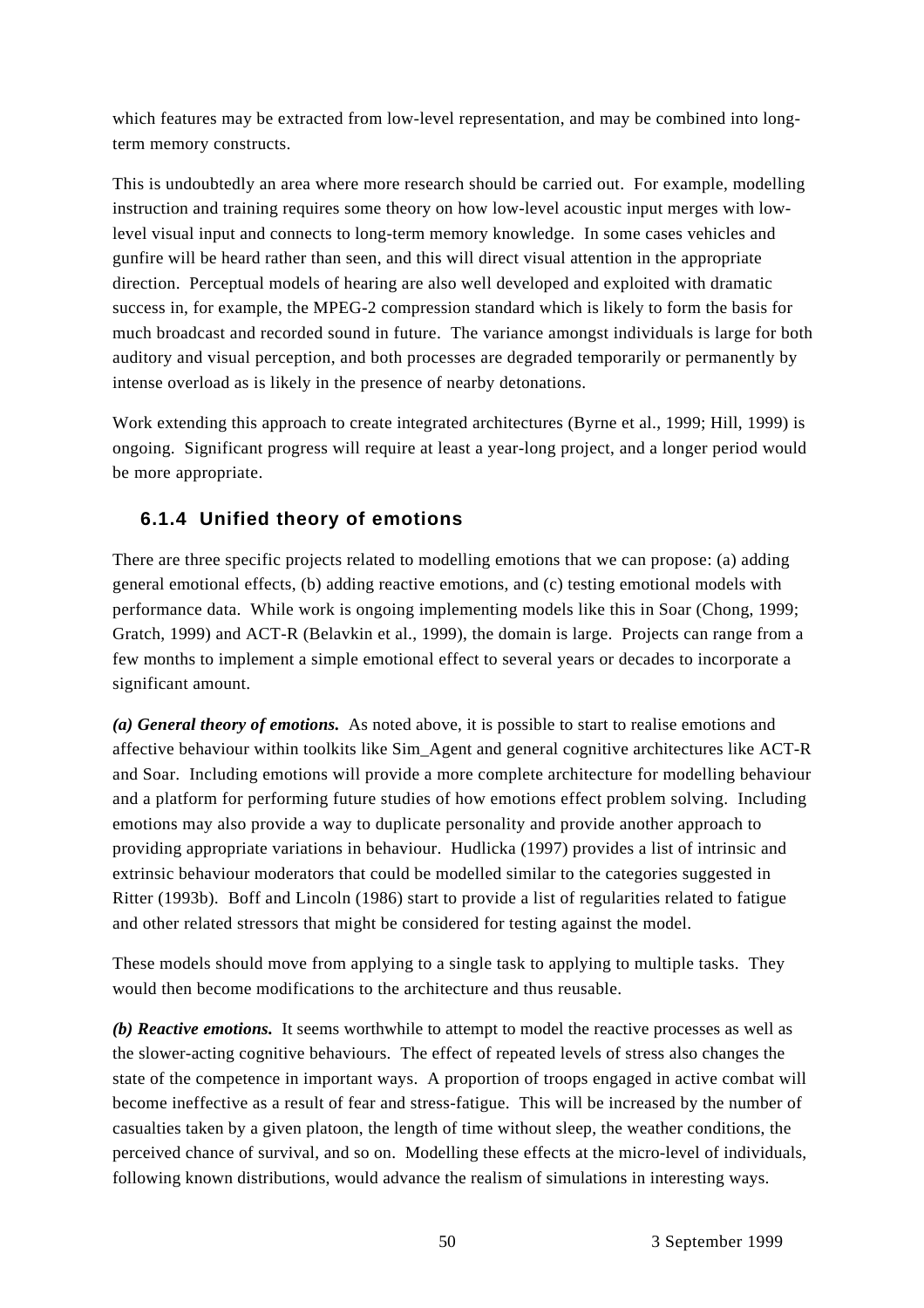which features may be extracted from low-level representation, and may be combined into long-term memory constructs.

This is undoubtedly an area where more research should be carried out. For example, modelling instruction and training requires some theory on how low-level acoustic input merges with low-level visual input and connects to long-term memory knowledge. In some cases vehicles and gunfire will be heard rather than seen, and this will direct visual attention in the appropriate direction. Perceptual models of hearing are also well developed and exploited with dramatic success in, for example, the MPEG-2 compression standard which is likely to form the basis for much broadcast and recorded sound in future. The variance amongst individuals is large for both auditory and visual perception, and both processes are degraded temporarily or permanently by intense overload as is likely in the presence of nearby detonations.

Work extending this approach to create integrated architectures (Byrne et al., 1999; Hill, 1999) is ongoing. Significant progress will require at least a year-long project, and a longer period would be more appropriate.

### 6.1.4 Unified theory of emotions

There are three specific projects related to modelling emotions that we can propose: (a) adding general emotional effects, (b) adding reactive emotions, and (c) testing emotional models with performance data. While work is ongoing implementing models like this in Soar (Chong, 1999; Gratch, 1999) and ACT-R (Belavkin et al., 1999), the domain is large. Projects can range from a few months to implement a simple emotional effect to several years or decades to incorporate a significant amount.

***(a) General theory of emotions.*** As noted above, it is possible to start to realise emotions and affective behaviour within toolkits like Sim_Agent and general cognitive architectures like ACT-R and Soar. Including emotions will provide a more complete architecture for modelling behaviour and a platform for performing future studies of how emotions effect problem solving. Including emotions may also provide a way to duplicate personality and provide another approach to providing appropriate variations in behaviour. Hudlicka (1997) provides a list of intrinsic and extrinsic behaviour moderators that could be modelled similar to the categories suggested in Ritter (1993b). Boff and Lincoln (1986) start to provide a list of regularities related to fatigue and other related stressors that might be considered for testing against the model.

These models should move from applying to a single task to applying to multiple tasks. They would then become modifications to the architecture and thus reusable.

***(b) Reactive emotions.*** It seems worthwhile to attempt to model the reactive processes as well as the slower-acting cognitive behaviours. The effect of repeated levels of stress also changes the state of the competence in important ways. A proportion of troops engaged in active combat will become ineffective as a result of fear and stress-fatigue. This will be increased by the number of casualties taken by a given platoon, the length of time without sleep, the weather conditions, the perceived chance of survival, and so on. Modelling these effects at the micro-level of individuals, following known distributions, would advance the realism of simulations in interesting ways.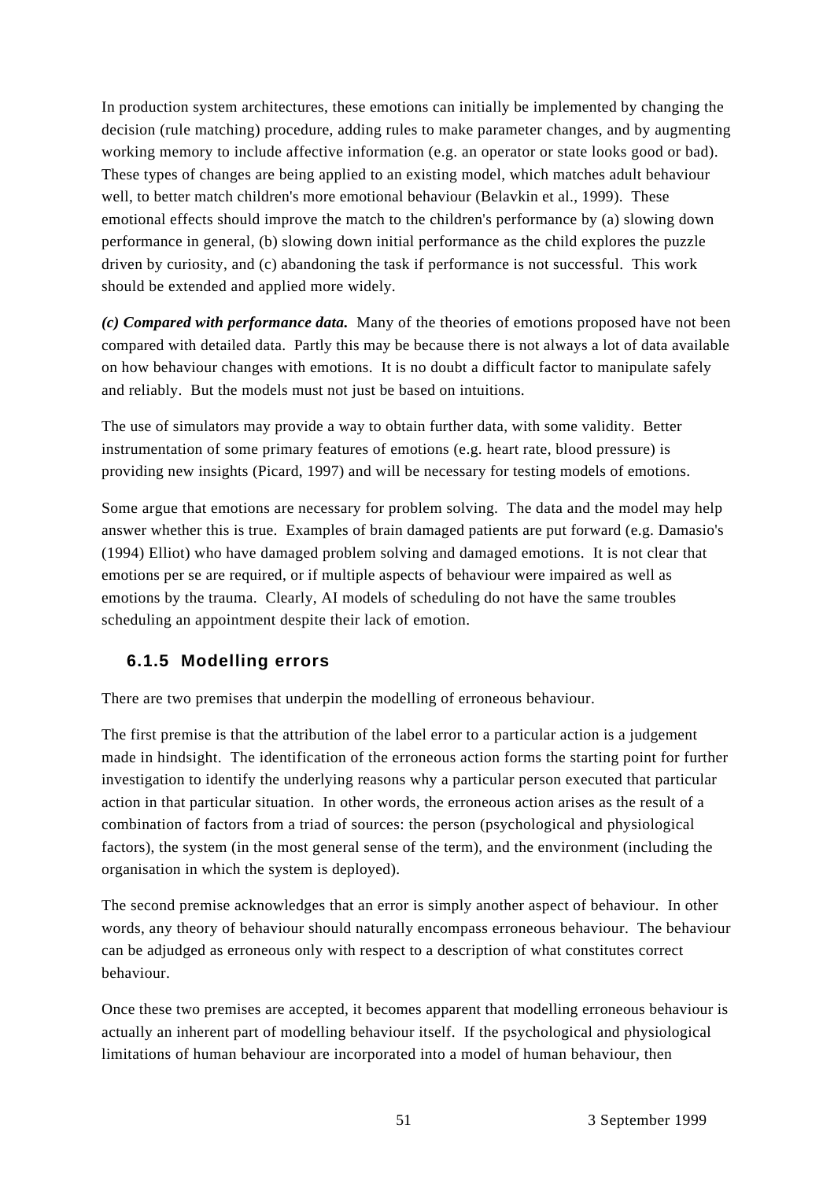In production system architectures, these emotions can initially be implemented by changing the decision (rule matching) procedure, adding rules to make parameter changes, and by augmenting working memory to include affective information (e.g. an operator or state looks good or bad). These types of changes are being applied to an existing model, which matches adult behaviour well, to better match children's more emotional behaviour (Belavkin et al., 1999). These emotional effects should improve the match to the children's performance by (a) slowing down performance in general, (b) slowing down initial performance as the child explores the puzzle driven by curiosity, and (c) abandoning the task if performance is not successful. This work should be extended and applied more widely.

***(c) Compared with performance data.*** Many of the theories of emotions proposed have not been compared with detailed data. Partly this may be because there is not always a lot of data available on how behaviour changes with emotions. It is no doubt a difficult factor to manipulate safely and reliably. But the models must not just be based on intuitions.

The use of simulators may provide a way to obtain further data, with some validity. Better instrumentation of some primary features of emotions (e.g. heart rate, blood pressure) is providing new insights (Picard, 1997) and will be necessary for testing models of emotions.

Some argue that emotions are necessary for problem solving. The data and the model may help answer whether this is true. Examples of brain damaged patients are put forward (e.g. Damasio's (1994) Elliot) who have damaged problem solving and damaged emotions. It is not clear that emotions per se are required, or if multiple aspects of behaviour were impaired as well as emotions by the trauma. Clearly, AI models of scheduling do not have the same troubles scheduling an appointment despite their lack of emotion.

### 6.1.5 Modelling errors

There are two premises that underpin the modelling of erroneous behaviour.

The first premise is that the attribution of the label error to a particular action is a judgement made in hindsight. The identification of the erroneous action forms the starting point for further investigation to identify the underlying reasons why a particular person executed that particular action in that particular situation. In other words, the erroneous action arises as the result of a combination of factors from a triad of sources: the person (psychological and physiological factors), the system (in the most general sense of the term), and the environment (including the organisation in which the system is deployed).

The second premise acknowledges that an error is simply another aspect of behaviour. In other words, any theory of behaviour should naturally encompass erroneous behaviour. The behaviour can be adjudged as erroneous only with respect to a description of what constitutes correct behaviour.

Once these two premises are accepted, it becomes apparent that modelling erroneous behaviour is actually an inherent part of modelling behaviour itself. If the psychological and physiological limitations of human behaviour are incorporated into a model of human behaviour, then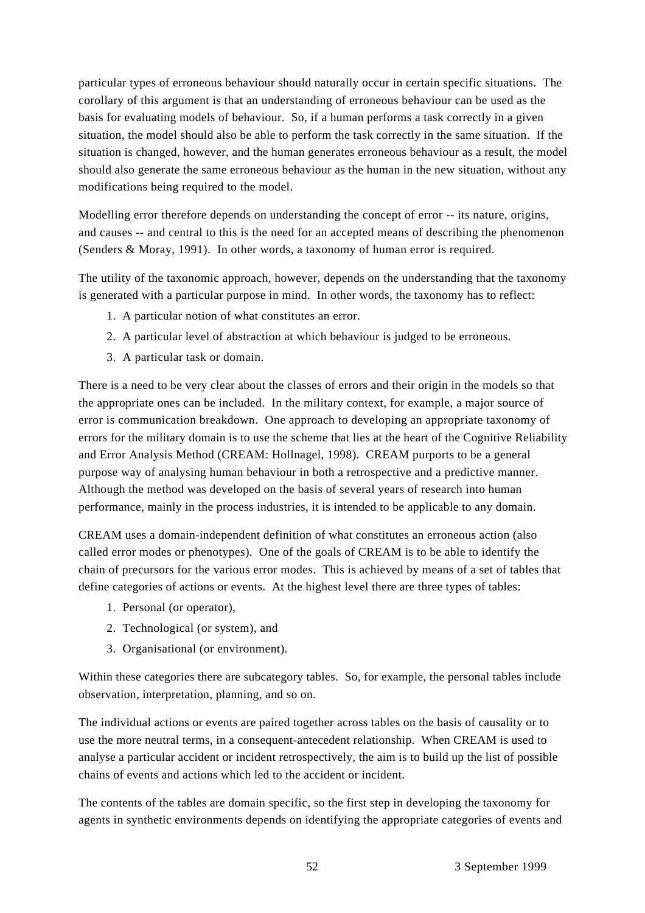particular types of erroneous behaviour should naturally occur in certain specific situations. The corollary of this argument is that an understanding of erroneous behaviour can be used as the basis for evaluating models of behaviour. So, if a human performs a task correctly in a given situation, the model should also be able to perform the task correctly in the same situation. If the situation is changed, however, and the human generates erroneous behaviour as a result, the model should also generate the same erroneous behaviour as the human in the new situation, without any modifications being required to the model.

Modelling error therefore depends on understanding the concept of error -- its nature, origins, and causes -- and central to this is the need for an accepted means of describing the phenomenon (Senders & Moray, 1991). In other words, a taxonomy of human error is required.

The utility of the taxonomic approach, however, depends on the understanding that the taxonomy is generated with a particular purpose in mind. In other words, the taxonomy has to reflect:

1. A particular notion of what constitutes an error.
2. A particular level of abstraction at which behaviour is judged to be erroneous.
3. A particular task or domain.

There is a need to be very clear about the classes of errors and their origin in the models so that the appropriate ones can be included. In the military context, for example, a major source of error is communication breakdown. One approach to developing an appropriate taxonomy of errors for the military domain is to use the scheme that lies at the heart of the Cognitive Reliability and Error Analysis Method (CREAM: Hollnagel, 1998). CREAM purports to be a general purpose way of analysing human behaviour in both a retrospective and a predictive manner. Although the method was developed on the basis of several years of research into human performance, mainly in the process industries, it is intended to be applicable to any domain.

CREAM uses a domain-independent definition of what constitutes an erroneous action (also called error modes or phenotypes). One of the goals of CREAM is to be able to identify the chain of precursors for the various error modes. This is achieved by means of a set of tables that define categories of actions or events. At the highest level there are three types of tables:

1. Personal (or operator),
2. Technological (or system), and
3. Organisational (or environment).

Within these categories there are subcategory tables. So, for example, the personal tables include observation, interpretation, planning, and so on.

The individual actions or events are paired together across tables on the basis of causality or to use the more neutral terms, in a consequent-antecedent relationship. When CREAM is used to analyse a particular accident or incident retrospectively, the aim is to build up the list of possible chains of events and actions which led to the accident or incident.

The contents of the tables are domain specific, so the first step in developing the taxonomy for agents in synthetic environments depends on identifying the appropriate categories of events and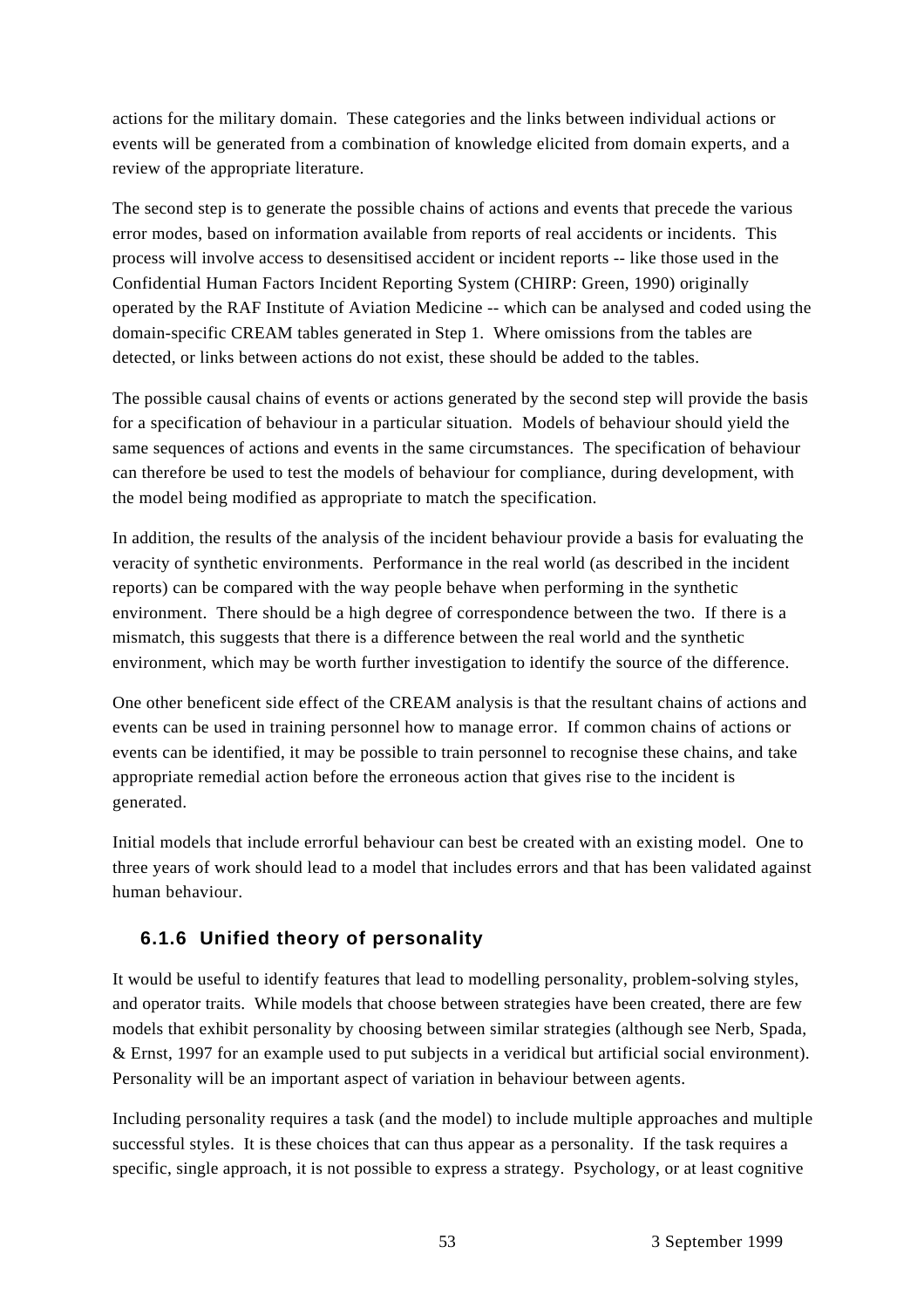actions for the military domain. These categories and the links between individual actions or events will be generated from a combination of knowledge elicited from domain experts, and a review of the appropriate literature.

The second step is to generate the possible chains of actions and events that precede the various error modes, based on information available from reports of real accidents or incidents. This process will involve access to desensitised accident or incident reports -- like those used in the Confidential Human Factors Incident Reporting System (CHIRP: Green, 1990) originally operated by the RAF Institute of Aviation Medicine -- which can be analysed and coded using the domain-specific CREAM tables generated in Step 1. Where omissions from the tables are detected, or links between actions do not exist, these should be added to the tables.

The possible causal chains of events or actions generated by the second step will provide the basis for a specification of behaviour in a particular situation. Models of behaviour should yield the same sequences of actions and events in the same circumstances. The specification of behaviour can therefore be used to test the models of behaviour for compliance, during development, with the model being modified as appropriate to match the specification.

In addition, the results of the analysis of the incident behaviour provide a basis for evaluating the veracity of synthetic environments. Performance in the real world (as described in the incident reports) can be compared with the way people behave when performing in the synthetic environment. There should be a high degree of correspondence between the two. If there is a mismatch, this suggests that there is a difference between the real world and the synthetic environment, which may be worth further investigation to identify the source of the difference.

One other beneficent side effect of the CREAM analysis is that the resultant chains of actions and events can be used in training personnel how to manage error. If common chains of actions or events can be identified, it may be possible to train personnel to recognise these chains, and take appropriate remedial action before the erroneous action that gives rise to the incident is generated.

Initial models that include errorful behaviour can best be created with an existing model. One to three years of work should lead to a model that includes errors and that has been validated against human behaviour.

### 6.1.6 Unified theory of personality

It would be useful to identify features that lead to modelling personality, problem-solving styles, and operator traits. While models that choose between strategies have been created, there are few models that exhibit personality by choosing between similar strategies (although see Nerb, Spada, & Ernst, 1997 for an example used to put subjects in a veridical but artificial social environment). Personality will be an important aspect of variation in behaviour between agents.

Including personality requires a task (and the model) to include multiple approaches and multiple successful styles. It is these choices that can thus appear as a personality. If the task requires a specific, single approach, it is not possible to express a strategy. Psychology, or at least cognitive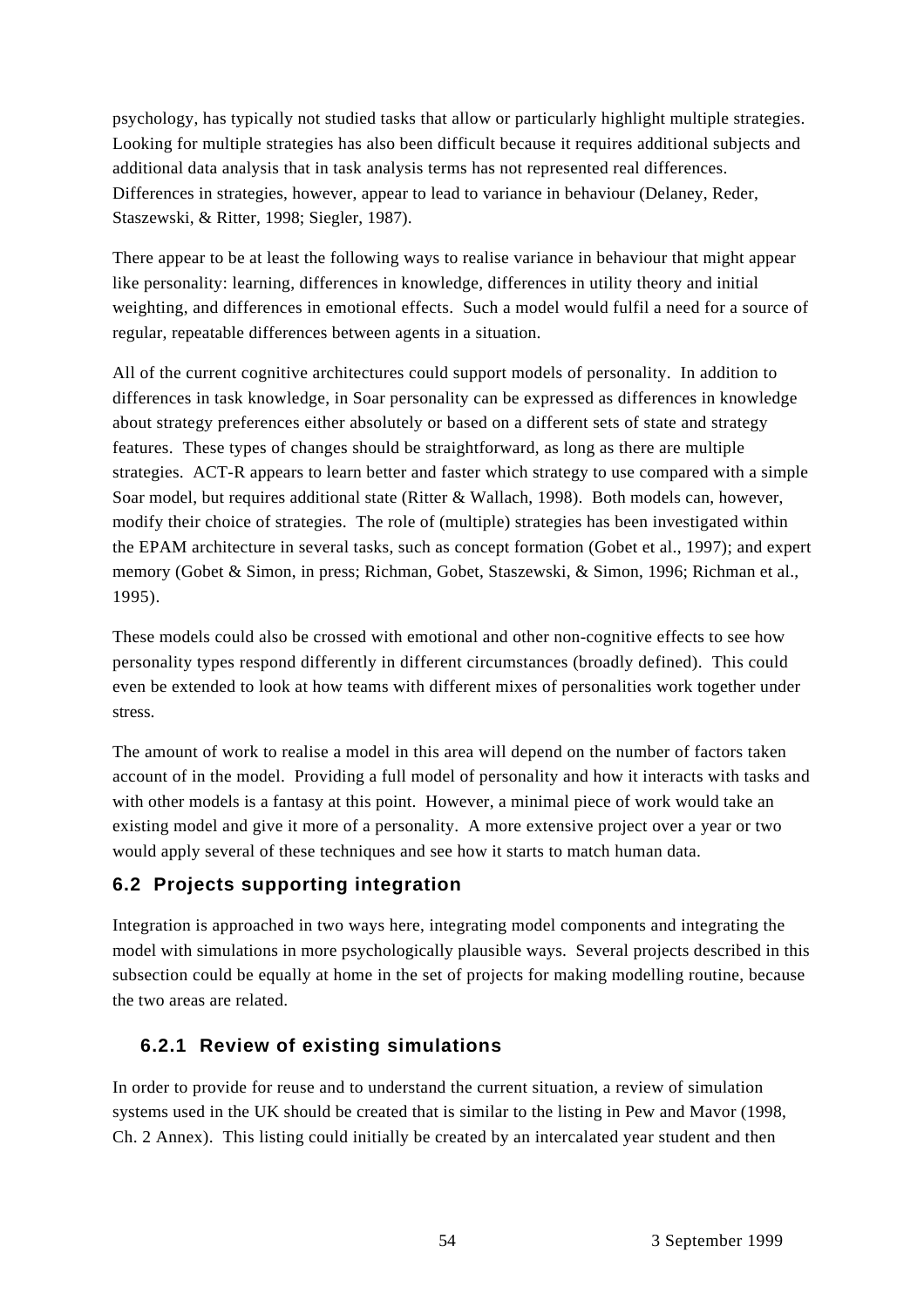psychology, has typically not studied tasks that allow or particularly highlight multiple strategies. Looking for multiple strategies has also been difficult because it requires additional subjects and additional data analysis that in task analysis terms has not represented real differences. Differences in strategies, however, appear to lead to variance in behaviour (Delaney, Reder, Staszewski, & Ritter, 1998; Siegler, 1987).

There appear to be at least the following ways to realise variance in behaviour that might appear like personality: learning, differences in knowledge, differences in utility theory and initial weighting, and differences in emotional effects. Such a model would fulfil a need for a source of regular, repeatable differences between agents in a situation.

All of the current cognitive architectures could support models of personality. In addition to differences in task knowledge, in Soar personality can be expressed as differences in knowledge about strategy preferences either absolutely or based on a different sets of state and strategy features. These types of changes should be straightforward, as long as there are multiple strategies. ACT-R appears to learn better and faster which strategy to use compared with a simple Soar model, but requires additional state (Ritter & Wallach, 1998). Both models can, however, modify their choice of strategies. The role of (multiple) strategies has been investigated within the EPAM architecture in several tasks, such as concept formation (Gobet et al., 1997); and expert memory (Gobet & Simon, in press; Richman, Gobet, Staszewski, & Simon, 1996; Richman et al., 1995).

These models could also be crossed with emotional and other non-cognitive effects to see how personality types respond differently in different circumstances (broadly defined). This could even be extended to look at how teams with different mixes of personalities work together under stress.

The amount of work to realise a model in this area will depend on the number of factors taken account of in the model. Providing a full model of personality and how it interacts with tasks and with other models is a fantasy at this point. However, a minimal piece of work would take an existing model and give it more of a personality. A more extensive project over a year or two would apply several of these techniques and see how it starts to match human data.

## 6.2 Projects supporting integration

Integration is approached in two ways here, integrating model components and integrating the model with simulations in more psychologically plausible ways. Several projects described in this subsection could be equally at home in the set of projects for making modelling routine, because the two areas are related.

### 6.2.1 Review of existing simulations

In order to provide for reuse and to understand the current situation, a review of simulation systems used in the UK should be created that is similar to the listing in Pew and Mavor (1998, Ch. 2 Annex). This listing could initially be created by an intercalated year student and then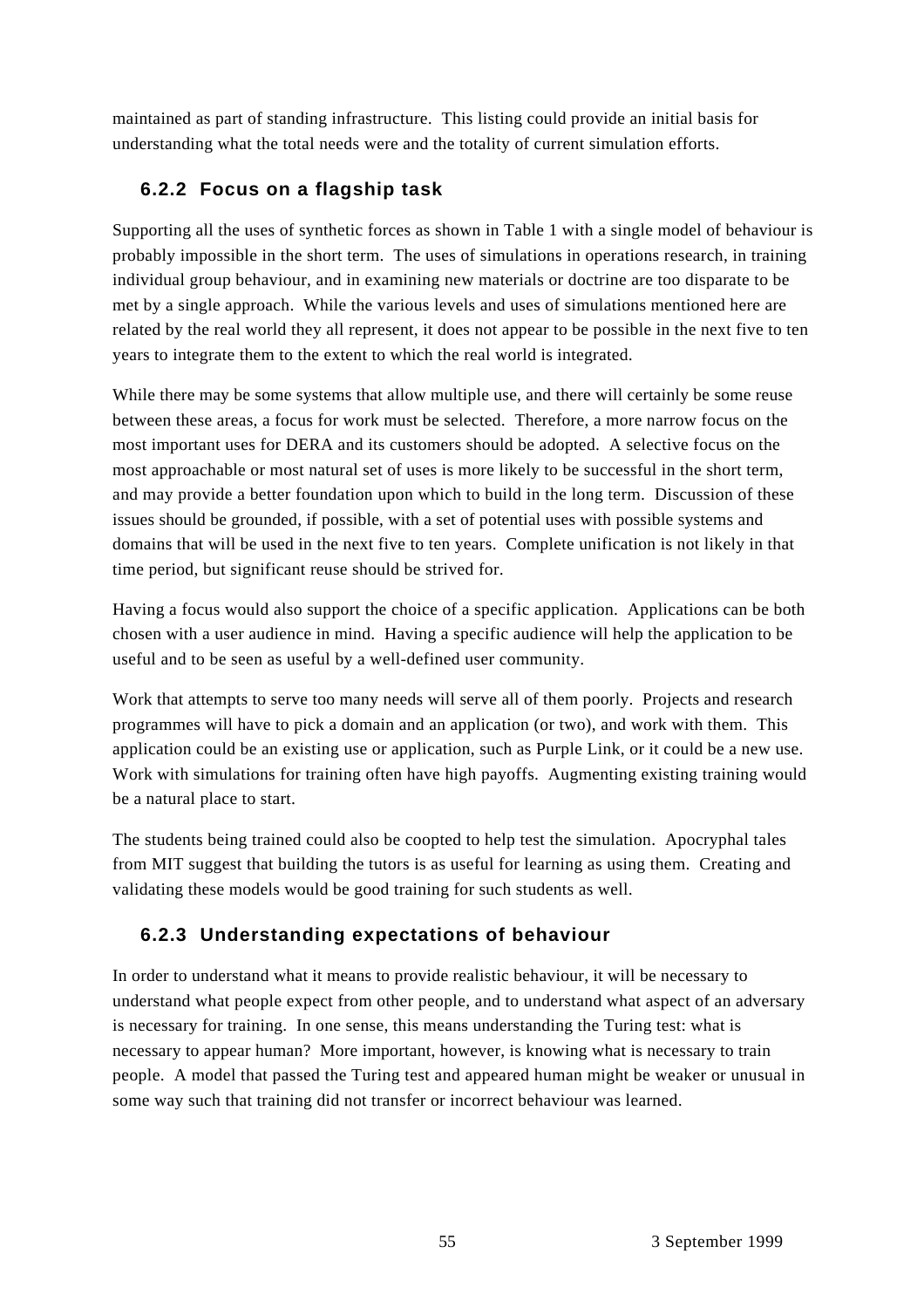maintained as part of standing infrastructure. This listing could provide an initial basis for understanding what the total needs were and the totality of current simulation efforts.

### 6.2.2 Focus on a flagship task

Supporting all the uses of synthetic forces as shown in Table 1 with a single model of behaviour is probably impossible in the short term. The uses of simulations in operations research, in training individual group behaviour, and in examining new materials or doctrine are too disparate to be met by a single approach. While the various levels and uses of simulations mentioned here are related by the real world they all represent, it does not appear to be possible in the next five to ten years to integrate them to the extent to which the real world is integrated.

While there may be some systems that allow multiple use, and there will certainly be some reuse between these areas, a focus for work must be selected. Therefore, a more narrow focus on the most important uses for DERA and its customers should be adopted. A selective focus on the most approachable or most natural set of uses is more likely to be successful in the short term, and may provide a better foundation upon which to build in the long term. Discussion of these issues should be grounded, if possible, with a set of potential uses with possible systems and domains that will be used in the next five to ten years. Complete unification is not likely in that time period, but significant reuse should be strived for.

Having a focus would also support the choice of a specific application. Applications can be both chosen with a user audience in mind. Having a specific audience will help the application to be useful and to be seen as useful by a well-defined user community.

Work that attempts to serve too many needs will serve all of them poorly. Projects and research programmes will have to pick a domain and an application (or two), and work with them. This application could be an existing use or application, such as Purple Link, or it could be a new use. Work with simulations for training often have high payoffs. Augmenting existing training would be a natural place to start.

The students being trained could also be coopted to help test the simulation. Apocryphal tales from MIT suggest that building the tutors is as useful for learning as using them. Creating and validating these models would be good training for such students as well.

### 6.2.3 Understanding expectations of behaviour

In order to understand what it means to provide realistic behaviour, it will be necessary to understand what people expect from other people, and to understand what aspect of an adversary is necessary for training. In one sense, this means understanding the Turing test: what is necessary to appear human? More important, however, is knowing what is necessary to train people. A model that passed the Turing test and appeared human might be weaker or unusual in some way such that training did not transfer or incorrect behaviour was learned.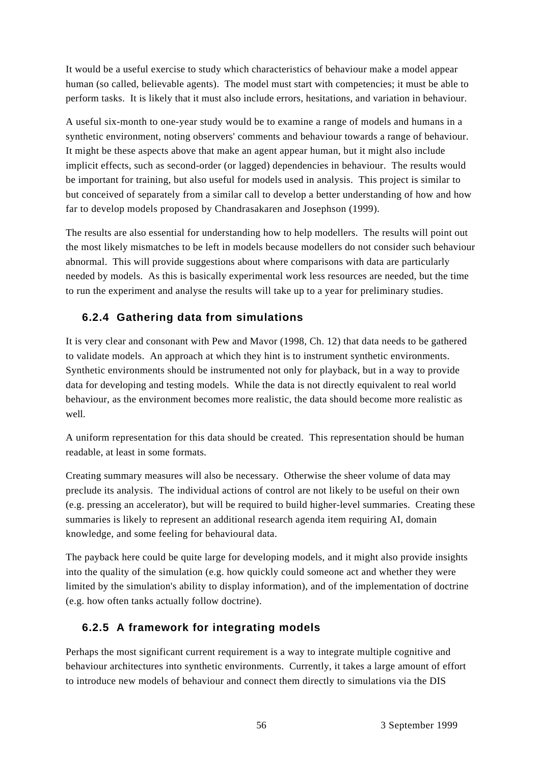It would be a useful exercise to study which characteristics of behaviour make a model appear human (so called, believable agents). The model must start with competencies; it must be able to perform tasks. It is likely that it must also include errors, hesitations, and variation in behaviour.

A useful six-month to one-year study would be to examine a range of models and humans in a synthetic environment, noting observers' comments and behaviour towards a range of behaviour. It might be these aspects above that make an agent appear human, but it might also include implicit effects, such as second-order (or lagged) dependencies in behaviour. The results would be important for training, but also useful for models used in analysis. This project is similar to but conceived of separately from a similar call to develop a better understanding of how and how far to develop models proposed by Chandrasakaren and Josephson (1999).

The results are also essential for understanding how to help modellers. The results will point out the most likely mismatches to be left in models because modellers do not consider such behaviour abnormal. This will provide suggestions about where comparisons with data are particularly needed by models. As this is basically experimental work less resources are needed, but the time to run the experiment and analyse the results will take up to a year for preliminary studies.

### 6.2.4 Gathering data from simulations

It is very clear and consonant with Pew and Mavor (1998, Ch. 12) that data needs to be gathered to validate models. An approach at which they hint is to instrument synthetic environments. Synthetic environments should be instrumented not only for playback, but in a way to provide data for developing and testing models. While the data is not directly equivalent to real world behaviour, as the environment becomes more realistic, the data should become more realistic as well.

A uniform representation for this data should be created. This representation should be human readable, at least in some formats.

Creating summary measures will also be necessary. Otherwise the sheer volume of data may preclude its analysis. The individual actions of control are not likely to be useful on their own (e.g. pressing an accelerator), but will be required to build higher-level summaries. Creating these summaries is likely to represent an additional research agenda item requiring AI, domain knowledge, and some feeling for behavioural data.

The payback here could be quite large for developing models, and it might also provide insights into the quality of the simulation (e.g. how quickly could someone act and whether they were limited by the simulation's ability to display information), and of the implementation of doctrine (e.g. how often tanks actually follow doctrine).

### 6.2.5 A framework for integrating models

Perhaps the most significant current requirement is a way to integrate multiple cognitive and behaviour architectures into synthetic environments. Currently, it takes a large amount of effort to introduce new models of behaviour and connect them directly to simulations via the DIS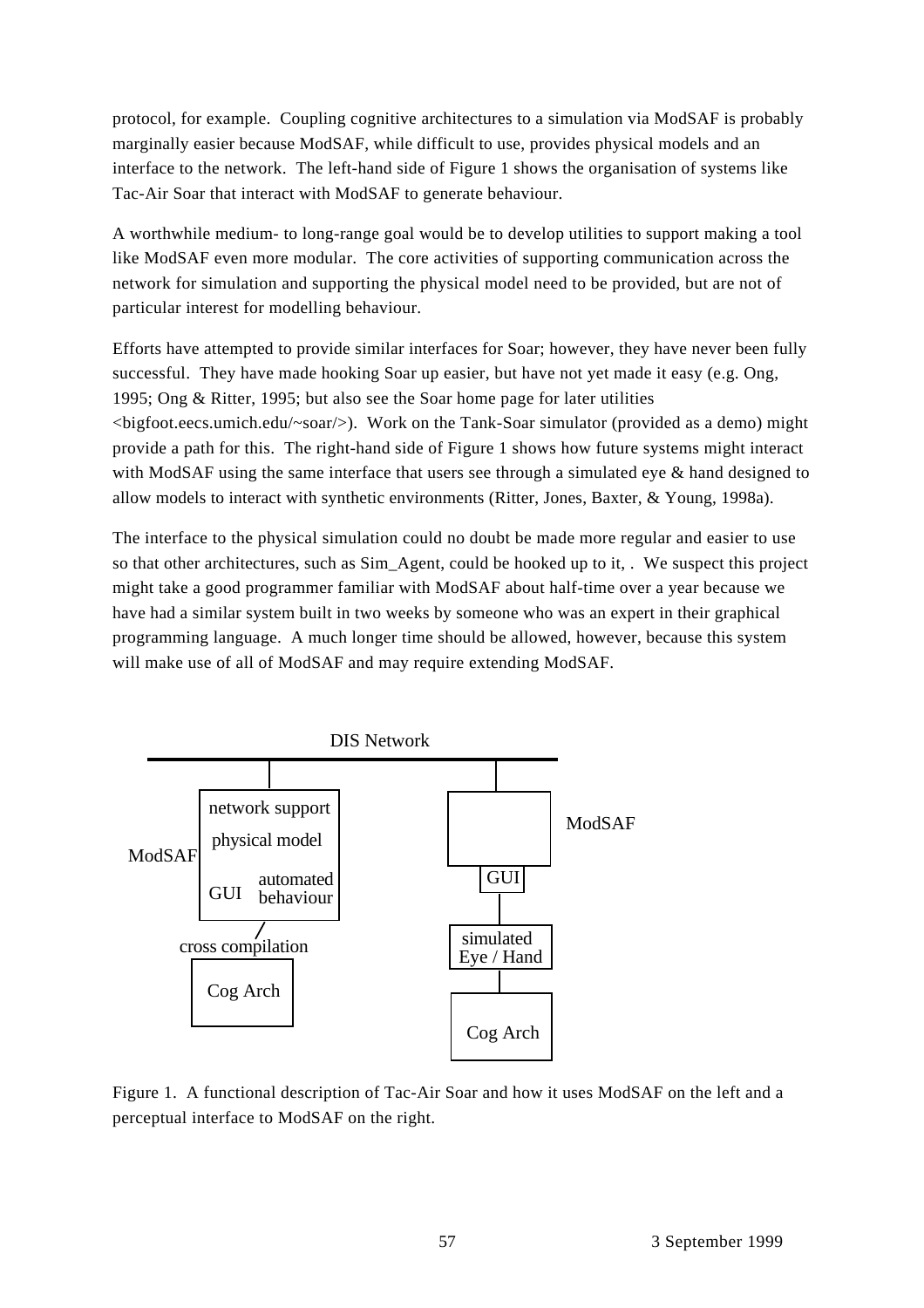protocol, for example. Coupling cognitive architectures to a simulation via ModSAF is probably marginally easier because ModSAF, while difficult to use, provides physical models and an interface to the network. The left-hand side of Figure 1 shows the organisation of systems like Tac-Air Soar that interact with ModSAF to generate behaviour.

A worthwhile medium- to long-range goal would be to develop utilities to support making a tool like ModSAF even more modular. The core activities of supporting communication across the network for simulation and supporting the physical model need to be provided, but are not of particular interest for modelling behaviour.

Efforts have attempted to provide similar interfaces for Soar; however, they have never been fully successful. They have made hooking Soar up easier, but have not yet made it easy (e.g. Ong, 1995; Ong & Ritter, 1995; but also see the Soar home page for later utilities <bigfoot.eecs.umich.edu/~soar/>). Work on the Tank-Soar simulator (provided as a demo) might provide a path for this. The right-hand side of Figure 1 shows how future systems might interact with ModSAF using the same interface that users see through a simulated eye & hand designed to allow models to interact with synthetic environments (Ritter, Jones, Baxter, & Young, 1998a).

The interface to the physical simulation could no doubt be made more regular and easier to use so that other architectures, such as Sim_Agent, could be hooked up to it, . We suspect this project might take a good programmer familiar with ModSAF about half-time over a year because we have had a similar system built in two weeks by someone who was an expert in their graphical programming language. A much longer time should be allowed, however, because this system will make use of all of ModSAF and may require extending ModSAF.

DIS Network

ModSAF: network support, physical model, GUI, automated behaviour — cross compilation — Cog Arch

ModSAF — GUI — simulated Eye / Hand — Cog Arch

Figure 1. A functional description of Tac-Air Soar and how it uses ModSAF on the left and a perceptual interface to ModSAF on the right.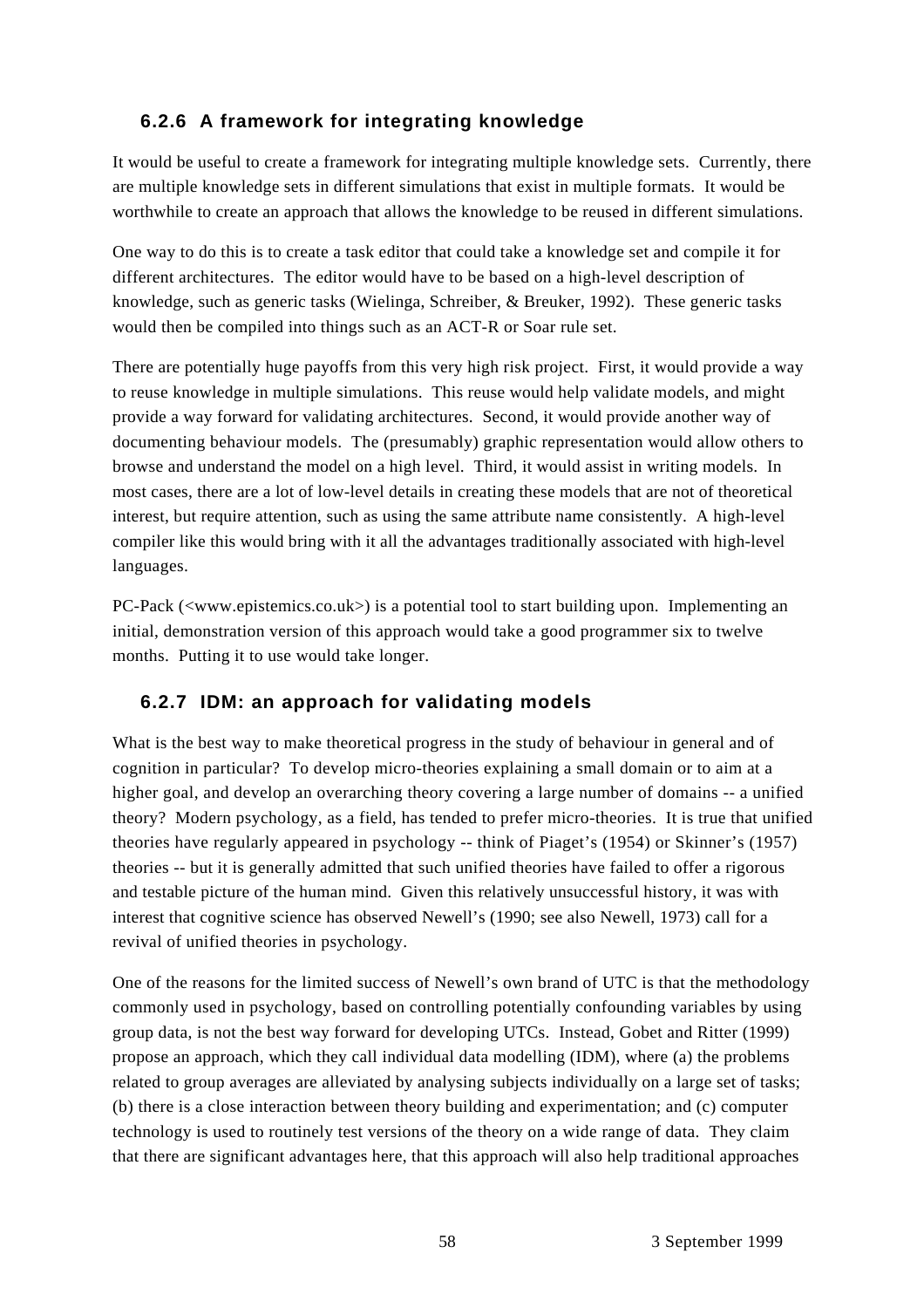### 6.2.6 A framework for integrating knowledge

It would be useful to create a framework for integrating multiple knowledge sets. Currently, there are multiple knowledge sets in different simulations that exist in multiple formats. It would be worthwhile to create an approach that allows the knowledge to be reused in different simulations.

One way to do this is to create a task editor that could take a knowledge set and compile it for different architectures. The editor would have to be based on a high-level description of knowledge, such as generic tasks (Wielinga, Schreiber, & Breuker, 1992). These generic tasks would then be compiled into things such as an ACT-R or Soar rule set.

There are potentially huge payoffs from this very high risk project. First, it would provide a way to reuse knowledge in multiple simulations. This reuse would help validate models, and might provide a way forward for validating architectures. Second, it would provide another way of documenting behaviour models. The (presumably) graphic representation would allow others to browse and understand the model on a high level. Third, it would assist in writing models. In most cases, there are a lot of low-level details in creating these models that are not of theoretical interest, but require attention, such as using the same attribute name consistently. A high-level compiler like this would bring with it all the advantages traditionally associated with high-level languages.

PC-Pack (<www.epistemics.co.uk>) is a potential tool to start building upon. Implementing an initial, demonstration version of this approach would take a good programmer six to twelve months. Putting it to use would take longer.

### 6.2.7 IDM: an approach for validating models

What is the best way to make theoretical progress in the study of behaviour in general and of cognition in particular? To develop micro-theories explaining a small domain or to aim at a higher goal, and develop an overarching theory covering a large number of domains -- a unified theory? Modern psychology, as a field, has tended to prefer micro-theories. It is true that unified theories have regularly appeared in psychology -- think of Piaget's (1954) or Skinner's (1957) theories -- but it is generally admitted that such unified theories have failed to offer a rigorous and testable picture of the human mind. Given this relatively unsuccessful history, it was with interest that cognitive science has observed Newell's (1990; see also Newell, 1973) call for a revival of unified theories in psychology.

One of the reasons for the limited success of Newell's own brand of UTC is that the methodology commonly used in psychology, based on controlling potentially confounding variables by using group data, is not the best way forward for developing UTCs. Instead, Gobet and Ritter (1999) propose an approach, which they call individual data modelling (IDM), where (a) the problems related to group averages are alleviated by analysing subjects individually on a large set of tasks; (b) there is a close interaction between theory building and experimentation; and (c) computer technology is used to routinely test versions of the theory on a wide range of data. They claim that there are significant advantages here, that this approach will also help traditional approaches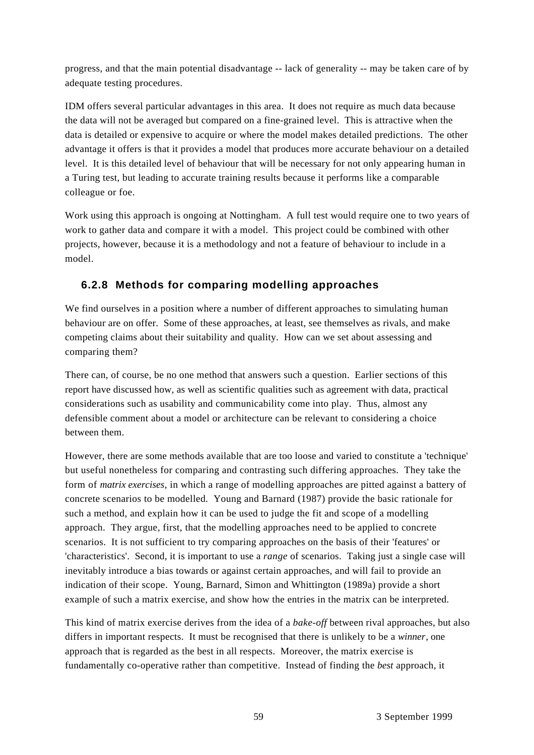progress, and that the main potential disadvantage -- lack of generality -- may be taken care of by adequate testing procedures.

IDM offers several particular advantages in this area. It does not require as much data because the data will not be averaged but compared on a fine-grained level. This is attractive when the data is detailed or expensive to acquire or where the model makes detailed predictions. The other advantage it offers is that it provides a model that produces more accurate behaviour on a detailed level. It is this detailed level of behaviour that will be necessary for not only appearing human in a Turing test, but leading to accurate training results because it performs like a comparable colleague or foe.

Work using this approach is ongoing at Nottingham. A full test would require one to two years of work to gather data and compare it with a model. This project could be combined with other projects, however, because it is a methodology and not a feature of behaviour to include in a model.

### 6.2.8 Methods for comparing modelling approaches

We find ourselves in a position where a number of different approaches to simulating human behaviour are on offer. Some of these approaches, at least, see themselves as rivals, and make competing claims about their suitability and quality. How can we set about assessing and comparing them?

There can, of course, be no one method that answers such a question. Earlier sections of this report have discussed how, as well as scientific qualities such as agreement with data, practical considerations such as usability and communicability come into play. Thus, almost any defensible comment about a model or architecture can be relevant to considering a choice between them.

However, there are some methods available that are too loose and varied to constitute a 'technique' but useful nonetheless for comparing and contrasting such differing approaches. They take the form of *matrix exercises*, in which a range of modelling approaches are pitted against a battery of concrete scenarios to be modelled. Young and Barnard (1987) provide the basic rationale for such a method, and explain how it can be used to judge the fit and scope of a modelling approach. They argue, first, that the modelling approaches need to be applied to concrete scenarios. It is not sufficient to try comparing approaches on the basis of their 'features' or 'characteristics'. Second, it is important to use a *range* of scenarios. Taking just a single case will inevitably introduce a bias towards or against certain approaches, and will fail to provide an indication of their scope. Young, Barnard, Simon and Whittington (1989a) provide a short example of such a matrix exercise, and show how the entries in the matrix can be interpreted.

This kind of matrix exercise derives from the idea of a *bake-off* between rival approaches, but also differs in important respects. It must be recognised that there is unlikely to be a *winner*, one approach that is regarded as the best in all respects. Moreover, the matrix exercise is fundamentally co-operative rather than competitive. Instead of finding the *best* approach, it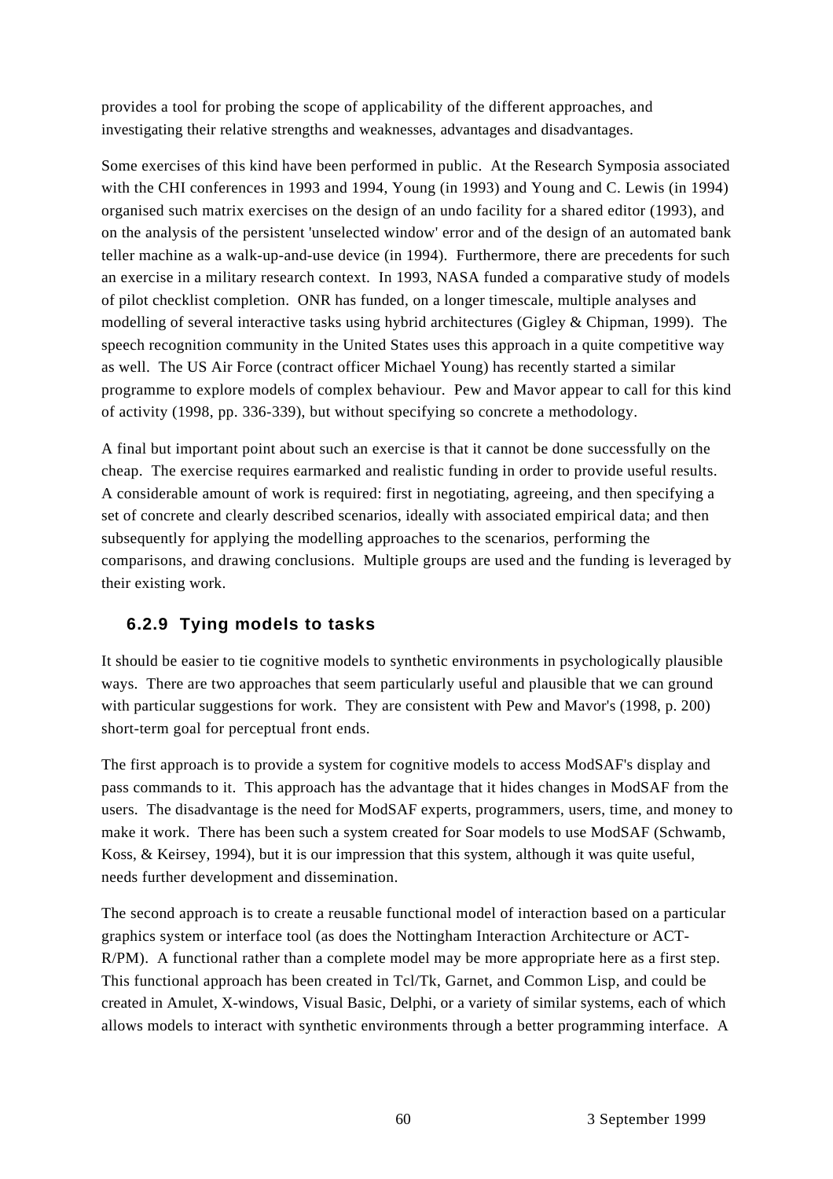provides a tool for probing the scope of applicability of the different approaches, and investigating their relative strengths and weaknesses, advantages and disadvantages.

Some exercises of this kind have been performed in public. At the Research Symposia associated with the CHI conferences in 1993 and 1994, Young (in 1993) and Young and C. Lewis (in 1994) organised such matrix exercises on the design of an undo facility for a shared editor (1993), and on the analysis of the persistent 'unselected window' error and of the design of an automated bank teller machine as a walk-up-and-use device (in 1994). Furthermore, there are precedents for such an exercise in a military research context. In 1993, NASA funded a comparative study of models of pilot checklist completion. ONR has funded, on a longer timescale, multiple analyses and modelling of several interactive tasks using hybrid architectures (Gigley & Chipman, 1999). The speech recognition community in the United States uses this approach in a quite competitive way as well. The US Air Force (contract officer Michael Young) has recently started a similar programme to explore models of complex behaviour. Pew and Mavor appear to call for this kind of activity (1998, pp. 336-339), but without specifying so concrete a methodology.

A final but important point about such an exercise is that it cannot be done successfully on the cheap. The exercise requires earmarked and realistic funding in order to provide useful results. A considerable amount of work is required: first in negotiating, agreeing, and then specifying a set of concrete and clearly described scenarios, ideally with associated empirical data; and then subsequently for applying the modelling approaches to the scenarios, performing the comparisons, and drawing conclusions. Multiple groups are used and the funding is leveraged by their existing work.

### 6.2.9 Tying models to tasks

It should be easier to tie cognitive models to synthetic environments in psychologically plausible ways. There are two approaches that seem particularly useful and plausible that we can ground with particular suggestions for work. They are consistent with Pew and Mavor's (1998, p. 200) short-term goal for perceptual front ends.

The first approach is to provide a system for cognitive models to access ModSAF's display and pass commands to it. This approach has the advantage that it hides changes in ModSAF from the users. The disadvantage is the need for ModSAF experts, programmers, users, time, and money to make it work. There has been such a system created for Soar models to use ModSAF (Schwamb, Koss, & Keirsey, 1994), but it is our impression that this system, although it was quite useful, needs further development and dissemination.

The second approach is to create a reusable functional model of interaction based on a particular graphics system or interface tool (as does the Nottingham Interaction Architecture or ACT-R/PM). A functional rather than a complete model may be more appropriate here as a first step. This functional approach has been created in Tcl/Tk, Garnet, and Common Lisp, and could be created in Amulet, X-windows, Visual Basic, Delphi, or a variety of similar systems, each of which allows models to interact with synthetic environments through a better programming interface. A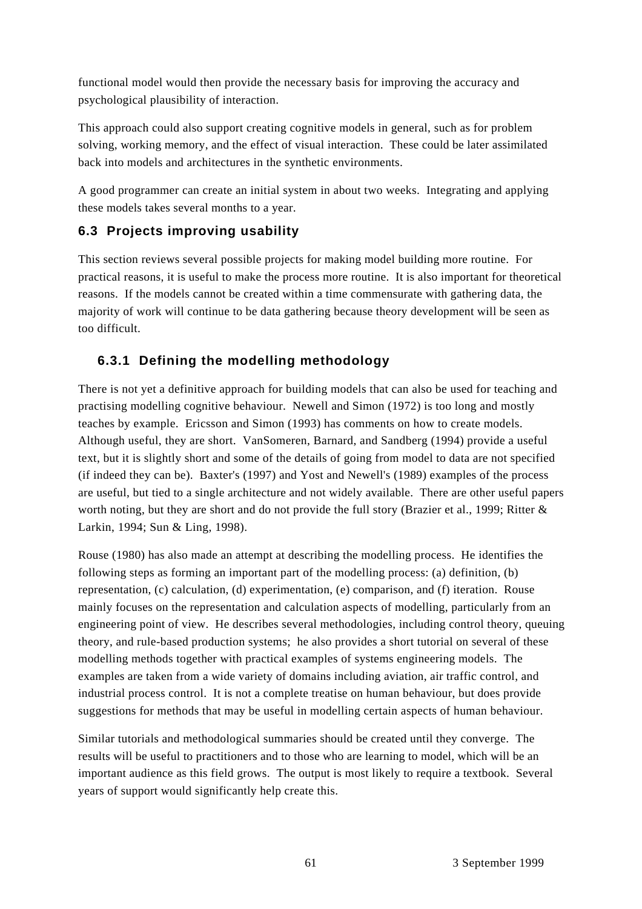functional model would then provide the necessary basis for improving the accuracy and psychological plausibility of interaction.

This approach could also support creating cognitive models in general, such as for problem solving, working memory, and the effect of visual interaction. These could be later assimilated back into models and architectures in the synthetic environments.

A good programmer can create an initial system in about two weeks. Integrating and applying these models takes several months to a year.

## 6.3 Projects improving usability

This section reviews several possible projects for making model building more routine. For practical reasons, it is useful to make the process more routine. It is also important for theoretical reasons. If the models cannot be created within a time commensurate with gathering data, the majority of work will continue to be data gathering because theory development will be seen as too difficult.

### 6.3.1 Defining the modelling methodology

There is not yet a definitive approach for building models that can also be used for teaching and practising modelling cognitive behaviour. Newell and Simon (1972) is too long and mostly teaches by example. Ericsson and Simon (1993) has comments on how to create models. Although useful, they are short. VanSomeren, Barnard, and Sandberg (1994) provide a useful text, but it is slightly short and some of the details of going from model to data are not specified (if indeed they can be). Baxter's (1997) and Yost and Newell's (1989) examples of the process are useful, but tied to a single architecture and not widely available. There are other useful papers worth noting, but they are short and do not provide the full story (Brazier et al., 1999; Ritter & Larkin, 1994; Sun & Ling, 1998).

Rouse (1980) has also made an attempt at describing the modelling process. He identifies the following steps as forming an important part of the modelling process: (a) definition, (b) representation, (c) calculation, (d) experimentation, (e) comparison, and (f) iteration. Rouse mainly focuses on the representation and calculation aspects of modelling, particularly from an engineering point of view. He describes several methodologies, including control theory, queuing theory, and rule-based production systems; he also provides a short tutorial on several of these modelling methods together with practical examples of systems engineering models. The examples are taken from a wide variety of domains including aviation, air traffic control, and industrial process control. It is not a complete treatise on human behaviour, but does provide suggestions for methods that may be useful in modelling certain aspects of human behaviour.

Similar tutorials and methodological summaries should be created until they converge. The results will be useful to practitioners and to those who are learning to model, which will be an important audience as this field grows. The output is most likely to require a textbook. Several years of support would significantly help create this.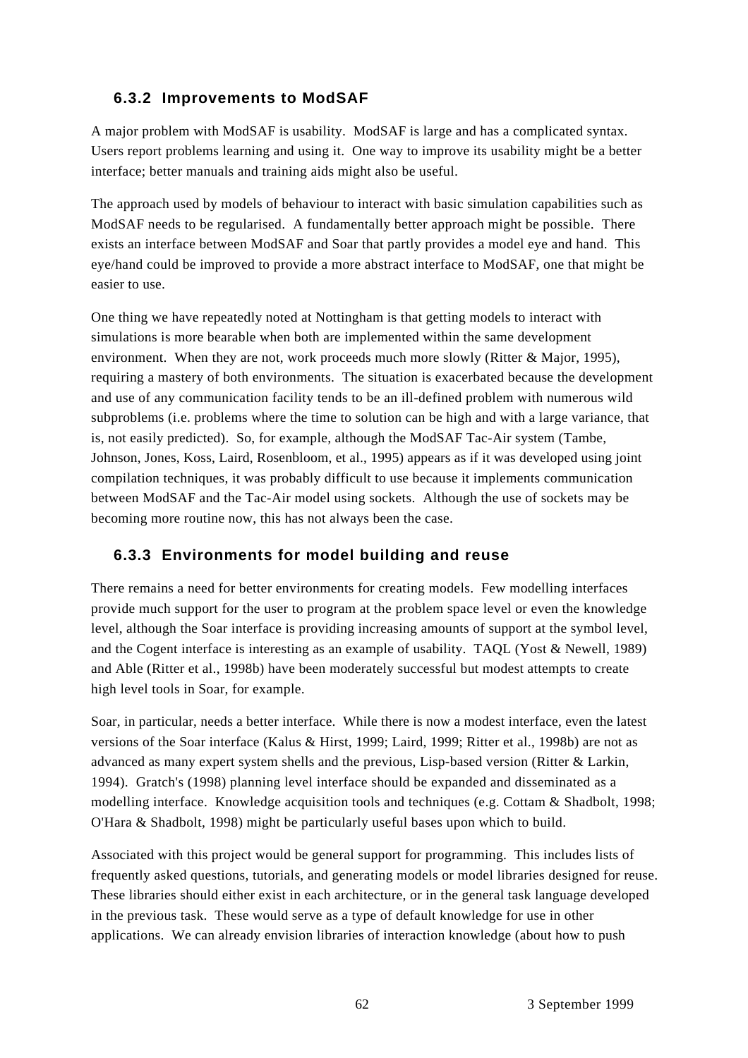### 6.3.2 Improvements to ModSAF

A major problem with ModSAF is usability. ModSAF is large and has a complicated syntax. Users report problems learning and using it. One way to improve its usability might be a better interface; better manuals and training aids might also be useful.

The approach used by models of behaviour to interact with basic simulation capabilities such as ModSAF needs to be regularised. A fundamentally better approach might be possible. There exists an interface between ModSAF and Soar that partly provides a model eye and hand. This eye/hand could be improved to provide a more abstract interface to ModSAF, one that might be easier to use.

One thing we have repeatedly noted at Nottingham is that getting models to interact with simulations is more bearable when both are implemented within the same development environment. When they are not, work proceeds much more slowly (Ritter & Major, 1995), requiring a mastery of both environments. The situation is exacerbated because the development and use of any communication facility tends to be an ill-defined problem with numerous wild subproblems (i.e. problems where the time to solution can be high and with a large variance, that is, not easily predicted). So, for example, although the ModSAF Tac-Air system (Tambe, Johnson, Jones, Koss, Laird, Rosenbloom, et al., 1995) appears as if it was developed using joint compilation techniques, it was probably difficult to use because it implements communication between ModSAF and the Tac-Air model using sockets. Although the use of sockets may be becoming more routine now, this has not always been the case.

### 6.3.3 Environments for model building and reuse

There remains a need for better environments for creating models. Few modelling interfaces provide much support for the user to program at the problem space level or even the knowledge level, although the Soar interface is providing increasing amounts of support at the symbol level, and the Cogent interface is interesting as an example of usability. TAQL (Yost & Newell, 1989) and Able (Ritter et al., 1998b) have been moderately successful but modest attempts to create high level tools in Soar, for example.

Soar, in particular, needs a better interface. While there is now a modest interface, even the latest versions of the Soar interface (Kalus & Hirst, 1999; Laird, 1999; Ritter et al., 1998b) are not as advanced as many expert system shells and the previous, Lisp-based version (Ritter & Larkin, 1994). Gratch's (1998) planning level interface should be expanded and disseminated as a modelling interface. Knowledge acquisition tools and techniques (e.g. Cottam & Shadbolt, 1998; O'Hara & Shadbolt, 1998) might be particularly useful bases upon which to build.

Associated with this project would be general support for programming. This includes lists of frequently asked questions, tutorials, and generating models or model libraries designed for reuse. These libraries should either exist in each architecture, or in the general task language developed in the previous task. These would serve as a type of default knowledge for use in other applications. We can already envision libraries of interaction knowledge (about how to push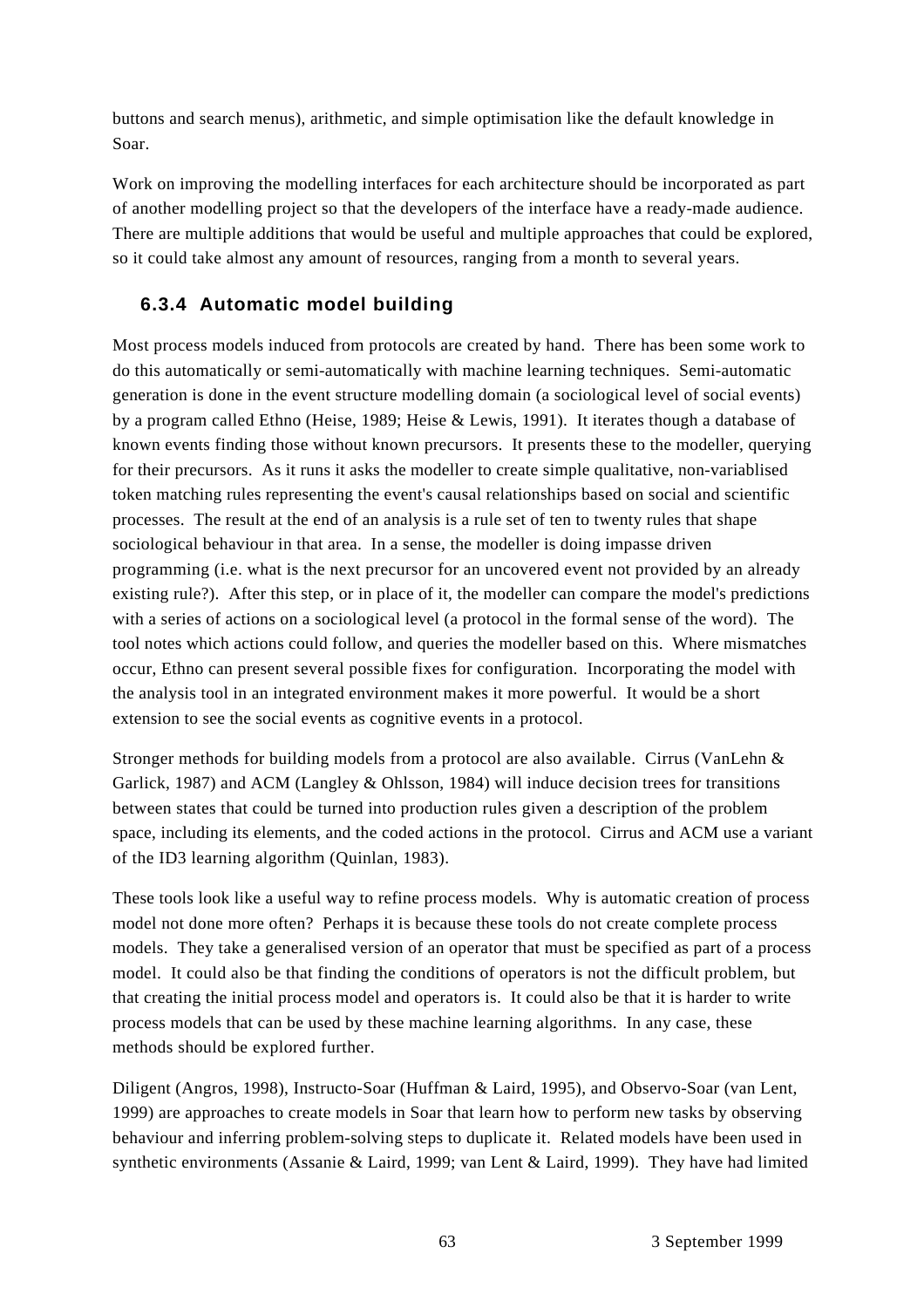buttons and search menus), arithmetic, and simple optimisation like the default knowledge in Soar.

Work on improving the modelling interfaces for each architecture should be incorporated as part of another modelling project so that the developers of the interface have a ready-made audience. There are multiple additions that would be useful and multiple approaches that could be explored, so it could take almost any amount of resources, ranging from a month to several years.

### 6.3.4 Automatic model building

Most process models induced from protocols are created by hand. There has been some work to do this automatically or semi-automatically with machine learning techniques. Semi-automatic generation is done in the event structure modelling domain (a sociological level of social events) by a program called Ethno (Heise, 1989; Heise & Lewis, 1991). It iterates though a database of known events finding those without known precursors. It presents these to the modeller, querying for their precursors. As it runs it asks the modeller to create simple qualitative, non-variablised token matching rules representing the event's causal relationships based on social and scientific processes. The result at the end of an analysis is a rule set of ten to twenty rules that shape sociological behaviour in that area. In a sense, the modeller is doing impasse driven programming (i.e. what is the next precursor for an uncovered event not provided by an already existing rule?). After this step, or in place of it, the modeller can compare the model's predictions with a series of actions on a sociological level (a protocol in the formal sense of the word). The tool notes which actions could follow, and queries the modeller based on this. Where mismatches occur, Ethno can present several possible fixes for configuration. Incorporating the model with the analysis tool in an integrated environment makes it more powerful. It would be a short extension to see the social events as cognitive events in a protocol.

Stronger methods for building models from a protocol are also available. Cirrus (VanLehn & Garlick, 1987) and ACM (Langley & Ohlsson, 1984) will induce decision trees for transitions between states that could be turned into production rules given a description of the problem space, including its elements, and the coded actions in the protocol. Cirrus and ACM use a variant of the ID3 learning algorithm (Quinlan, 1983).

These tools look like a useful way to refine process models. Why is automatic creation of process model not done more often? Perhaps it is because these tools do not create complete process models. They take a generalised version of an operator that must be specified as part of a process model. It could also be that finding the conditions of operators is not the difficult problem, but that creating the initial process model and operators is. It could also be that it is harder to write process models that can be used by these machine learning algorithms. In any case, these methods should be explored further.

Diligent (Angros, 1998), Instructo-Soar (Huffman & Laird, 1995), and Observo-Soar (van Lent, 1999) are approaches to create models in Soar that learn how to perform new tasks by observing behaviour and inferring problem-solving steps to duplicate it. Related models have been used in synthetic environments (Assanie & Laird, 1999; van Lent & Laird, 1999). They have had limited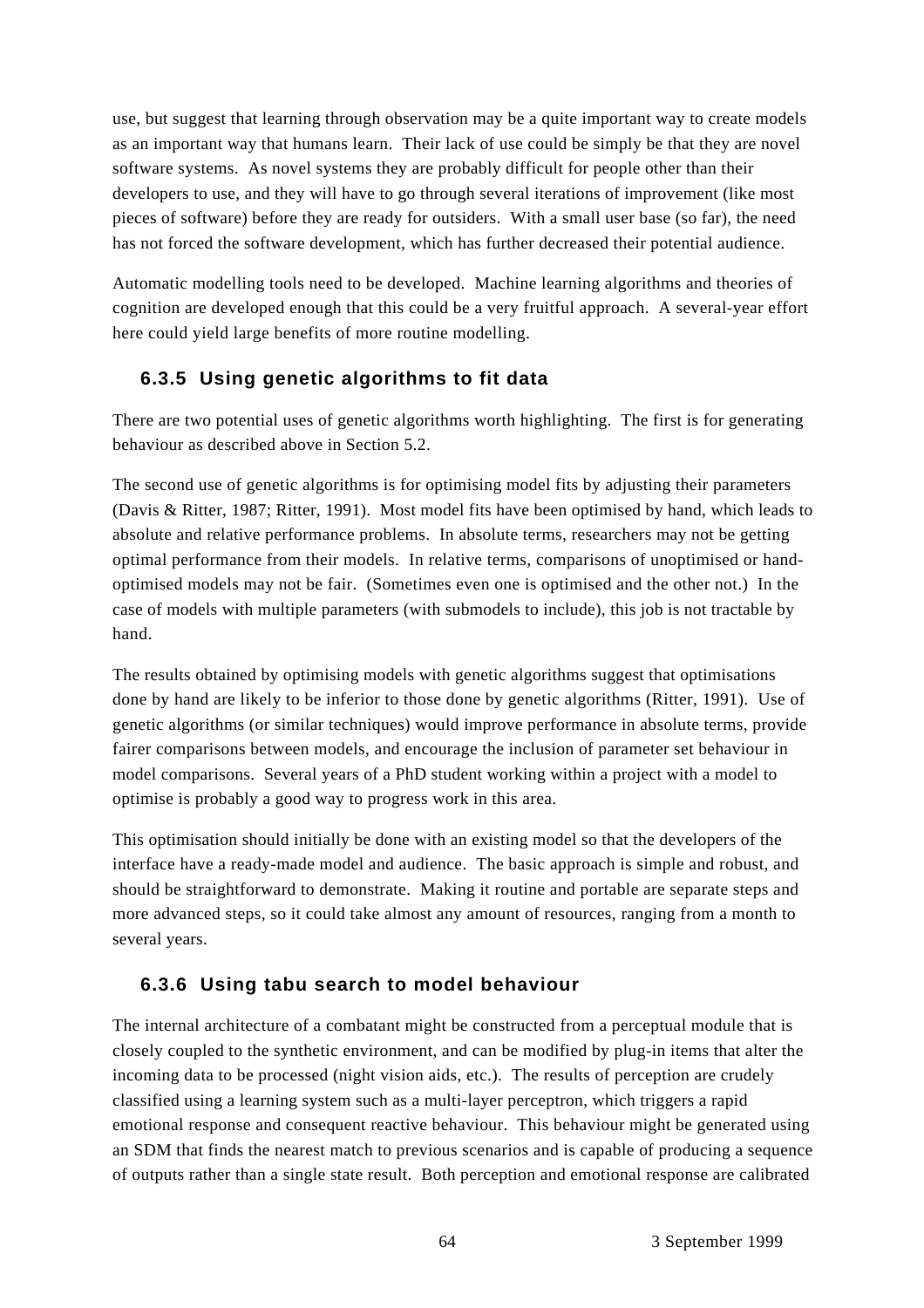use, but suggest that learning through observation may be a quite important way to create models as an important way that humans learn. Their lack of use could be simply be that they are novel software systems. As novel systems they are probably difficult for people other than their developers to use, and they will have to go through several iterations of improvement (like most pieces of software) before they are ready for outsiders. With a small user base (so far), the need has not forced the software development, which has further decreased their potential audience.

Automatic modelling tools need to be developed. Machine learning algorithms and theories of cognition are developed enough that this could be a very fruitful approach. A several-year effort here could yield large benefits of more routine modelling.

### 6.3.5 Using genetic algorithms to fit data

There are two potential uses of genetic algorithms worth highlighting. The first is for generating behaviour as described above in Section 5.2.

The second use of genetic algorithms is for optimising model fits by adjusting their parameters (Davis & Ritter, 1987; Ritter, 1991). Most model fits have been optimised by hand, which leads to absolute and relative performance problems. In absolute terms, researchers may not be getting optimal performance from their models. In relative terms, comparisons of unoptimised or hand-optimised models may not be fair. (Sometimes even one is optimised and the other not.) In the case of models with multiple parameters (with submodels to include), this job is not tractable by hand.

The results obtained by optimising models with genetic algorithms suggest that optimisations done by hand are likely to be inferior to those done by genetic algorithms (Ritter, 1991). Use of genetic algorithms (or similar techniques) would improve performance in absolute terms, provide fairer comparisons between models, and encourage the inclusion of parameter set behaviour in model comparisons. Several years of a PhD student working within a project with a model to optimise is probably a good way to progress work in this area.

This optimisation should initially be done with an existing model so that the developers of the interface have a ready-made model and audience. The basic approach is simple and robust, and should be straightforward to demonstrate. Making it routine and portable are separate steps and more advanced steps, so it could take almost any amount of resources, ranging from a month to several years.

### 6.3.6 Using tabu search to model behaviour

The internal architecture of a combatant might be constructed from a perceptual module that is closely coupled to the synthetic environment, and can be modified by plug-in items that alter the incoming data to be processed (night vision aids, etc.). The results of perception are crudely classified using a learning system such as a multi-layer perceptron, which triggers a rapid emotional response and consequent reactive behaviour. This behaviour might be generated using an SDM that finds the nearest match to previous scenarios and is capable of producing a sequence of outputs rather than a single state result. Both perception and emotional response are calibrated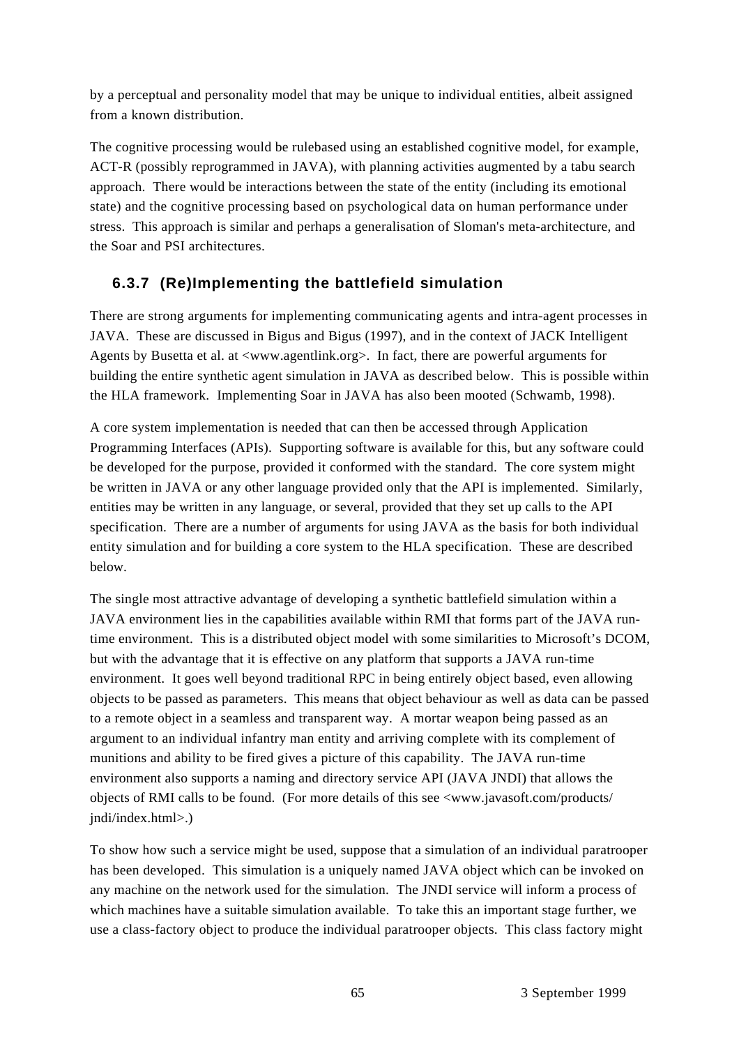by a perceptual and personality model that may be unique to individual entities, albeit assigned from a known distribution.

The cognitive processing would be rulebased using an established cognitive model, for example, ACT-R (possibly reprogrammed in JAVA), with planning activities augmented by a tabu search approach. There would be interactions between the state of the entity (including its emotional state) and the cognitive processing based on psychological data on human performance under stress. This approach is similar and perhaps a generalisation of Sloman's meta-architecture, and the Soar and PSI architectures.

### 6.3.7 (Re)Implementing the battlefield simulation

There are strong arguments for implementing communicating agents and intra-agent processes in JAVA. These are discussed in Bigus and Bigus (1997), and in the context of JACK Intelligent Agents by Busetta et al. at <www.agentlink.org>. In fact, there are powerful arguments for building the entire synthetic agent simulation in JAVA as described below. This is possible within the HLA framework. Implementing Soar in JAVA has also been mooted (Schwamb, 1998).

A core system implementation is needed that can then be accessed through Application Programming Interfaces (APIs). Supporting software is available for this, but any software could be developed for the purpose, provided it conformed with the standard. The core system might be written in JAVA or any other language provided only that the API is implemented. Similarly, entities may be written in any language, or several, provided that they set up calls to the API specification. There are a number of arguments for using JAVA as the basis for both individual entity simulation and for building a core system to the HLA specification. These are described below.

The single most attractive advantage of developing a synthetic battlefield simulation within a JAVA environment lies in the capabilities available within RMI that forms part of the JAVA run-time environment. This is a distributed object model with some similarities to Microsoft's DCOM, but with the advantage that it is effective on any platform that supports a JAVA run-time environment. It goes well beyond traditional RPC in being entirely object based, even allowing objects to be passed as parameters. This means that object behaviour as well as data can be passed to a remote object in a seamless and transparent way. A mortar weapon being passed as an argument to an individual infantry man entity and arriving complete with its complement of munitions and ability to be fired gives a picture of this capability. The JAVA run-time environment also supports a naming and directory service API (JAVA JNDI) that allows the objects of RMI calls to be found. (For more details of this see <www.javasoft.com/products/jndi/index.html>.)

To show how such a service might be used, suppose that a simulation of an individual paratrooper has been developed. This simulation is a uniquely named JAVA object which can be invoked on any machine on the network used for the simulation. The JNDI service will inform a process of which machines have a suitable simulation available. To take this an important stage further, we use a class-factory object to produce the individual paratrooper objects. This class factory might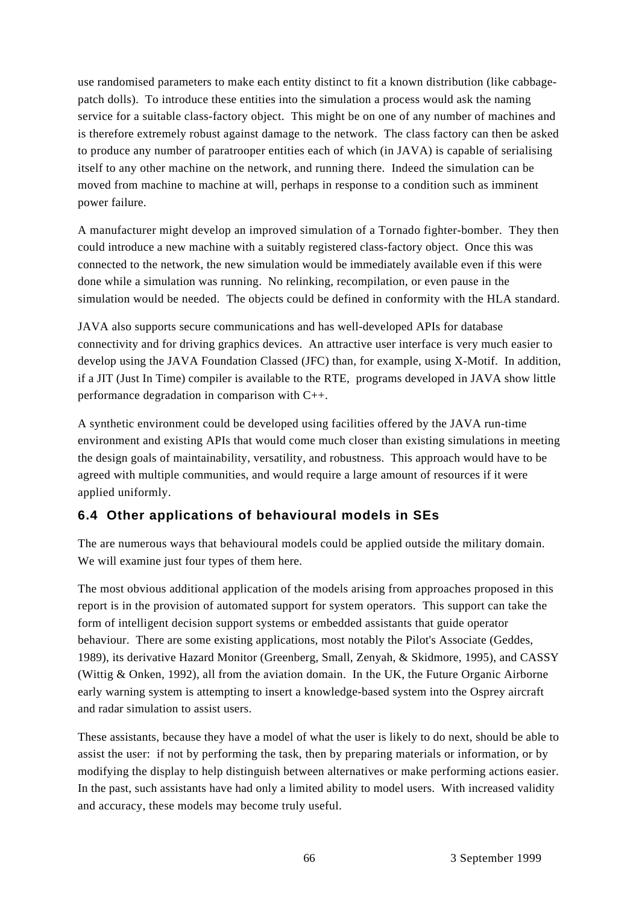use randomised parameters to make each entity distinct to fit a known distribution (like cabbage-patch dolls). To introduce these entities into the simulation a process would ask the naming service for a suitable class-factory object. This might be on one of any number of machines and is therefore extremely robust against damage to the network. The class factory can then be asked to produce any number of paratrooper entities each of which (in JAVA) is capable of serialising itself to any other machine on the network, and running there. Indeed the simulation can be moved from machine to machine at will, perhaps in response to a condition such as imminent power failure.

A manufacturer might develop an improved simulation of a Tornado fighter-bomber. They then could introduce a new machine with a suitably registered class-factory object. Once this was connected to the network, the new simulation would be immediately available even if this were done while a simulation was running. No relinking, recompilation, or even pause in the simulation would be needed. The objects could be defined in conformity with the HLA standard.

JAVA also supports secure communications and has well-developed APIs for database connectivity and for driving graphics devices. An attractive user interface is very much easier to develop using the JAVA Foundation Classed (JFC) than, for example, using X-Motif. In addition, if a JIT (Just In Time) compiler is available to the RTE, programs developed in JAVA show little performance degradation in comparison with C++.

A synthetic environment could be developed using facilities offered by the JAVA run-time environment and existing APIs that would come much closer than existing simulations in meeting the design goals of maintainability, versatility, and robustness. This approach would have to be agreed with multiple communities, and would require a large amount of resources if it were applied uniformly.

### 6.4 Other applications of behavioural models in SEs

The are numerous ways that behavioural models could be applied outside the military domain. We will examine just four types of them here.

The most obvious additional application of the models arising from approaches proposed in this report is in the provision of automated support for system operators. This support can take the form of intelligent decision support systems or embedded assistants that guide operator behaviour. There are some existing applications, most notably the Pilot's Associate (Geddes, 1989), its derivative Hazard Monitor (Greenberg, Small, Zenyah, & Skidmore, 1995), and CASSY (Wittig & Onken, 1992), all from the aviation domain. In the UK, the Future Organic Airborne early warning system is attempting to insert a knowledge-based system into the Osprey aircraft and radar simulation to assist users.

These assistants, because they have a model of what the user is likely to do next, should be able to assist the user: if not by performing the task, then by preparing materials or information, or by modifying the display to help distinguish between alternatives or make performing actions easier. In the past, such assistants have had only a limited ability to model users. With increased validity and accuracy, these models may become truly useful.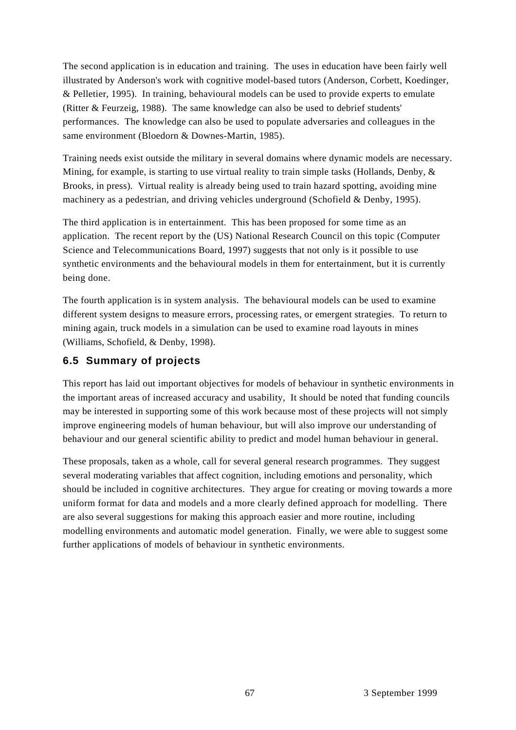The second application is in education and training. The uses in education have been fairly well illustrated by Anderson's work with cognitive model-based tutors (Anderson, Corbett, Koedinger, & Pelletier, 1995). In training, behavioural models can be used to provide experts to emulate (Ritter & Feurzeig, 1988). The same knowledge can also be used to debrief students' performances. The knowledge can also be used to populate adversaries and colleagues in the same environment (Bloedorn & Downes-Martin, 1985).

Training needs exist outside the military in several domains where dynamic models are necessary. Mining, for example, is starting to use virtual reality to train simple tasks (Hollands, Denby, & Brooks, in press). Virtual reality is already being used to train hazard spotting, avoiding mine machinery as a pedestrian, and driving vehicles underground (Schofield & Denby, 1995).

The third application is in entertainment. This has been proposed for some time as an application. The recent report by the (US) National Research Council on this topic (Computer Science and Telecommunications Board, 1997) suggests that not only is it possible to use synthetic environments and the behavioural models in them for entertainment, but it is currently being done.

The fourth application is in system analysis. The behavioural models can be used to examine different system designs to measure errors, processing rates, or emergent strategies. To return to mining again, truck models in a simulation can be used to examine road layouts in mines (Williams, Schofield, & Denby, 1998).

### 6.5 Summary of projects

This report has laid out important objectives for models of behaviour in synthetic environments in the important areas of increased accuracy and usability, It should be noted that funding councils may be interested in supporting some of this work because most of these projects will not simply improve engineering models of human behaviour, but will also improve our understanding of behaviour and our general scientific ability to predict and model human behaviour in general.

These proposals, taken as a whole, call for several general research programmes. They suggest several moderating variables that affect cognition, including emotions and personality, which should be included in cognitive architectures. They argue for creating or moving towards a more uniform format for data and models and a more clearly defined approach for modelling. There are also several suggestions for making this approach easier and more routine, including modelling environments and automatic model generation. Finally, we were able to suggest some further applications of models of behaviour in synthetic environments.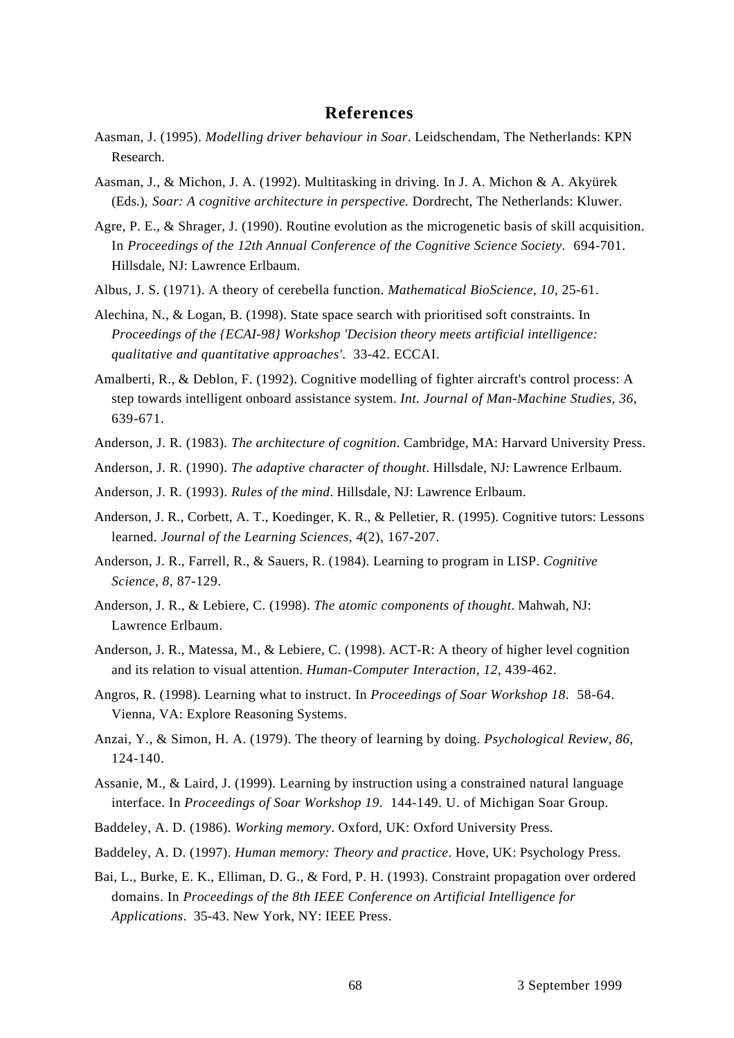# References

Aasman, J. (1995). *Modelling driver behaviour in Soar*. Leidschendam, The Netherlands: KPN Research.

Aasman, J., & Michon, J. A. (1992). Multitasking in driving. In J. A. Michon & A. Akyürek (Eds.), *Soar: A cognitive architecture in perspective.* Dordrecht, The Netherlands: Kluwer.

Agre, P. E., & Shrager, J. (1990). Routine evolution as the microgenetic basis of skill acquisition. In *Proceedings of the 12th Annual Conference of the Cognitive Science Society*. 694-701. Hillsdale, NJ: Lawrence Erlbaum.

Albus, J. S. (1971). A theory of cerebella function. *Mathematical BioScience, 10*, 25-61.

Alechina, N., & Logan, B. (1998). State space search with prioritised soft constraints. In *Proceedings of the {ECAI-98} Workshop 'Decision theory meets artificial intelligence: qualitative and quantitative approaches'*. 33-42. ECCAI.

Amalberti, R., & Deblon, F. (1992). Cognitive modelling of fighter aircraft's control process: A step towards intelligent onboard assistance system. *Int. Journal of Man-Machine Studies, 36*, 639-671.

Anderson, J. R. (1983). *The architecture of cognition*. Cambridge, MA: Harvard University Press.

Anderson, J. R. (1990). *The adaptive character of thought*. Hillsdale, NJ: Lawrence Erlbaum.

Anderson, J. R. (1993). *Rules of the mind*. Hillsdale, NJ: Lawrence Erlbaum.

Anderson, J. R., Corbett, A. T., Koedinger, K. R., & Pelletier, R. (1995). Cognitive tutors: Lessons learned. *Journal of the Learning Sciences, 4*(2), 167-207.

Anderson, J. R., Farrell, R., & Sauers, R. (1984). Learning to program in LISP. *Cognitive Science, 8*, 87-129.

Anderson, J. R., & Lebiere, C. (1998). *The atomic components of thought*. Mahwah, NJ: Lawrence Erlbaum.

Anderson, J. R., Matessa, M., & Lebiere, C. (1998). ACT-R: A theory of higher level cognition and its relation to visual attention. *Human-Computer Interaction, 12*, 439-462.

Angros, R. (1998). Learning what to instruct. In *Proceedings of Soar Workshop 18*. 58-64. Vienna, VA: Explore Reasoning Systems.

Anzai, Y., & Simon, H. A. (1979). The theory of learning by doing. *Psychological Review, 86*, 124-140.

Assanie, M., & Laird, J. (1999). Learning by instruction using a constrained natural language interface. In *Proceedings of Soar Workshop 19*. 144-149. U. of Michigan Soar Group.

Baddeley, A. D. (1986). *Working memory*. Oxford, UK: Oxford University Press.

Baddeley, A. D. (1997). *Human memory: Theory and practice*. Hove, UK: Psychology Press.

Bai, L., Burke, E. K., Elliman, D. G., & Ford, P. H. (1993). Constraint propagation over ordered domains. In *Proceedings of the 8th IEEE Conference on Artificial Intelligence for Applications*. 35-43. New York, NY: IEEE Press.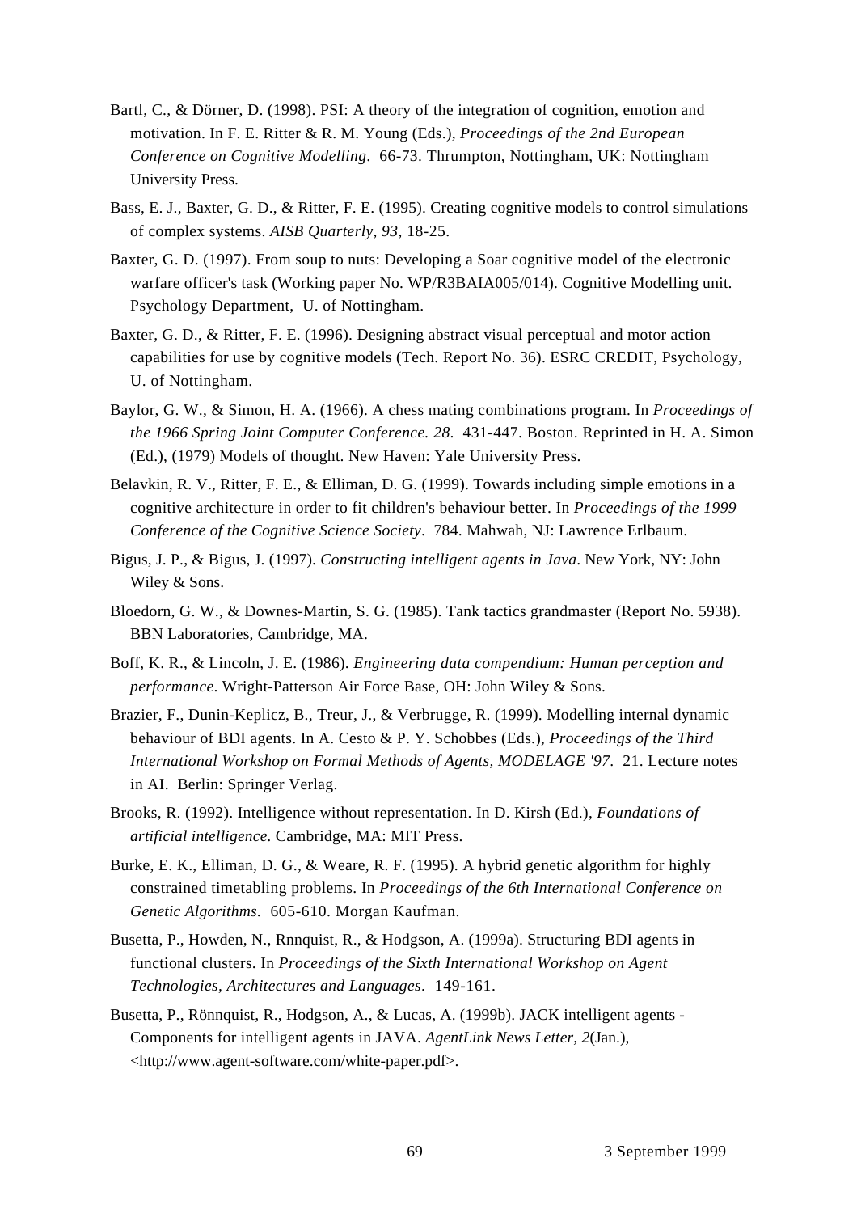Bartl, C., & Dörner, D. (1998). PSI: A theory of the integration of cognition, emotion and motivation. In F. E. Ritter & R. M. Young (Eds.), *Proceedings of the 2nd European Conference on Cognitive Modelling*. 66-73. Thrumpton, Nottingham, UK: Nottingham University Press.

Bass, E. J., Baxter, G. D., & Ritter, F. E. (1995). Creating cognitive models to control simulations of complex systems. *AISB Quarterly, 93*, 18-25.

Baxter, G. D. (1997). From soup to nuts: Developing a Soar cognitive model of the electronic warfare officer's task (Working paper No. WP/R3BAIA005/014). Cognitive Modelling unit. Psychology Department, U. of Nottingham.

Baxter, G. D., & Ritter, F. E. (1996). Designing abstract visual perceptual and motor action capabilities for use by cognitive models (Tech. Report No. 36). ESRC CREDIT, Psychology, U. of Nottingham.

Baylor, G. W., & Simon, H. A. (1966). A chess mating combinations program. In *Proceedings of the 1966 Spring Joint Computer Conference. 28*. 431-447. Boston. Reprinted in H. A. Simon (Ed.), (1979) Models of thought. New Haven: Yale University Press.

Belavkin, R. V., Ritter, F. E., & Elliman, D. G. (1999). Towards including simple emotions in a cognitive architecture in order to fit children's behaviour better. In *Proceedings of the 1999 Conference of the Cognitive Science Society*. 784. Mahwah, NJ: Lawrence Erlbaum.

Bigus, J. P., & Bigus, J. (1997). *Constructing intelligent agents in Java*. New York, NY: John Wiley & Sons.

Bloedorn, G. W., & Downes-Martin, S. G. (1985). Tank tactics grandmaster (Report No. 5938). BBN Laboratories, Cambridge, MA.

Boff, K. R., & Lincoln, J. E. (1986). *Engineering data compendium: Human perception and performance*. Wright-Patterson Air Force Base, OH: John Wiley & Sons.

Brazier, F., Dunin-Keplicz, B., Treur, J., & Verbrugge, R. (1999). Modelling internal dynamic behaviour of BDI agents. In A. Cesto & P. Y. Schobbes (Eds.), *Proceedings of the Third International Workshop on Formal Methods of Agents, MODELAGE '97*. 21. Lecture notes in AI. Berlin: Springer Verlag.

Brooks, R. (1992). Intelligence without representation. In D. Kirsh (Ed.), *Foundations of artificial intelligence*. Cambridge, MA: MIT Press.

Burke, E. K., Elliman, D. G., & Weare, R. F. (1995). A hybrid genetic algorithm for highly constrained timetabling problems. In *Proceedings of the 6th International Conference on Genetic Algorithms*. 605-610. Morgan Kaufman.

Busetta, P., Howden, N., Rnnquist, R., & Hodgson, A. (1999a). Structuring BDI agents in functional clusters. In *Proceedings of the Sixth International Workshop on Agent Technologies, Architectures and Languages*. 149-161.

Busetta, P., Rönnquist, R., Hodgson, A., & Lucas, A. (1999b). JACK intelligent agents - Components for intelligent agents in JAVA. *AgentLink News Letter, 2*(Jan.), <http://www.agent-software.com/white-paper.pdf>.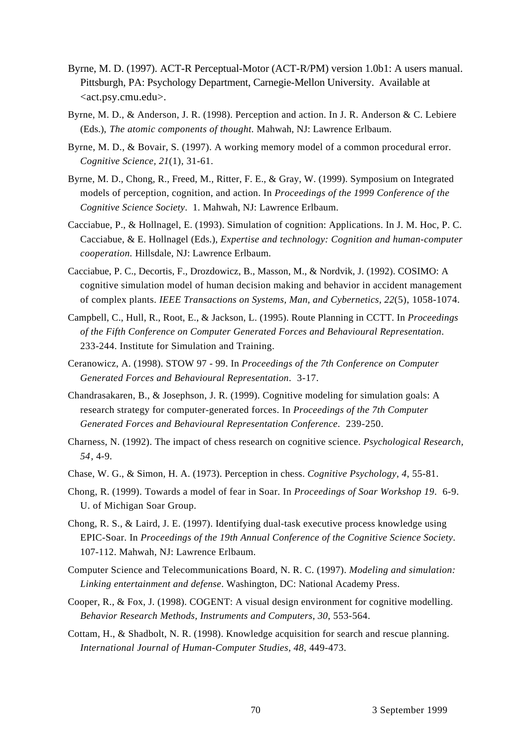Byrne, M. D. (1997). ACT-R Perceptual-Motor (ACT-R/PM) version 1.0b1: A users manual. Pittsburgh, PA: Psychology Department, Carnegie-Mellon University. Available at <act.psy.cmu.edu>.

Byrne, M. D., & Anderson, J. R. (1998). Perception and action. In J. R. Anderson & C. Lebiere (Eds.), *The atomic components of thought*. Mahwah, NJ: Lawrence Erlbaum.

Byrne, M. D., & Bovair, S. (1997). A working memory model of a common procedural error. *Cognitive Science, 21*(1), 31-61.

Byrne, M. D., Chong, R., Freed, M., Ritter, F. E., & Gray, W. (1999). Symposium on Integrated models of perception, cognition, and action. In *Proceedings of the 1999 Conference of the Cognitive Science Society*. 1. Mahwah, NJ: Lawrence Erlbaum.

Cacciabue, P., & Hollnagel, E. (1993). Simulation of cognition: Applications. In J. M. Hoc, P. C. Cacciabue, & E. Hollnagel (Eds.), *Expertise and technology: Cognition and human-computer cooperation*. Hillsdale, NJ: Lawrence Erlbaum.

Cacciabue, P. C., Decortis, F., Drozdowicz, B., Masson, M., & Nordvik, J. (1992). COSIMO: A cognitive simulation model of human decision making and behavior in accident management of complex plants. *IEEE Transactions on Systems, Man, and Cybernetics, 22*(5), 1058-1074.

Campbell, C., Hull, R., Root, E., & Jackson, L. (1995). Route Planning in CCTT. In *Proceedings of the Fifth Conference on Computer Generated Forces and Behavioural Representation*. 233-244. Institute for Simulation and Training.

Ceranowicz, A. (1998). STOW 97 - 99. In *Proceedings of the 7th Conference on Computer Generated Forces and Behavioural Representation*. 3-17.

Chandrasakaren, B., & Josephson, J. R. (1999). Cognitive modeling for simulation goals: A research strategy for computer-generated forces. In *Proceedings of the 7th Computer Generated Forces and Behavioural Representation Conference*. 239-250.

Charness, N. (1992). The impact of chess research on cognitive science. *Psychological Research, 54*, 4-9.

Chase, W. G., & Simon, H. A. (1973). Perception in chess. *Cognitive Psychology, 4*, 55-81.

Chong, R. (1999). Towards a model of fear in Soar. In *Proceedings of Soar Workshop 19*. 6-9. U. of Michigan Soar Group.

Chong, R. S., & Laird, J. E. (1997). Identifying dual-task executive process knowledge using EPIC-Soar. In *Proceedings of the 19th Annual Conference of the Cognitive Science Society*. 107-112. Mahwah, NJ: Lawrence Erlbaum.

Computer Science and Telecommunications Board, N. R. C. (1997). *Modeling and simulation: Linking entertainment and defense*. Washington, DC: National Academy Press.

Cooper, R., & Fox, J. (1998). COGENT: A visual design environment for cognitive modelling. *Behavior Research Methods, Instruments and Computers, 30*, 553-564.

Cottam, H., & Shadbolt, N. R. (1998). Knowledge acquisition for search and rescue planning. *International Journal of Human-Computer Studies, 48*, 449-473.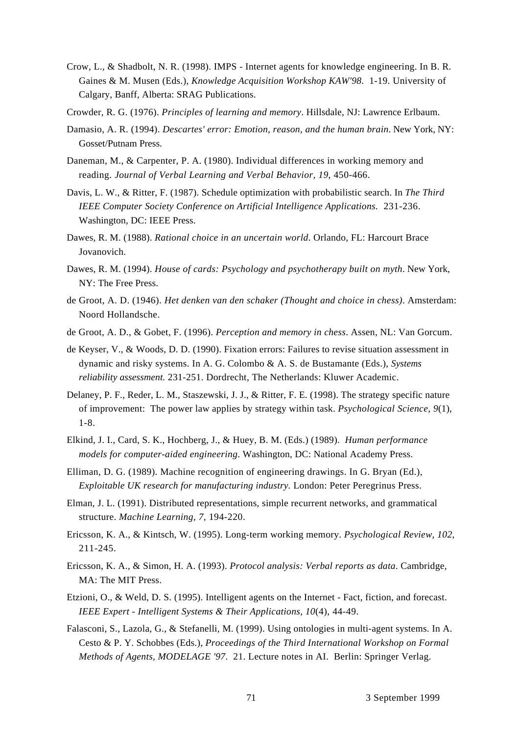Crow, L., & Shadbolt, N. R. (1998). IMPS - Internet agents for knowledge engineering. In B. R. Gaines & M. Musen (Eds.), *Knowledge Acquisition Workshop KAW'98*. 1-19. University of Calgary, Banff, Alberta: SRAG Publications.

Crowder, R. G. (1976). *Principles of learning and memory*. Hillsdale, NJ: Lawrence Erlbaum.

Damasio, A. R. (1994). *Descartes' error: Emotion, reason, and the human brain*. New York, NY: Gosset/Putnam Press.

Daneman, M., & Carpenter, P. A. (1980). Individual differences in working memory and reading. *Journal of Verbal Learning and Verbal Behavior, 19*, 450-466.

Davis, L. W., & Ritter, F. (1987). Schedule optimization with probabilistic search. In *The Third IEEE Computer Society Conference on Artificial Intelligence Applications*. 231-236. Washington, DC: IEEE Press.

Dawes, R. M. (1988). *Rational choice in an uncertain world*. Orlando, FL: Harcourt Brace Jovanovich.

Dawes, R. M. (1994). *House of cards: Psychology and psychotherapy built on myth*. New York, NY: The Free Press.

de Groot, A. D. (1946). *Het denken van den schaker (Thought and choice in chess)*. Amsterdam: Noord Hollandsche.

de Groot, A. D., & Gobet, F. (1996). *Perception and memory in chess*. Assen, NL: Van Gorcum.

de Keyser, V., & Woods, D. D. (1990). Fixation errors: Failures to revise situation assessment in dynamic and risky systems. In A. G. Colombo & A. S. de Bustamante (Eds.), *Systems reliability assessment.* 231-251. Dordrecht, The Netherlands: Kluwer Academic.

Delaney, P. F., Reder, L. M., Staszewski, J. J., & Ritter, F. E. (1998). The strategy specific nature of improvement: The power law applies by strategy within task. *Psychological Science, 9*(1), 1-8.

Elkind, J. I., Card, S. K., Hochberg, J., & Huey, B. M. (Eds.) (1989). *Human performance models for computer-aided engineering*. Washington, DC: National Academy Press.

Elliman, D. G. (1989). Machine recognition of engineering drawings. In G. Bryan (Ed.), *Exploitable UK research for manufacturing industry.* London: Peter Peregrinus Press.

Elman, J. L. (1991). Distributed representations, simple recurrent networks, and grammatical structure. *Machine Learning, 7*, 194-220.

Ericsson, K. A., & Kintsch, W. (1995). Long-term working memory. *Psychological Review, 102*, 211-245.

Ericsson, K. A., & Simon, H. A. (1993). *Protocol analysis: Verbal reports as data*. Cambridge, MA: The MIT Press.

Etzioni, O., & Weld, D. S. (1995). Intelligent agents on the Internet - Fact, fiction, and forecast. *IEEE Expert - Intelligent Systems & Their Applications, 10*(4), 44-49.

Falasconi, S., Lazola, G., & Stefanelli, M. (1999). Using ontologies in multi-agent systems. In A. Cesto & P. Y. Schobbes (Eds.), *Proceedings of the Third International Workshop on Formal Methods of Agents, MODELAGE '97*. 21. Lecture notes in AI. Berlin: Springer Verlag.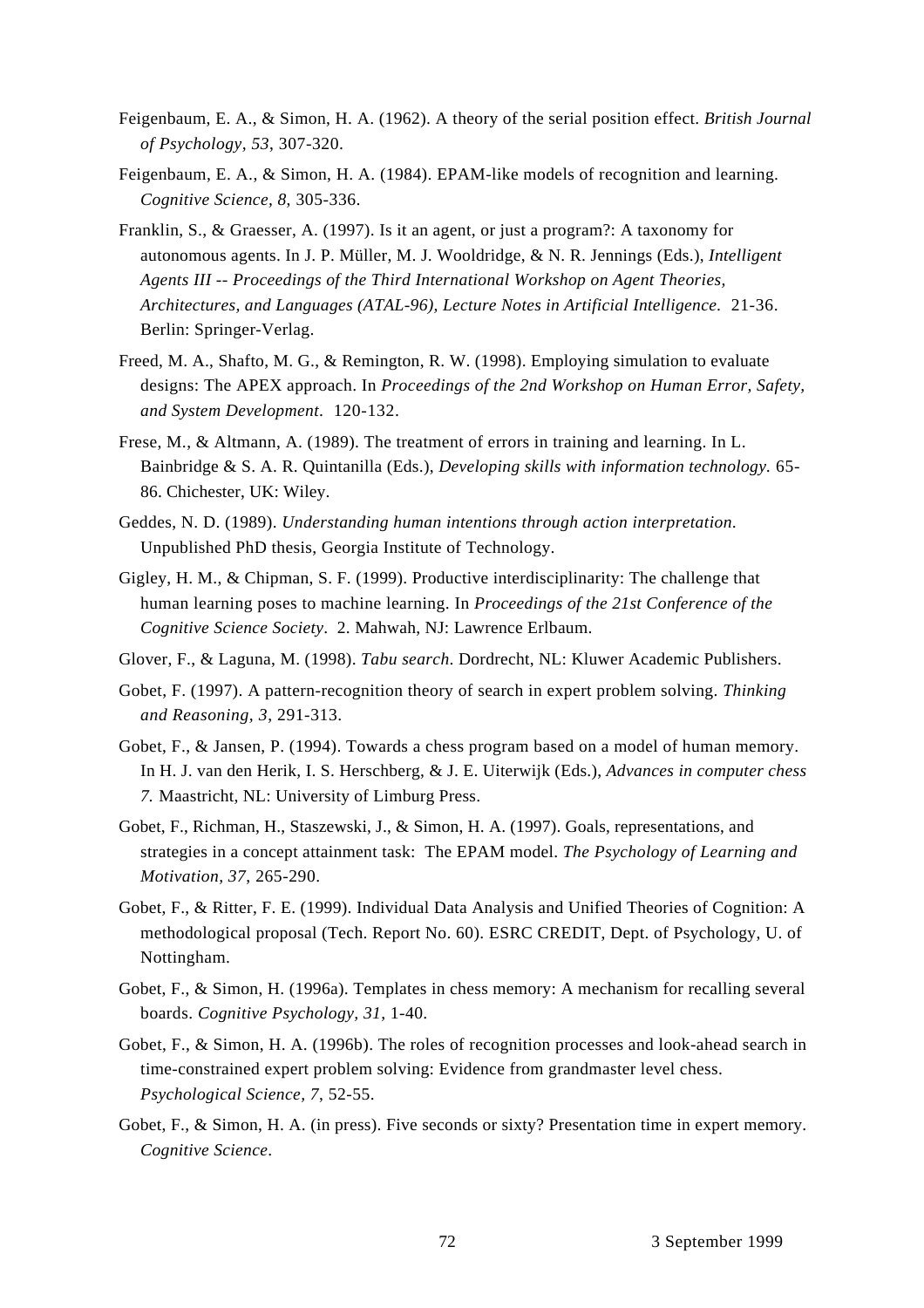Feigenbaum, E. A., & Simon, H. A. (1962). A theory of the serial position effect. *British Journal of Psychology, 53*, 307-320.

Feigenbaum, E. A., & Simon, H. A. (1984). EPAM-like models of recognition and learning. *Cognitive Science, 8*, 305-336.

Franklin, S., & Graesser, A. (1997). Is it an agent, or just a program?: A taxonomy for autonomous agents. In J. P. Müller, M. J. Wooldridge, & N. R. Jennings (Eds.), *Intelligent Agents III -- Proceedings of the Third International Workshop on Agent Theories, Architectures, and Languages (ATAL-96), Lecture Notes in Artificial Intelligence.* 21-36. Berlin: Springer-Verlag.

Freed, M. A., Shafto, M. G., & Remington, R. W. (1998). Employing simulation to evaluate designs: The APEX approach. In *Proceedings of the 2nd Workshop on Human Error, Safety, and System Development*. 120-132.

Frese, M., & Altmann, A. (1989). The treatment of errors in training and learning. In L. Bainbridge & S. A. R. Quintanilla (Eds.), *Developing skills with information technology.* 65-86. Chichester, UK: Wiley.

Geddes, N. D. (1989). *Understanding human intentions through action interpretation*. Unpublished PhD thesis, Georgia Institute of Technology.

Gigley, H. M., & Chipman, S. F. (1999). Productive interdisciplinarity: The challenge that human learning poses to machine learning. In *Proceedings of the 21st Conference of the Cognitive Science Society*. 2. Mahwah, NJ: Lawrence Erlbaum.

Glover, F., & Laguna, M. (1998). *Tabu search*. Dordrecht, NL: Kluwer Academic Publishers.

Gobet, F. (1997). A pattern-recognition theory of search in expert problem solving. *Thinking and Reasoning, 3*, 291-313.

Gobet, F., & Jansen, P. (1994). Towards a chess program based on a model of human memory. In H. J. van den Herik, I. S. Herschberg, & J. E. Uiterwijk (Eds.), *Advances in computer chess 7.* Maastricht, NL: University of Limburg Press.

Gobet, F., Richman, H., Staszewski, J., & Simon, H. A. (1997). Goals, representations, and strategies in a concept attainment task: The EPAM model. *The Psychology of Learning and Motivation, 37*, 265-290.

Gobet, F., & Ritter, F. E. (1999). Individual Data Analysis and Unified Theories of Cognition: A methodological proposal (Tech. Report No. 60). ESRC CREDIT, Dept. of Psychology, U. of Nottingham.

Gobet, F., & Simon, H. (1996a). Templates in chess memory: A mechanism for recalling several boards. *Cognitive Psychology, 31*, 1-40.

Gobet, F., & Simon, H. A. (1996b). The roles of recognition processes and look-ahead search in time-constrained expert problem solving: Evidence from grandmaster level chess. *Psychological Science, 7*, 52-55.

Gobet, F., & Simon, H. A. (in press). Five seconds or sixty? Presentation time in expert memory. *Cognitive Science*.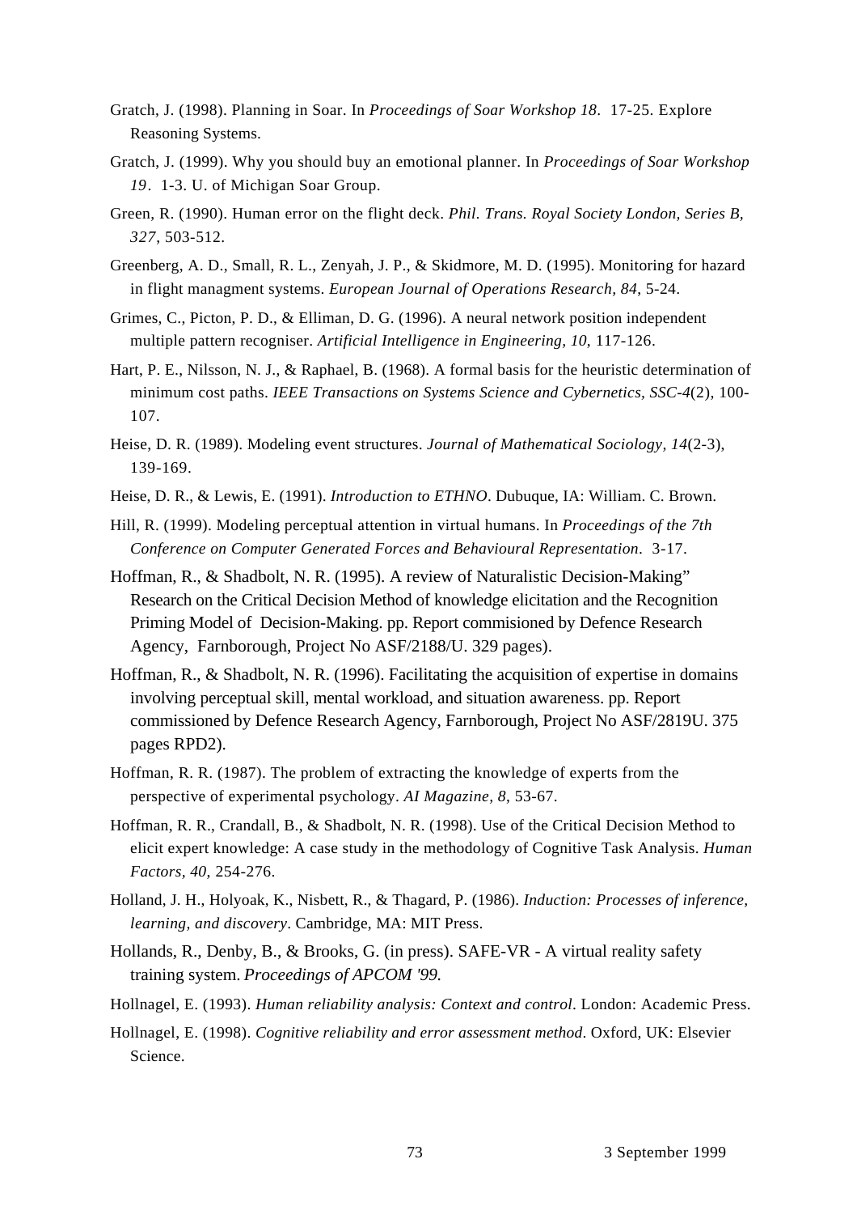Gratch, J. (1998). Planning in Soar. In *Proceedings of Soar Workshop 18*. 17-25. Explore Reasoning Systems.

Gratch, J. (1999). Why you should buy an emotional planner. In *Proceedings of Soar Workshop 19*. 1-3. U. of Michigan Soar Group.

Green, R. (1990). Human error on the flight deck. *Phil. Trans. Royal Society London, Series B, 327*, 503-512.

Greenberg, A. D., Small, R. L., Zenyah, J. P., & Skidmore, M. D. (1995). Monitoring for hazard in flight managment systems. *European Journal of Operations Research, 84*, 5-24.

Grimes, C., Picton, P. D., & Elliman, D. G. (1996). A neural network position independent multiple pattern recogniser. *Artificial Intelligence in Engineering, 10*, 117-126.

Hart, P. E., Nilsson, N. J., & Raphael, B. (1968). A formal basis for the heuristic determination of minimum cost paths. *IEEE Transactions on Systems Science and Cybernetics, SSC-4*(2), 100-107.

Heise, D. R. (1989). Modeling event structures. *Journal of Mathematical Sociology, 14*(2-3), 139-169.

Heise, D. R., & Lewis, E. (1991). *Introduction to ETHNO*. Dubuque, IA: William. C. Brown.

Hill, R. (1999). Modeling perceptual attention in virtual humans. In *Proceedings of the 7th Conference on Computer Generated Forces and Behavioural Representation*. 3-17.

Hoffman, R., & Shadbolt, N. R. (1995). A review of Naturalistic Decision-Making" Research on the Critical Decision Method of knowledge elicitation and the Recognition Priming Model of Decision-Making. pp. Report commisioned by Defence Research Agency, Farnborough, Project No ASF/2188/U. 329 pages).

Hoffman, R., & Shadbolt, N. R. (1996). Facilitating the acquisition of expertise in domains involving perceptual skill, mental workload, and situation awareness. pp. Report commissioned by Defence Research Agency, Farnborough, Project No ASF/2819U. 375 pages RPD2).

Hoffman, R. R. (1987). The problem of extracting the knowledge of experts from the perspective of experimental psychology. *AI Magazine, 8*, 53-67.

Hoffman, R. R., Crandall, B., & Shadbolt, N. R. (1998). Use of the Critical Decision Method to elicit expert knowledge: A case study in the methodology of Cognitive Task Analysis. *Human Factors, 40*, 254-276.

Holland, J. H., Holyoak, K., Nisbett, R., & Thagard, P. (1986). *Induction: Processes of inference, learning, and discovery*. Cambridge, MA: MIT Press.

Hollands, R., Denby, B., & Brooks, G. (in press). SAFE-VR - A virtual reality safety training system. *Proceedings of APCOM '99.*

Hollnagel, E. (1993). *Human reliability analysis: Context and control*. London: Academic Press.

Hollnagel, E. (1998). *Cognitive reliability and error assessment method*. Oxford, UK: Elsevier Science.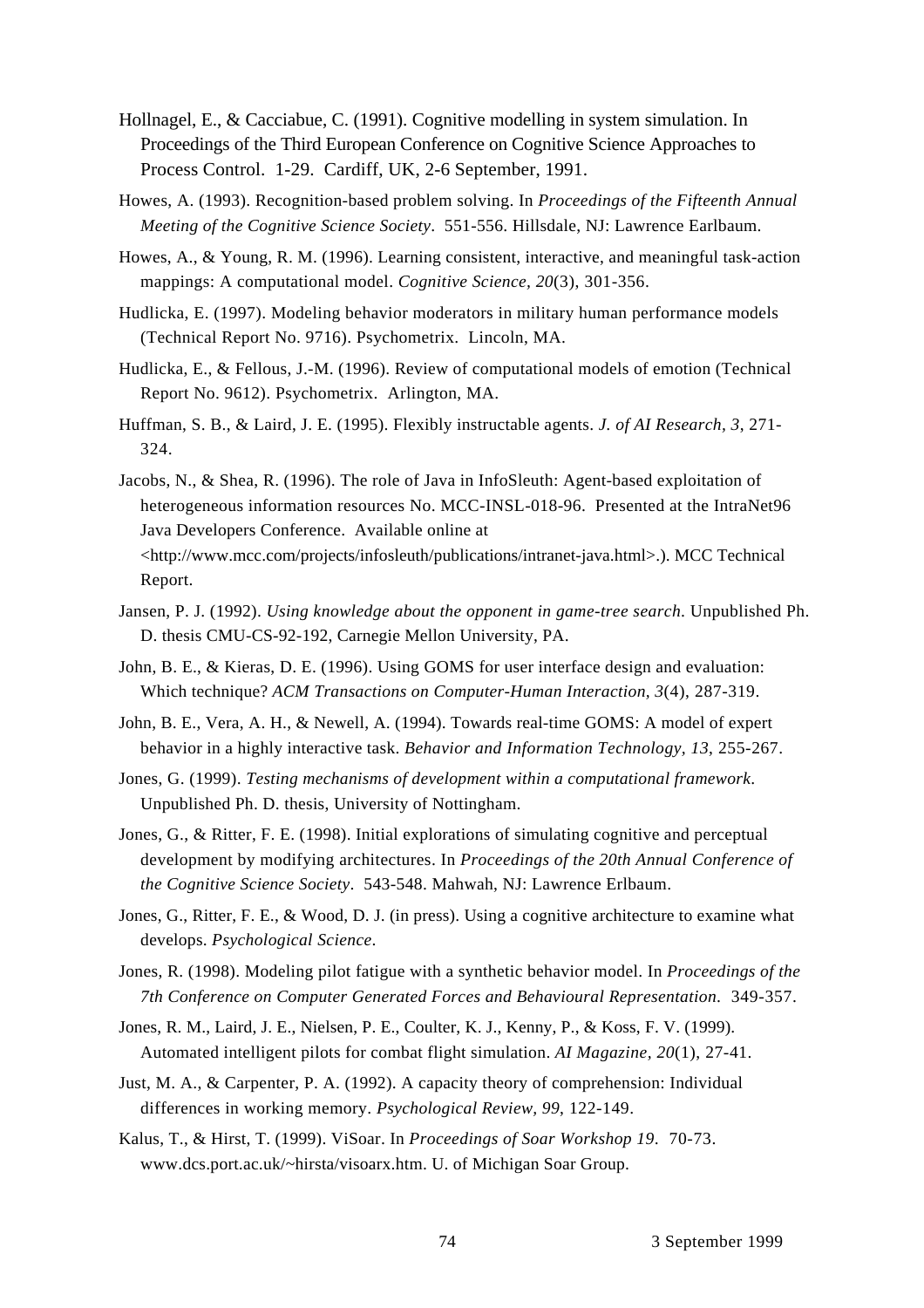Hollnagel, E., & Cacciabue, C. (1991). Cognitive modelling in system simulation. In Proceedings of the Third European Conference on Cognitive Science Approaches to Process Control. 1-29. Cardiff, UK, 2-6 September, 1991.

Howes, A. (1993). Recognition-based problem solving. In *Proceedings of the Fifteenth Annual Meeting of the Cognitive Science Society*. 551-556. Hillsdale, NJ: Lawrence Earlbaum.

Howes, A., & Young, R. M. (1996). Learning consistent, interactive, and meaningful task-action mappings: A computational model. *Cognitive Science, 20*(3), 301-356.

Hudlicka, E. (1997). Modeling behavior moderators in military human performance models (Technical Report No. 9716). Psychometrix. Lincoln, MA.

Hudlicka, E., & Fellous, J.-M. (1996). Review of computational models of emotion (Technical Report No. 9612). Psychometrix. Arlington, MA.

Huffman, S. B., & Laird, J. E. (1995). Flexibly instructable agents. *J. of AI Research, 3*, 271-324.

Jacobs, N., & Shea, R. (1996). The role of Java in InfoSleuth: Agent-based exploitation of heterogeneous information resources No. MCC-INSL-018-96. Presented at the IntraNet96 Java Developers Conference. Available online at <http://www.mcc.com/projects/infosleuth/publications/intranet-java.html>.). MCC Technical Report.

Jansen, P. J. (1992). *Using knowledge about the opponent in game-tree search.* Unpublished Ph. D. thesis CMU-CS-92-192, Carnegie Mellon University, PA.

John, B. E., & Kieras, D. E. (1996). Using GOMS for user interface design and evaluation: Which technique? *ACM Transactions on Computer-Human Interaction, 3*(4), 287-319.

John, B. E., Vera, A. H., & Newell, A. (1994). Towards real-time GOMS: A model of expert behavior in a highly interactive task. *Behavior and Information Technology, 13*, 255-267.

Jones, G. (1999). *Testing mechanisms of development within a computational framework.* Unpublished Ph. D. thesis, University of Nottingham.

Jones, G., & Ritter, F. E. (1998). Initial explorations of simulating cognitive and perceptual development by modifying architectures. In *Proceedings of the 20th Annual Conference of the Cognitive Science Society*. 543-548. Mahwah, NJ: Lawrence Erlbaum.

Jones, G., Ritter, F. E., & Wood, D. J. (in press). Using a cognitive architecture to examine what develops. *Psychological Science*.

Jones, R. (1998). Modeling pilot fatigue with a synthetic behavior model. In *Proceedings of the 7th Conference on Computer Generated Forces and Behavioural Representation.* 349-357.

Jones, R. M., Laird, J. E., Nielsen, P. E., Coulter, K. J., Kenny, P., & Koss, F. V. (1999). Automated intelligent pilots for combat flight simulation. *AI Magazine, 20*(1), 27-41.

Just, M. A., & Carpenter, P. A. (1992). A capacity theory of comprehension: Individual differences in working memory. *Psychological Review, 99*, 122-149.

Kalus, T., & Hirst, T. (1999). ViSoar. In *Proceedings of Soar Workshop 19*. 70-73. www.dcs.port.ac.uk/~hirsta/visoarx.htm. U. of Michigan Soar Group.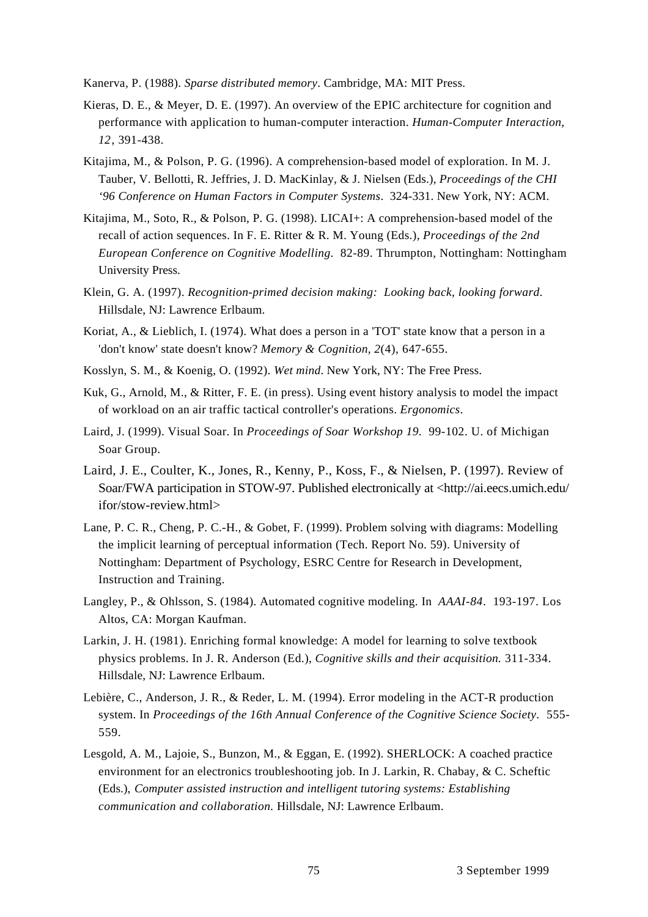Kanerva, P. (1988). *Sparse distributed memory*. Cambridge, MA: MIT Press.

Kieras, D. E., & Meyer, D. E. (1997). An overview of the EPIC architecture for cognition and performance with application to human-computer interaction. *Human-Computer Interaction, 12*, 391-438.

Kitajima, M., & Polson, P. G. (1996). A comprehension-based model of exploration. In M. J. Tauber, V. Bellotti, R. Jeffries, J. D. MacKinlay, & J. Nielsen (Eds.), *Proceedings of the CHI '96 Conference on Human Factors in Computer Systems*. 324-331. New York, NY: ACM.

Kitajima, M., Soto, R., & Polson, P. G. (1998). LICAI+: A comprehension-based model of the recall of action sequences. In F. E. Ritter & R. M. Young (Eds.), *Proceedings of the 2nd European Conference on Cognitive Modelling*. 82-89. Thrumpton, Nottingham: Nottingham University Press.

Klein, G. A. (1997). *Recognition-primed decision making: Looking back, looking forward*. Hillsdale, NJ: Lawrence Erlbaum.

Koriat, A., & Lieblich, I. (1974). What does a person in a 'TOT' state know that a person in a 'don't know' state doesn't know? *Memory & Cognition, 2*(4), 647-655.

Kosslyn, S. M., & Koenig, O. (1992). *Wet mind*. New York, NY: The Free Press.

Kuk, G., Arnold, M., & Ritter, F. E. (in press). Using event history analysis to model the impact of workload on an air traffic tactical controller's operations. *Ergonomics*.

Laird, J. (1999). Visual Soar. In *Proceedings of Soar Workshop 19*. 99-102. U. of Michigan Soar Group.

Laird, J. E., Coulter, K., Jones, R., Kenny, P., Koss, F., & Nielsen, P. (1997). Review of Soar/FWA participation in STOW-97. Published electronically at <http://ai.eecs.umich.edu/ifor/stow-review.html>

Lane, P. C. R., Cheng, P. C.-H., & Gobet, F. (1999). Problem solving with diagrams: Modelling the implicit learning of perceptual information (Tech. Report No. 59). University of Nottingham: Department of Psychology, ESRC Centre for Research in Development, Instruction and Training.

Langley, P., & Ohlsson, S. (1984). Automated cognitive modeling. In *AAAI-84*. 193-197. Los Altos, CA: Morgan Kaufman.

Larkin, J. H. (1981). Enriching formal knowledge: A model for learning to solve textbook physics problems. In J. R. Anderson (Ed.), *Cognitive skills and their acquisition.* 311-334. Hillsdale, NJ: Lawrence Erlbaum.

Lebière, C., Anderson, J. R., & Reder, L. M. (1994). Error modeling in the ACT-R production system. In *Proceedings of the 16th Annual Conference of the Cognitive Science Society*. 555-559.

Lesgold, A. M., Lajoie, S., Bunzon, M., & Eggan, E. (1992). SHERLOCK: A coached practice environment for an electronics troubleshooting job. In J. Larkin, R. Chabay, & C. Scheftic (Eds.), *Computer assisted instruction and intelligent tutoring systems: Establishing communication and collaboration.* Hillsdale, NJ: Lawrence Erlbaum.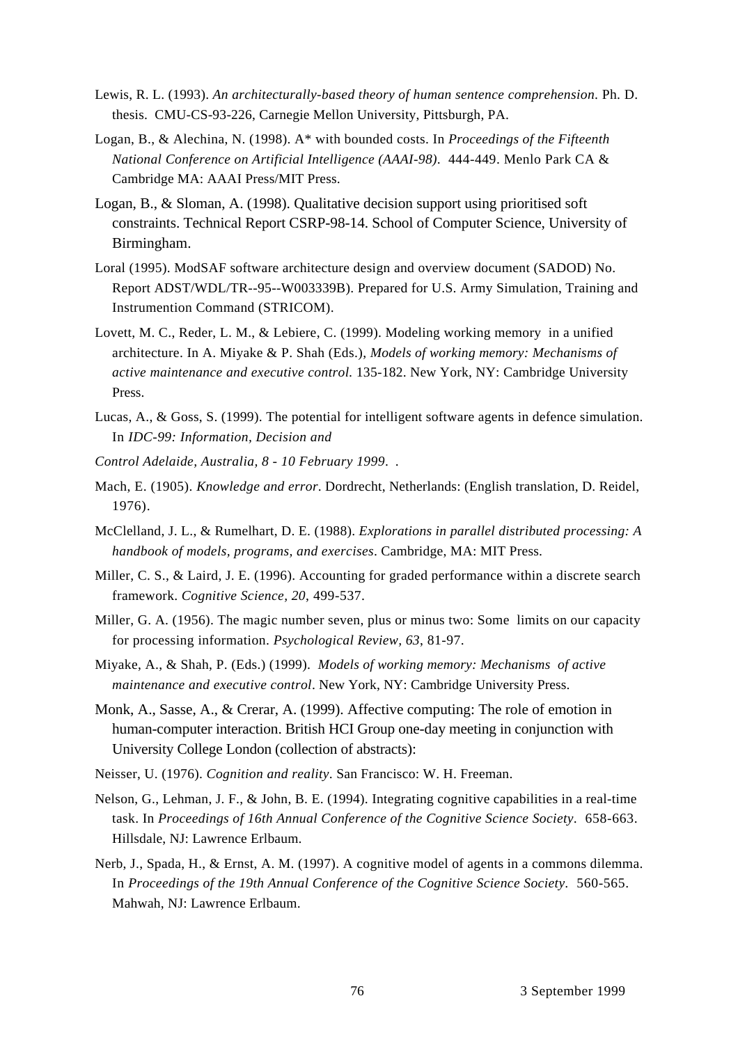Lewis, R. L. (1993). *An architecturally-based theory of human sentence comprehension*. Ph. D. thesis. CMU-CS-93-226, Carnegie Mellon University, Pittsburgh, PA.

Logan, B., & Alechina, N. (1998). A* with bounded costs. In *Proceedings of the Fifteenth National Conference on Artificial Intelligence (AAAI-98)*. 444-449. Menlo Park CA & Cambridge MA: AAAI Press/MIT Press.

Logan, B., & Sloman, A. (1998). Qualitative decision support using prioritised soft constraints. Technical Report CSRP-98-14. School of Computer Science, University of Birmingham.

Loral (1995). ModSAF software architecture design and overview document (SADOD) No. Report ADST/WDL/TR--95--W003339B). Prepared for U.S. Army Simulation, Training and Instrumention Command (STRICOM).

Lovett, M. C., Reder, L. M., & Lebiere, C. (1999). Modeling working memory in a unified architecture. In A. Miyake & P. Shah (Eds.), *Models of working memory: Mechanisms of active maintenance and executive control.* 135-182. New York, NY: Cambridge University Press.

Lucas, A., & Goss, S. (1999). The potential for intelligent software agents in defence simulation. In *IDC-99: Information, Decision and*

*Control Adelaide, Australia, 8 - 10 February 1999*. .

Mach, E. (1905). *Knowledge and error*. Dordrecht, Netherlands: (English translation, D. Reidel, 1976).

McClelland, J. L., & Rumelhart, D. E. (1988). *Explorations in parallel distributed processing: A handbook of models, programs, and exercises*. Cambridge, MA: MIT Press.

Miller, C. S., & Laird, J. E. (1996). Accounting for graded performance within a discrete search framework. *Cognitive Science, 20*, 499-537.

Miller, G. A. (1956). The magic number seven, plus or minus two: Some limits on our capacity for processing information. *Psychological Review, 63*, 81-97.

Miyake, A., & Shah, P. (Eds.) (1999). *Models of working memory: Mechanisms of active maintenance and executive control*. New York, NY: Cambridge University Press.

Monk, A., Sasse, A., & Crerar, A. (1999). Affective computing: The role of emotion in human-computer interaction. British HCI Group one-day meeting in conjunction with University College London (collection of abstracts):

Neisser, U. (1976). *Cognition and reality*. San Francisco: W. H. Freeman.

Nelson, G., Lehman, J. F., & John, B. E. (1994). Integrating cognitive capabilities in a real-time task. In *Proceedings of 16th Annual Conference of the Cognitive Science Society*. 658-663. Hillsdale, NJ: Lawrence Erlbaum.

Nerb, J., Spada, H., & Ernst, A. M. (1997). A cognitive model of agents in a commons dilemma. In *Proceedings of the 19th Annual Conference of the Cognitive Science Society*. 560-565. Mahwah, NJ: Lawrence Erlbaum.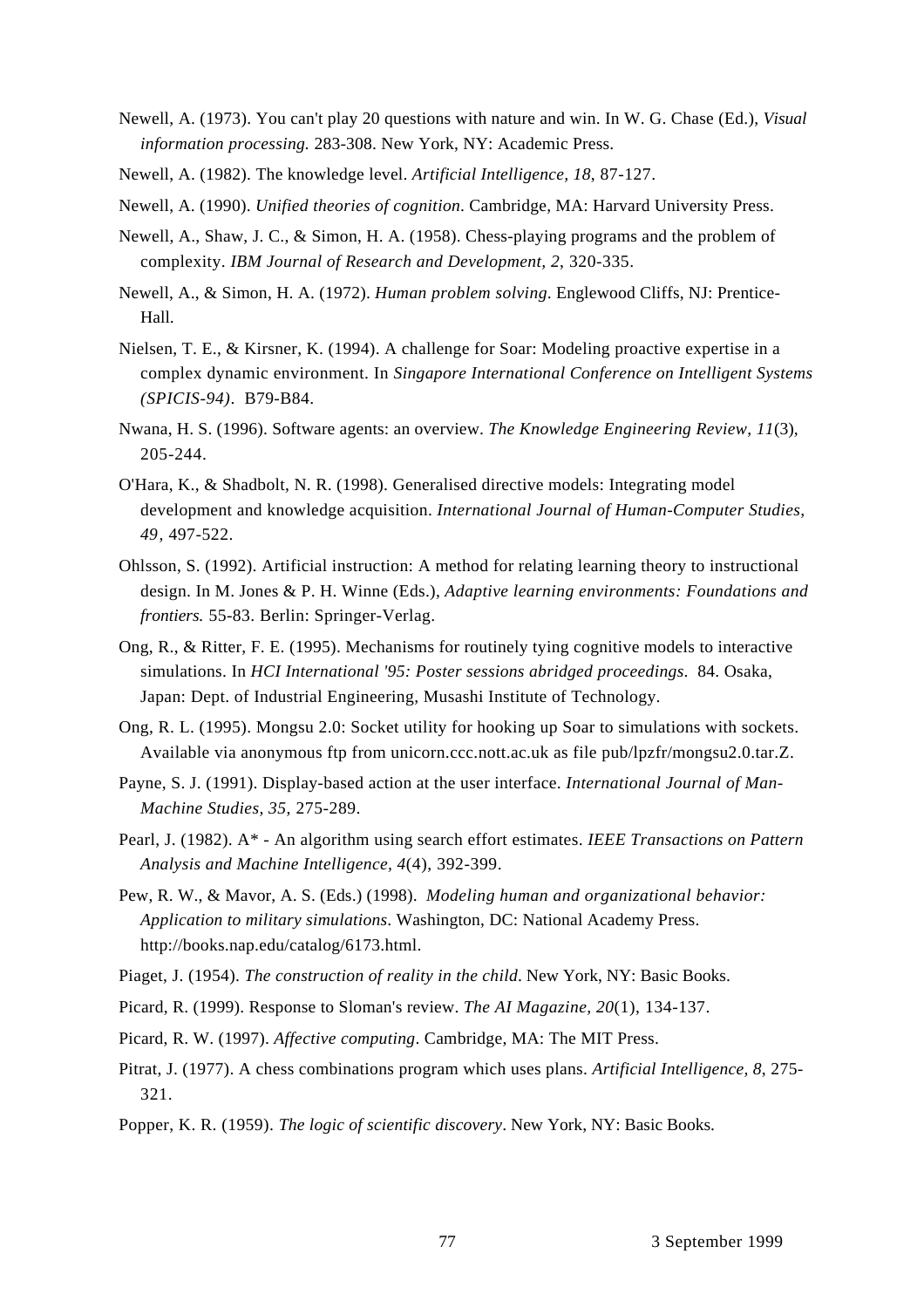Newell, A. (1973). You can't play 20 questions with nature and win. In W. G. Chase (Ed.), *Visual information processing.* 283-308. New York, NY: Academic Press.

Newell, A. (1982). The knowledge level. *Artificial Intelligence, 18*, 87-127.

Newell, A. (1990). *Unified theories of cognition*. Cambridge, MA: Harvard University Press.

Newell, A., Shaw, J. C., & Simon, H. A. (1958). Chess-playing programs and the problem of complexity. *IBM Journal of Research and Development, 2*, 320-335.

Newell, A., & Simon, H. A. (1972). *Human problem solving*. Englewood Cliffs, NJ: Prentice-Hall.

Nielsen, T. E., & Kirsner, K. (1994). A challenge for Soar: Modeling proactive expertise in a complex dynamic environment. In *Singapore International Conference on Intelligent Systems (SPICIS-94)*. B79-B84.

Nwana, H. S. (1996). Software agents: an overview. *The Knowledge Engineering Review, 11*(3), 205-244.

O'Hara, K., & Shadbolt, N. R. (1998). Generalised directive models: Integrating model development and knowledge acquisition. *International Journal of Human-Computer Studies, 49*, 497-522.

Ohlsson, S. (1992). Artificial instruction: A method for relating learning theory to instructional design. In M. Jones & P. H. Winne (Eds.), *Adaptive learning environments: Foundations and frontiers.* 55-83. Berlin: Springer-Verlag.

Ong, R., & Ritter, F. E. (1995). Mechanisms for routinely tying cognitive models to interactive simulations. In *HCI International '95: Poster sessions abridged proceedings*. 84. Osaka, Japan: Dept. of Industrial Engineering, Musashi Institute of Technology.

Ong, R. L. (1995). Mongsu 2.0: Socket utility for hooking up Soar to simulations with sockets. Available via anonymous ftp from unicorn.ccc.nott.ac.uk as file pub/lpzfr/mongsu2.0.tar.Z.

Payne, S. J. (1991). Display-based action at the user interface. *International Journal of Man-Machine Studies, 35*, 275-289.

Pearl, J. (1982). A* - An algorithm using search effort estimates. *IEEE Transactions on Pattern Analysis and Machine Intelligence, 4*(4), 392-399.

Pew, R. W., & Mavor, A. S. (Eds.) (1998). *Modeling human and organizational behavior: Application to military simulations*. Washington, DC: National Academy Press. http://books.nap.edu/catalog/6173.html.

Piaget, J. (1954). *The construction of reality in the child*. New York, NY: Basic Books.

Picard, R. (1999). Response to Sloman's review. *The AI Magazine, 20*(1), 134-137.

Picard, R. W. (1997). *Affective computing*. Cambridge, MA: The MIT Press.

Pitrat, J. (1977). A chess combinations program which uses plans. *Artificial Intelligence, 8*, 275-321.

Popper, K. R. (1959). *The logic of scientific discovery*. New York, NY: Basic Books.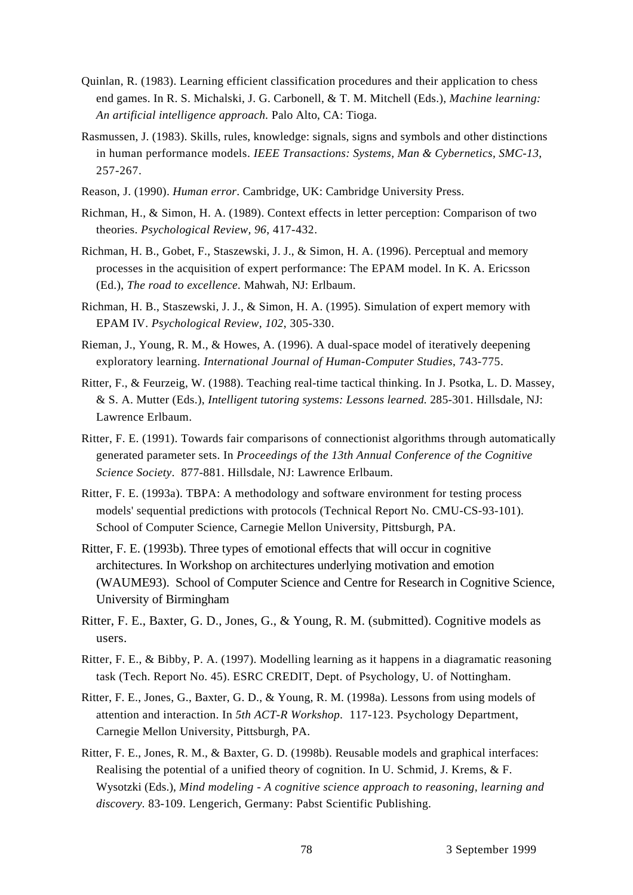Quinlan, R. (1983). Learning efficient classification procedures and their application to chess end games. In R. S. Michalski, J. G. Carbonell, & T. M. Mitchell (Eds.), *Machine learning: An artificial intelligence approach.* Palo Alto, CA: Tioga.

Rasmussen, J. (1983). Skills, rules, knowledge: signals, signs and symbols and other distinctions in human performance models. *IEEE Transactions: Systems, Man & Cybernetics, SMC-13*, 257-267.

Reason, J. (1990). *Human error*. Cambridge, UK: Cambridge University Press.

Richman, H., & Simon, H. A. (1989). Context effects in letter perception: Comparison of two theories. *Psychological Review, 96*, 417-432.

Richman, H. B., Gobet, F., Staszewski, J. J., & Simon, H. A. (1996). Perceptual and memory processes in the acquisition of expert performance: The EPAM model. In K. A. Ericsson (Ed.), *The road to excellence.* Mahwah, NJ: Erlbaum.

Richman, H. B., Staszewski, J. J., & Simon, H. A. (1995). Simulation of expert memory with EPAM IV. *Psychological Review*, *102*, 305-330.

Rieman, J., Young, R. M., & Howes, A. (1996). A dual-space model of iteratively deepening exploratory learning. *International Journal of Human-Computer Studies*, 743-775.

Ritter, F., & Feurzeig, W. (1988). Teaching real-time tactical thinking. In J. Psotka, L. D. Massey, & S. A. Mutter (Eds.), *Intelligent tutoring systems: Lessons learned.* 285-301. Hillsdale, NJ: Lawrence Erlbaum.

Ritter, F. E. (1991). Towards fair comparisons of connectionist algorithms through automatically generated parameter sets. In *Proceedings of the 13th Annual Conference of the Cognitive Science Society*. 877-881. Hillsdale, NJ: Lawrence Erlbaum.

Ritter, F. E. (1993a). TBPA: A methodology and software environment for testing process models' sequential predictions with protocols (Technical Report No. CMU-CS-93-101). School of Computer Science, Carnegie Mellon University, Pittsburgh, PA.

Ritter, F. E. (1993b). Three types of emotional effects that will occur in cognitive architectures. In Workshop on architectures underlying motivation and emotion (WAUME93). School of Computer Science and Centre for Research in Cognitive Science, University of Birmingham

Ritter, F. E., Baxter, G. D., Jones, G., & Young, R. M. (submitted). Cognitive models as users.

Ritter, F. E., & Bibby, P. A. (1997). Modelling learning as it happens in a diagramatic reasoning task (Tech. Report No. 45). ESRC CREDIT, Dept. of Psychology, U. of Nottingham.

Ritter, F. E., Jones, G., Baxter, G. D., & Young, R. M. (1998a). Lessons from using models of attention and interaction. In *5th ACT-R Workshop*. 117-123. Psychology Department, Carnegie Mellon University, Pittsburgh, PA.

Ritter, F. E., Jones, R. M., & Baxter, G. D. (1998b). Reusable models and graphical interfaces: Realising the potential of a unified theory of cognition. In U. Schmid, J. Krems, & F. Wysotzki (Eds.), *Mind modeling - A cognitive science approach to reasoning, learning and discovery.* 83-109. Lengerich, Germany: Pabst Scientific Publishing.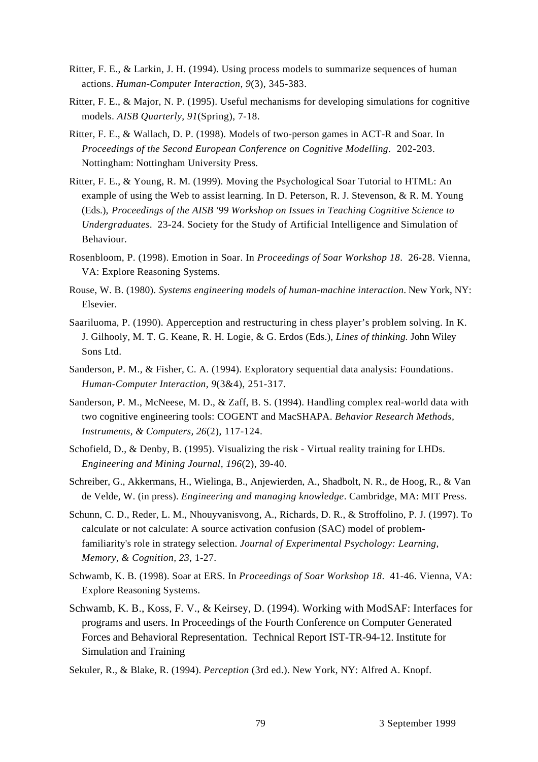Ritter, F. E., & Larkin, J. H. (1994). Using process models to summarize sequences of human actions. *Human-Computer Interaction, 9*(3), 345-383.

Ritter, F. E., & Major, N. P. (1995). Useful mechanisms for developing simulations for cognitive models. *AISB Quarterly, 91*(Spring), 7-18.

Ritter, F. E., & Wallach, D. P. (1998). Models of two-person games in ACT-R and Soar. In *Proceedings of the Second European Conference on Cognitive Modelling*. 202-203. Nottingham: Nottingham University Press.

Ritter, F. E., & Young, R. M. (1999). Moving the Psychological Soar Tutorial to HTML: An example of using the Web to assist learning. In D. Peterson, R. J. Stevenson, & R. M. Young (Eds.), *Proceedings of the AISB '99 Workshop on Issues in Teaching Cognitive Science to Undergraduates*. 23-24. Society for the Study of Artificial Intelligence and Simulation of Behaviour.

Rosenbloom, P. (1998). Emotion in Soar. In *Proceedings of Soar Workshop 18*. 26-28. Vienna, VA: Explore Reasoning Systems.

Rouse, W. B. (1980). *Systems engineering models of human-machine interaction*. New York, NY: Elsevier.

Saariluoma, P. (1990). Apperception and restructuring in chess player's problem solving. In K. J. Gilhooly, M. T. G. Keane, R. H. Logie, & G. Erdos (Eds.), *Lines of thinking.* John Wiley Sons Ltd.

Sanderson, P. M., & Fisher, C. A. (1994). Exploratory sequential data analysis: Foundations. *Human-Computer Interaction, 9*(3&4), 251-317.

Sanderson, P. M., McNeese, M. D., & Zaff, B. S. (1994). Handling complex real-world data with two cognitive engineering tools: COGENT and MacSHAPA. *Behavior Research Methods, Instruments, & Computers, 26*(2), 117-124.

Schofield, D., & Denby, B. (1995). Visualizing the risk - Virtual reality training for LHDs. *Engineering and Mining Journal, 196*(2), 39-40.

Schreiber, G., Akkermans, H., Wielinga, B., Anjewierden, A., Shadbolt, N. R., de Hoog, R., & Van de Velde, W. (in press). *Engineering and managing knowledge*. Cambridge, MA: MIT Press.

Schunn, C. D., Reder, L. M., Nhouyvanisvong, A., Richards, D. R., & Stroffolino, P. J. (1997). To calculate or not calculate: A source activation confusion (SAC) model of problem-familiarity's role in strategy selection. *Journal of Experimental Psychology: Learning, Memory, & Cognition, 23*, 1-27.

Schwamb, K. B. (1998). Soar at ERS. In *Proceedings of Soar Workshop 18*. 41-46. Vienna, VA: Explore Reasoning Systems.

Schwamb, K. B., Koss, F. V., & Keirsey, D. (1994). Working with ModSAF: Interfaces for programs and users. In Proceedings of the Fourth Conference on Computer Generated Forces and Behavioral Representation. Technical Report IST-TR-94-12. Institute for Simulation and Training

Sekuler, R., & Blake, R. (1994). *Perception* (3rd ed.). New York, NY: Alfred A. Knopf.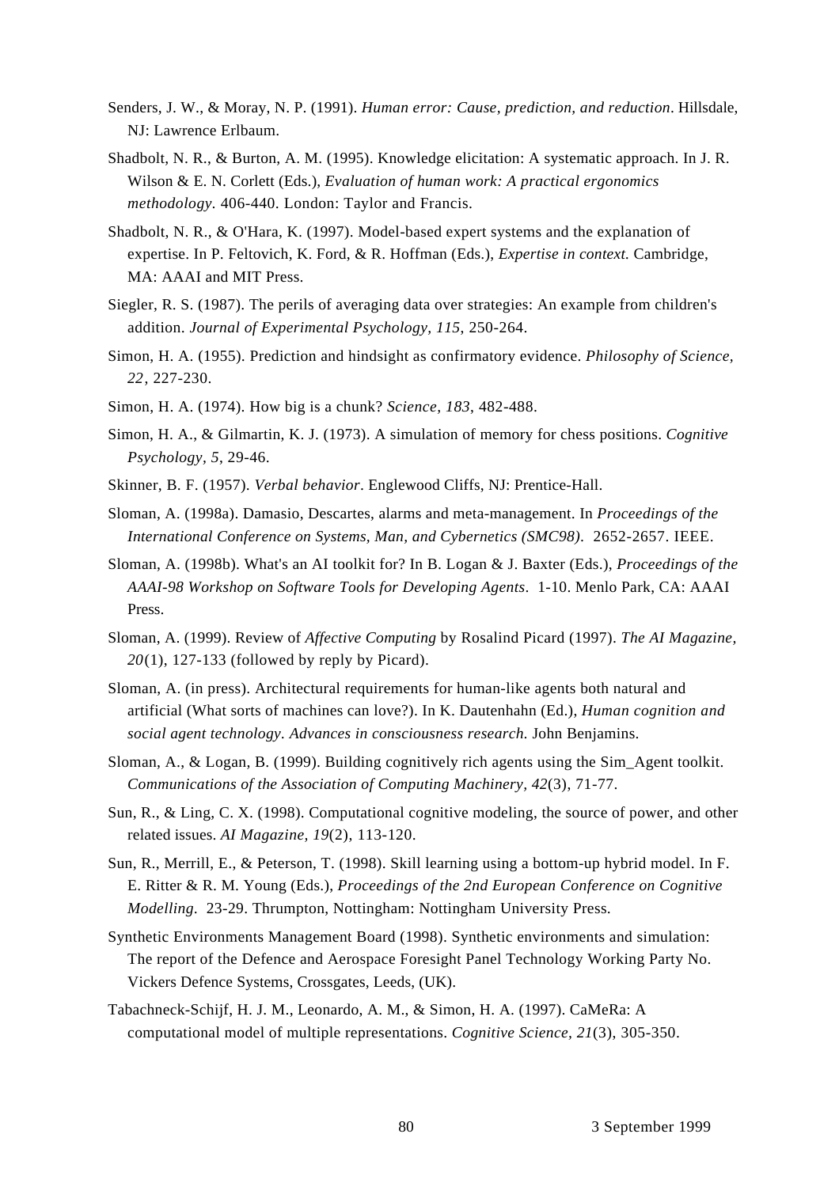Senders, J. W., & Moray, N. P. (1991). *Human error: Cause, prediction, and reduction*. Hillsdale, NJ: Lawrence Erlbaum.

Shadbolt, N. R., & Burton, A. M. (1995). Knowledge elicitation: A systematic approach. In J. R. Wilson & E. N. Corlett (Eds.), *Evaluation of human work: A practical ergonomics methodology.* 406-440. London: Taylor and Francis.

Shadbolt, N. R., & O'Hara, K. (1997). Model-based expert systems and the explanation of expertise. In P. Feltovich, K. Ford, & R. Hoffman (Eds.), *Expertise in context.* Cambridge, MA: AAAI and MIT Press.

Siegler, R. S. (1987). The perils of averaging data over strategies: An example from children's addition. *Journal of Experimental Psychology, 115*, 250-264.

Simon, H. A. (1955). Prediction and hindsight as confirmatory evidence. *Philosophy of Science, 22*, 227-230.

Simon, H. A. (1974). How big is a chunk? *Science, 183*, 482-488.

Simon, H. A., & Gilmartin, K. J. (1973). A simulation of memory for chess positions. *Cognitive Psychology, 5*, 29-46.

Skinner, B. F. (1957). *Verbal behavior*. Englewood Cliffs, NJ: Prentice-Hall.

Sloman, A. (1998a). Damasio, Descartes, alarms and meta-management. In *Proceedings of the International Conference on Systems, Man, and Cybernetics (SMC98)*. 2652-2657. IEEE.

Sloman, A. (1998b). What's an AI toolkit for? In B. Logan & J. Baxter (Eds.), *Proceedings of the AAAI-98 Workshop on Software Tools for Developing Agents*. 1-10. Menlo Park, CA: AAAI Press.

Sloman, A. (1999). Review of *Affective Computing* by Rosalind Picard (1997). *The AI Magazine, 20*(1), 127-133 (followed by reply by Picard).

Sloman, A. (in press). Architectural requirements for human-like agents both natural and artificial (What sorts of machines can love?). In K. Dautenhahn (Ed.), *Human cognition and social agent technology. Advances in consciousness research.* John Benjamins.

Sloman, A., & Logan, B. (1999). Building cognitively rich agents using the Sim_Agent toolkit. *Communications of the Association of Computing Machinery, 42*(3), 71-77.

Sun, R., & Ling, C. X. (1998). Computational cognitive modeling, the source of power, and other related issues. *AI Magazine, 19*(2), 113-120.

Sun, R., Merrill, E., & Peterson, T. (1998). Skill learning using a bottom-up hybrid model. In F. E. Ritter & R. M. Young (Eds.), *Proceedings of the 2nd European Conference on Cognitive Modelling*. 23-29. Thrumpton, Nottingham: Nottingham University Press.

Synthetic Environments Management Board (1998). Synthetic environments and simulation: The report of the Defence and Aerospace Foresight Panel Technology Working Party No. Vickers Defence Systems, Crossgates, Leeds, (UK).

Tabachneck-Schijf, H. J. M., Leonardo, A. M., & Simon, H. A. (1997). CaMeRa: A computational model of multiple representations. *Cognitive Science, 21*(3), 305-350.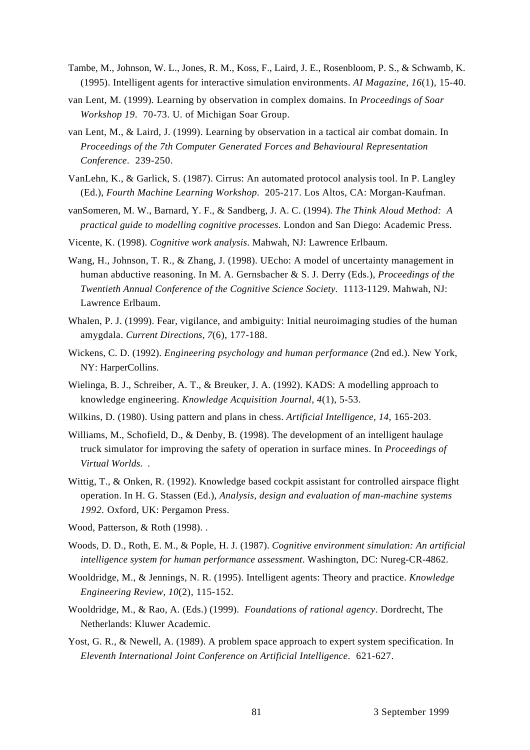Tambe, M., Johnson, W. L., Jones, R. M., Koss, F., Laird, J. E., Rosenbloom, P. S., & Schwamb, K. (1995). Intelligent agents for interactive simulation environments. *AI Magazine, 16*(1), 15-40.

van Lent, M. (1999). Learning by observation in complex domains. In *Proceedings of Soar Workshop 19*. 70-73. U. of Michigan Soar Group.

van Lent, M., & Laird, J. (1999). Learning by observation in a tactical air combat domain. In *Proceedings of the 7th Computer Generated Forces and Behavioural Representation Conference*. 239-250.

VanLehn, K., & Garlick, S. (1987). Cirrus: An automated protocol analysis tool. In P. Langley (Ed.), *Fourth Machine Learning Workshop*. 205-217. Los Altos, CA: Morgan-Kaufman.

vanSomeren, M. W., Barnard, Y. F., & Sandberg, J. A. C. (1994). *The Think Aloud Method: A practical guide to modelling cognitive processes*. London and San Diego: Academic Press.

Vicente, K. (1998). *Cognitive work analysis*. Mahwah, NJ: Lawrence Erlbaum.

Wang, H., Johnson, T. R., & Zhang, J. (1998). UEcho: A model of uncertainty management in human abductive reasoning. In M. A. Gernsbacher & S. J. Derry (Eds.), *Proceedings of the Twentieth Annual Conference of the Cognitive Science Society*. 1113-1129. Mahwah, NJ: Lawrence Erlbaum.

Whalen, P. J. (1999). Fear, vigilance, and ambiguity: Initial neuroimaging studies of the human amygdala. *Current Directions, 7*(6), 177-188.

Wickens, C. D. (1992). *Engineering psychology and human performance* (2nd ed.). New York, NY: HarperCollins.

Wielinga, B. J., Schreiber, A. T., & Breuker, J. A. (1992). KADS: A modelling approach to knowledge engineering. *Knowledge Acquisition Journal, 4*(1), 5-53.

Wilkins, D. (1980). Using pattern and plans in chess. *Artificial Intelligence, 14*, 165-203.

Williams, M., Schofield, D., & Denby, B. (1998). The development of an intelligent haulage truck simulator for improving the safety of operation in surface mines. In *Proceedings of Virtual Worlds*. .

Wittig, T., & Onken, R. (1992). Knowledge based cockpit assistant for controlled airspace flight operation. In H. G. Stassen (Ed.), *Analysis, design and evaluation of man-machine systems 1992*. Oxford, UK: Pergamon Press.

Wood, Patterson, & Roth (1998). .

Woods, D. D., Roth, E. M., & Pople, H. J. (1987). *Cognitive environment simulation: An artificial intelligence system for human performance assessment*. Washington, DC: Nureg-CR-4862.

Wooldridge, M., & Jennings, N. R. (1995). Intelligent agents: Theory and practice. *Knowledge Engineering Review, 10*(2), 115-152.

Wooldridge, M., & Rao, A. (Eds.) (1999). *Foundations of rational agency*. Dordrecht, The Netherlands: Kluwer Academic.

Yost, G. R., & Newell, A. (1989). A problem space approach to expert system specification. In *Eleventh International Joint Conference on Artificial Intelligence*. 621-627.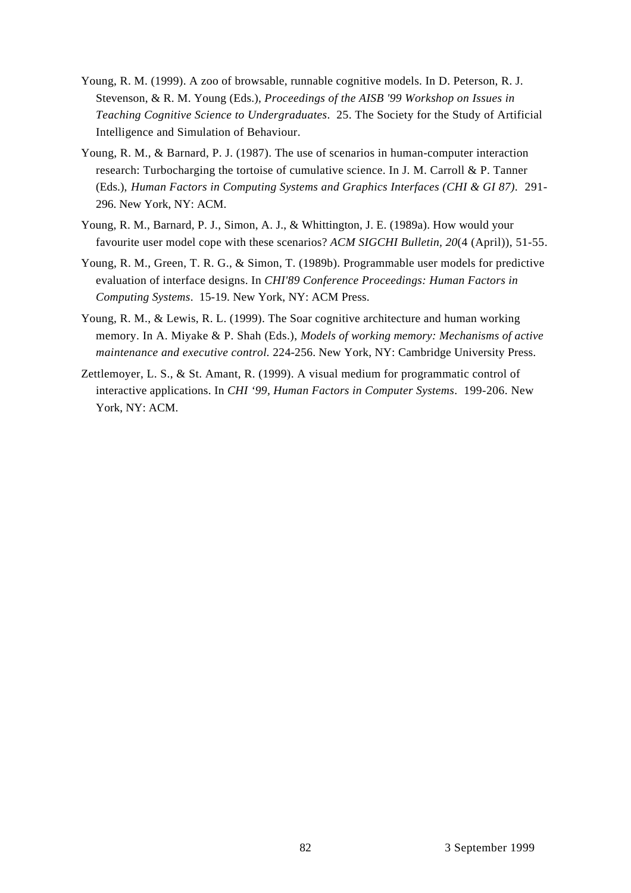Young, R. M. (1999). A zoo of browsable, runnable cognitive models. In D. Peterson, R. J. Stevenson, & R. M. Young (Eds.), *Proceedings of the AISB '99 Workshop on Issues in Teaching Cognitive Science to Undergraduates*. 25. The Society for the Study of Artificial Intelligence and Simulation of Behaviour.

Young, R. M., & Barnard, P. J. (1987). The use of scenarios in human-computer interaction research: Turbocharging the tortoise of cumulative science. In J. M. Carroll & P. Tanner (Eds.), *Human Factors in Computing Systems and Graphics Interfaces (CHI & GI 87)*. 291-296. New York, NY: ACM.

Young, R. M., Barnard, P. J., Simon, A. J., & Whittington, J. E. (1989a). How would your favourite user model cope with these scenarios? *ACM SIGCHI Bulletin, 20*(4 (April)), 51-55.

Young, R. M., Green, T. R. G., & Simon, T. (1989b). Programmable user models for predictive evaluation of interface designs. In *CHI'89 Conference Proceedings: Human Factors in Computing Systems*. 15-19. New York, NY: ACM Press.

Young, R. M., & Lewis, R. L. (1999). The Soar cognitive architecture and human working memory. In A. Miyake & P. Shah (Eds.), *Models of working memory: Mechanisms of active maintenance and executive control.* 224-256. New York, NY: Cambridge University Press.

Zettlemoyer, L. S., & St. Amant, R. (1999). A visual medium for programmatic control of interactive applications. In *CHI '99, Human Factors in Computer Systems*. 199-206. New York, NY: ACM.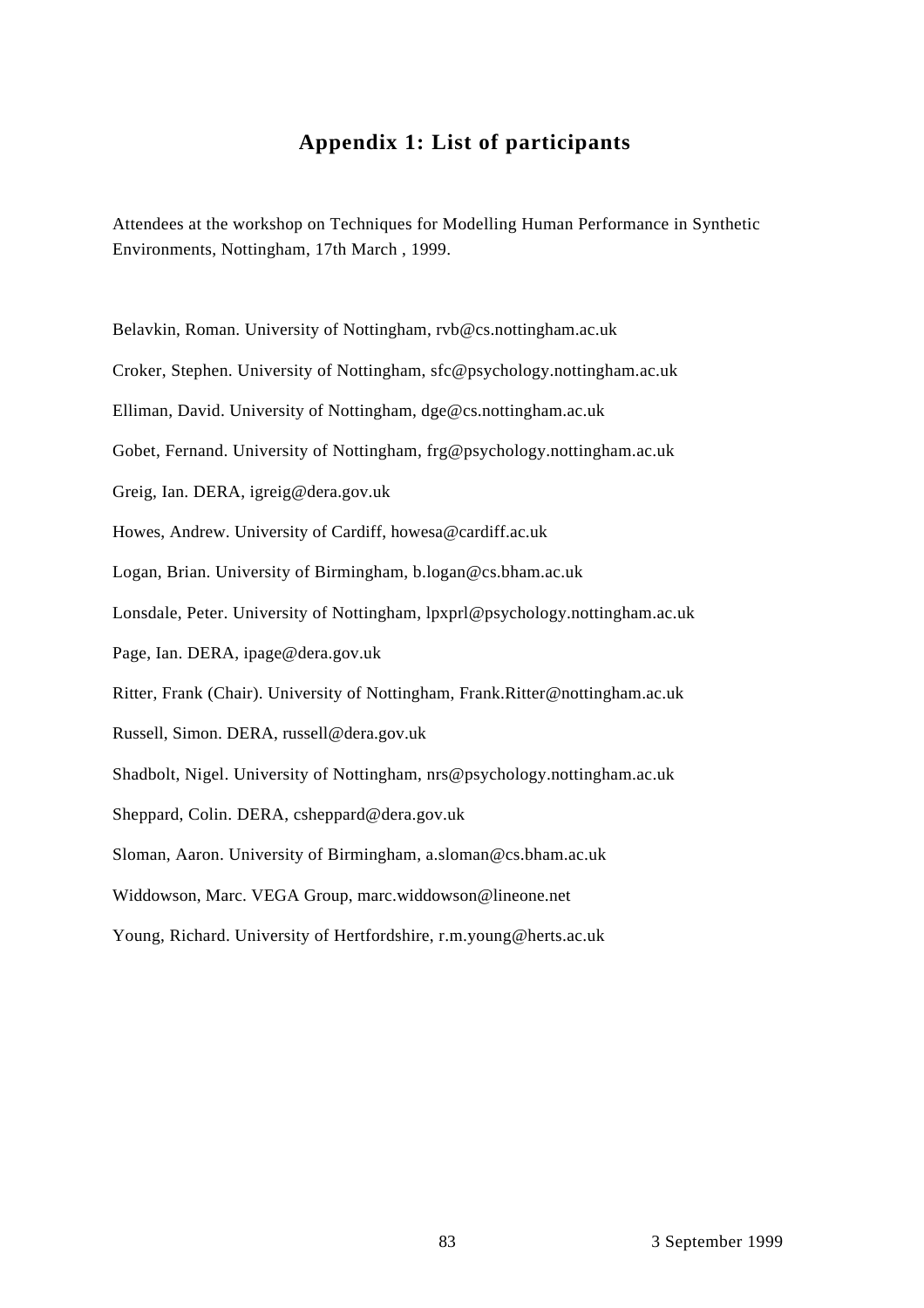# Appendix 1: List of participants

Attendees at the workshop on Techniques for Modelling Human Performance in Synthetic Environments, Nottingham, 17th March , 1999.

Belavkin, Roman. University of Nottingham, rvb@cs.nottingham.ac.uk

Croker, Stephen. University of Nottingham, sfc@psychology.nottingham.ac.uk

Elliman, David. University of Nottingham, dge@cs.nottingham.ac.uk

Gobet, Fernand. University of Nottingham, frg@psychology.nottingham.ac.uk

Greig, Ian. DERA, igreig@dera.gov.uk

Howes, Andrew. University of Cardiff, howesa@cardiff.ac.uk

Logan, Brian. University of Birmingham, b.logan@cs.bham.ac.uk

Lonsdale, Peter. University of Nottingham, lpxprl@psychology.nottingham.ac.uk

Page, Ian. DERA, ipage@dera.gov.uk

Ritter, Frank (Chair). University of Nottingham, Frank.Ritter@nottingham.ac.uk

Russell, Simon. DERA, russell@dera.gov.uk

Shadbolt, Nigel. University of Nottingham, nrs@psychology.nottingham.ac.uk

Sheppard, Colin. DERA, csheppard@dera.gov.uk

Sloman, Aaron. University of Birmingham, a.sloman@cs.bham.ac.uk

Widdowson, Marc. VEGA Group, marc.widdowson@lineone.net

Young, Richard. University of Hertfordshire, r.m.young@herts.ac.uk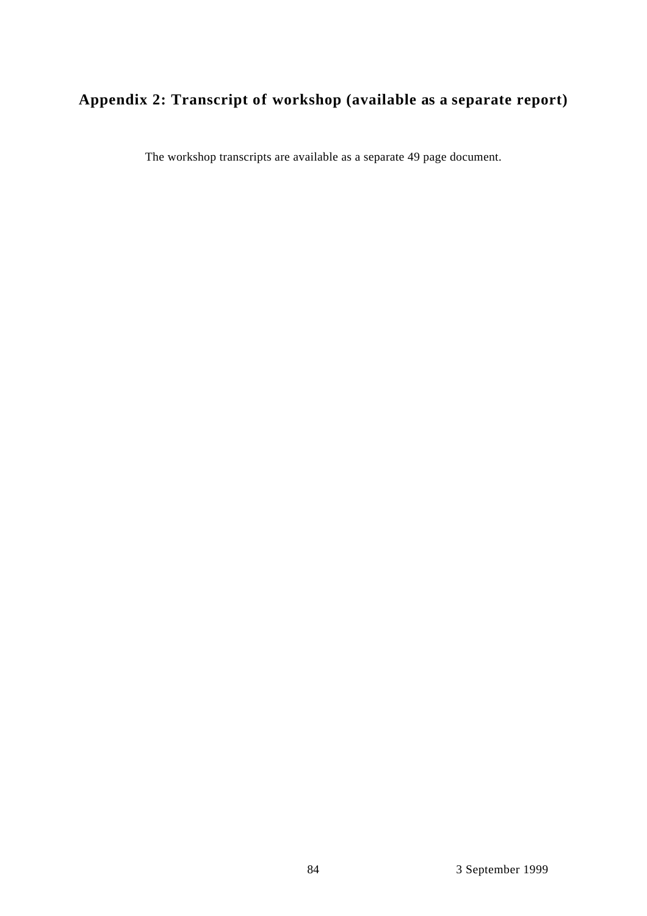## Appendix 2: Transcript of workshop (available as a separate report)

The workshop transcripts are available as a separate 49 page document.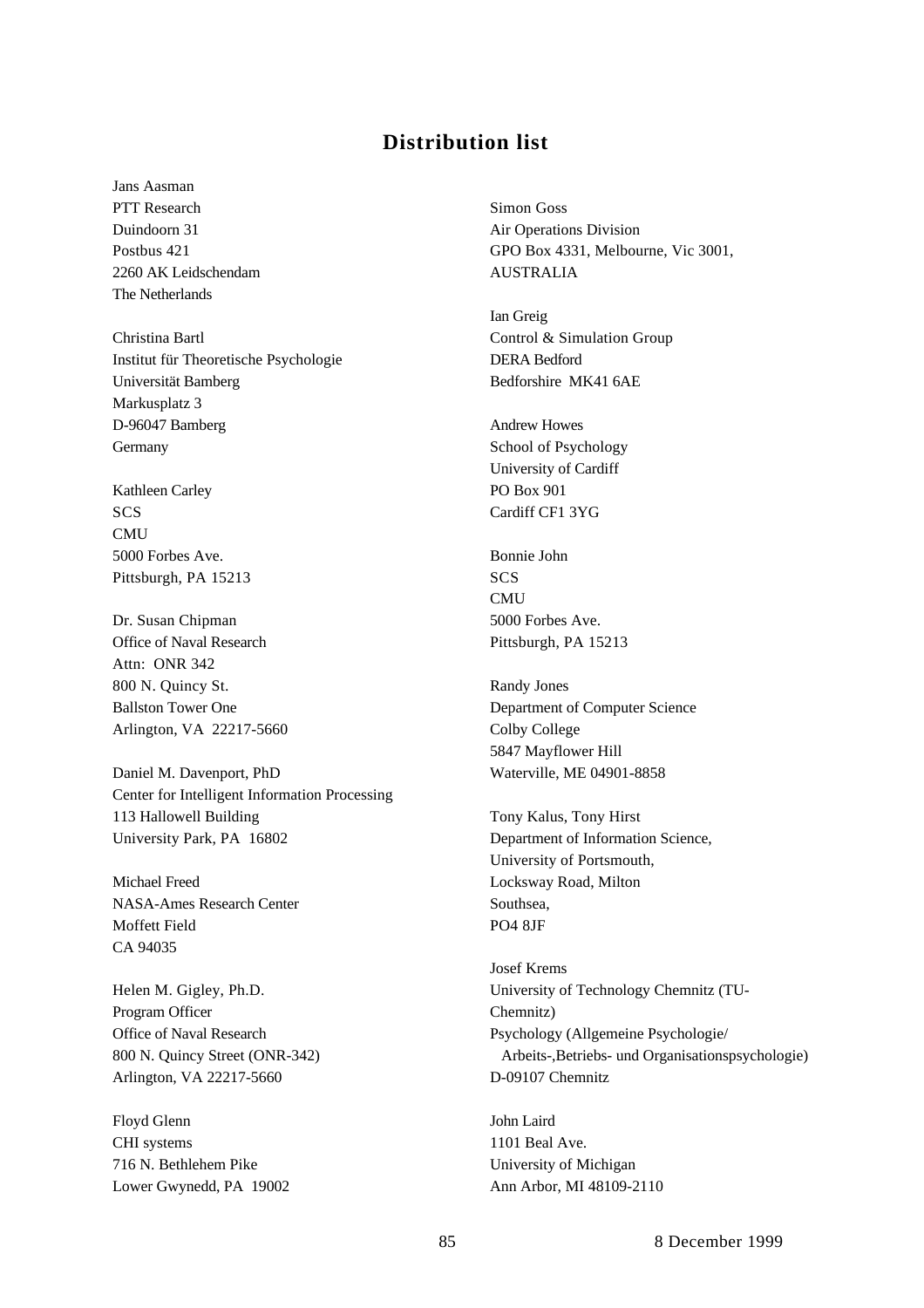# Distribution list

Jans Aasman
PTT Research
Duindoorn 31
Postbus 421
2260 AK Leidschendam
The Netherlands

Christina Bartl
Institut für Theoretische Psychologie
Universität Bamberg
Markusplatz 3
D-96047 Bamberg
Germany

Kathleen Carley
SCS
CMU
5000 Forbes Ave.
Pittsburgh, PA 15213

Dr. Susan Chipman
Office of Naval Research
Attn: ONR 342
800 N. Quincy St.
Ballston Tower One
Arlington, VA 22217-5660

Daniel M. Davenport, PhD
Center for Intelligent Information Processing
113 Hallowell Building
University Park, PA 16802

Michael Freed
NASA-Ames Research Center
Moffett Field
CA 94035

Helen M. Gigley, Ph.D.
Program Officer
Office of Naval Research
800 N. Quincy Street (ONR-342)
Arlington, VA 22217-5660

Floyd Glenn
CHI systems
716 N. Bethlehem Pike
Lower Gwynedd, PA 19002

Simon Goss
Air Operations Division
GPO Box 4331, Melbourne, Vic 3001,
AUSTRALIA

Ian Greig
Control & Simulation Group
DERA Bedford
Bedforshire MK41 6AE

Andrew Howes
School of Psychology
University of Cardiff
PO Box 901
Cardiff CF1 3YG

Bonnie John
SCS
CMU
5000 Forbes Ave.
Pittsburgh, PA 15213

Randy Jones
Department of Computer Science
Colby College
5847 Mayflower Hill
Waterville, ME 04901-8858

Tony Kalus, Tony Hirst
Department of Information Science,
University of Portsmouth,
Locksway Road, Milton
Southsea,
PO4 8JF

Josef Krems
University of Technology Chemnitz (TU-Chemnitz)
Psychology (Allgemeine Psychologie/
Arbeits-,Betriebs- und Organisationspsychologie)
D-09107 Chemnitz

John Laird
1101 Beal Ave.
University of Michigan
Ann Arbor, MI 48109-2110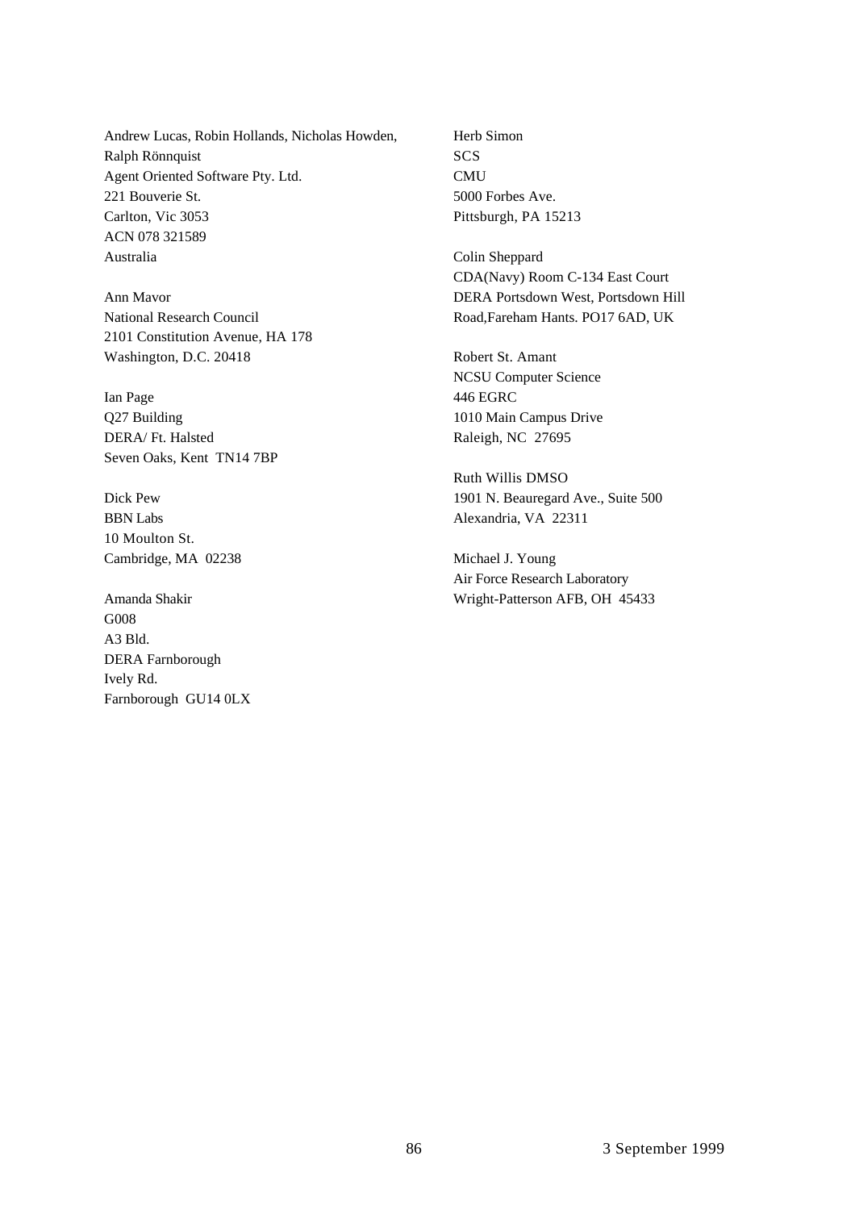Andrew Lucas, Robin Hollands, Nicholas Howden,
Ralph Rönnquist
Agent Oriented Software Pty. Ltd.
221 Bouverie St.
Carlton, Vic 3053
ACN 078 321589
Australia

Ann Mavor
National Research Council
2101 Constitution Avenue, HA 178
Washington, D.C. 20418

Ian Page
Q27 Building
DERA/ Ft. Halsted
Seven Oaks, Kent TN14 7BP

Dick Pew
BBN Labs
10 Moulton St.
Cambridge, MA 02238

Amanda Shakir
G008
A3 Bld.
DERA Farnborough
Ively Rd.
Farnborough GU14 0LX

Herb Simon
SCS
CMU
5000 Forbes Ave.
Pittsburgh, PA 15213

Colin Sheppard
CDA(Navy) Room C-134 East Court
DERA Portsdown West, Portsdown Hill
Road,Fareham Hants. PO17 6AD, UK

Robert St. Amant
NCSU Computer Science
446 EGRC
1010 Main Campus Drive
Raleigh, NC 27695

Ruth Willis DMSO
1901 N. Beauregard Ave., Suite 500
Alexandria, VA 22311

Michael J. Young
Air Force Research Laboratory
Wright-Patterson AFB, OH 45433